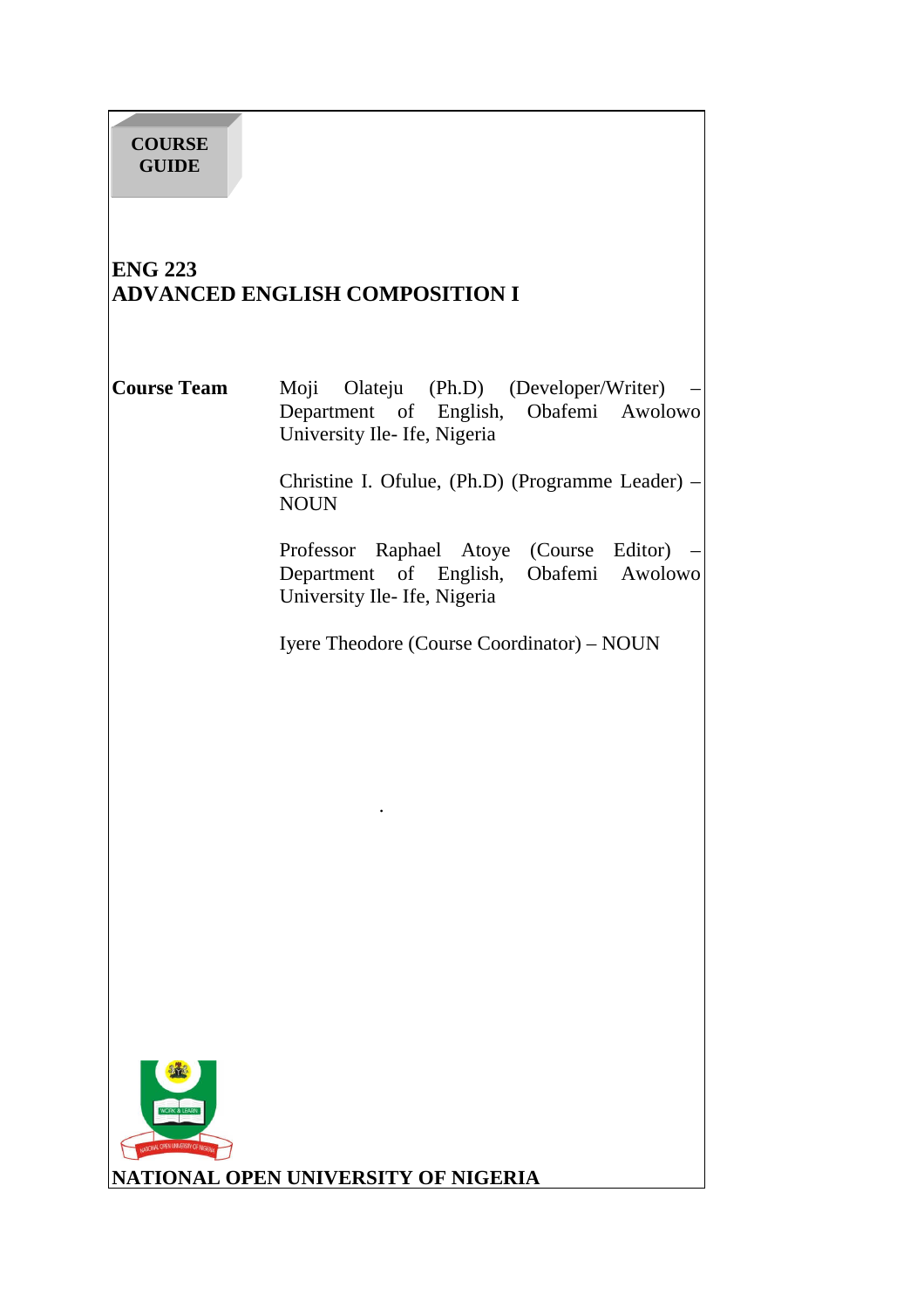**COURSE GUIDE**

# ENG 223
# ADVANCED ENGLISH COMPOSITION I

**Course Team**

Moji Olateju (Ph.D) (Developer/Writer) – Department of English, Obafemi Awolowo University Ile- Ife, Nigeria

Christine I. Ofulue, (Ph.D) (Programme Leader) – NOUN

Professor Raphael Atoye (Course Editor) – Department of English, Obafemi Awolowo University Ile- Ife, Nigeria

Iyere Theodore (Course Coordinator) – NOUN

**NATIONAL OPEN UNIVERSITY OF NIGERIA**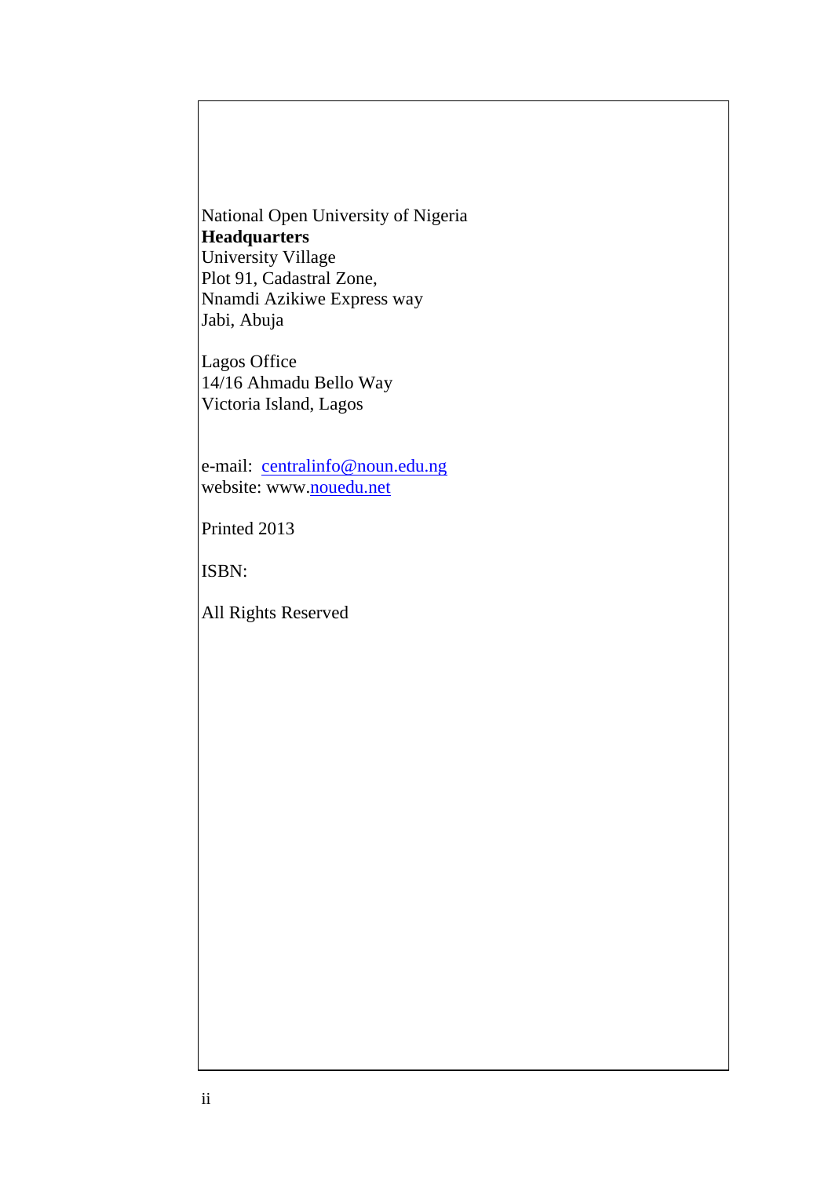National Open University of Nigeria
**Headquarters**
University Village
Plot 91, Cadastral Zone,
Nnamdi Azikiwe Express way
Jabi, Abuja

Lagos Office
14/16 Ahmadu Bello Way
Victoria Island, Lagos

e-mail: centralinfo@noun.edu.ng
website: www.nouedu.net

Printed 2013

ISBN:

All Rights Reserved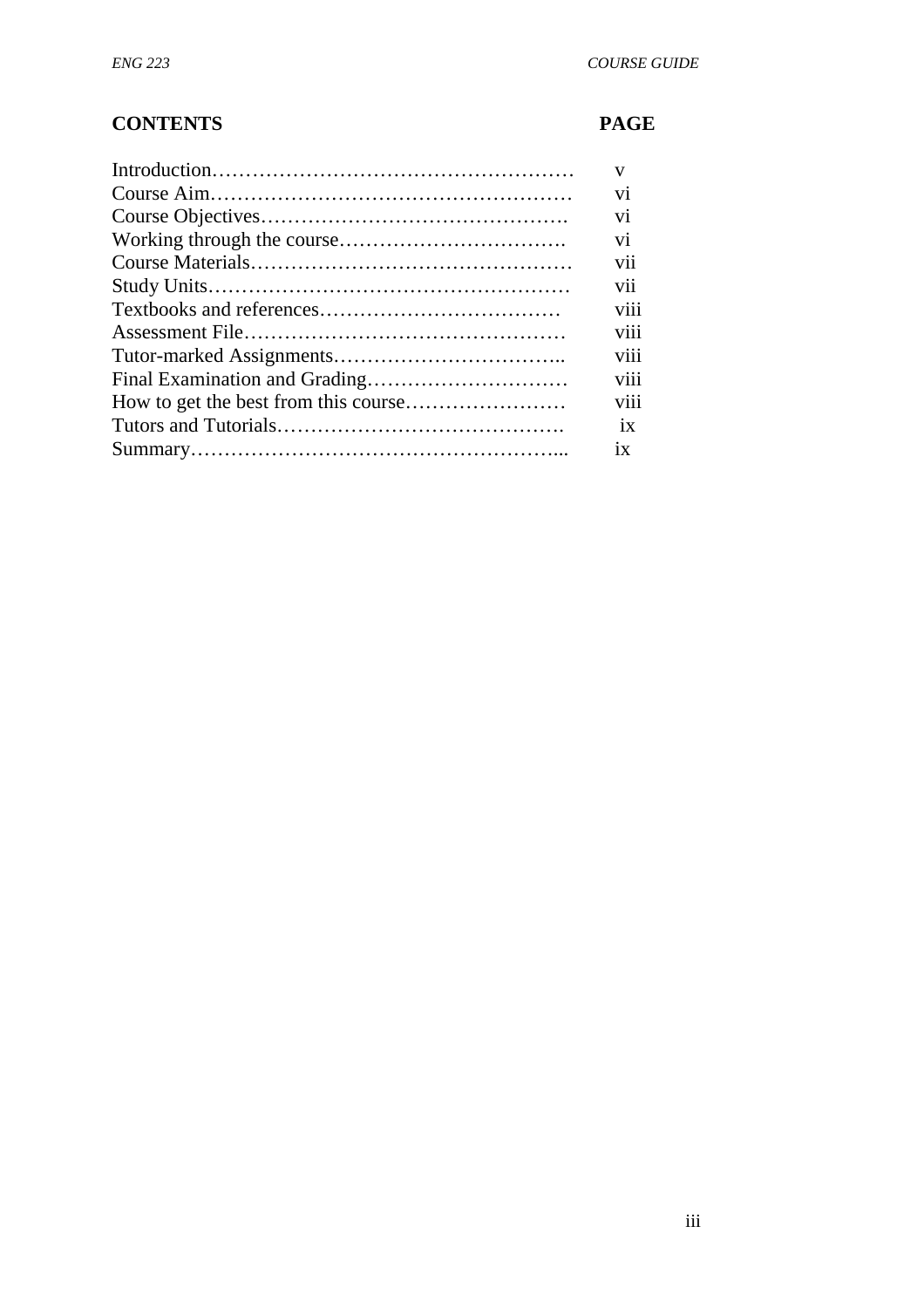| CONTENTS | PAGE |
|---|---|
| Introduction………………………………………………… | v |
| Course Aim………………………………………………… | vi |
| Course Objectives………………………………………. | vi |
| Working through the course……………………………. | vi |
| Course Materials………………………………………… | vii |
| Study Units………………………………………………… | vii |
| Textbooks and references……………………………… | viii |
| Assessment File………………………………………… | viii |
| Tutor-marked Assignments…………………………….. | viii |
| Final Examination and Grading………………………… | viii |
| How to get the best from this course…………………… | viii |
| Tutors and Tutorials……………………………………. | ix |
| Summary………………………………………………... | ix |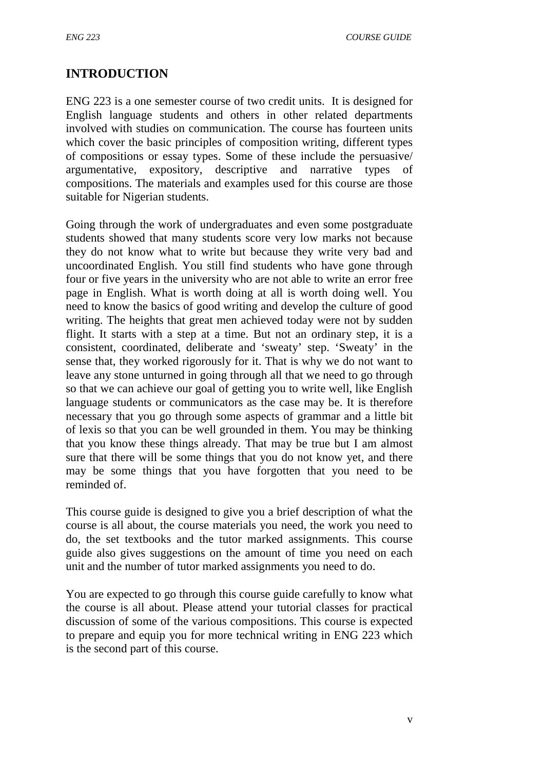## INTRODUCTION

ENG 223 is a one semester course of two credit units. It is designed for English language students and others in other related departments involved with studies on communication. The course has fourteen units which cover the basic principles of composition writing, different types of compositions or essay types. Some of these include the persuasive/ argumentative, expository, descriptive and narrative types of compositions. The materials and examples used for this course are those suitable for Nigerian students.

Going through the work of undergraduates and even some postgraduate students showed that many students score very low marks not because they do not know what to write but because they write very bad and uncoordinated English. You still find students who have gone through four or five years in the university who are not able to write an error free page in English. What is worth doing at all is worth doing well. You need to know the basics of good writing and develop the culture of good writing. The heights that great men achieved today were not by sudden flight. It starts with a step at a time. But not an ordinary step, it is a consistent, coordinated, deliberate and 'sweaty' step. 'Sweaty' in the sense that, they worked rigorously for it. That is why we do not want to leave any stone unturned in going through all that we need to go through so that we can achieve our goal of getting you to write well, like English language students or communicators as the case may be. It is therefore necessary that you go through some aspects of grammar and a little bit of lexis so that you can be well grounded in them. You may be thinking that you know these things already. That may be true but I am almost sure that there will be some things that you do not know yet, and there may be some things that you have forgotten that you need to be reminded of.

This course guide is designed to give you a brief description of what the course is all about, the course materials you need, the work you need to do, the set textbooks and the tutor marked assignments. This course guide also gives suggestions on the amount of time you need on each unit and the number of tutor marked assignments you need to do.

You are expected to go through this course guide carefully to know what the course is all about. Please attend your tutorial classes for practical discussion of some of the various compositions. This course is expected to prepare and equip you for more technical writing in ENG 223 which is the second part of this course.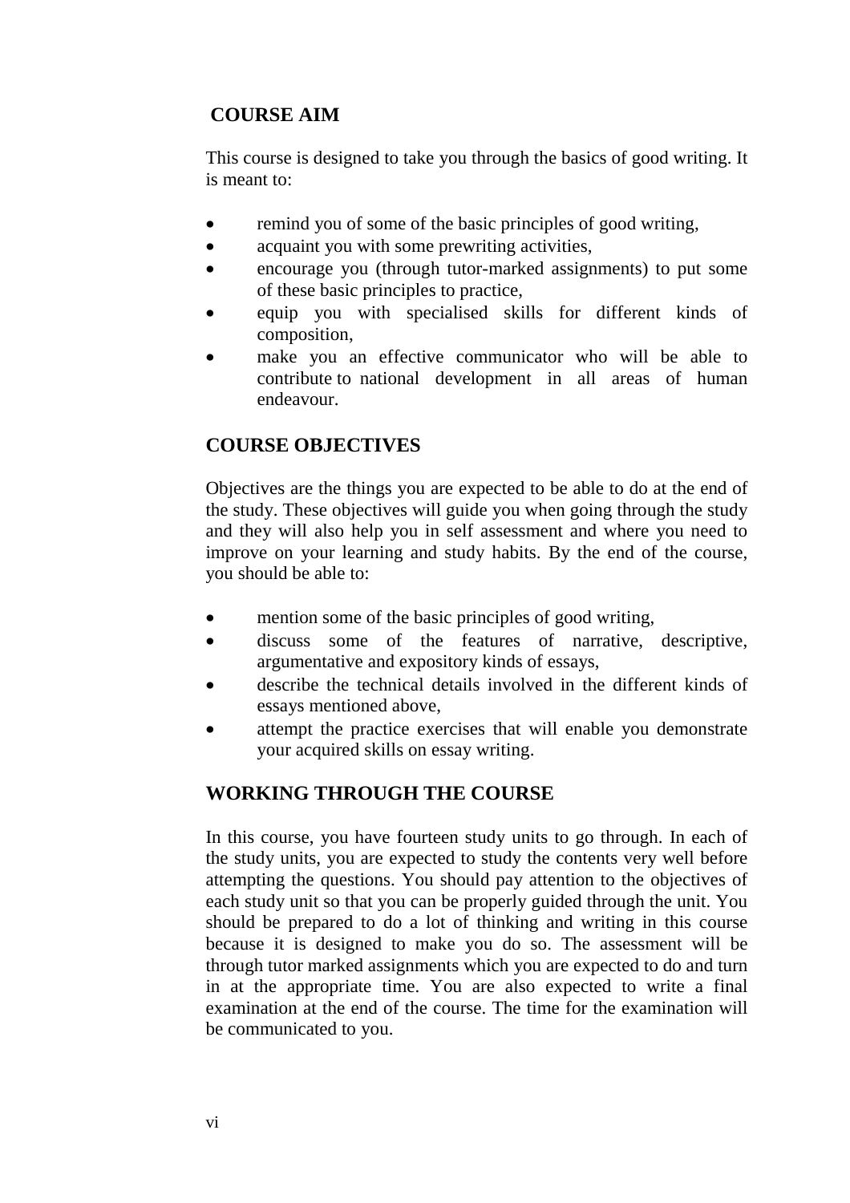## COURSE AIM

This course is designed to take you through the basics of good writing. It is meant to:

- remind you of some of the basic principles of good writing,
- acquaint you with some prewriting activities,
- encourage you (through tutor-marked assignments) to put some of these basic principles to practice,
- equip you with specialised skills for different kinds of composition,
- make you an effective communicator who will be able to contribute to national development in all areas of human endeavour.

## COURSE OBJECTIVES

Objectives are the things you are expected to be able to do at the end of the study. These objectives will guide you when going through the study and they will also help you in self assessment and where you need to improve on your learning and study habits. By the end of the course, you should be able to:

- mention some of the basic principles of good writing,
- discuss some of the features of narrative, descriptive, argumentative and expository kinds of essays,
- describe the technical details involved in the different kinds of essays mentioned above,
- attempt the practice exercises that will enable you demonstrate your acquired skills on essay writing.

## WORKING THROUGH THE COURSE

In this course, you have fourteen study units to go through. In each of the study units, you are expected to study the contents very well before attempting the questions. You should pay attention to the objectives of each study unit so that you can be properly guided through the unit. You should be prepared to do a lot of thinking and writing in this course because it is designed to make you do so. The assessment will be through tutor marked assignments which you are expected to do and turn in at the appropriate time. You are also expected to write a final examination at the end of the course. The time for the examination will be communicated to you.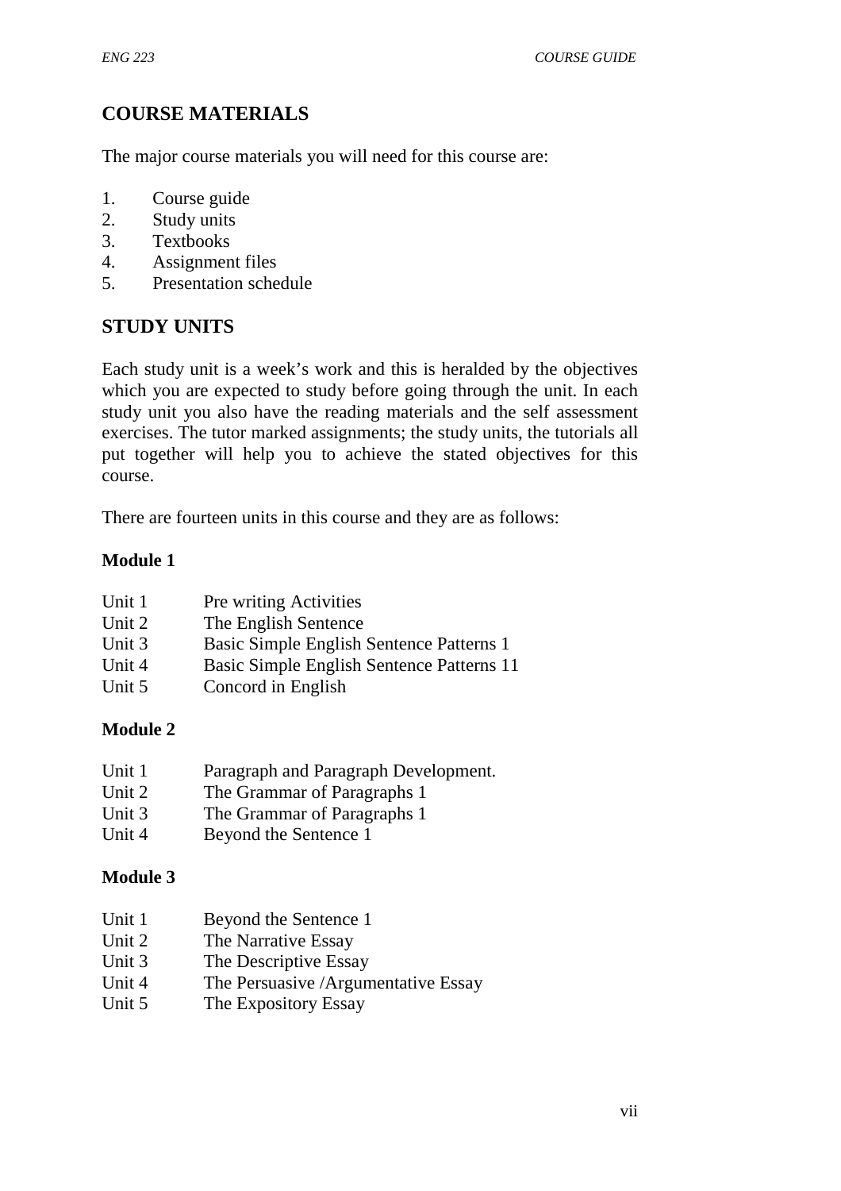## COURSE MATERIALS

The major course materials you will need for this course are:

1. Course guide
2. Study units
3. Textbooks
4. Assignment files
5. Presentation schedule

## STUDY UNITS

Each study unit is a week's work and this is heralded by the objectives which you are expected to study before going through the unit. In each study unit you also have the reading materials and the self assessment exercises. The tutor marked assignments; the study units, the tutorials all put together will help you to achieve the stated objectives for this course.

There are fourteen units in this course and they are as follows:

**Module 1**

Unit 1 Pre writing Activities
Unit 2 The English Sentence
Unit 3 Basic Simple English Sentence Patterns 1
Unit 4 Basic Simple English Sentence Patterns 11
Unit 5 Concord in English

**Module 2**

Unit 1 Paragraph and Paragraph Development.
Unit 2 The Grammar of Paragraphs 1
Unit 3 The Grammar of Paragraphs 1
Unit 4 Beyond the Sentence 1

**Module 3**

Unit 1 Beyond the Sentence 1
Unit 2 The Narrative Essay
Unit 3 The Descriptive Essay
Unit 4 The Persuasive /Argumentative Essay
Unit 5 The Expository Essay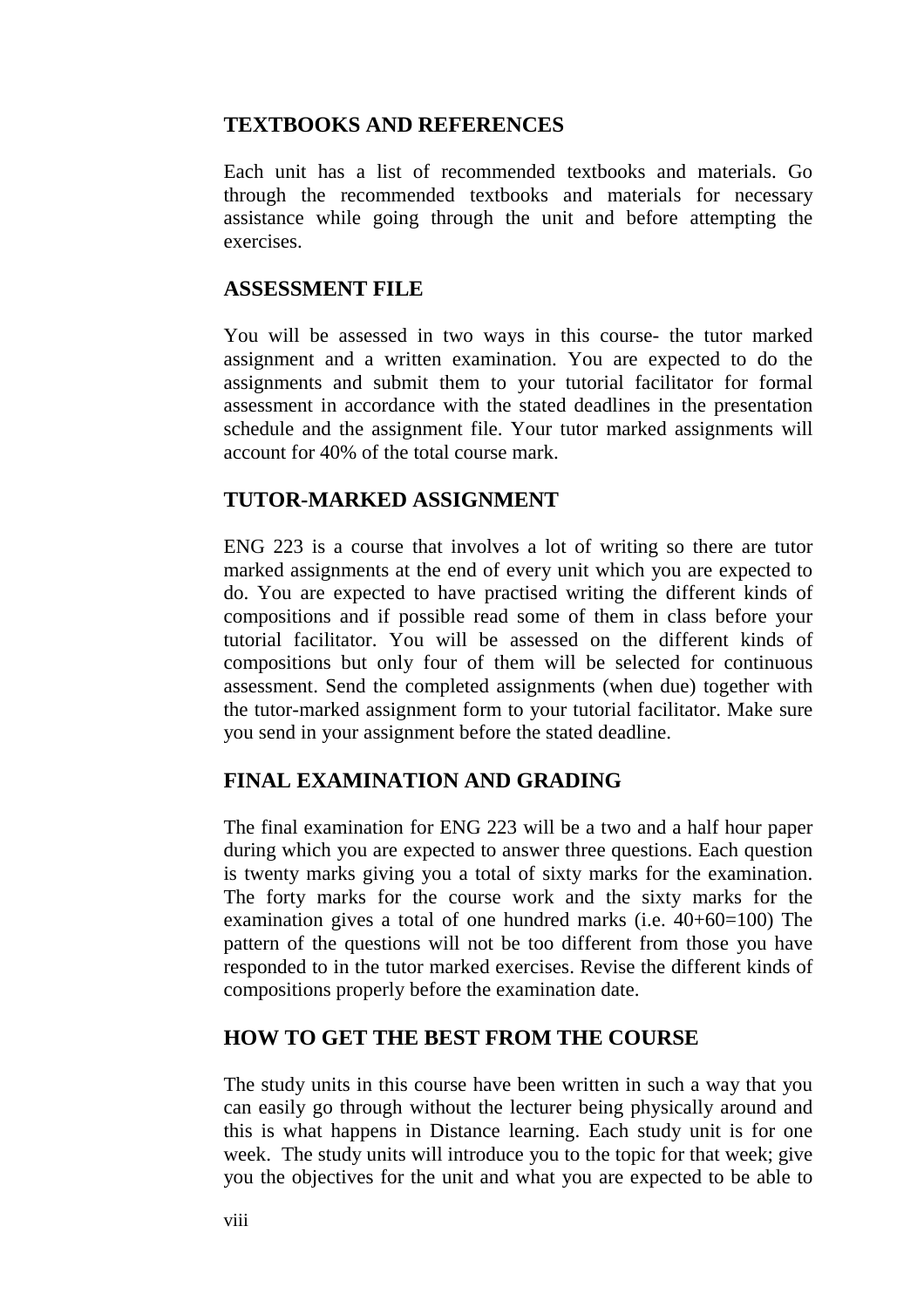## TEXTBOOKS AND REFERENCES

Each unit has a list of recommended textbooks and materials. Go through the recommended textbooks and materials for necessary assistance while going through the unit and before attempting the exercises.

## ASSESSMENT FILE

You will be assessed in two ways in this course- the tutor marked assignment and a written examination. You are expected to do the assignments and submit them to your tutorial facilitator for formal assessment in accordance with the stated deadlines in the presentation schedule and the assignment file. Your tutor marked assignments will account for 40% of the total course mark.

## TUTOR-MARKED ASSIGNMENT

ENG 223 is a course that involves a lot of writing so there are tutor marked assignments at the end of every unit which you are expected to do. You are expected to have practised writing the different kinds of compositions and if possible read some of them in class before your tutorial facilitator. You will be assessed on the different kinds of compositions but only four of them will be selected for continuous assessment. Send the completed assignments (when due) together with the tutor-marked assignment form to your tutorial facilitator. Make sure you send in your assignment before the stated deadline.

## FINAL EXAMINATION AND GRADING

The final examination for ENG 223 will be a two and a half hour paper during which you are expected to answer three questions. Each question is twenty marks giving you a total of sixty marks for the examination. The forty marks for the course work and the sixty marks for the examination gives a total of one hundred marks (i.e. 40+60=100) The pattern of the questions will not be too different from those you have responded to in the tutor marked exercises. Revise the different kinds of compositions properly before the examination date.

## HOW TO GET THE BEST FROM THE COURSE

The study units in this course have been written in such a way that you can easily go through without the lecturer being physically around and this is what happens in Distance learning. Each study unit is for one week. The study units will introduce you to the topic for that week; give you the objectives for the unit and what you are expected to be able to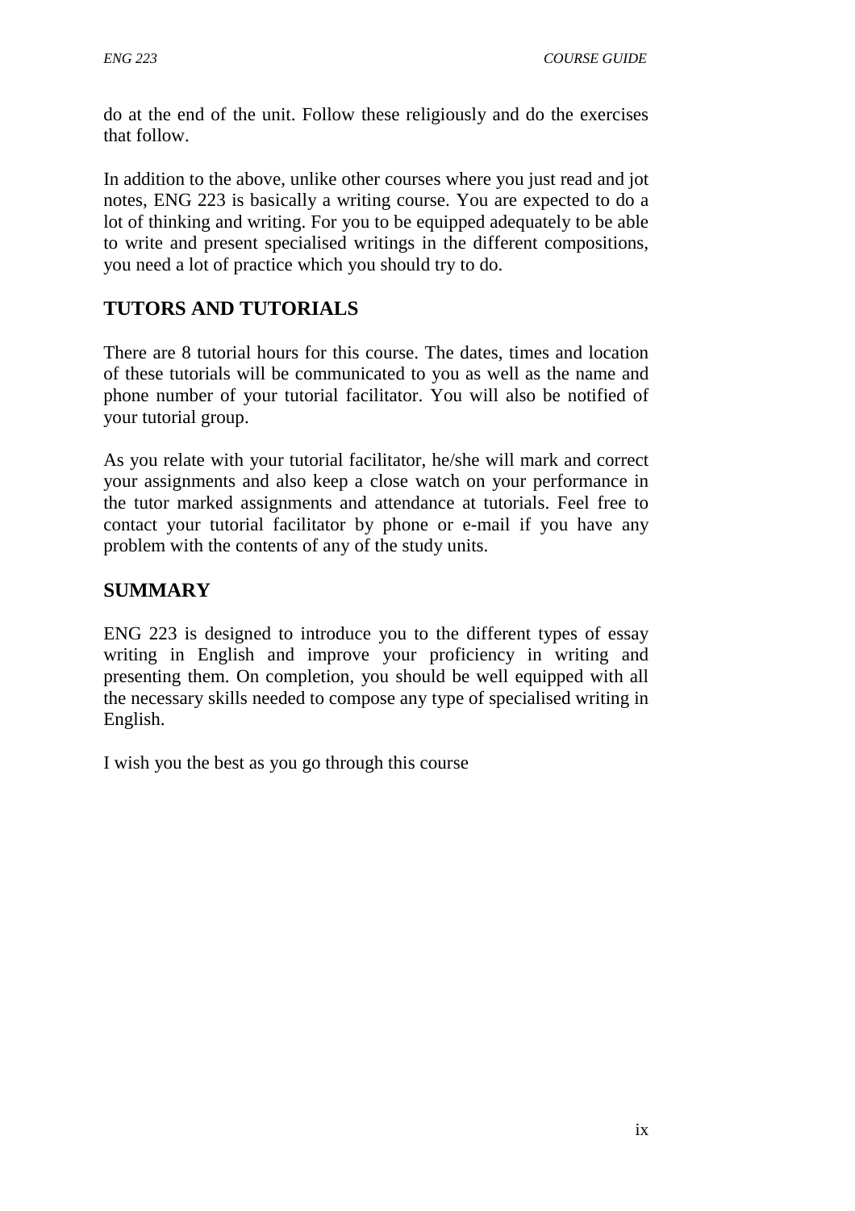do at the end of the unit. Follow these religiously and do the exercises that follow.

In addition to the above, unlike other courses where you just read and jot notes, ENG 223 is basically a writing course. You are expected to do a lot of thinking and writing. For you to be equipped adequately to be able to write and present specialised writings in the different compositions, you need a lot of practice which you should try to do.

## TUTORS AND TUTORIALS

There are 8 tutorial hours for this course. The dates, times and location of these tutorials will be communicated to you as well as the name and phone number of your tutorial facilitator. You will also be notified of your tutorial group.

As you relate with your tutorial facilitator, he/she will mark and correct your assignments and also keep a close watch on your performance in the tutor marked assignments and attendance at tutorials. Feel free to contact your tutorial facilitator by phone or e-mail if you have any problem with the contents of any of the study units.

## SUMMARY

ENG 223 is designed to introduce you to the different types of essay writing in English and improve your proficiency in writing and presenting them. On completion, you should be well equipped with all the necessary skills needed to compose any type of specialised writing in English.

I wish you the best as you go through this course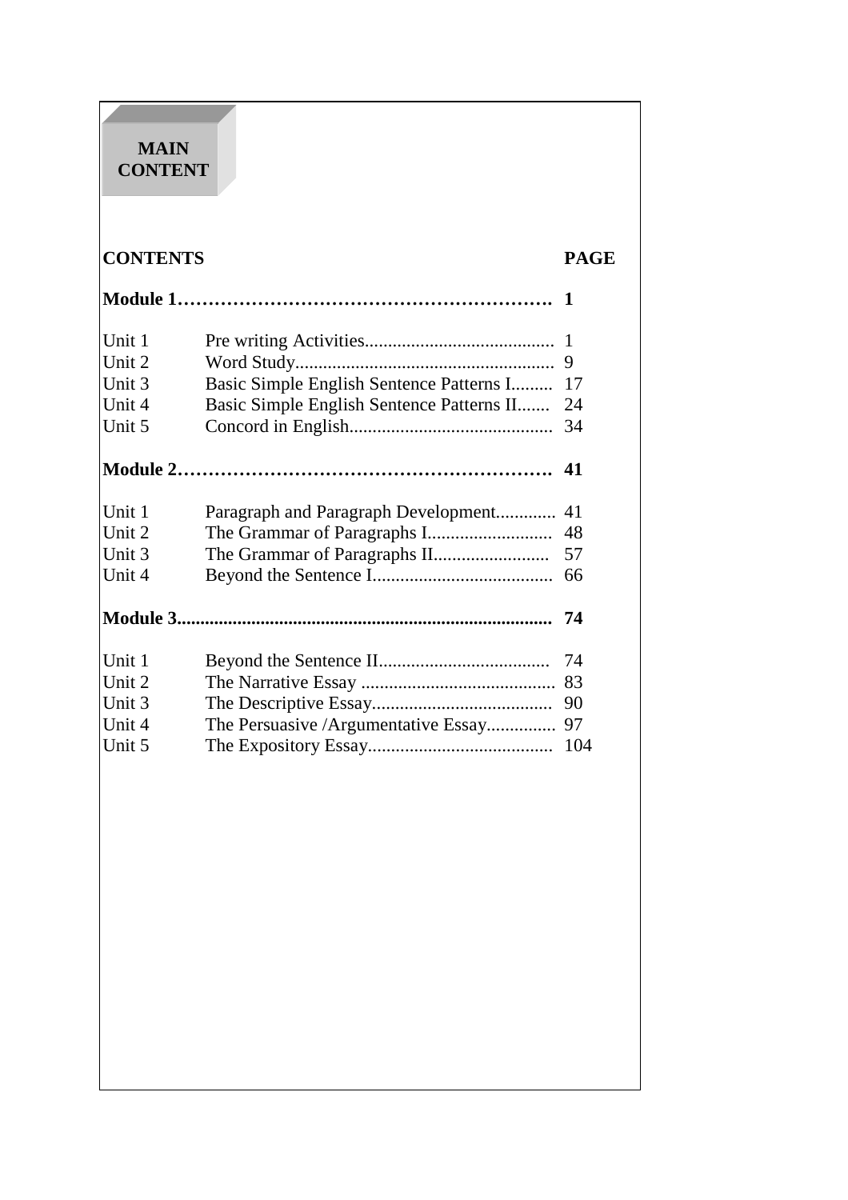# MAIN CONTENT

| CONTENTS | | PAGE |
|---|---|---|
| **Module 1** | | **1** |
| Unit 1 | Pre writing Activities | 1 |
| Unit 2 | Word Study | 9 |
| Unit 3 | Basic Simple English Sentence Patterns I | 17 |
| Unit 4 | Basic Simple English Sentence Patterns II | 24 |
| Unit 5 | Concord in English | 34 |
| **Module 2** | | **41** |
| Unit 1 | Paragraph and Paragraph Development | 41 |
| Unit 2 | The Grammar of Paragraphs I | 48 |
| Unit 3 | The Grammar of Paragraphs II | 57 |
| Unit 4 | Beyond the Sentence I | 66 |
| **Module 3** | | **74** |
| Unit 1 | Beyond the Sentence II | 74 |
| Unit 2 | The Narrative Essay | 83 |
| Unit 3 | The Descriptive Essay | 90 |
| Unit 4 | The Persuasive /Argumentative Essay | 97 |
| Unit 5 | The Expository Essay | 104 |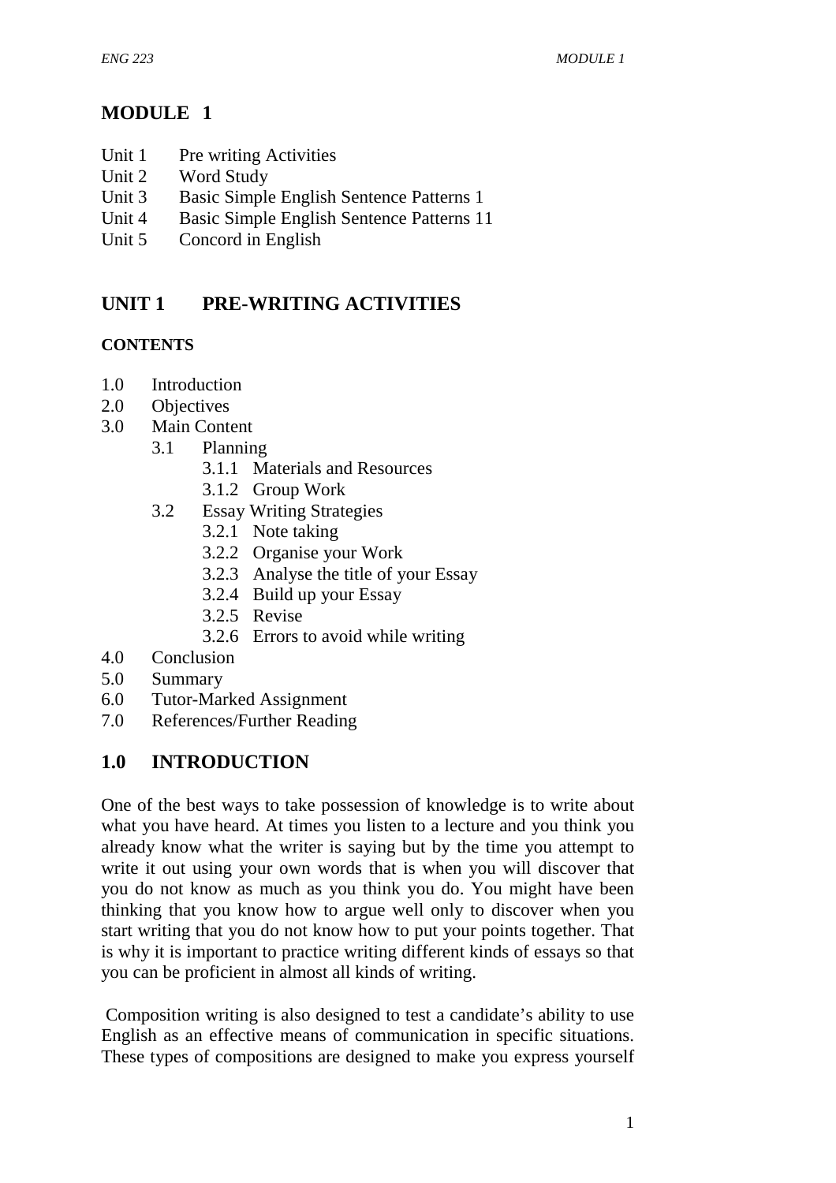# MODULE 1

Unit 1 Pre writing Activities
Unit 2 Word Study
Unit 3 Basic Simple English Sentence Patterns 1
Unit 4 Basic Simple English Sentence Patterns 11
Unit 5 Concord in English

## UNIT 1 PRE-WRITING ACTIVITIES

**CONTENTS**

1.0 Introduction
2.0 Objectives
3.0 Main Content
 3.1 Planning
  3.1.1 Materials and Resources
  3.1.2 Group Work
 3.2 Essay Writing Strategies
  3.2.1 Note taking
  3.2.2 Organise your Work
  3.2.3 Analyse the title of your Essay
  3.2.4 Build up your Essay
  3.2.5 Revise
  3.2.6 Errors to avoid while writing
4.0 Conclusion
5.0 Summary
6.0 Tutor-Marked Assignment
7.0 References/Further Reading

## 1.0 INTRODUCTION

One of the best ways to take possession of knowledge is to write about what you have heard. At times you listen to a lecture and you think you already know what the writer is saying but by the time you attempt to write it out using your own words that is when you will discover that you do not know as much as you think you do. You might have been thinking that you know how to argue well only to discover when you start writing that you do not know how to put your points together. That is why it is important to practice writing different kinds of essays so that you can be proficient in almost all kinds of writing.

Composition writing is also designed to test a candidate's ability to use English as an effective means of communication in specific situations. These types of compositions are designed to make you express yourself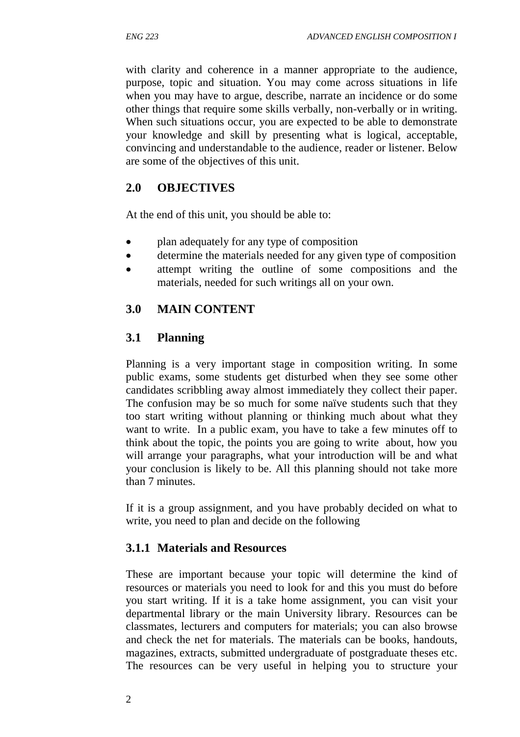with clarity and coherence in a manner appropriate to the audience, purpose, topic and situation. You may come across situations in life when you may have to argue, describe, narrate an incidence or do some other things that require some skills verbally, non-verbally or in writing. When such situations occur, you are expected to be able to demonstrate your knowledge and skill by presenting what is logical, acceptable, convincing and understandable to the audience, reader or listener. Below are some of the objectives of this unit.

## 2.0 OBJECTIVES

At the end of this unit, you should be able to:

- plan adequately for any type of composition
- determine the materials needed for any given type of composition
- attempt writing the outline of some compositions and the materials, needed for such writings all on your own.

## 3.0 MAIN CONTENT

### 3.1 Planning

Planning is a very important stage in composition writing. In some public exams, some students get disturbed when they see some other candidates scribbling away almost immediately they collect their paper. The confusion may be so much for some naïve students such that they too start writing without planning or thinking much about what they want to write. In a public exam, you have to take a few minutes off to think about the topic, the points you are going to write about, how you will arrange your paragraphs, what your introduction will be and what your conclusion is likely to be. All this planning should not take more than 7 minutes.

If it is a group assignment, and you have probably decided on what to write, you need to plan and decide on the following

#### 3.1.1 Materials and Resources

These are important because your topic will determine the kind of resources or materials you need to look for and this you must do before you start writing. If it is a take home assignment, you can visit your departmental library or the main University library. Resources can be classmates, lecturers and computers for materials; you can also browse and check the net for materials. The materials can be books, handouts, magazines, extracts, submitted undergraduate of postgraduate theses etc. The resources can be very useful in helping you to structure your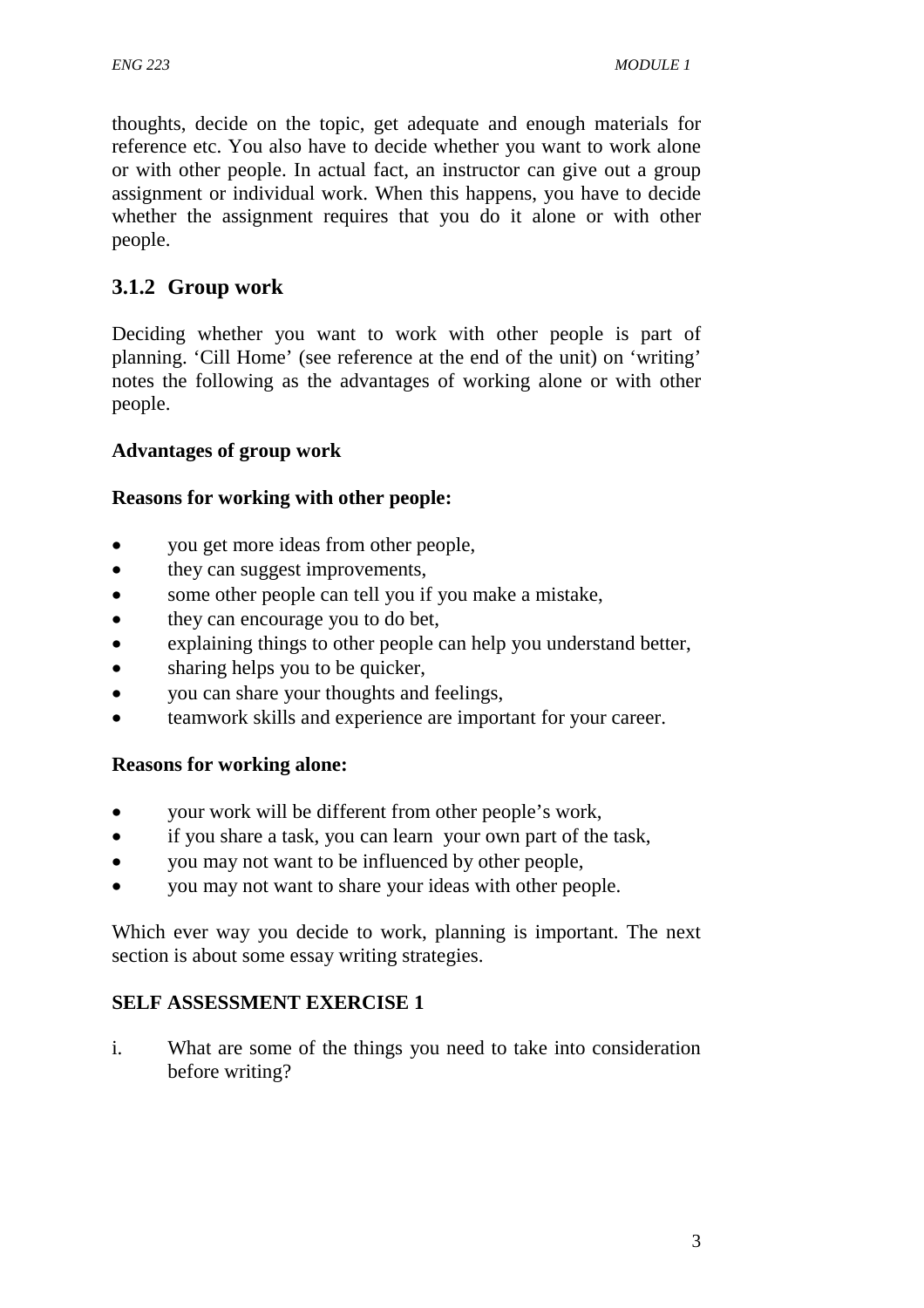thoughts, decide on the topic, get adequate and enough materials for reference etc. You also have to decide whether you want to work alone or with other people. In actual fact, an instructor can give out a group assignment or individual work. When this happens, you have to decide whether the assignment requires that you do it alone or with other people.

### 3.1.2 Group work

Deciding whether you want to work with other people is part of planning. 'Cill Home' (see reference at the end of the unit) on 'writing' notes the following as the advantages of working alone or with other people.

**Advantages of group work**

**Reasons for working with other people:**

- you get more ideas from other people,
- they can suggest improvements,
- some other people can tell you if you make a mistake,
- they can encourage you to do bet,
- explaining things to other people can help you understand better,
- sharing helps you to be quicker,
- you can share your thoughts and feelings,
- teamwork skills and experience are important for your career.

**Reasons for working alone:**

- your work will be different from other people's work,
- if you share a task, you can learn your own part of the task,
- you may not want to be influenced by other people,
- you may not want to share your ideas with other people.

Which ever way you decide to work, planning is important. The next section is about some essay writing strategies.

**SELF ASSESSMENT EXERCISE 1**

i. What are some of the things you need to take into consideration before writing?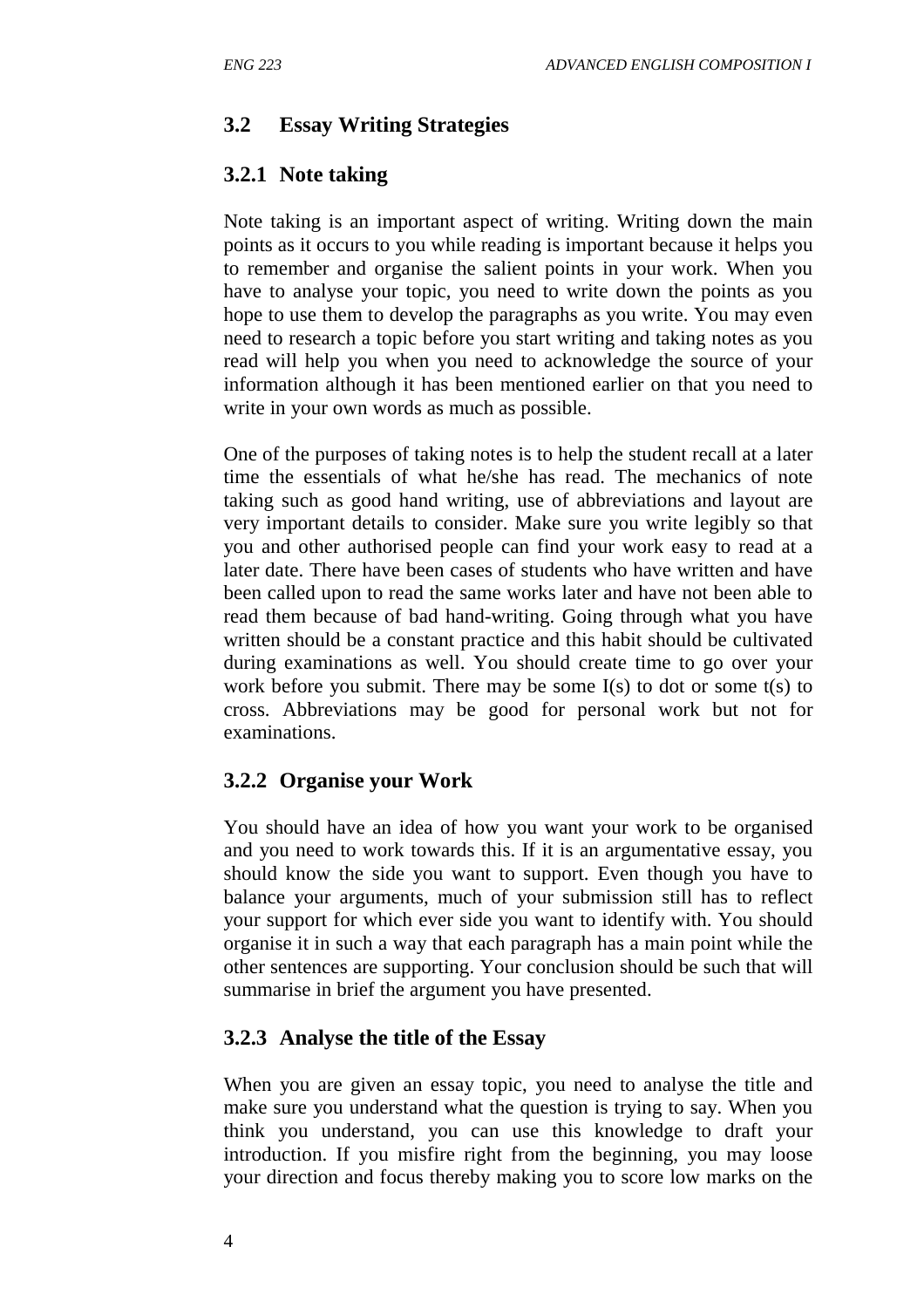## 3.2 Essay Writing Strategies

### 3.2.1 Note taking

Note taking is an important aspect of writing. Writing down the main points as it occurs to you while reading is important because it helps you to remember and organise the salient points in your work. When you have to analyse your topic, you need to write down the points as you hope to use them to develop the paragraphs as you write. You may even need to research a topic before you start writing and taking notes as you read will help you when you need to acknowledge the source of your information although it has been mentioned earlier on that you need to write in your own words as much as possible.

One of the purposes of taking notes is to help the student recall at a later time the essentials of what he/she has read. The mechanics of note taking such as good hand writing, use of abbreviations and layout are very important details to consider. Make sure you write legibly so that you and other authorised people can find your work easy to read at a later date. There have been cases of students who have written and have been called upon to read the same works later and have not been able to read them because of bad hand-writing. Going through what you have written should be a constant practice and this habit should be cultivated during examinations as well. You should create time to go over your work before you submit. There may be some I(s) to dot or some t(s) to cross. Abbreviations may be good for personal work but not for examinations.

### 3.2.2 Organise your Work

You should have an idea of how you want your work to be organised and you need to work towards this. If it is an argumentative essay, you should know the side you want to support. Even though you have to balance your arguments, much of your submission still has to reflect your support for which ever side you want to identify with. You should organise it in such a way that each paragraph has a main point while the other sentences are supporting. Your conclusion should be such that will summarise in brief the argument you have presented.

### 3.2.3 Analyse the title of the Essay

When you are given an essay topic, you need to analyse the title and make sure you understand what the question is trying to say. When you think you understand, you can use this knowledge to draft your introduction. If you misfire right from the beginning, you may loose your direction and focus thereby making you to score low marks on the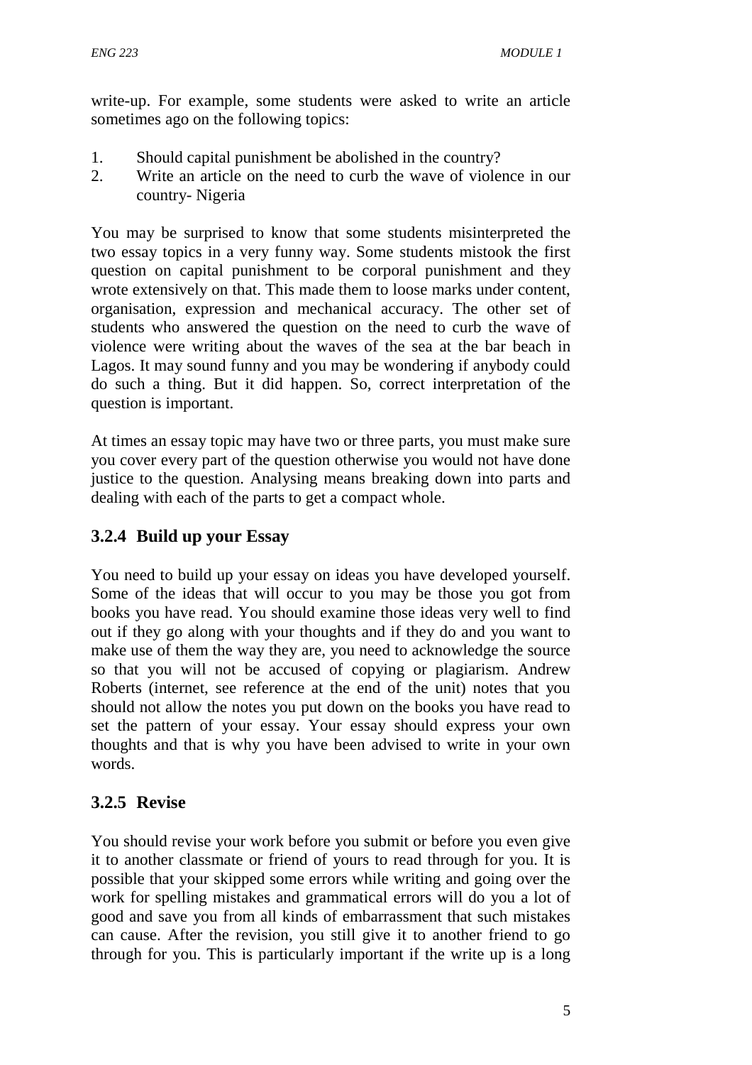write-up. For example, some students were asked to write an article sometimes ago on the following topics:

1. Should capital punishment be abolished in the country?
2. Write an article on the need to curb the wave of violence in our country- Nigeria

You may be surprised to know that some students misinterpreted the two essay topics in a very funny way. Some students mistook the first question on capital punishment to be corporal punishment and they wrote extensively on that. This made them to loose marks under content, organisation, expression and mechanical accuracy. The other set of students who answered the question on the need to curb the wave of violence were writing about the waves of the sea at the bar beach in Lagos. It may sound funny and you may be wondering if anybody could do such a thing. But it did happen. So, correct interpretation of the question is important.

At times an essay topic may have two or three parts, you must make sure you cover every part of the question otherwise you would not have done justice to the question. Analysing means breaking down into parts and dealing with each of the parts to get a compact whole.

### 3.2.4 Build up your Essay

You need to build up your essay on ideas you have developed yourself. Some of the ideas that will occur to you may be those you got from books you have read. You should examine those ideas very well to find out if they go along with your thoughts and if they do and you want to make use of them the way they are, you need to acknowledge the source so that you will not be accused of copying or plagiarism. Andrew Roberts (internet, see reference at the end of the unit) notes that you should not allow the notes you put down on the books you have read to set the pattern of your essay. Your essay should express your own thoughts and that is why you have been advised to write in your own words.

### 3.2.5 Revise

You should revise your work before you submit or before you even give it to another classmate or friend of yours to read through for you. It is possible that your skipped some errors while writing and going over the work for spelling mistakes and grammatical errors will do you a lot of good and save you from all kinds of embarrassment that such mistakes can cause. After the revision, you still give it to another friend to go through for you. This is particularly important if the write up is a long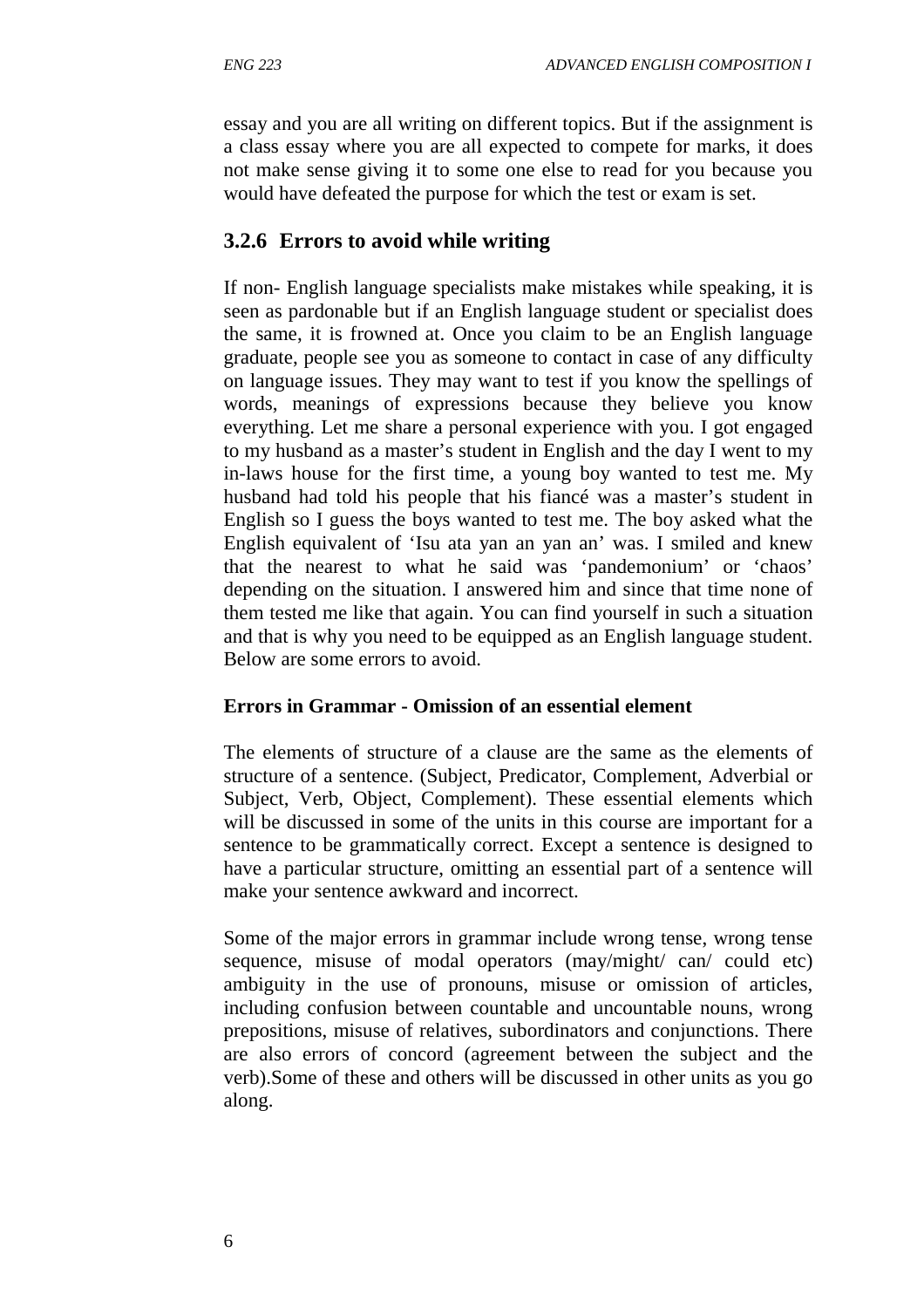essay and you are all writing on different topics. But if the assignment is a class essay where you are all expected to compete for marks, it does not make sense giving it to some one else to read for you because you would have defeated the purpose for which the test or exam is set.

### 3.2.6 Errors to avoid while writing

If non- English language specialists make mistakes while speaking, it is seen as pardonable but if an English language student or specialist does the same, it is frowned at. Once you claim to be an English language graduate, people see you as someone to contact in case of any difficulty on language issues. They may want to test if you know the spellings of words, meanings of expressions because they believe you know everything. Let me share a personal experience with you. I got engaged to my husband as a master's student in English and the day I went to my in-laws house for the first time, a young boy wanted to test me. My husband had told his people that his fiancé was a master's student in English so I guess the boys wanted to test me. The boy asked what the English equivalent of 'Isu ata yan an yan an' was. I smiled and knew that the nearest to what he said was 'pandemonium' or 'chaos' depending on the situation. I answered him and since that time none of them tested me like that again. You can find yourself in such a situation and that is why you need to be equipped as an English language student. Below are some errors to avoid.

**Errors in Grammar - Omission of an essential element**

The elements of structure of a clause are the same as the elements of structure of a sentence. (Subject, Predicator, Complement, Adverbial or Subject, Verb, Object, Complement). These essential elements which will be discussed in some of the units in this course are important for a sentence to be grammatically correct. Except a sentence is designed to have a particular structure, omitting an essential part of a sentence will make your sentence awkward and incorrect.

Some of the major errors in grammar include wrong tense, wrong tense sequence, misuse of modal operators (may/might/ can/ could etc) ambiguity in the use of pronouns, misuse or omission of articles, including confusion between countable and uncountable nouns, wrong prepositions, misuse of relatives, subordinators and conjunctions. There are also errors of concord (agreement between the subject and the verb).Some of these and others will be discussed in other units as you go along.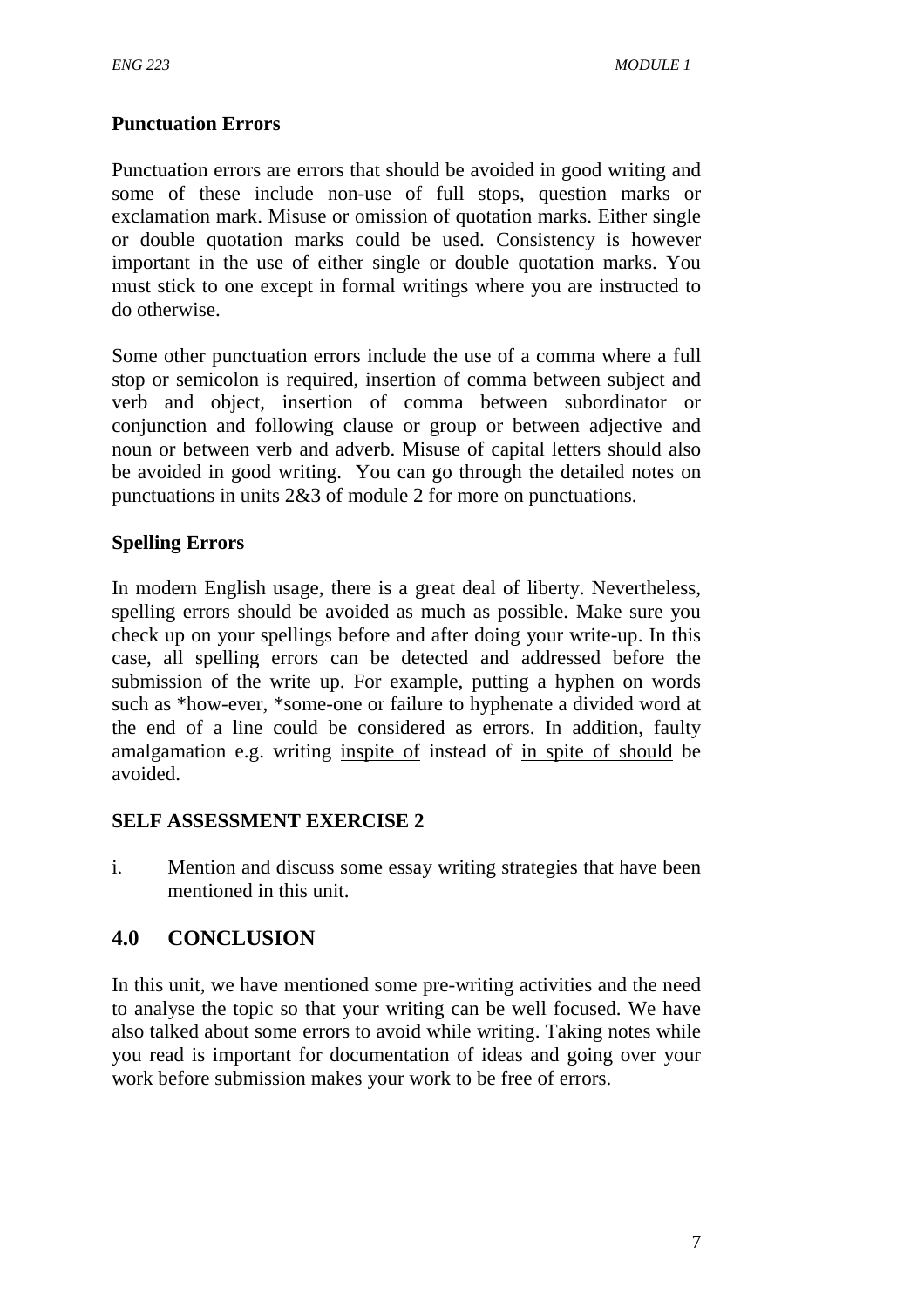**Punctuation Errors**

Punctuation errors are errors that should be avoided in good writing and some of these include non-use of full stops, question marks or exclamation mark. Misuse or omission of quotation marks. Either single or double quotation marks could be used. Consistency is however important in the use of either single or double quotation marks. You must stick to one except in formal writings where you are instructed to do otherwise.

Some other punctuation errors include the use of a comma where a full stop or semicolon is required, insertion of comma between subject and verb and object, insertion of comma between subordinator or conjunction and following clause or group or between adjective and noun or between verb and adverb. Misuse of capital letters should also be avoided in good writing. You can go through the detailed notes on punctuations in units 2&3 of module 2 for more on punctuations.

**Spelling Errors**

In modern English usage, there is a great deal of liberty. Nevertheless, spelling errors should be avoided as much as possible. Make sure you check up on your spellings before and after doing your write-up. In this case, all spelling errors can be detected and addressed before the submission of the write up. For example, putting a hyphen on words such as *how-ever, *some-one or failure to hyphenate a divided word at the end of a line could be considered as errors. In addition, faulty amalgamation e.g. writing <u>inspite of</u> instead of <u>in spite of should</u> be avoided.

**SELF ASSESSMENT EXERCISE 2**

i. Mention and discuss some essay writing strategies that have been mentioned in this unit.

## 4.0 CONCLUSION

In this unit, we have mentioned some pre-writing activities and the need to analyse the topic so that your writing can be well focused. We have also talked about some errors to avoid while writing. Taking notes while you read is important for documentation of ideas and going over your work before submission makes your work to be free of errors.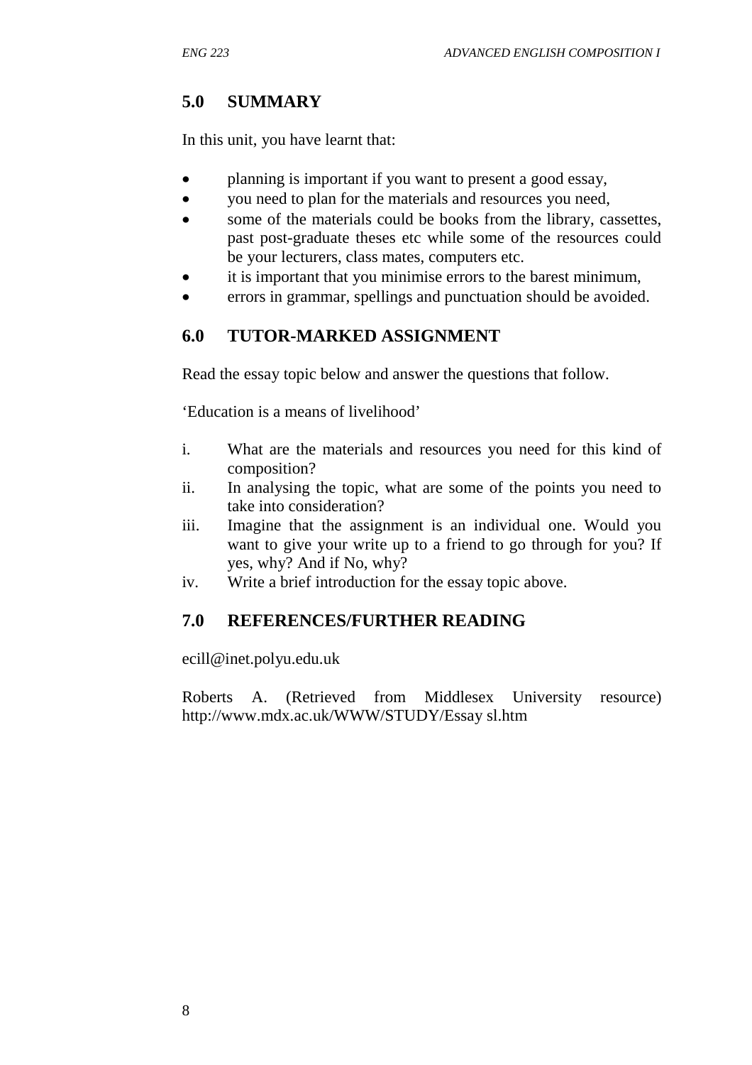## 5.0 SUMMARY

In this unit, you have learnt that:

- planning is important if you want to present a good essay,
- you need to plan for the materials and resources you need,
- some of the materials could be books from the library, cassettes, past post-graduate theses etc while some of the resources could be your lecturers, class mates, computers etc.
- it is important that you minimise errors to the barest minimum,
- errors in grammar, spellings and punctuation should be avoided.

## 6.0 TUTOR-MARKED ASSIGNMENT

Read the essay topic below and answer the questions that follow.

'Education is a means of livelihood'

i. What are the materials and resources you need for this kind of composition?
ii. In analysing the topic, what are some of the points you need to take into consideration?
iii. Imagine that the assignment is an individual one. Would you want to give your write up to a friend to go through for you? If yes, why? And if No, why?
iv. Write a brief introduction for the essay topic above.

## 7.0 REFERENCES/FURTHER READING

ecill@inet.polyu.edu.uk

Roberts A. (Retrieved from Middlesex University resource) http://www.mdx.ac.uk/WWW/STUDY/Essay sl.htm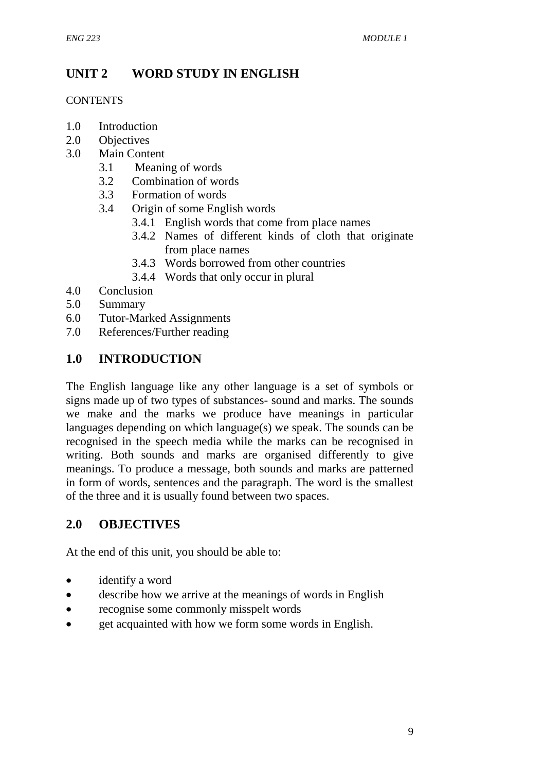# UNIT 2 WORD STUDY IN ENGLISH

CONTENTS

- 1.0 Introduction
- 2.0 Objectives
- 3.0 Main Content
  - 3.1 Meaning of words
  - 3.2 Combination of words
  - 3.3 Formation of words
  - 3.4 Origin of some English words
    - 3.4.1 English words that come from place names
    - 3.4.2 Names of different kinds of cloth that originate from place names
    - 3.4.3 Words borrowed from other countries
    - 3.4.4 Words that only occur in plural
- 4.0 Conclusion
- 5.0 Summary
- 6.0 Tutor-Marked Assignments
- 7.0 References/Further reading

## 1.0 INTRODUCTION

The English language like any other language is a set of symbols or signs made up of two types of substances- sound and marks. The sounds we make and the marks we produce have meanings in particular languages depending on which language(s) we speak. The sounds can be recognised in the speech media while the marks can be recognised in writing. Both sounds and marks are organised differently to give meanings. To produce a message, both sounds and marks are patterned in form of words, sentences and the paragraph. The word is the smallest of the three and it is usually found between two spaces.

## 2.0 OBJECTIVES

At the end of this unit, you should be able to:

- identify a word
- describe how we arrive at the meanings of words in English
- recognise some commonly misspelt words
- get acquainted with how we form some words in English.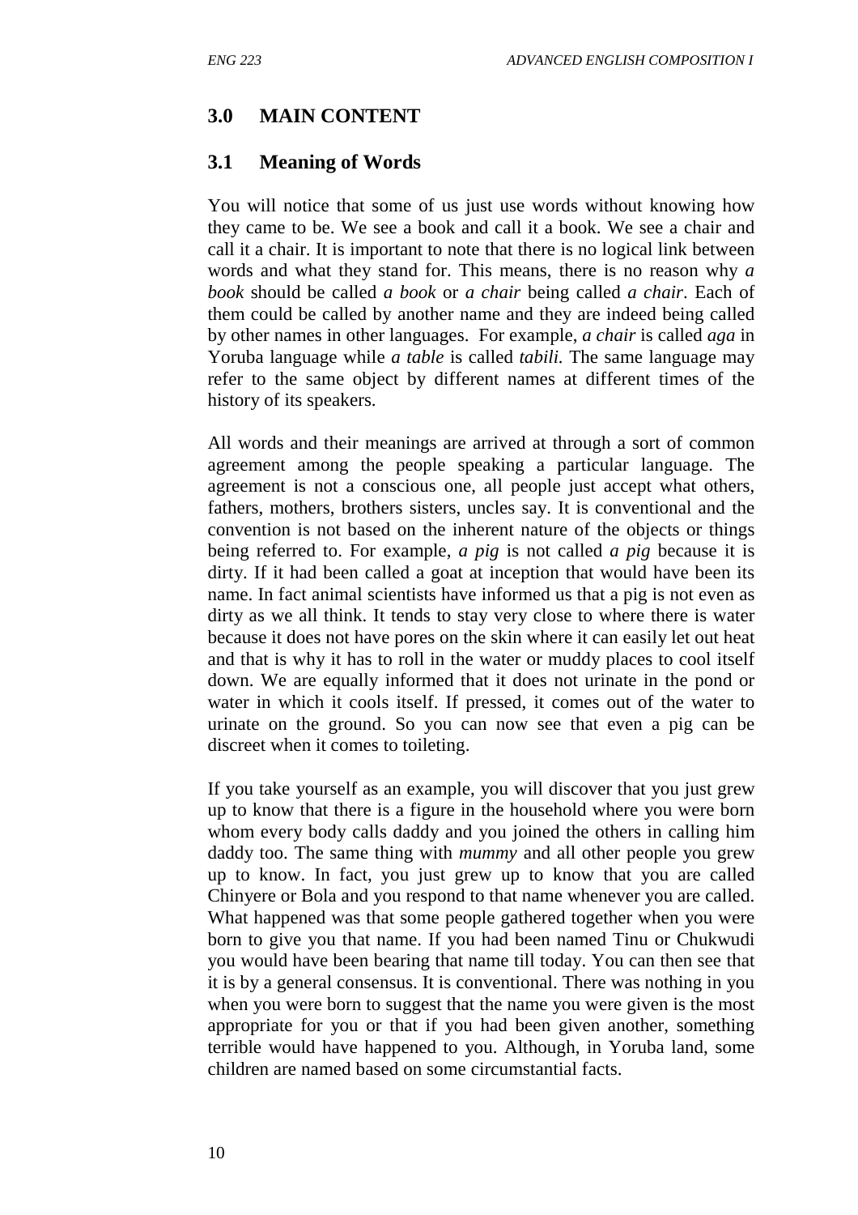## 3.0 MAIN CONTENT

### 3.1 Meaning of Words

You will notice that some of us just use words without knowing how they came to be. We see a book and call it a book. We see a chair and call it a chair. It is important to note that there is no logical link between words and what they stand for. This means, there is no reason why *a book* should be called *a book* or *a chair* being called *a chair*. Each of them could be called by another name and they are indeed being called by other names in other languages. For example, *a chair* is called *aga* in Yoruba language while *a table* is called *tabili.* The same language may refer to the same object by different names at different times of the history of its speakers.

All words and their meanings are arrived at through a sort of common agreement among the people speaking a particular language. The agreement is not a conscious one, all people just accept what others, fathers, mothers, brothers sisters, uncles say. It is conventional and the convention is not based on the inherent nature of the objects or things being referred to. For example, *a pig* is not called *a pig* because it is dirty. If it had been called a goat at inception that would have been its name. In fact animal scientists have informed us that a pig is not even as dirty as we all think. It tends to stay very close to where there is water because it does not have pores on the skin where it can easily let out heat and that is why it has to roll in the water or muddy places to cool itself down. We are equally informed that it does not urinate in the pond or water in which it cools itself. If pressed, it comes out of the water to urinate on the ground. So you can now see that even a pig can be discreet when it comes to toileting.

If you take yourself as an example, you will discover that you just grew up to know that there is a figure in the household where you were born whom every body calls daddy and you joined the others in calling him daddy too. The same thing with *mummy* and all other people you grew up to know. In fact, you just grew up to know that you are called Chinyere or Bola and you respond to that name whenever you are called. What happened was that some people gathered together when you were born to give you that name. If you had been named Tinu or Chukwudi you would have been bearing that name till today. You can then see that it is by a general consensus. It is conventional. There was nothing in you when you were born to suggest that the name you were given is the most appropriate for you or that if you had been given another, something terrible would have happened to you. Although, in Yoruba land, some children are named based on some circumstantial facts.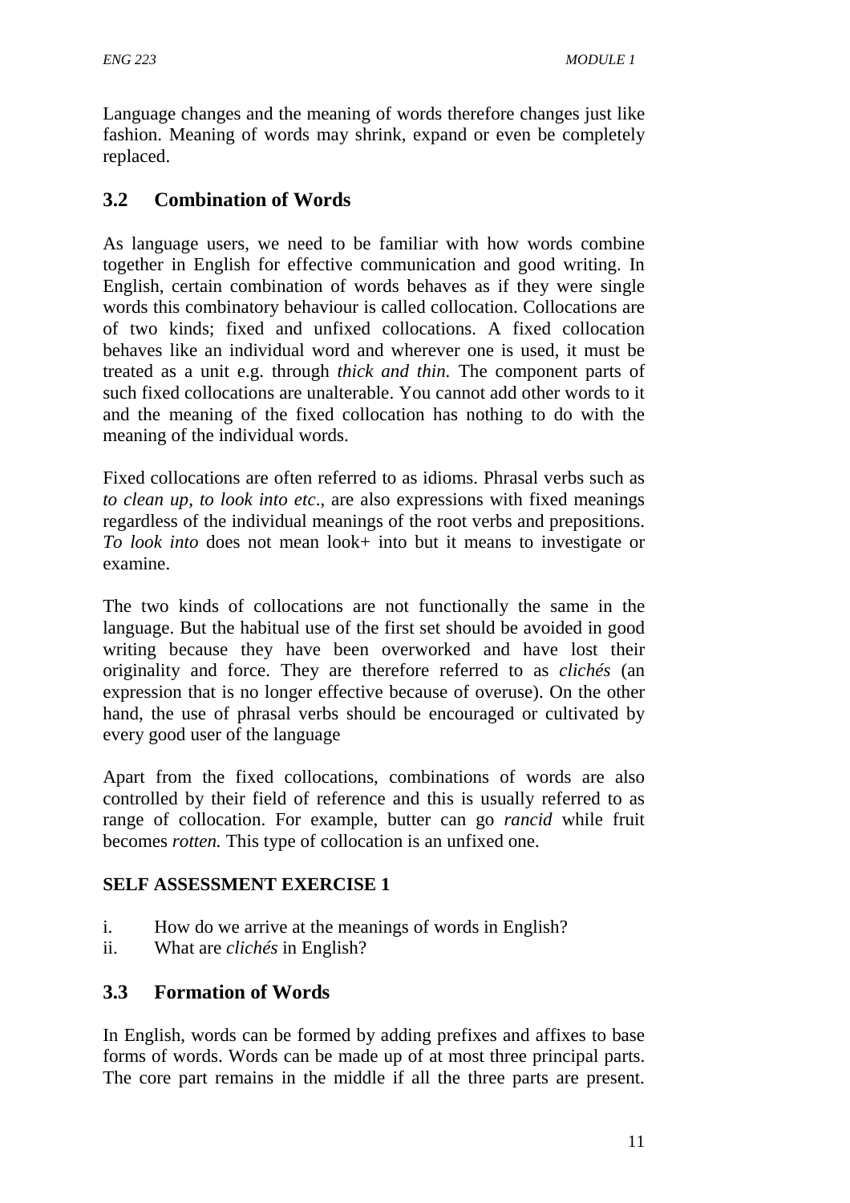Language changes and the meaning of words therefore changes just like fashion. Meaning of words may shrink, expand or even be completely replaced.

## 3.2 Combination of Words

As language users, we need to be familiar with how words combine together in English for effective communication and good writing. In English, certain combination of words behaves as if they were single words this combinatory behaviour is called collocation. Collocations are of two kinds; fixed and unfixed collocations. A fixed collocation behaves like an individual word and wherever one is used, it must be treated as a unit e.g. through *thick and thin.* The component parts of such fixed collocations are unalterable. You cannot add other words to it and the meaning of the fixed collocation has nothing to do with the meaning of the individual words.

Fixed collocations are often referred to as idioms. Phrasal verbs such as *to clean up, to look into etc*., are also expressions with fixed meanings regardless of the individual meanings of the root verbs and prepositions. *To look into* does not mean look+ into but it means to investigate or examine.

The two kinds of collocations are not functionally the same in the language. But the habitual use of the first set should be avoided in good writing because they have been overworked and have lost their originality and force. They are therefore referred to as *clichés* (an expression that is no longer effective because of overuse). On the other hand, the use of phrasal verbs should be encouraged or cultivated by every good user of the language

Apart from the fixed collocations, combinations of words are also controlled by their field of reference and this is usually referred to as range of collocation. For example, butter can go *rancid* while fruit becomes *rotten.* This type of collocation is an unfixed one.

**SELF ASSESSMENT EXERCISE 1**

i. How do we arrive at the meanings of words in English?
ii. What are *clichés* in English?

## 3.3 Formation of Words

In English, words can be formed by adding prefixes and affixes to base forms of words. Words can be made up of at most three principal parts. The core part remains in the middle if all the three parts are present.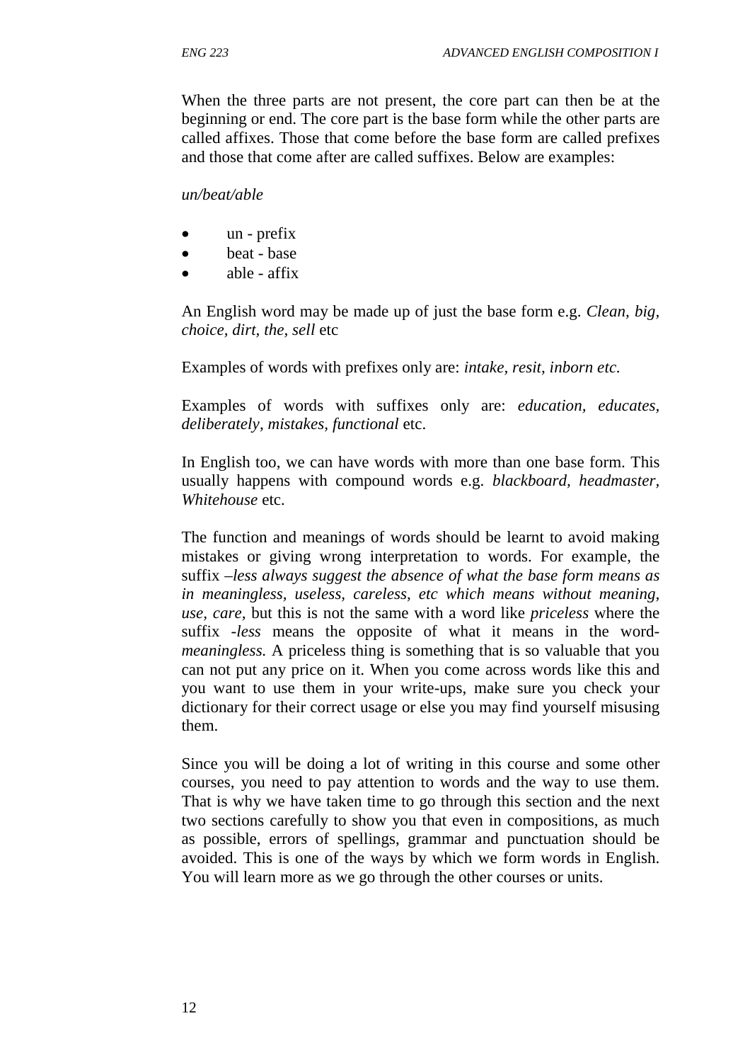When the three parts are not present, the core part can then be at the beginning or end. The core part is the base form while the other parts are called affixes. Those that come before the base form are called prefixes and those that come after are called suffixes. Below are examples:

*un/beat/able*

- un - prefix
- beat - base
- able - affix

An English word may be made up of just the base form e.g. *Clean, big, choice, dirt, the, sell* etc

Examples of words with prefixes only are: *intake, resit, inborn etc.*

Examples of words with suffixes only are: *education, educates, deliberately, mistakes, functional* etc.

In English too, we can have words with more than one base form. This usually happens with compound words e.g. *blackboard, headmaster, Whitehouse* etc.

The function and meanings of words should be learnt to avoid making mistakes or giving wrong interpretation to words. For example, the suffix *–less always suggest the absence of what the base form means as in meaningless, useless, careless, etc which means without meaning, use, care,* but this is not the same with a word like *priceless* where the suffix *-less* means the opposite of what it means in the word-*meaningless.* A priceless thing is something that is so valuable that you can not put any price on it. When you come across words like this and you want to use them in your write-ups, make sure you check your dictionary for their correct usage or else you may find yourself misusing them.

Since you will be doing a lot of writing in this course and some other courses, you need to pay attention to words and the way to use them. That is why we have taken time to go through this section and the next two sections carefully to show you that even in compositions, as much as possible, errors of spellings, grammar and punctuation should be avoided. This is one of the ways by which we form words in English. You will learn more as we go through the other courses or units.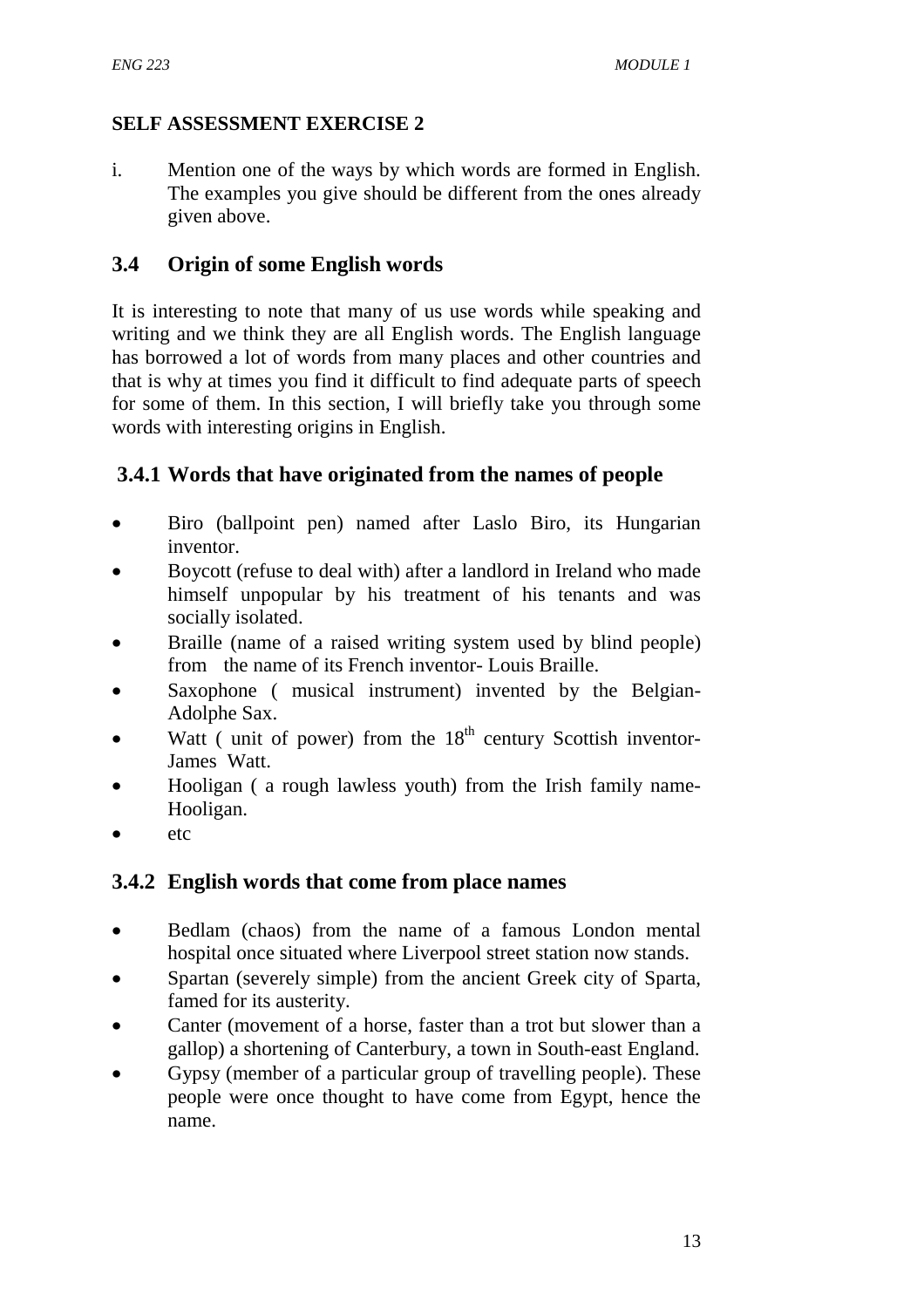**SELF ASSESSMENT EXERCISE 2**

i. Mention one of the ways by which words are formed in English. The examples you give should be different from the ones already given above.

## 3.4 Origin of some English words

It is interesting to note that many of us use words while speaking and writing and we think they are all English words. The English language has borrowed a lot of words from many places and other countries and that is why at times you find it difficult to find adequate parts of speech for some of them. In this section, I will briefly take you through some words with interesting origins in English.

### 3.4.1 Words that have originated from the names of people

- Biro (ballpoint pen) named after Laslo Biro, its Hungarian inventor.
- Boycott (refuse to deal with) after a landlord in Ireland who made himself unpopular by his treatment of his tenants and was socially isolated.
- Braille (name of a raised writing system used by blind people) from the name of its French inventor- Louis Braille.
- Saxophone ( musical instrument) invented by the Belgian- Adolphe Sax.
- Watt ( unit of power) from the 18th century Scottish inventor- James Watt.
- Hooligan ( a rough lawless youth) from the Irish family name- Hooligan.
- etc

### 3.4.2 English words that come from place names

- Bedlam (chaos) from the name of a famous London mental hospital once situated where Liverpool street station now stands.
- Spartan (severely simple) from the ancient Greek city of Sparta, famed for its austerity.
- Canter (movement of a horse, faster than a trot but slower than a gallop) a shortening of Canterbury, a town in South-east England.
- Gypsy (member of a particular group of travelling people). These people were once thought to have come from Egypt, hence the name.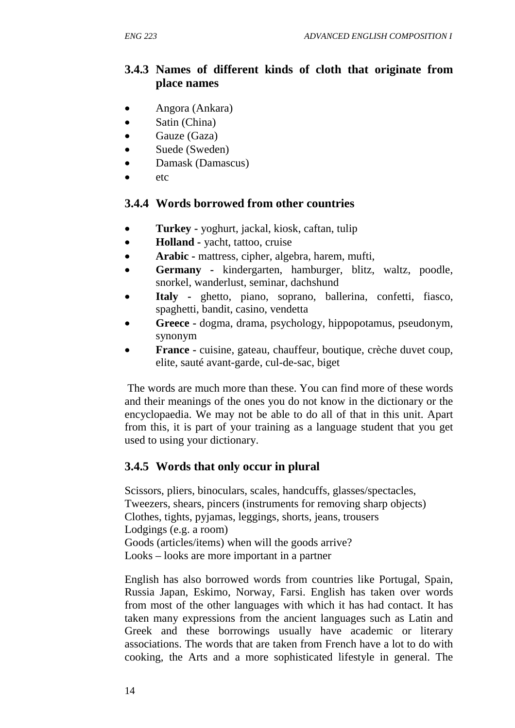### 3.4.3 Names of different kinds of cloth that originate from place names

- Angora (Ankara)
- Satin (China)
- Gauze (Gaza)
- Suede (Sweden)
- Damask (Damascus)
- etc

### 3.4.4 Words borrowed from other countries

- **Turkey -** yoghurt, jackal, kiosk, caftan, tulip
- **Holland -** yacht, tattoo, cruise
- **Arabic -** mattress, cipher, algebra, harem, mufti,
- **Germany -** kindergarten, hamburger, blitz, waltz, poodle, snorkel, wanderlust, seminar, dachshund
- **Italy -** ghetto, piano, soprano, ballerina, confetti, fiasco, spaghetti, bandit, casino, vendetta
- **Greece -** dogma, drama, psychology, hippopotamus, pseudonym, synonym
- **France -** cuisine, gateau, chauffeur, boutique, crèche duvet coup, elite, sauté avant-garde, cul-de-sac, biget

The words are much more than these. You can find more of these words and their meanings of the ones you do not know in the dictionary or the encyclopaedia. We may not be able to do all of that in this unit. Apart from this, it is part of your training as a language student that you get used to using your dictionary.

### 3.4.5 Words that only occur in plural

Scissors, pliers, binoculars, scales, handcuffs, glasses/spectacles,
Tweezers, shears, pincers (instruments for removing sharp objects)
Clothes, tights, pyjamas, leggings, shorts, jeans, trousers
Lodgings (e.g. a room)
Goods (articles/items) when will the goods arrive?
Looks – looks are more important in a partner

English has also borrowed words from countries like Portugal, Spain, Russia Japan, Eskimo, Norway, Farsi. English has taken over words from most of the other languages with which it has had contact. It has taken many expressions from the ancient languages such as Latin and Greek and these borrowings usually have academic or literary associations. The words that are taken from French have a lot to do with cooking, the Arts and a more sophisticated lifestyle in general. The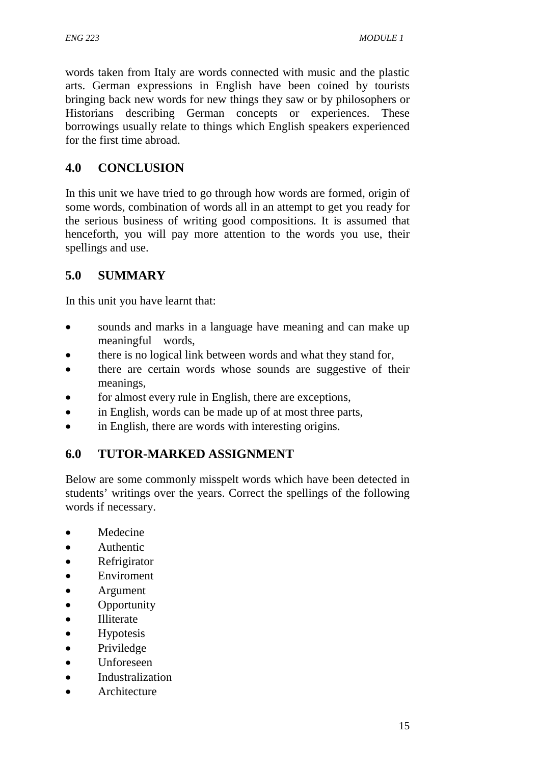words taken from Italy are words connected with music and the plastic arts. German expressions in English have been coined by tourists bringing back new words for new things they saw or by philosophers or Historians describing German concepts or experiences. These borrowings usually relate to things which English speakers experienced for the first time abroad.

## 4.0 CONCLUSION

In this unit we have tried to go through how words are formed, origin of some words, combination of words all in an attempt to get you ready for the serious business of writing good compositions. It is assumed that henceforth, you will pay more attention to the words you use, their spellings and use.

## 5.0 SUMMARY

In this unit you have learnt that:

- sounds and marks in a language have meaning and can make up meaningful words,
- there is no logical link between words and what they stand for,
- there are certain words whose sounds are suggestive of their meanings,
- for almost every rule in English, there are exceptions,
- in English, words can be made up of at most three parts,
- in English, there are words with interesting origins.

## 6.0 TUTOR-MARKED ASSIGNMENT

Below are some commonly misspelt words which have been detected in students' writings over the years. Correct the spellings of the following words if necessary.

- Medecine
- Authentic
- Refrigirator
- Enviroment
- Argument
- Opportunity
- Illiterate
- Hypotesis
- Priviledge
- Unforeseen
- Industralization
- Architecture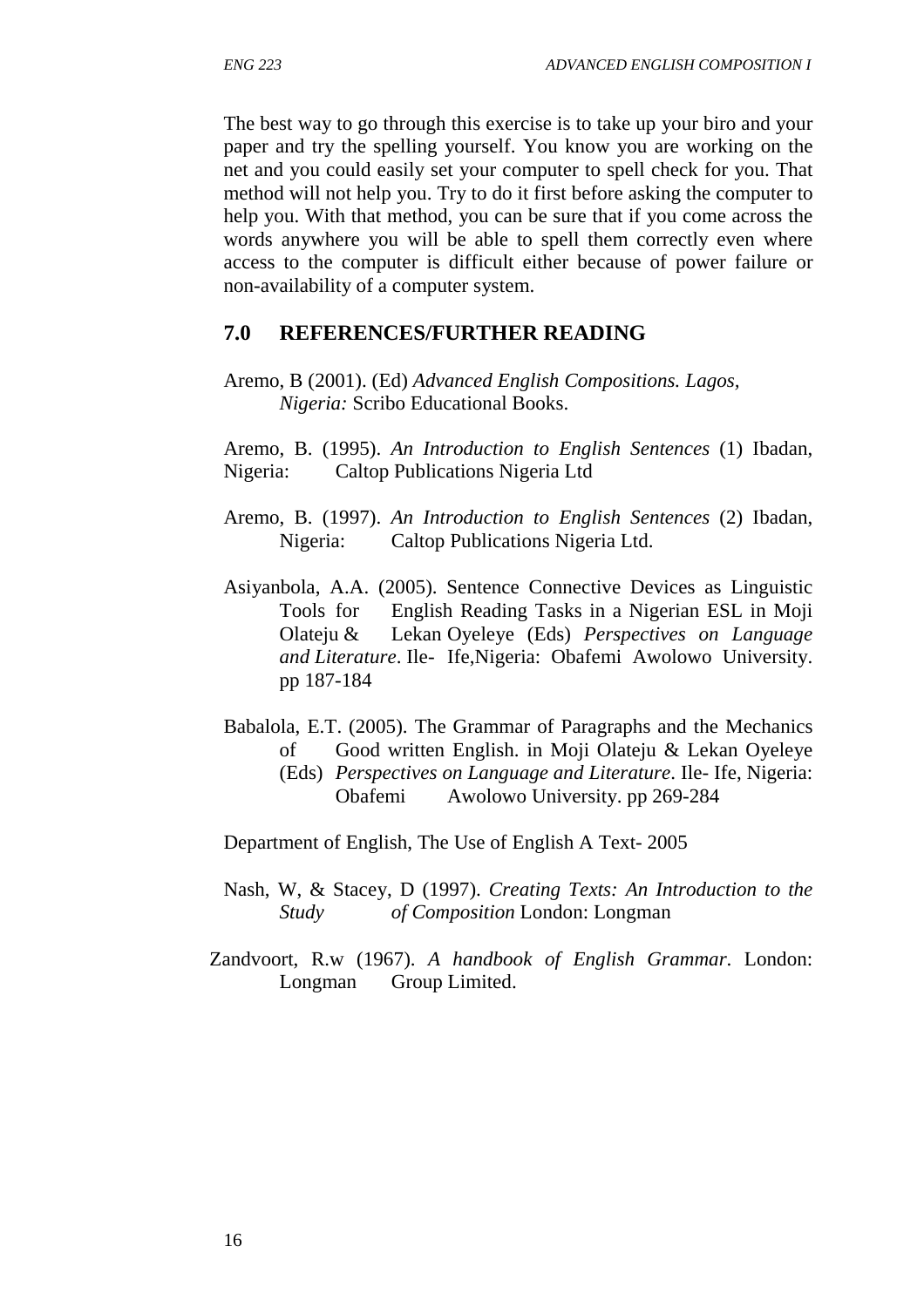The best way to go through this exercise is to take up your biro and your paper and try the spelling yourself. You know you are working on the net and you could easily set your computer to spell check for you. That method will not help you. Try to do it first before asking the computer to help you. With that method, you can be sure that if you come across the words anywhere you will be able to spell them correctly even where access to the computer is difficult either because of power failure or non-availability of a computer system.

## 7.0 REFERENCES/FURTHER READING

Aremo, B (2001). (Ed) *Advanced English Compositions. Lagos, Nigeria:* Scribo Educational Books.

Aremo, B. (1995). *An Introduction to English Sentences* (1) Ibadan, Nigeria: Caltop Publications Nigeria Ltd

Aremo, B. (1997). *An Introduction to English Sentences* (2) Ibadan, Nigeria: Caltop Publications Nigeria Ltd.

Asiyanbola, A.A. (2005). Sentence Connective Devices as Linguistic Tools for English Reading Tasks in a Nigerian ESL in Moji Olateju & Lekan Oyeleye (Eds) *Perspectives on Language and Literature*. Ile- Ife,Nigeria: Obafemi Awolowo University. pp 187-184

Babalola, E.T. (2005). The Grammar of Paragraphs and the Mechanics of Good written English. in Moji Olateju & Lekan Oyeleye (Eds) *Perspectives on Language and Literature*. Ile- Ife, Nigeria: Obafemi Awolowo University. pp 269-284

Department of English, The Use of English A Text- 2005

Nash, W, & Stacey, D (1997). *Creating Texts: An Introduction to the Study of Composition* London: Longman

Zandvoort, R.w (1967). *A handbook of English Grammar*. London: Longman Group Limited.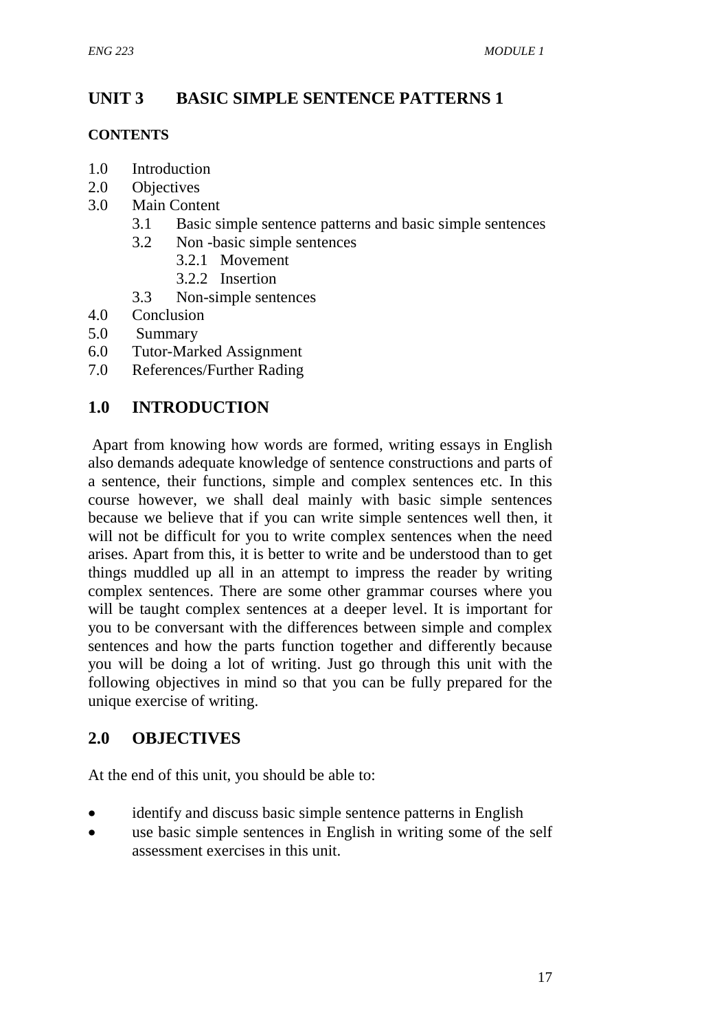## UNIT 3 BASIC SIMPLE SENTENCE PATTERNS 1

**CONTENTS**

- 1.0 Introduction
- 2.0 Objectives
- 3.0 Main Content
  - 3.1 Basic simple sentence patterns and basic simple sentences
  - 3.2 Non -basic simple sentences
    - 3.2.1 Movement
    - 3.2.2 Insertion
  - 3.3 Non-simple sentences
- 4.0 Conclusion
- 5.0 Summary
- 6.0 Tutor-Marked Assignment
- 7.0 References/Further Rading

## 1.0 INTRODUCTION

Apart from knowing how words are formed, writing essays in English also demands adequate knowledge of sentence constructions and parts of a sentence, their functions, simple and complex sentences etc. In this course however, we shall deal mainly with basic simple sentences because we believe that if you can write simple sentences well then, it will not be difficult for you to write complex sentences when the need arises. Apart from this, it is better to write and be understood than to get things muddled up all in an attempt to impress the reader by writing complex sentences. There are some other grammar courses where you will be taught complex sentences at a deeper level. It is important for you to be conversant with the differences between simple and complex sentences and how the parts function together and differently because you will be doing a lot of writing. Just go through this unit with the following objectives in mind so that you can be fully prepared for the unique exercise of writing.

## 2.0 OBJECTIVES

At the end of this unit, you should be able to:

- identify and discuss basic simple sentence patterns in English
- use basic simple sentences in English in writing some of the self assessment exercises in this unit.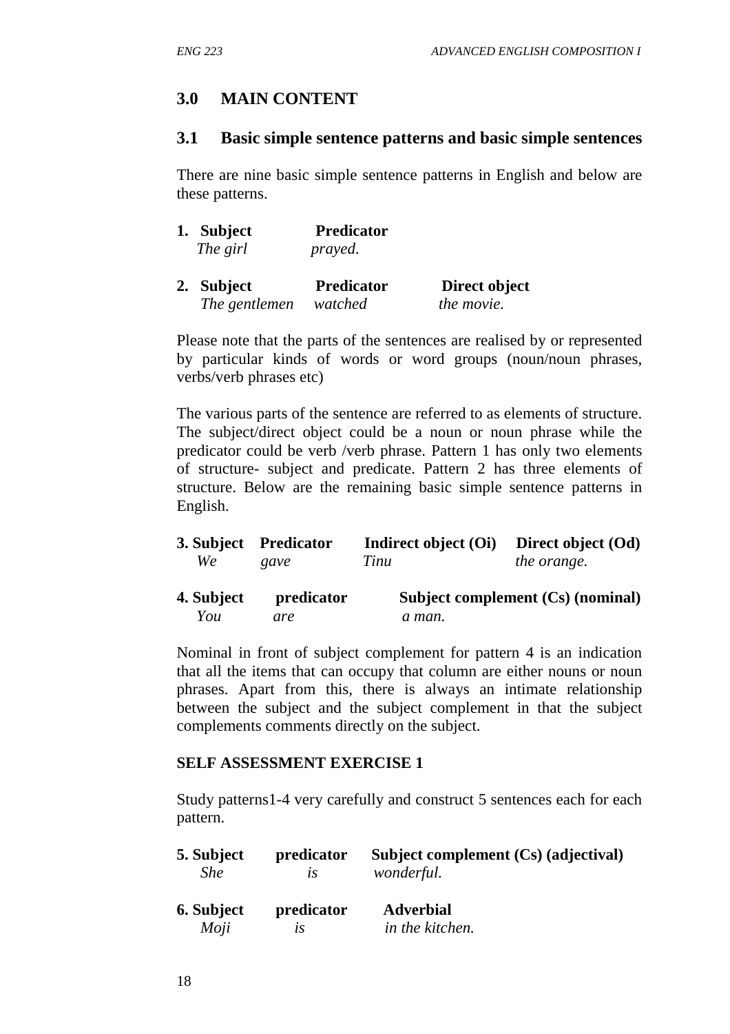## 3.0 MAIN CONTENT

### 3.1 Basic simple sentence patterns and basic simple sentences

There are nine basic simple sentence patterns in English and below are these patterns.

| 1. **Subject** | **Predicator** |
|---|---|
| *The girl* | *prayed.* |

| 2. **Subject** | **Predicator** | **Direct object** |
|---|---|---|
| *The gentlemen* | *watched* | *the movie.* |

Please note that the parts of the sentences are realised by or represented by particular kinds of words or word groups (noun/noun phrases, verbs/verb phrases etc)

The various parts of the sentence are referred to as elements of structure. The subject/direct object could be a noun or noun phrase while the predicator could be verb /verb phrase. Pattern 1 has only two elements of structure- subject and predicate. Pattern 2 has three elements of structure. Below are the remaining basic simple sentence patterns in English.

| 3. **Subject** | **Predicator** | **Indirect object (Oi)** | **Direct object (Od)** |
|---|---|---|---|
| *We* | *gave* | *Tinu* | *the orange.* |

| 4. **Subject** | **predicator** | **Subject complement (Cs) (nominal)** |
|---|---|---|
| *You* | *are* | *a man.* |

Nominal in front of subject complement for pattern 4 is an indication that all the items that can occupy that column are either nouns or noun phrases. Apart from this, there is always an intimate relationship between the subject and the subject complement in that the subject complements comments directly on the subject.

**SELF ASSESSMENT EXERCISE 1**

Study patterns1-4 very carefully and construct 5 sentences each for each pattern.

| 5. **Subject** | **predicator** | **Subject complement (Cs) (adjectival)** |
|---|---|---|
| *She* | *is* | *wonderful.* |

| 6. **Subject** | **predicator** | **Adverbial** |
|---|---|---|
| *Moji* | *is* | *in the kitchen.* |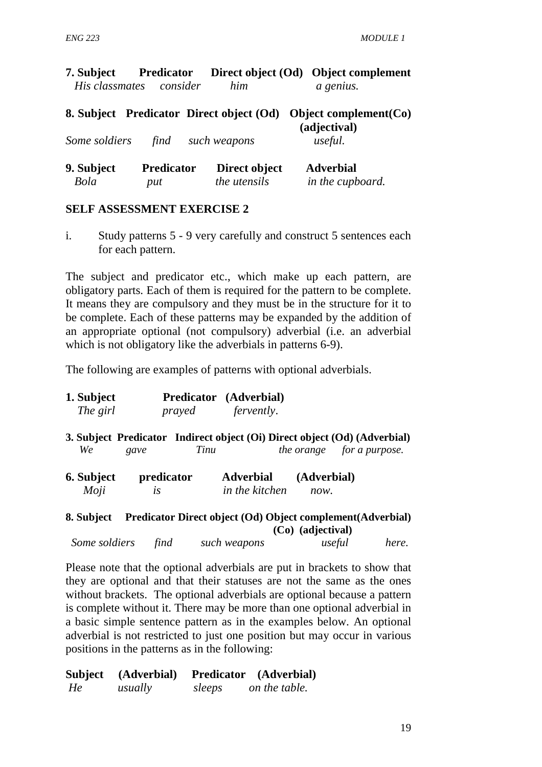**7. Subject Predicator Direct object (Od) Object complement**

*His classmates consider him a genius.*

**8. Subject Predicator Direct object (Od) Object complement(Co) (adjectival)**

*Some soldiers find such weapons useful.*

**9. Subject Predicator Direct object Adverbial**

*Bola put the utensils in the cupboard.*

**SELF ASSESSMENT EXERCISE 2**

i. Study patterns 5 - 9 very carefully and construct 5 sentences each for each pattern.

The subject and predicator etc., which make up each pattern, are obligatory parts. Each of them is required for the pattern to be complete. It means they are compulsory and they must be in the structure for it to be complete. Each of these patterns may be expanded by the addition of an appropriate optional (not compulsory) adverbial (i.e. an adverbial which is not obligatory like the adverbials in patterns 6-9).

The following are examples of patterns with optional adverbials.

**1. Subject Predicator (Adverbial)**

*The girl prayed fervently*.

**3. Subject Predicator Indirect object (Oi) Direct object (Od) (Adverbial)**

*We gave Tinu the orange for a purpose.*

**6. Subject predicator Adverbial (Adverbial)**

*Moji is in the kitchen now.*

**8. Subject Predicator Direct object (Od) Object complement(Adverbial) (Co) (adjectival)**

*Some soldiers find such weapons useful here.*

Please note that the optional adverbials are put in brackets to show that they are optional and that their statuses are not the same as the ones without brackets. The optional adverbials are optional because a pattern is complete without it. There may be more than one optional adverbial in a basic simple sentence pattern as in the examples below. An optional adverbial is not restricted to just one position but may occur in various positions in the patterns as in the following:

**Subject (Adverbial) Predicator (Adverbial)**

*He usually sleeps on the table.*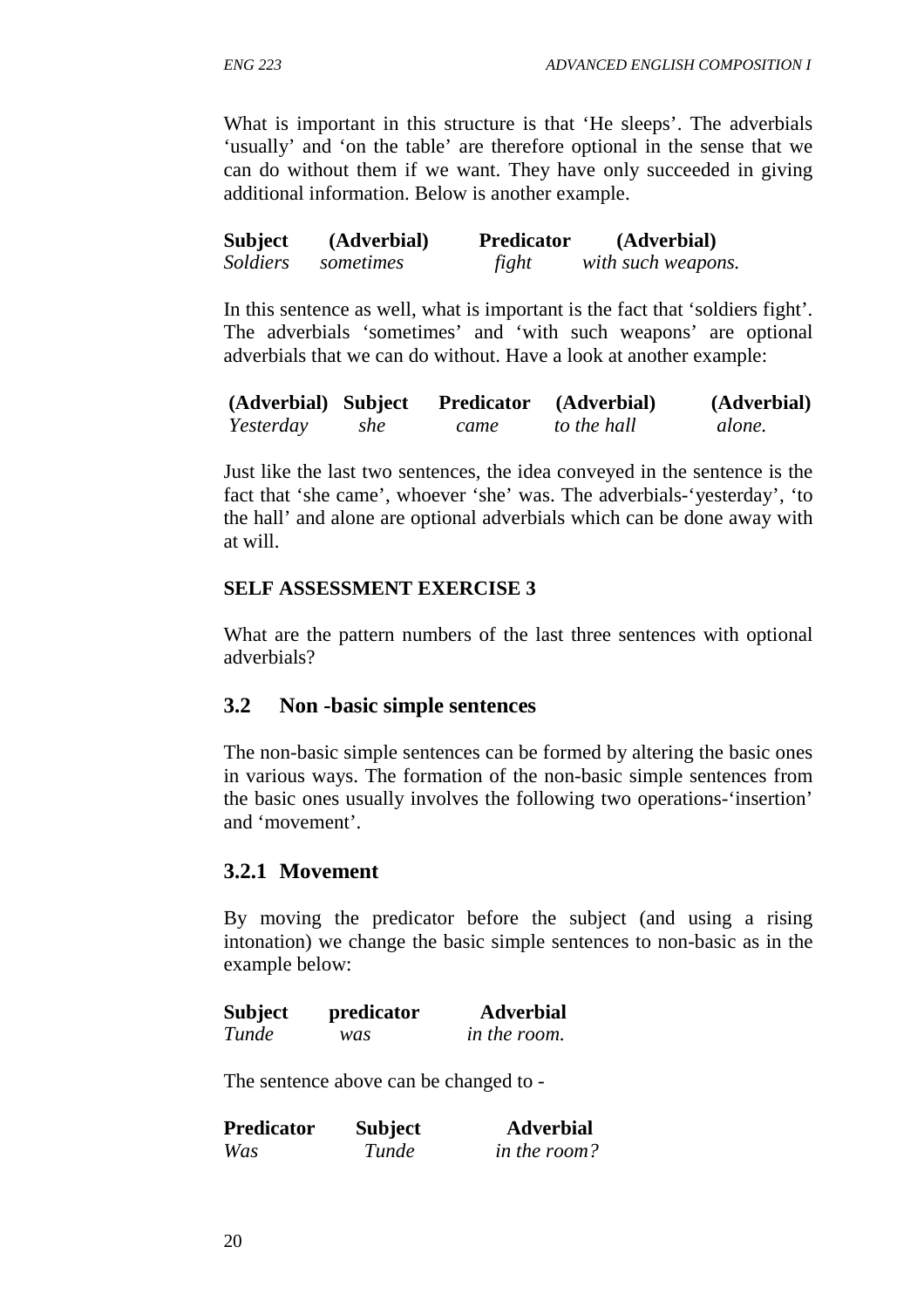What is important in this structure is that 'He sleeps'. The adverbials 'usually' and 'on the table' are therefore optional in the sense that we can do without them if we want. They have only succeeded in giving additional information. Below is another example.

| **Subject** | **(Adverbial)** | **Predicator** | **(Adverbial)** |
|---|---|---|---|
| *Soldiers* | *sometimes* | *fight* | *with such weapons.* |

In this sentence as well, what is important is the fact that 'soldiers fight'. The adverbials 'sometimes' and 'with such weapons' are optional adverbials that we can do without. Have a look at another example:

| **(Adverbial)** | **Subject** | **Predicator** | **(Adverbial)** | **(Adverbial)** |
|---|---|---|---|---|
| *Yesterday* | *she* | *came* | *to the hall* | *alone.* |

Just like the last two sentences, the idea conveyed in the sentence is the fact that 'she came', whoever 'she' was. The adverbials-'yesterday', 'to the hall' and alone are optional adverbials which can be done away with at will.

**SELF ASSESSMENT EXERCISE 3**

What are the pattern numbers of the last three sentences with optional adverbials?

## 3.2 Non -basic simple sentences

The non-basic simple sentences can be formed by altering the basic ones in various ways. The formation of the non-basic simple sentences from the basic ones usually involves the following two operations-'insertion' and 'movement'.

### 3.2.1 Movement

By moving the predicator before the subject (and using a rising intonation) we change the basic simple sentences to non-basic as in the example below:

| **Subject** | **predicator** | **Adverbial** |
|---|---|---|
| *Tunde* | *was* | *in the room.* |

The sentence above can be changed to -

| **Predicator** | **Subject** | **Adverbial** |
|---|---|---|
| *Was* | *Tunde* | *in the room?* |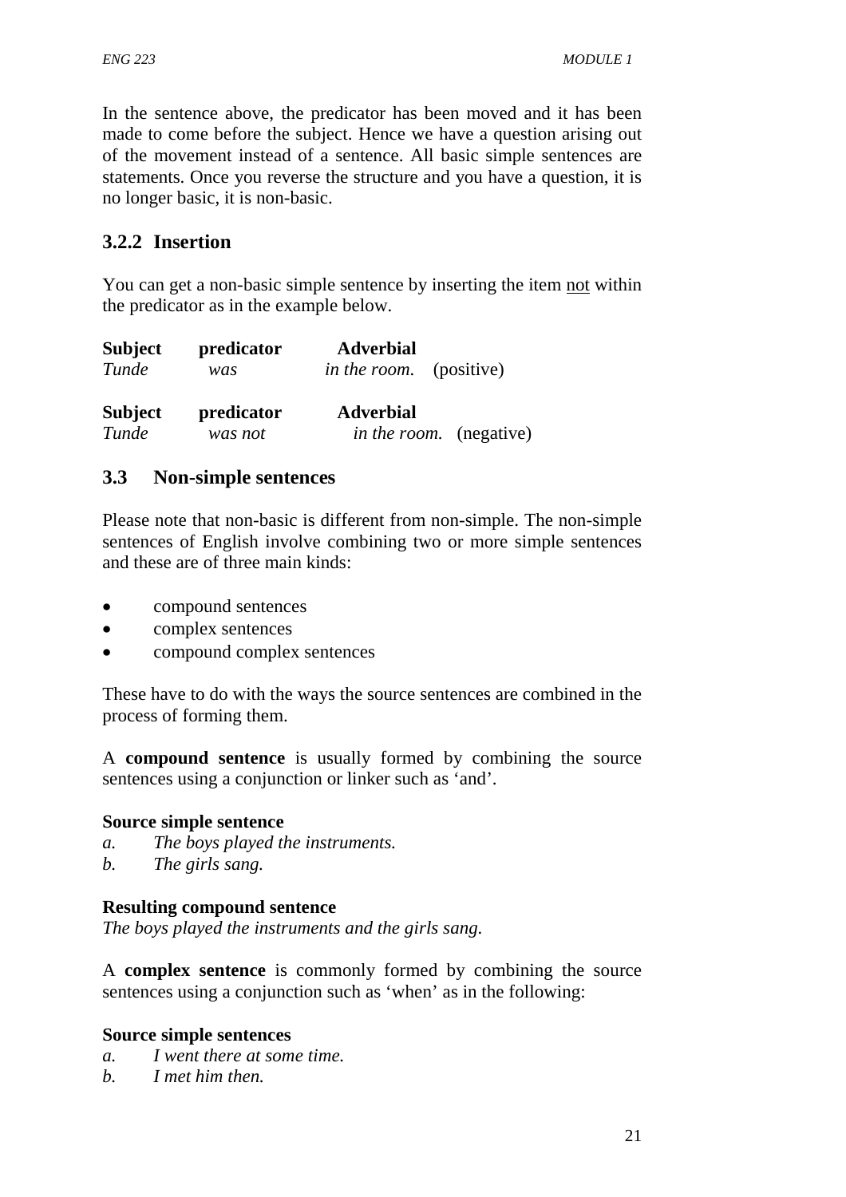In the sentence above, the predicator has been moved and it has been made to come before the subject. Hence we have a question arising out of the movement instead of a sentence. All basic simple sentences are statements. Once you reverse the structure and you have a question, it is no longer basic, it is non-basic.

### 3.2.2 Insertion

You can get a non-basic simple sentence by inserting the item <u>not</u> within the predicator as in the example below.

| **Subject** | **predicator** | **Adverbial** | |
|---|---|---|---|
| *Tunde* | *was* | *in the room.* | (positive) |

| **Subject** | **predicator** | **Adverbial** | |
|---|---|---|---|
| *Tunde* | *was not* | *in the room.* | (negative) |

## 3.3 Non-simple sentences

Please note that non-basic is different from non-simple. The non-simple sentences of English involve combining two or more simple sentences and these are of three main kinds:

- compound sentences
- complex sentences
- compound complex sentences

These have to do with the ways the source sentences are combined in the process of forming them.

A **compound sentence** is usually formed by combining the source sentences using a conjunction or linker such as 'and'.

**Source simple sentence**

*a.* *The boys played the instruments.*
*b.* *The girls sang.*

**Resulting compound sentence**

*The boys played the instruments and the girls sang.*

A **complex sentence** is commonly formed by combining the source sentences using a conjunction such as 'when' as in the following:

**Source simple sentences**

*a.* *I went there at some time.*
*b.* *I met him then.*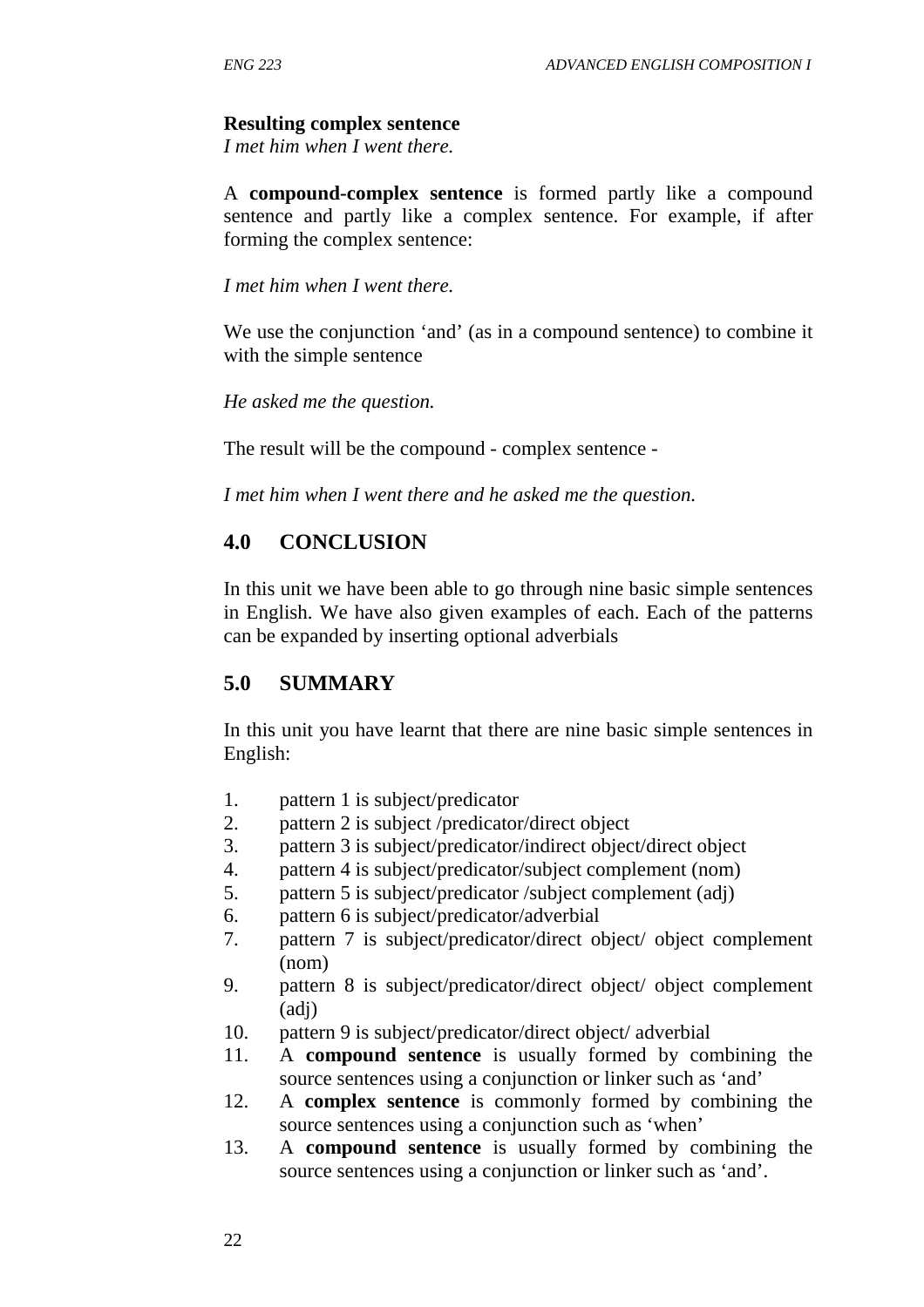**Resulting complex sentence**

*I met him when I went there.*

A **compound-complex sentence** is formed partly like a compound sentence and partly like a complex sentence. For example, if after forming the complex sentence:

*I met him when I went there.*

We use the conjunction 'and' (as in a compound sentence) to combine it with the simple sentence

*He asked me the question.*

The result will be the compound - complex sentence -

*I met him when I went there and he asked me the question.*

## 4.0 CONCLUSION

In this unit we have been able to go through nine basic simple sentences in English. We have also given examples of each. Each of the patterns can be expanded by inserting optional adverbials

## 5.0 SUMMARY

In this unit you have learnt that there are nine basic simple sentences in English:

1. pattern 1 is subject/predicator
2. pattern 2 is subject /predicator/direct object
3. pattern 3 is subject/predicator/indirect object/direct object
4. pattern 4 is subject/predicator/subject complement (nom)
5. pattern 5 is subject/predicator /subject complement (adj)
6. pattern 6 is subject/predicator/adverbial
7. pattern 7 is subject/predicator/direct object/ object complement (nom)
9. pattern 8 is subject/predicator/direct object/ object complement (adj)
10. pattern 9 is subject/predicator/direct object/ adverbial
11. A **compound sentence** is usually formed by combining the source sentences using a conjunction or linker such as 'and'
12. A **complex sentence** is commonly formed by combining the source sentences using a conjunction such as 'when'
13. A **compound sentence** is usually formed by combining the source sentences using a conjunction or linker such as 'and'.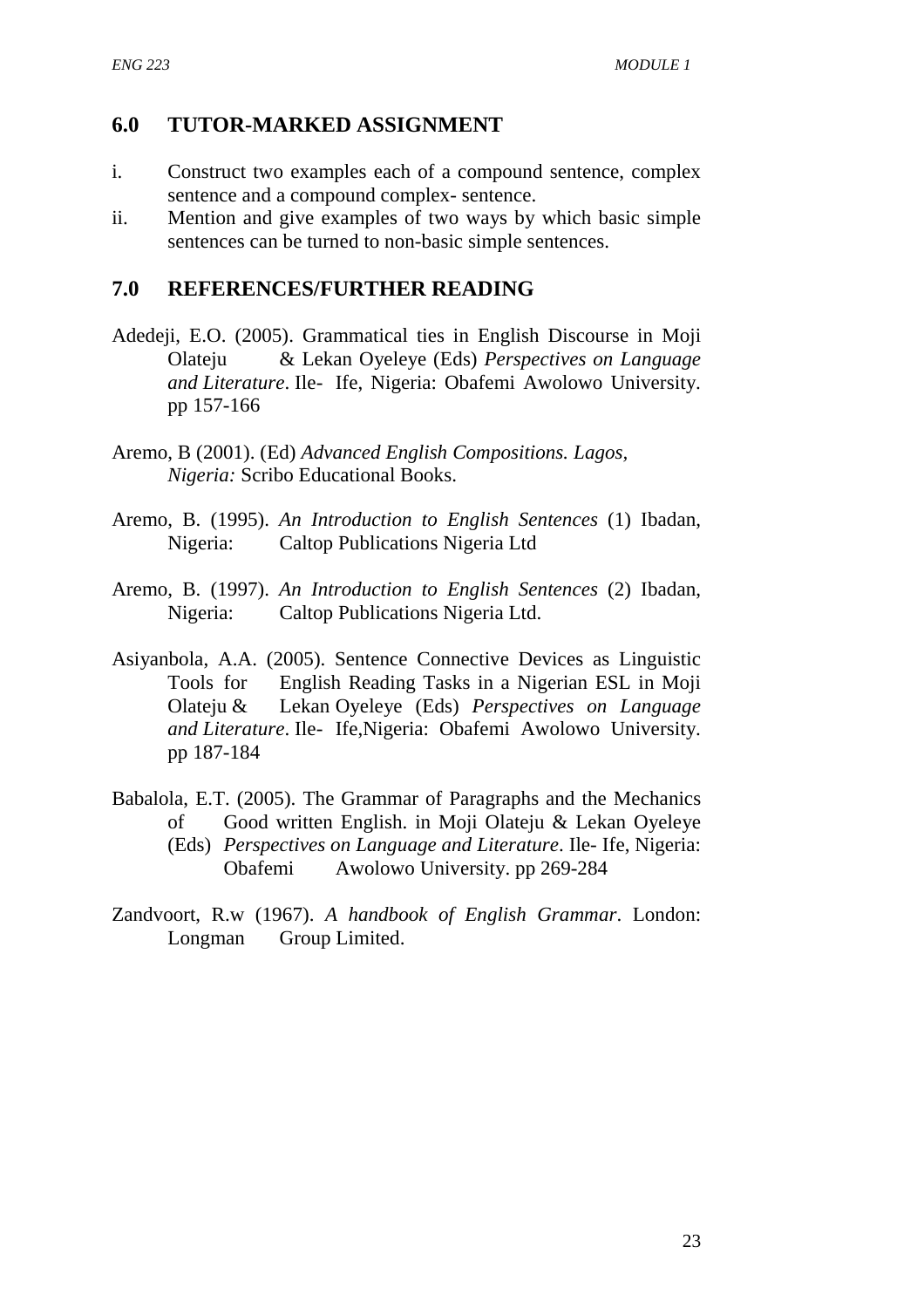## 6.0 TUTOR-MARKED ASSIGNMENT

i. Construct two examples each of a compound sentence, complex sentence and a compound complex- sentence.

ii. Mention and give examples of two ways by which basic simple sentences can be turned to non-basic simple sentences.

## 7.0 REFERENCES/FURTHER READING

Adedeji, E.O. (2005). Grammatical ties in English Discourse in Moji Olateju & Lekan Oyeleye (Eds) *Perspectives on Language and Literature*. Ile- Ife, Nigeria: Obafemi Awolowo University. pp 157-166

Aremo, B (2001). (Ed) *Advanced English Compositions. Lagos, Nigeria:* Scribo Educational Books.

Aremo, B. (1995). *An Introduction to English Sentences* (1) Ibadan, Nigeria: Caltop Publications Nigeria Ltd

Aremo, B. (1997). *An Introduction to English Sentences* (2) Ibadan, Nigeria: Caltop Publications Nigeria Ltd.

Asiyanbola, A.A. (2005). Sentence Connective Devices as Linguistic Tools for English Reading Tasks in a Nigerian ESL in Moji Olateju & Lekan Oyeleye (Eds) *Perspectives on Language and Literature*. Ile- Ife,Nigeria: Obafemi Awolowo University. pp 187-184

Babalola, E.T. (2005). The Grammar of Paragraphs and the Mechanics of Good written English. in Moji Olateju & Lekan Oyeleye (Eds) *Perspectives on Language and Literature*. Ile- Ife, Nigeria: Obafemi Awolowo University. pp 269-284

Zandvoort, R.w (1967). *A handbook of English Grammar*. London: Longman Group Limited.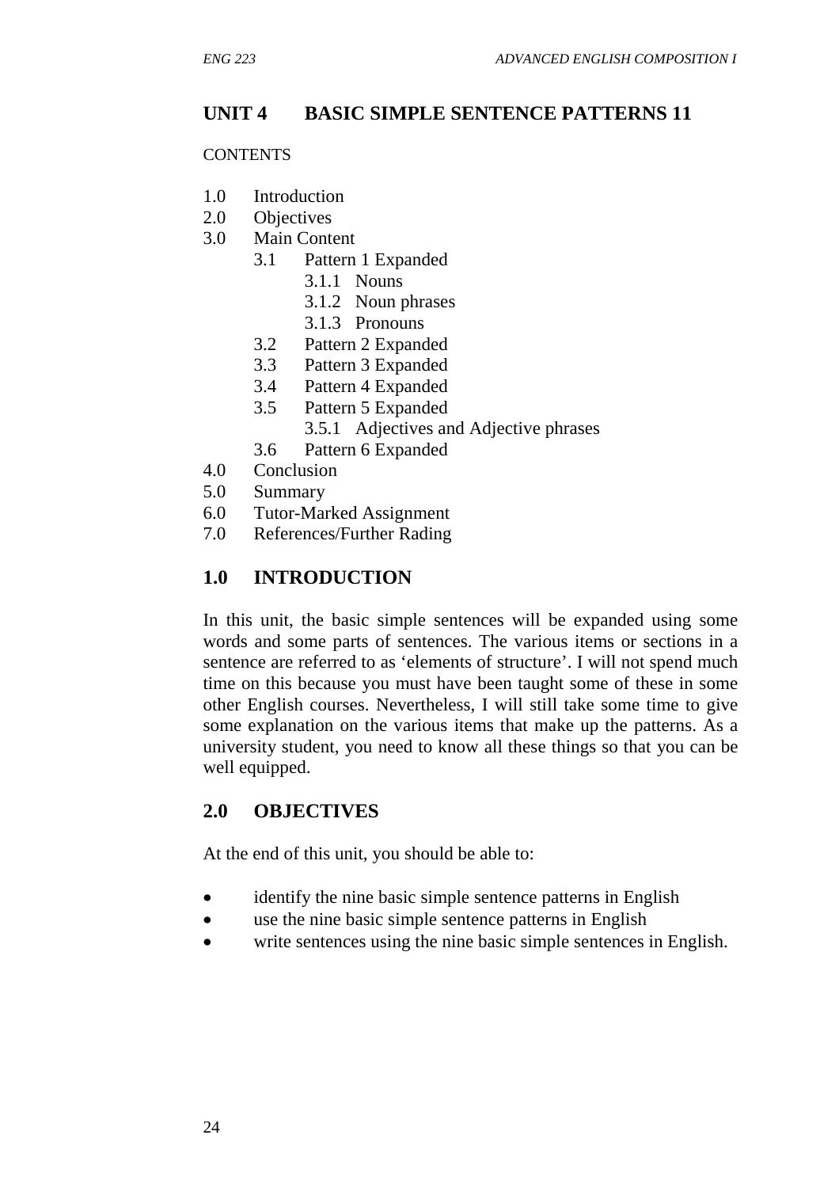# UNIT 4 BASIC SIMPLE SENTENCE PATTERNS 11

CONTENTS

1.0 Introduction
2.0 Objectives
3.0 Main Content
  3.1 Pattern 1 Expanded
    3.1.1 Nouns
    3.1.2 Noun phrases
    3.1.3 Pronouns
  3.2 Pattern 2 Expanded
  3.3 Pattern 3 Expanded
  3.4 Pattern 4 Expanded
  3.5 Pattern 5 Expanded
    3.5.1 Adjectives and Adjective phrases
  3.6 Pattern 6 Expanded
4.0 Conclusion
5.0 Summary
6.0 Tutor-Marked Assignment
7.0 References/Further Rading

## 1.0 INTRODUCTION

In this unit, the basic simple sentences will be expanded using some words and some parts of sentences. The various items or sections in a sentence are referred to as 'elements of structure'. I will not spend much time on this because you must have been taught some of these in some other English courses. Nevertheless, I will still take some time to give some explanation on the various items that make up the patterns. As a university student, you need to know all these things so that you can be well equipped.

## 2.0 OBJECTIVES

At the end of this unit, you should be able to:

- identify the nine basic simple sentence patterns in English
- use the nine basic simple sentence patterns in English
- write sentences using the nine basic simple sentences in English.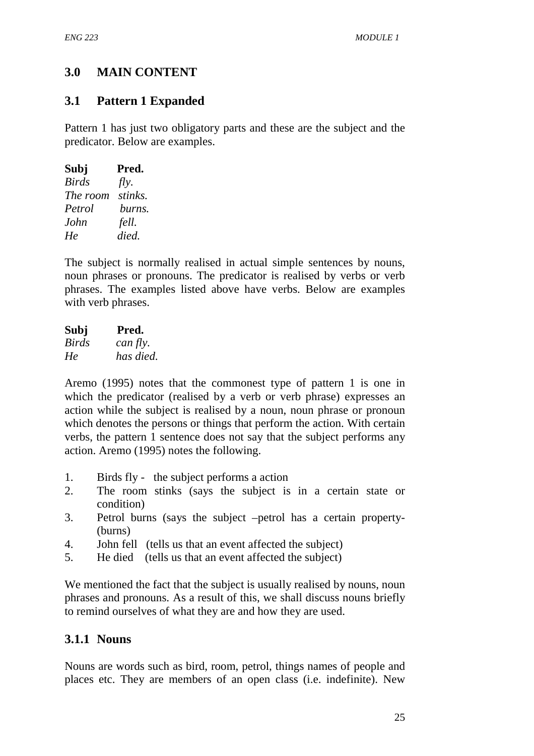## 3.0 MAIN CONTENT

### 3.1 Pattern 1 Expanded

Pattern 1 has just two obligatory parts and these are the subject and the predicator. Below are examples.

| Subj | Pred. |
|---|---|
| *Birds* | *fly.* |
| *The room* | *stinks.* |
| *Petrol* | *burns.* |
| *John* | *fell.* |
| *He* | *died.* |

The subject is normally realised in actual simple sentences by nouns, noun phrases or pronouns. The predicator is realised by verbs or verb phrases. The examples listed above have verbs. Below are examples with verb phrases.

| Subj | Pred. |
|---|---|
| *Birds* | *can fly.* |
| *He* | *has died.* |

Aremo (1995) notes that the commonest type of pattern 1 is one in which the predicator (realised by a verb or verb phrase) expresses an action while the subject is realised by a noun, noun phrase or pronoun which denotes the persons or things that perform the action. With certain verbs, the pattern 1 sentence does not say that the subject performs any action. Aremo (1995) notes the following.

1. Birds fly - the subject performs a action
2. The room stinks (says the subject is in a certain state or condition)
3. Petrol burns (says the subject –petrol has a certain property- (burns)
4. John fell (tells us that an event affected the subject)
5. He died (tells us that an event affected the subject)

We mentioned the fact that the subject is usually realised by nouns, noun phrases and pronouns. As a result of this, we shall discuss nouns briefly to remind ourselves of what they are and how they are used.

#### 3.1.1 Nouns

Nouns are words such as bird, room, petrol, things names of people and places etc. They are members of an open class (i.e. indefinite). New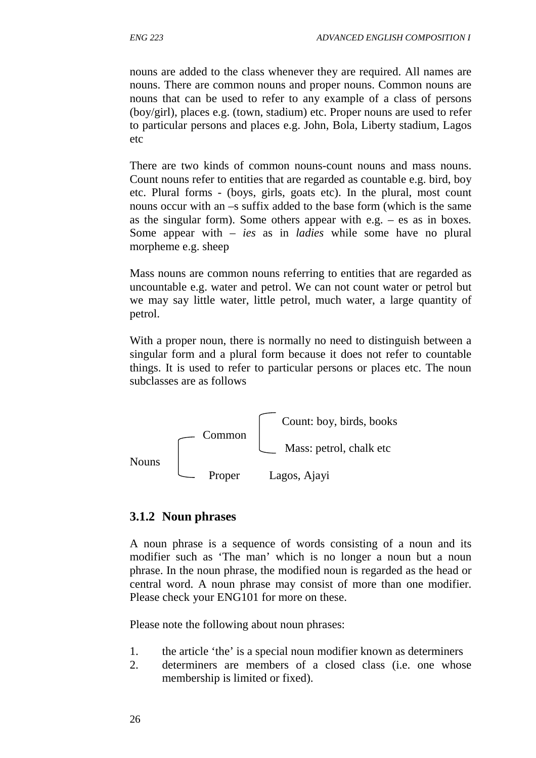nouns are added to the class whenever they are required. All names are nouns. There are common nouns and proper nouns. Common nouns are nouns that can be used to refer to any example of a class of persons (boy/girl), places e.g. (town, stadium) etc. Proper nouns are used to refer to particular persons and places e.g. John, Bola, Liberty stadium, Lagos etc

There are two kinds of common nouns-count nouns and mass nouns. Count nouns refer to entities that are regarded as countable e.g. bird, boy etc. Plural forms - (boys, girls, goats etc). In the plural, most count nouns occur with an –s suffix added to the base form (which is the same as the singular form). Some others appear with e.g. – es as in boxes. Some appear with – *ies* as in *ladies* while some have no plural morpheme e.g. sheep

Mass nouns are common nouns referring to entities that are regarded as uncountable e.g. water and petrol. We can not count water or petrol but we may say little water, little petrol, much water, a large quantity of petrol.

With a proper noun, there is normally no need to distinguish between a singular form and a plural form because it does not refer to countable things. It is used to refer to particular persons or places etc. The noun subclasses are as follows

```
                      ┌ Count: boy, birds, books
          ┌ Common ───┤
          │           └ Mass: petrol, chalk etc
Nouns ────┤
          └ Proper        Lagos, Ajayi
```

### 3.1.2 Noun phrases

A noun phrase is a sequence of words consisting of a noun and its modifier such as 'The man' which is no longer a noun but a noun phrase. In the noun phrase, the modified noun is regarded as the head or central word. A noun phrase may consist of more than one modifier. Please check your ENG101 for more on these.

Please note the following about noun phrases:

1. the article 'the' is a special noun modifier known as determiners
2. determiners are members of a closed class (i.e. one whose membership is limited or fixed).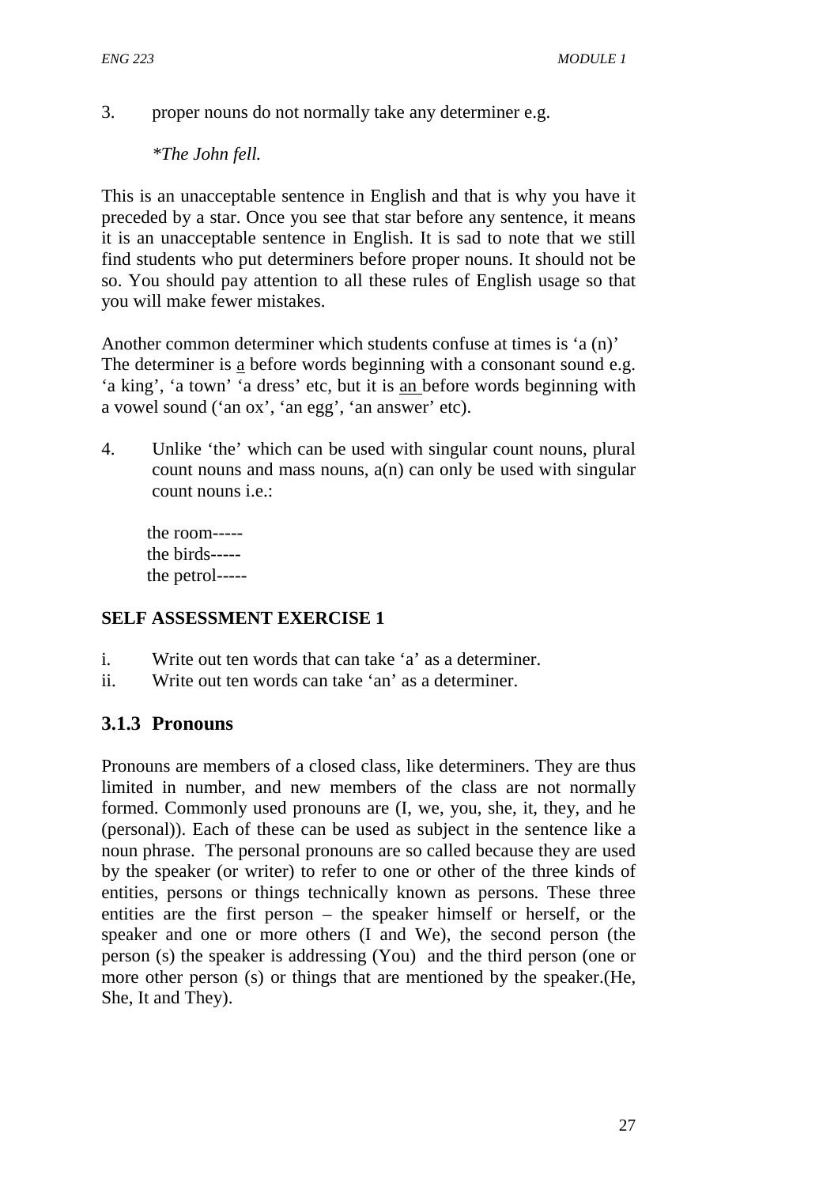3. proper nouns do not normally take any determiner e.g.

   *\*The John fell.*

This is an unacceptable sentence in English and that is why you have it preceded by a star. Once you see that star before any sentence, it means it is an unacceptable sentence in English. It is sad to note that we still find students who put determiners before proper nouns. It should not be so. You should pay attention to all these rules of English usage so that you will make fewer mistakes.

Another common determiner which students confuse at times is 'a (n)' The determiner is <u>a</u> before words beginning with a consonant sound e.g. 'a king', 'a town' 'a dress' etc, but it is <u>an</u> before words beginning with a vowel sound ('an ox', 'an egg', 'an answer' etc).

4. Unlike 'the' which can be used with singular count nouns, plural count nouns and mass nouns, a(n) can only be used with singular count nouns i.e.:

   the room-----
   the birds-----
   the petrol-----

**SELF ASSESSMENT EXERCISE 1**

i. Write out ten words that can take 'a' as a determiner.
ii. Write out ten words can take 'an' as a determiner.

### 3.1.3 Pronouns

Pronouns are members of a closed class, like determiners. They are thus limited in number, and new members of the class are not normally formed. Commonly used pronouns are (I, we, you, she, it, they, and he (personal)). Each of these can be used as subject in the sentence like a noun phrase. The personal pronouns are so called because they are used by the speaker (or writer) to refer to one or other of the three kinds of entities, persons or things technically known as persons. These three entities are the first person – the speaker himself or herself, or the speaker and one or more others (I and We), the second person (the person (s) the speaker is addressing (You) and the third person (one or more other person (s) or things that are mentioned by the speaker.(He, She, It and They).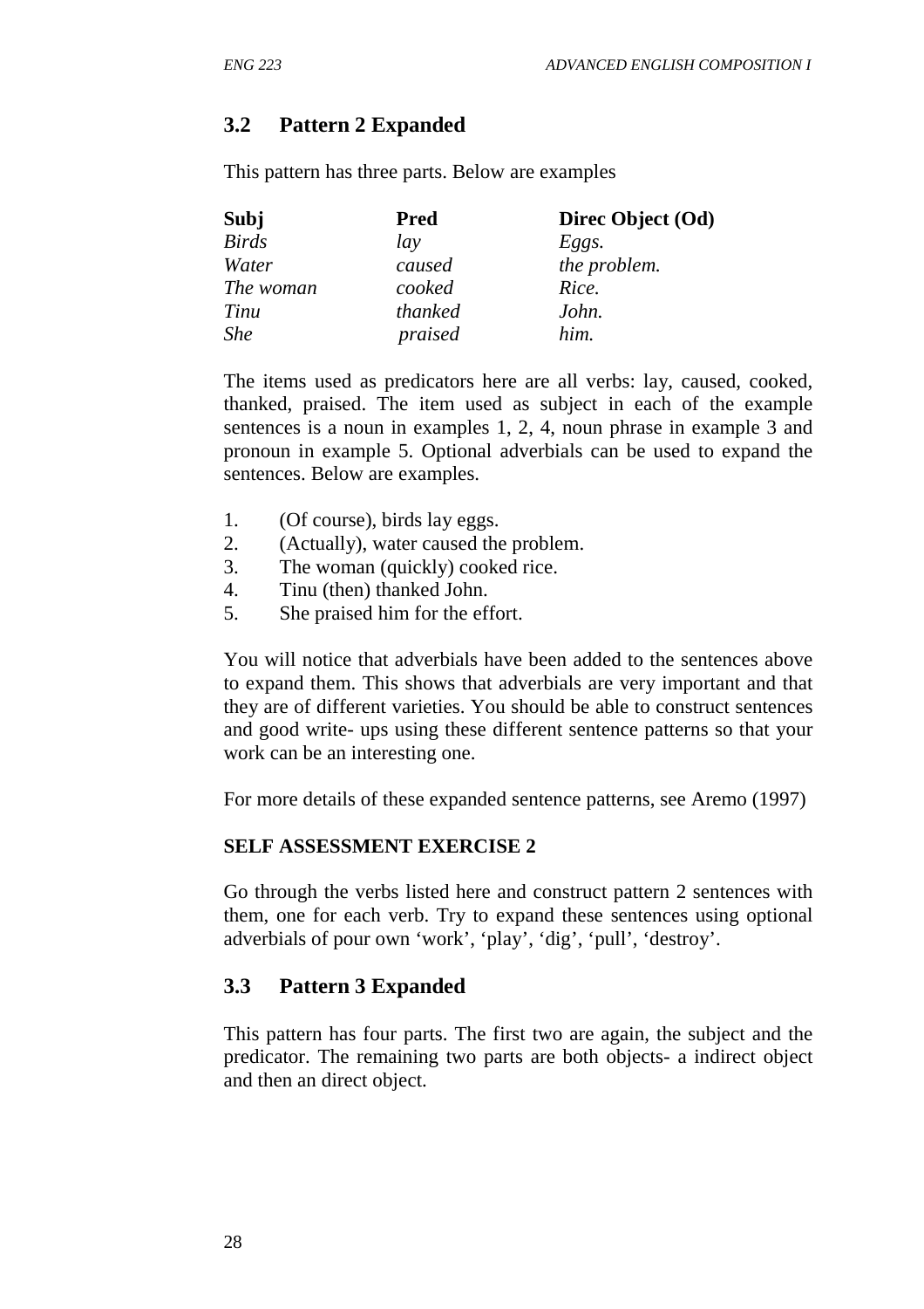## 3.2 Pattern 2 Expanded

This pattern has three parts. Below are examples

| **Subj** | **Pred** | **Direc Object (Od)** |
|---|---|---|
| *Birds* | *lay* | *Eggs.* |
| *Water* | *caused* | *the problem.* |
| *The woman* | *cooked* | *Rice.* |
| *Tinu* | *thanked* | *John.* |
| *She* | *praised* | *him.* |

The items used as predicators here are all verbs: lay, caused, cooked, thanked, praised. The item used as subject in each of the example sentences is a noun in examples 1, 2, 4, noun phrase in example 3 and pronoun in example 5. Optional adverbials can be used to expand the sentences. Below are examples.

1. (Of course), birds lay eggs.
2. (Actually), water caused the problem.
3. The woman (quickly) cooked rice.
4. Tinu (then) thanked John.
5. She praised him for the effort.

You will notice that adverbials have been added to the sentences above to expand them. This shows that adverbials are very important and that they are of different varieties. You should be able to construct sentences and good write- ups using these different sentence patterns so that your work can be an interesting one.

For more details of these expanded sentence patterns, see Aremo (1997)

**SELF ASSESSMENT EXERCISE 2**

Go through the verbs listed here and construct pattern 2 sentences with them, one for each verb. Try to expand these sentences using optional adverbials of pour own 'work', 'play', 'dig', 'pull', 'destroy'.

## 3.3 Pattern 3 Expanded

This pattern has four parts. The first two are again, the subject and the predicator. The remaining two parts are both objects- a indirect object and then an direct object.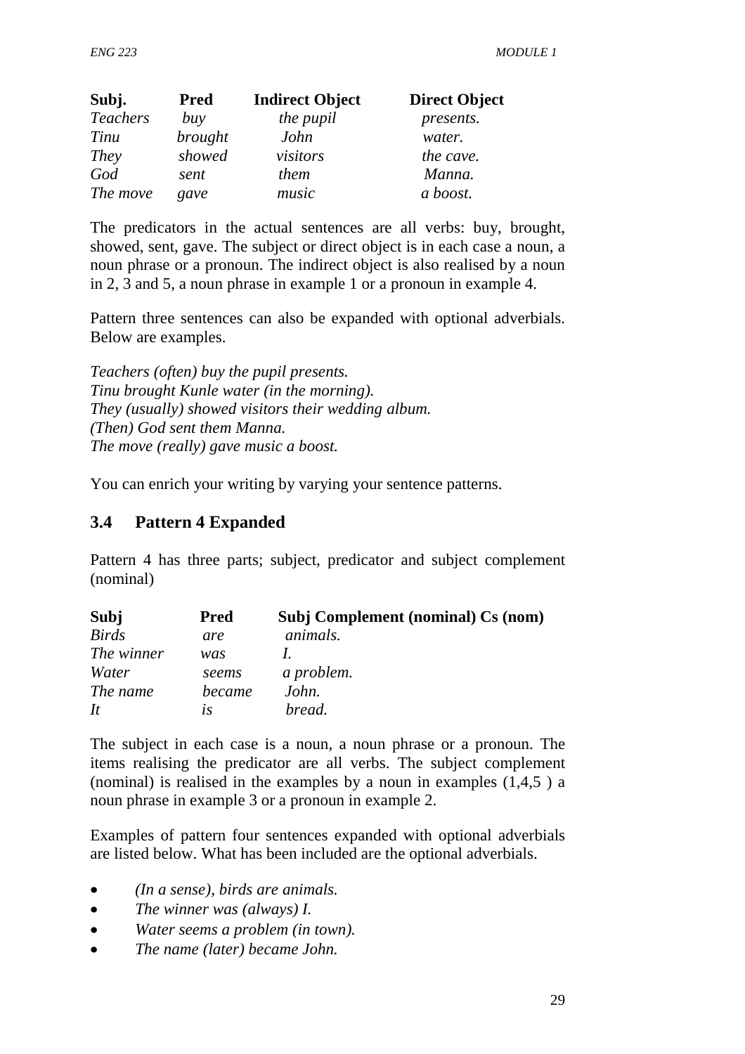| Subj. | Pred | Indirect Object | Direct Object |
|---|---|---|---|
| *Teachers* | *buy* | *the pupil* | *presents.* |
| *Tinu* | *brought* | *John* | *water.* |
| *They* | *showed* | *visitors* | *the cave.* |
| *God* | *sent* | *them* | *Manna.* |
| *The move* | *gave* | *music* | *a boost.* |

The predicators in the actual sentences are all verbs: buy, brought, showed, sent, gave. The subject or direct object is in each case a noun, a noun phrase or a pronoun. The indirect object is also realised by a noun in 2, 3 and 5, a noun phrase in example 1 or a pronoun in example 4.

Pattern three sentences can also be expanded with optional adverbials. Below are examples.

*Teachers (often) buy the pupil presents.*
*Tinu brought Kunle water (in the morning).*
*They (usually) showed visitors their wedding album.*
*(Then) God sent them Manna.*
*The move (really) gave music a boost.*

You can enrich your writing by varying your sentence patterns.

## 3.4 Pattern 4 Expanded

Pattern 4 has three parts; subject, predicator and subject complement (nominal)

| Subj | Pred | Subj Complement (nominal) Cs (nom) |
|---|---|---|
| *Birds* | *are* | *animals.* |
| *The winner* | *was* | *I.* |
| *Water* | *seems* | *a problem.* |
| *The name* | *became* | *John.* |
| *It* | *is* | *bread.* |

The subject in each case is a noun, a noun phrase or a pronoun. The items realising the predicator are all verbs. The subject complement (nominal) is realised in the examples by a noun in examples (1,4,5 ) a noun phrase in example 3 or a pronoun in example 2.

Examples of pattern four sentences expanded with optional adverbials are listed below. What has been included are the optional adverbials.

- *(In a sense), birds are animals.*
- *The winner was (always) I.*
- *Water seems a problem (in town).*
- *The name (later) became John.*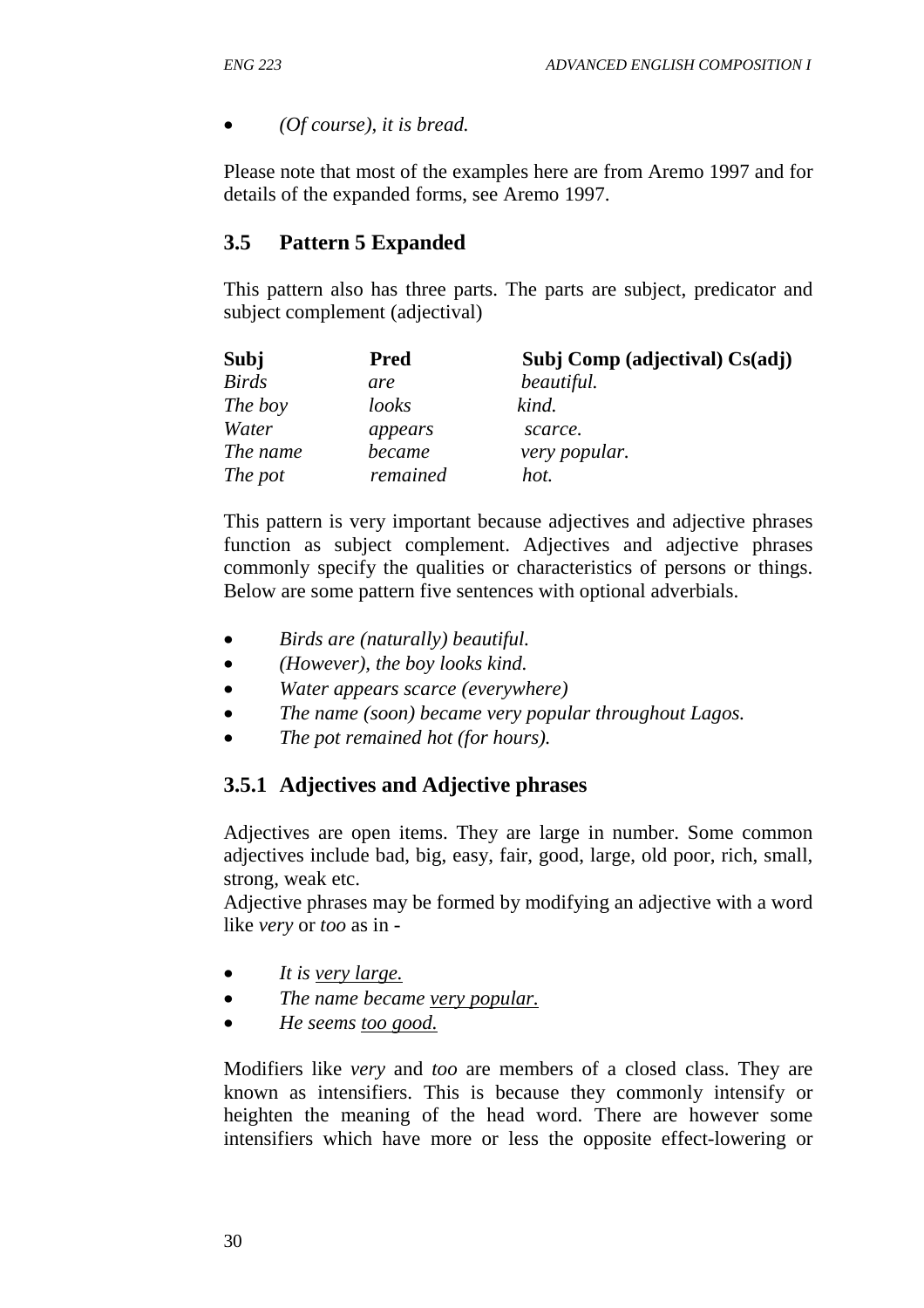- *(Of course), it is bread.*

Please note that most of the examples here are from Aremo 1997 and for details of the expanded forms, see Aremo 1997.

## 3.5 Pattern 5 Expanded

This pattern also has three parts. The parts are subject, predicator and subject complement (adjectival)

| Subj | Pred | Subj Comp (adjectival) Cs(adj) |
|---|---|---|
| *Birds* | *are* | *beautiful.* |
| *The boy* | *looks* | *kind.* |
| *Water* | *appears* | *scarce.* |
| *The name* | *became* | *very popular.* |
| *The pot* | *remained* | *hot.* |

This pattern is very important because adjectives and adjective phrases function as subject complement. Adjectives and adjective phrases commonly specify the qualities or characteristics of persons or things. Below are some pattern five sentences with optional adverbials.

- *Birds are (naturally) beautiful.*
- *(However), the boy looks kind.*
- *Water appears scarce (everywhere)*
- *The name (soon) became very popular throughout Lagos.*
- *The pot remained hot (for hours).*

### 3.5.1 Adjectives and Adjective phrases

Adjectives are open items. They are large in number. Some common adjectives include bad, big, easy, fair, good, large, old poor, rich, small, strong, weak etc.
Adjective phrases may be formed by modifying an adjective with a word like *very* or *too* as in -

- *It is <u>very large.</u>*
- *The name became <u>very popular.</u>*
- *He seems <u>too good.</u>*

Modifiers like *very* and *too* are members of a closed class. They are known as intensifiers. This is because they commonly intensify or heighten the meaning of the head word. There are however some intensifiers which have more or less the opposite effect-lowering or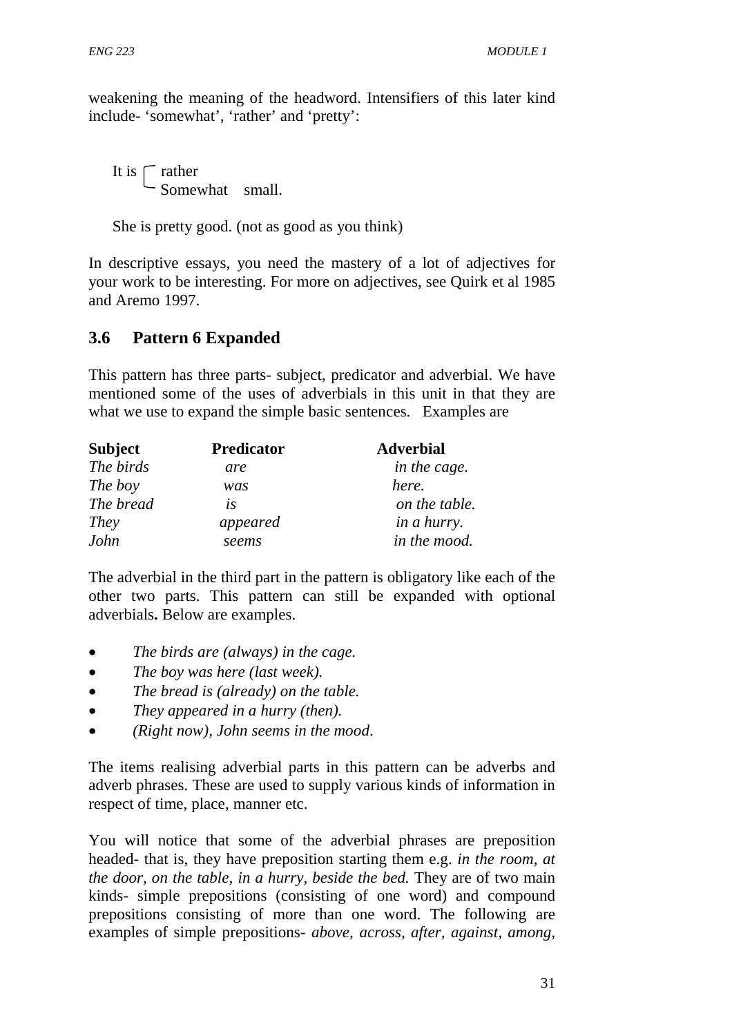weakening the meaning of the headword. Intensifiers of this later kind include- 'somewhat', 'rather' and 'pretty':

It is { rather / Somewhat } small.

She is pretty good. (not as good as you think)

In descriptive essays, you need the mastery of a lot of adjectives for your work to be interesting. For more on adjectives, see Quirk et al 1985 and Aremo 1997.

### 3.6 Pattern 6 Expanded

This pattern has three parts- subject, predicator and adverbial. We have mentioned some of the uses of adverbials in this unit in that they are what we use to expand the simple basic sentences. Examples are

| Subject | Predicator | Adverbial |
|---|---|---|
| *The birds* | *are* | *in the cage.* |
| *The boy* | *was* | *here.* |
| *The bread* | *is* | *on the table.* |
| *They* | *appeared* | *in a hurry.* |
| *John* | *seems* | *in the mood.* |

The adverbial in the third part in the pattern is obligatory like each of the other two parts. This pattern can still be expanded with optional adverbials**.** Below are examples.

- *The birds are (always) in the cage.*
- *The boy was here (last week).*
- *The bread is (already) on the table.*
- *They appeared in a hurry (then).*
- *(Right now), John seems in the mood.*

The items realising adverbial parts in this pattern can be adverbs and adverb phrases. These are used to supply various kinds of information in respect of time, place, manner etc.

You will notice that some of the adverbial phrases are preposition headed- that is, they have preposition starting them e.g. *in the room, at the door, on the table, in a hurry, beside the bed.* They are of two main kinds- simple prepositions (consisting of one word) and compound prepositions consisting of more than one word. The following are examples of simple prepositions- *above, across, after, against, among,*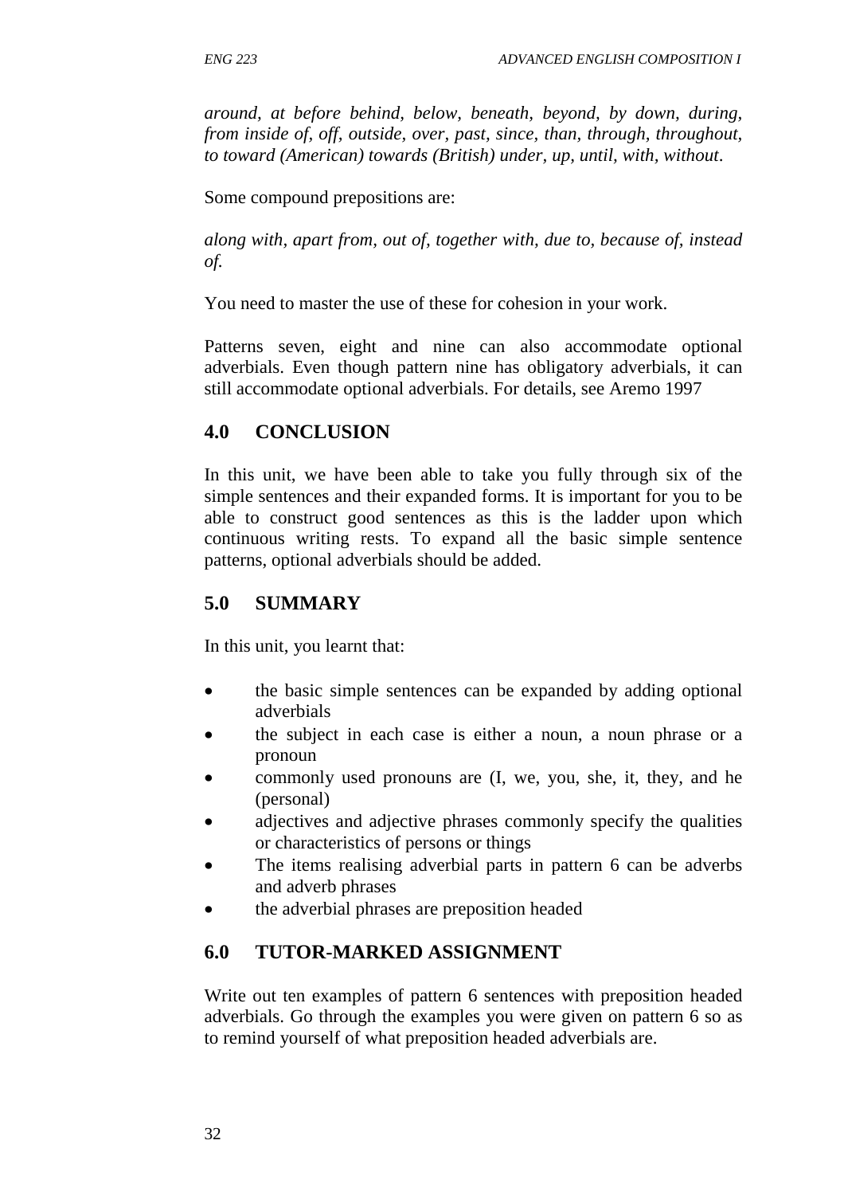*around, at before behind, below, beneath, beyond, by down, during, from inside of, off, outside, over, past, since, than, through, throughout, to toward (American) towards (British) under, up, until, with, without*.

Some compound prepositions are:

*along with, apart from, out of, together with, due to, because of, instead of.*

You need to master the use of these for cohesion in your work.

Patterns seven, eight and nine can also accommodate optional adverbials. Even though pattern nine has obligatory adverbials, it can still accommodate optional adverbials. For details, see Aremo 1997

## 4.0 CONCLUSION

In this unit, we have been able to take you fully through six of the simple sentences and their expanded forms. It is important for you to be able to construct good sentences as this is the ladder upon which continuous writing rests. To expand all the basic simple sentence patterns, optional adverbials should be added.

## 5.0 SUMMARY

In this unit, you learnt that:

- the basic simple sentences can be expanded by adding optional adverbials
- the subject in each case is either a noun, a noun phrase or a pronoun
- commonly used pronouns are (I, we, you, she, it, they, and he (personal)
- adjectives and adjective phrases commonly specify the qualities or characteristics of persons or things
- The items realising adverbial parts in pattern 6 can be adverbs and adverb phrases
- the adverbial phrases are preposition headed

## 6.0 TUTOR-MARKED ASSIGNMENT

Write out ten examples of pattern 6 sentences with preposition headed adverbials. Go through the examples you were given on pattern 6 so as to remind yourself of what preposition headed adverbials are.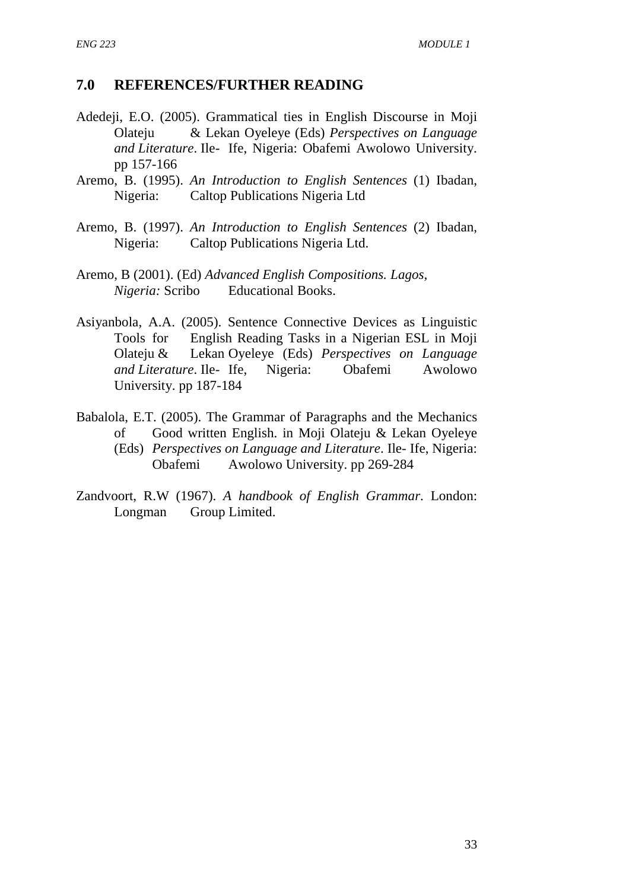## 7.0 REFERENCES/FURTHER READING

Adedeji, E.O. (2005). Grammatical ties in English Discourse in Moji Olateju & Lekan Oyeleye (Eds) *Perspectives on Language and Literature*. Ile- Ife, Nigeria: Obafemi Awolowo University. pp 157-166

Aremo, B. (1995). *An Introduction to English Sentences* (1) Ibadan, Nigeria: Caltop Publications Nigeria Ltd

Aremo, B. (1997). *An Introduction to English Sentences* (2) Ibadan, Nigeria: Caltop Publications Nigeria Ltd.

Aremo, B (2001). (Ed) *Advanced English Compositions. Lagos, Nigeria:* Scribo Educational Books.

Asiyanbola, A.A. (2005). Sentence Connective Devices as Linguistic Tools for English Reading Tasks in a Nigerian ESL in Moji Olateju & Lekan Oyeleye (Eds) *Perspectives on Language and Literature*. Ile- Ife, Nigeria: Obafemi Awolowo University. pp 187-184

Babalola, E.T. (2005). The Grammar of Paragraphs and the Mechanics of Good written English. in Moji Olateju & Lekan Oyeleye (Eds) *Perspectives on Language and Literature*. Ile- Ife, Nigeria: Obafemi Awolowo University. pp 269-284

Zandvoort, R.W (1967). *A handbook of English Grammar*. London: Longman Group Limited.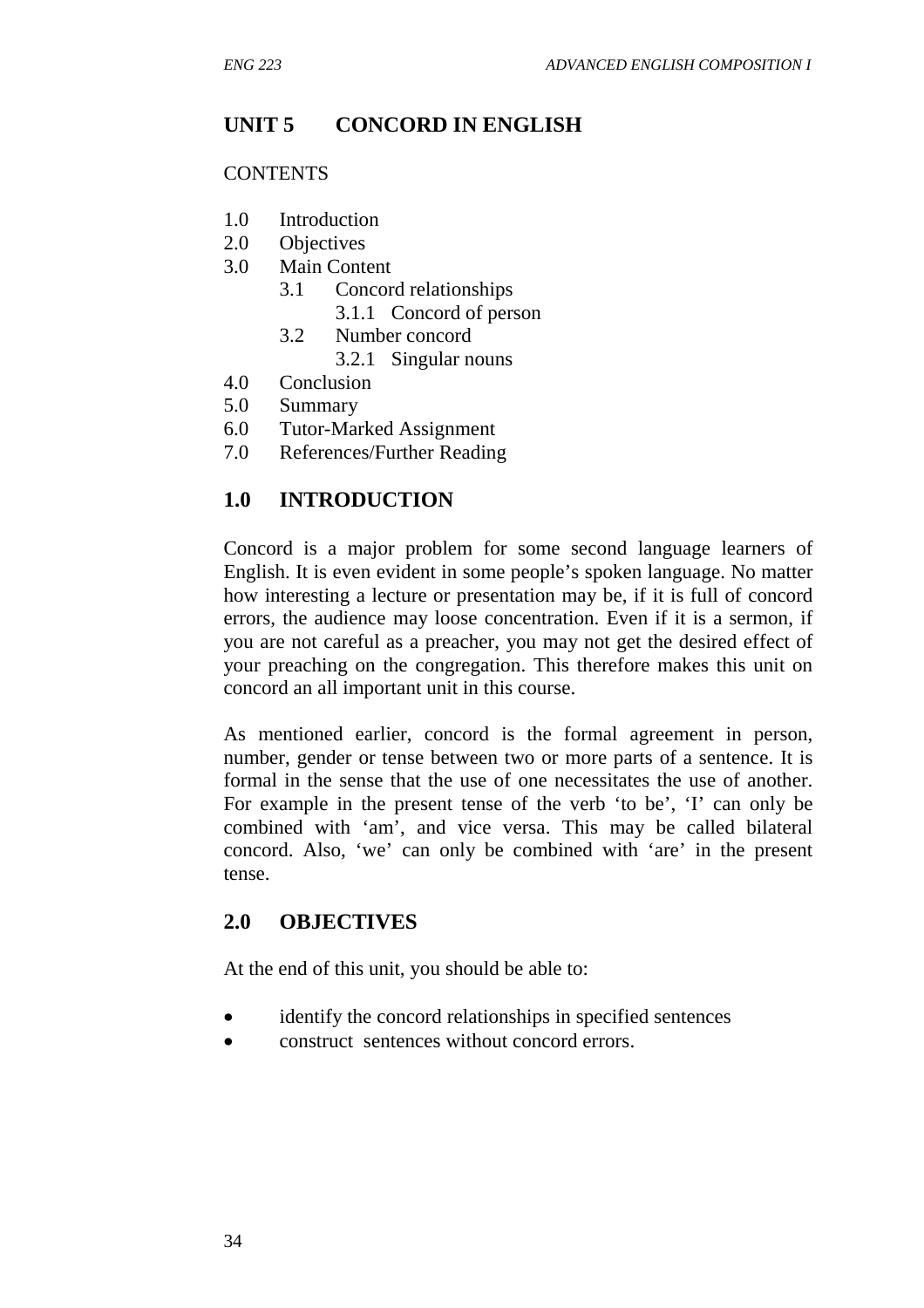# UNIT 5 CONCORD IN ENGLISH

CONTENTS

1.0 Introduction
2.0 Objectives
3.0 Main Content
  3.1 Concord relationships
    3.1.1 Concord of person
  3.2 Number concord
    3.2.1 Singular nouns
4.0 Conclusion
5.0 Summary
6.0 Tutor-Marked Assignment
7.0 References/Further Reading

## 1.0 INTRODUCTION

Concord is a major problem for some second language learners of English. It is even evident in some people's spoken language. No matter how interesting a lecture or presentation may be, if it is full of concord errors, the audience may loose concentration. Even if it is a sermon, if you are not careful as a preacher, you may not get the desired effect of your preaching on the congregation. This therefore makes this unit on concord an all important unit in this course.

As mentioned earlier, concord is the formal agreement in person, number, gender or tense between two or more parts of a sentence. It is formal in the sense that the use of one necessitates the use of another. For example in the present tense of the verb 'to be', 'I' can only be combined with 'am', and vice versa. This may be called bilateral concord. Also, 'we' can only be combined with 'are' in the present tense.

## 2.0 OBJECTIVES

At the end of this unit, you should be able to:

- identify the concord relationships in specified sentences
- construct sentences without concord errors.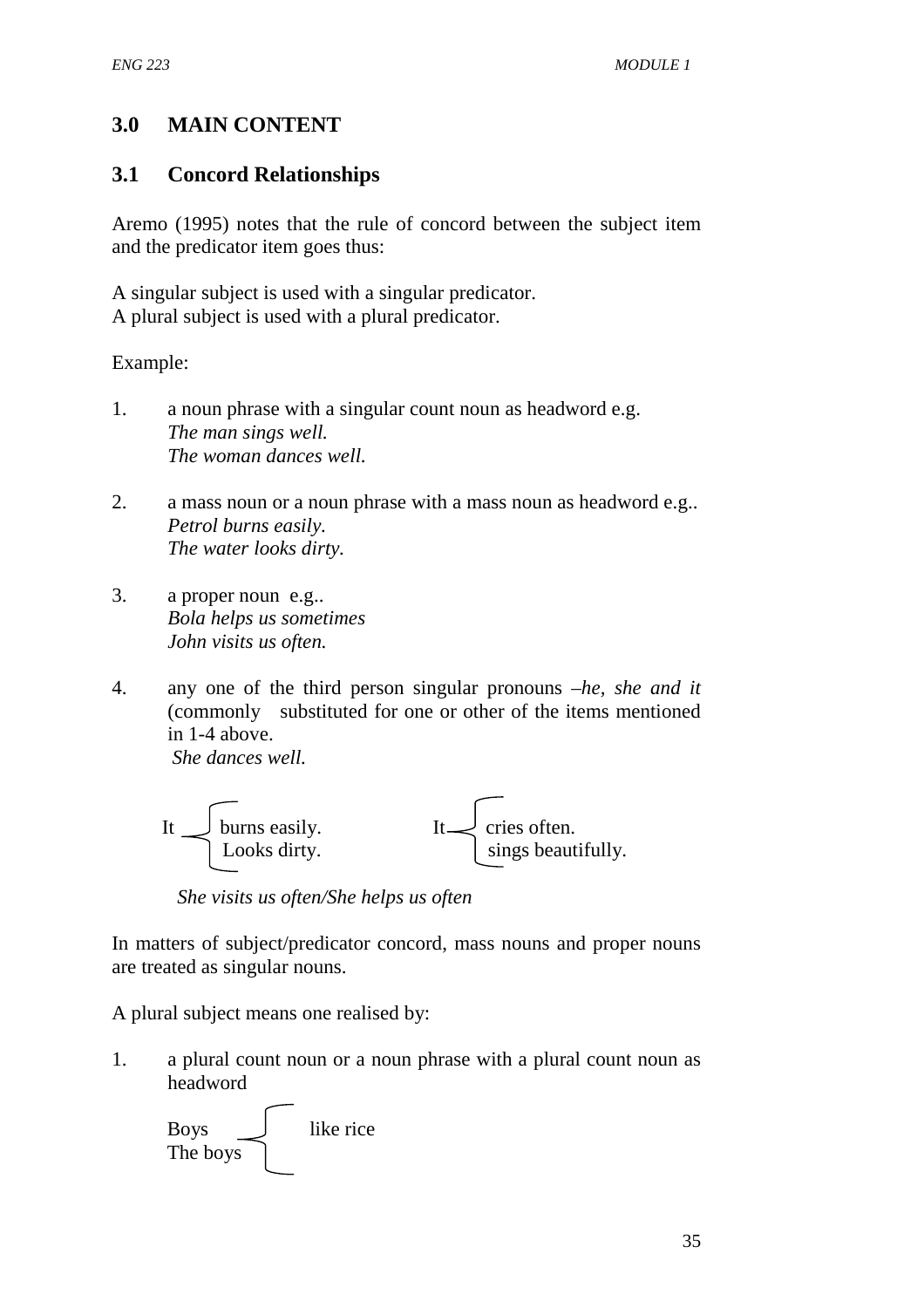## 3.0 MAIN CONTENT

### 3.1 Concord Relationships

Aremo (1995) notes that the rule of concord between the subject item and the predicator item goes thus:

A singular subject is used with a singular predicator.
A plural subject is used with a plural predicator.

Example:

1. a noun phrase with a singular count noun as headword e.g.
   *The man sings well.*
   *The woman dances well.*

2. a mass noun or a noun phrase with a mass noun as headword e.g..
   *Petrol burns easily.*
   *The water looks dirty.*

3. a proper noun e.g..
   *Bola helps us sometimes*
   *John visits us often.*

4. any one of the third person singular pronouns –*he, she and it* (commonly substituted for one or other of the items mentioned in 1-4 above.
   *She dances well.*

   It { burns easily. / Looks dirty. }    It { cries often. / sings beautifully. }

   *She visits us often/She helps us often*

In matters of subject/predicator concord, mass nouns and proper nouns are treated as singular nouns.

A plural subject means one realised by:

1. a plural count noun or a noun phrase with a plural count noun as headword

   Boys / The boys } like rice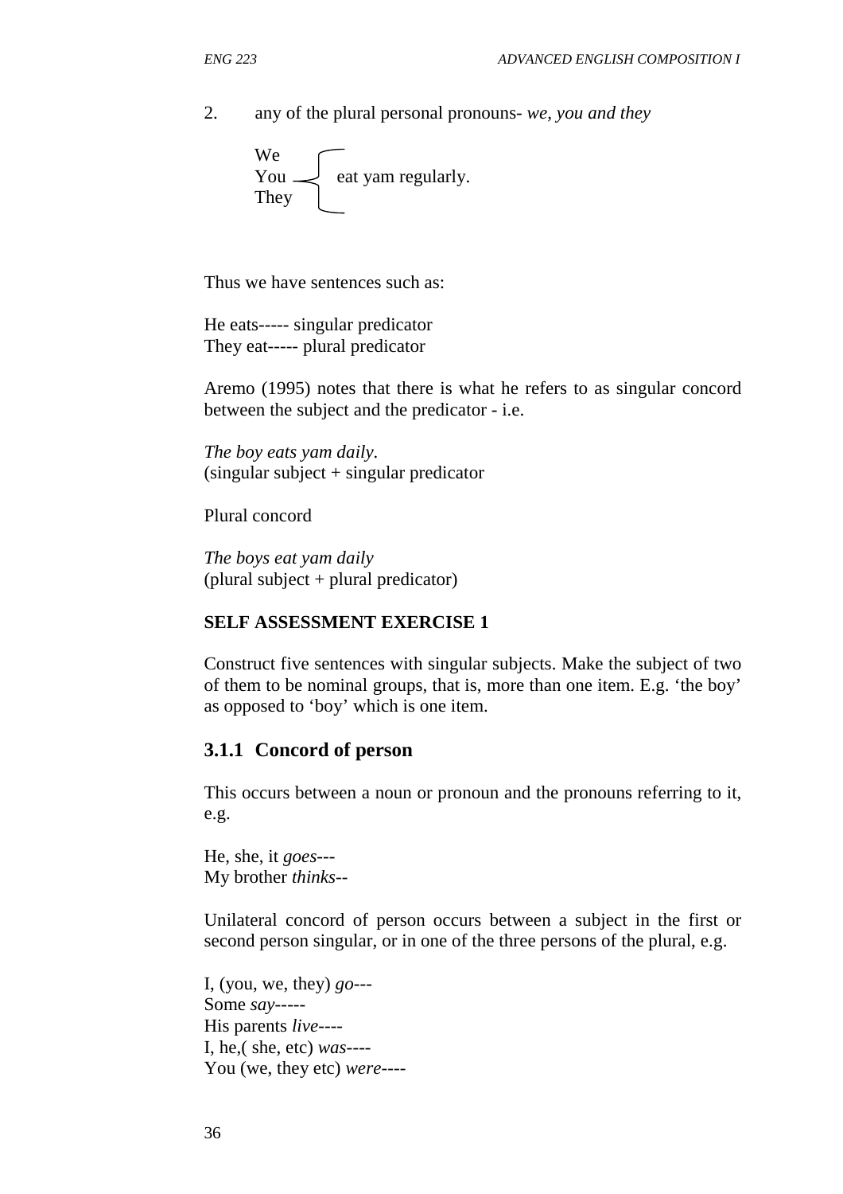2. any of the plural personal pronouns- *we, you and they*

We
You } eat yam regularly.
They

Thus we have sentences such as:

He eats----- singular predicator
They eat----- plural predicator

Aremo (1995) notes that there is what he refers to as singular concord between the subject and the predicator - i.e.

*The boy eats yam daily*.
(singular subject + singular predicator

Plural concord

*The boys eat yam daily*
(plural subject + plural predicator)

**SELF ASSESSMENT EXERCISE 1**

Construct five sentences with singular subjects. Make the subject of two of them to be nominal groups, that is, more than one item. E.g. 'the boy' as opposed to 'boy' which is one item.

### 3.1.1 Concord of person

This occurs between a noun or pronoun and the pronouns referring to it, e.g.

He, she, it *goes*---
My brother *thinks*--

Unilateral concord of person occurs between a subject in the first or second person singular, or in one of the three persons of the plural, e.g.

I, (you, we, they) *go*---
Some *say*-----
His parents *live*----
I, he,( she, etc) *was*----
You (we, they etc) *were*----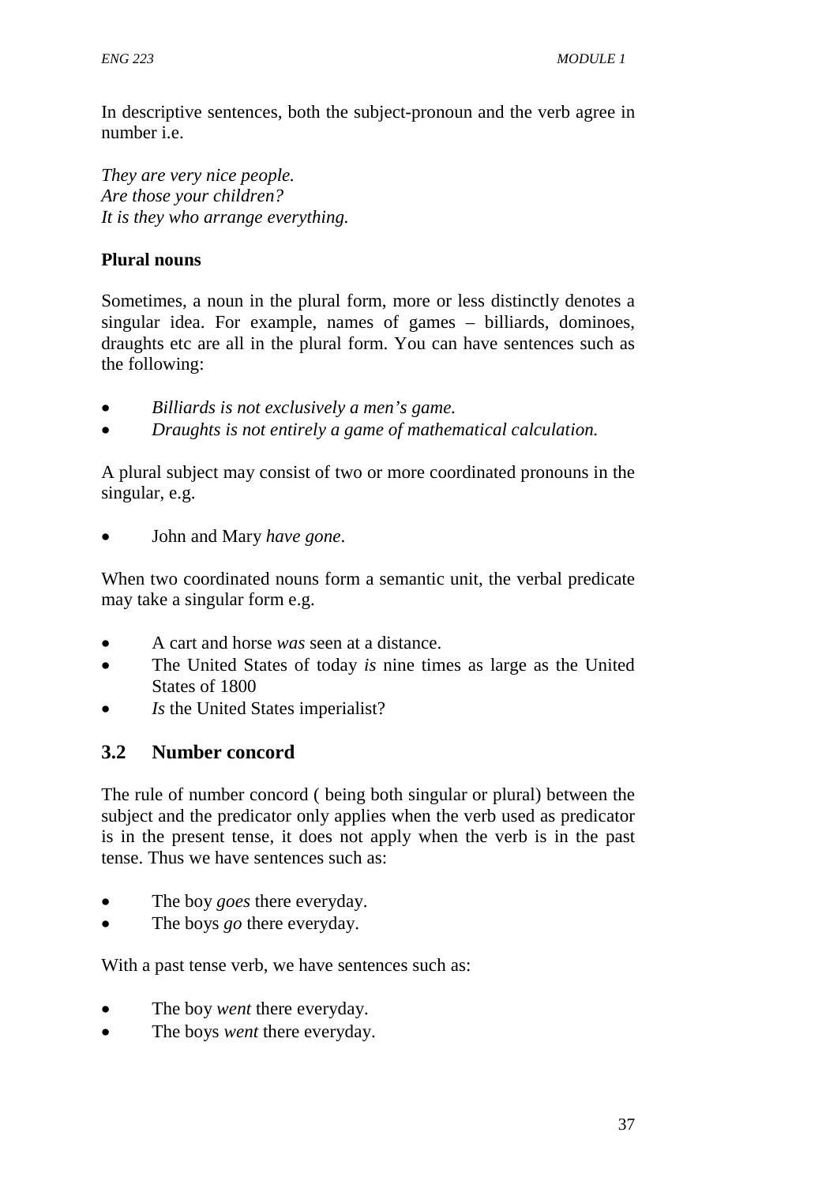In descriptive sentences, both the subject-pronoun and the verb agree in number i.e.

*They are very nice people.*
*Are those your children?*
*It is they who arrange everything.*

**Plural nouns**

Sometimes, a noun in the plural form, more or less distinctly denotes a singular idea. For example, names of games – billiards, dominoes, draughts etc are all in the plural form. You can have sentences such as the following:

- *Billiards is not exclusively a men's game.*
- *Draughts is not entirely a game of mathematical calculation.*

A plural subject may consist of two or more coordinated pronouns in the singular, e.g.

- John and Mary *have gone*.

When two coordinated nouns form a semantic unit, the verbal predicate may take a singular form e.g.

- A cart and horse *was* seen at a distance.
- The United States of today *is* nine times as large as the United States of 1800
- *Is* the United States imperialist?

## 3.2 Number concord

The rule of number concord ( being both singular or plural) between the subject and the predicator only applies when the verb used as predicator is in the present tense, it does not apply when the verb is in the past tense. Thus we have sentences such as:

- The boy *goes* there everyday.
- The boys *go* there everyday.

With a past tense verb, we have sentences such as:

- The boy *went* there everyday.
- The boys *went* there everyday.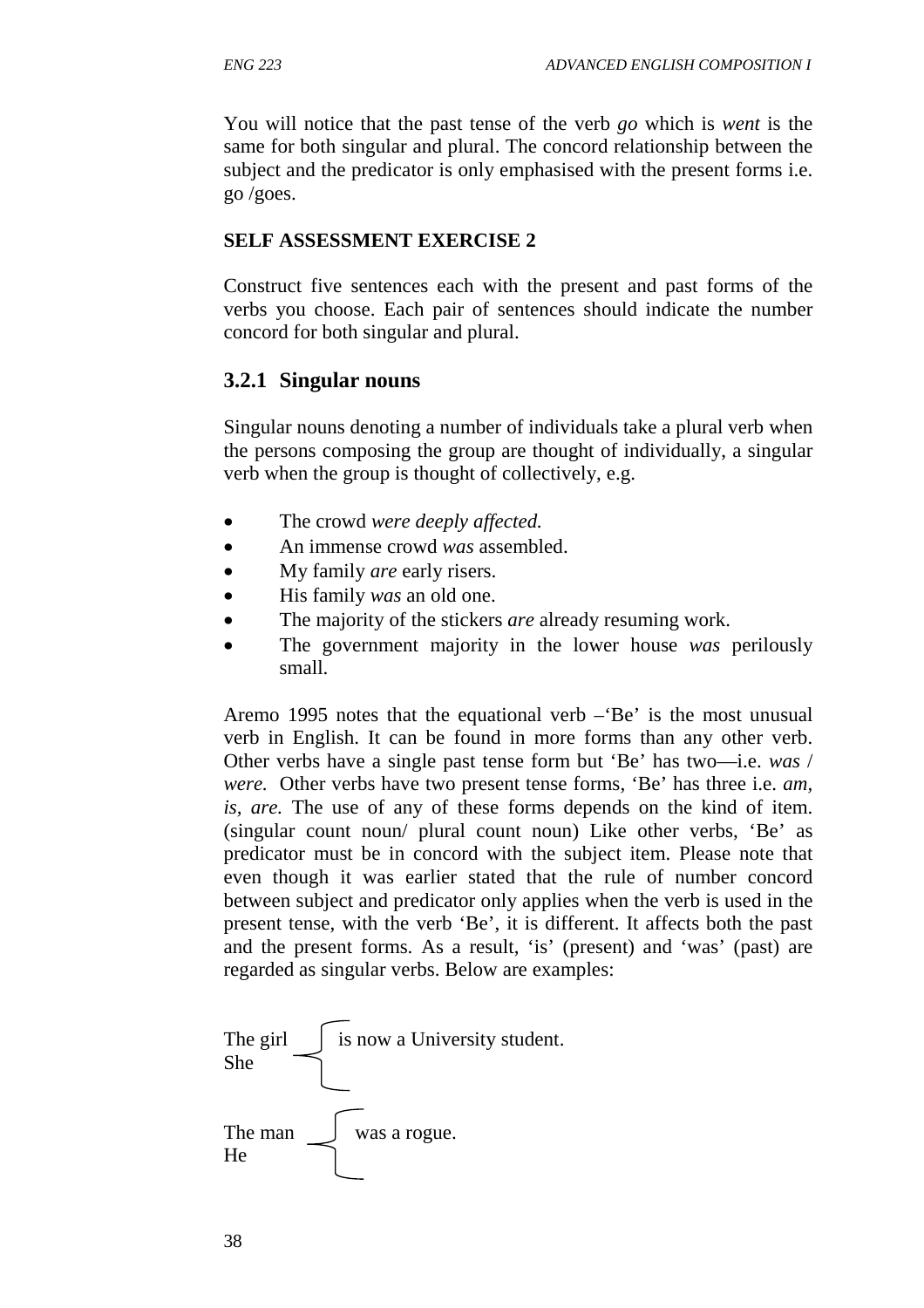You will notice that the past tense of the verb *go* which is *went* is the same for both singular and plural. The concord relationship between the subject and the predicator is only emphasised with the present forms i.e. go /goes.

**SELF ASSESSMENT EXERCISE 2**

Construct five sentences each with the present and past forms of the verbs you choose. Each pair of sentences should indicate the number concord for both singular and plural.

### 3.2.1 Singular nouns

Singular nouns denoting a number of individuals take a plural verb when the persons composing the group are thought of individually, a singular verb when the group is thought of collectively, e.g.

- The crowd *were deeply affected.*
- An immense crowd *was* assembled.
- My family *are* early risers.
- His family *was* an old one.
- The majority of the stickers *are* already resuming work.
- The government majority in the lower house *was* perilously small.

Aremo 1995 notes that the equational verb –'Be' is the most unusual verb in English. It can be found in more forms than any other verb. Other verbs have a single past tense form but 'Be' has two—i.e. *was* / *were.* Other verbs have two present tense forms, 'Be' has three i.e. *am, is, are.* The use of any of these forms depends on the kind of item. (singular count noun/ plural count noun) Like other verbs, 'Be' as predicator must be in concord with the subject item. Please note that even though it was earlier stated that the rule of number concord between subject and predicator only applies when the verb is used in the present tense, with the verb 'Be', it is different. It affects both the past and the present forms. As a result, 'is' (present) and 'was' (past) are regarded as singular verbs. Below are examples:

The girl / She } is now a University student.

The man / He } was a rogue.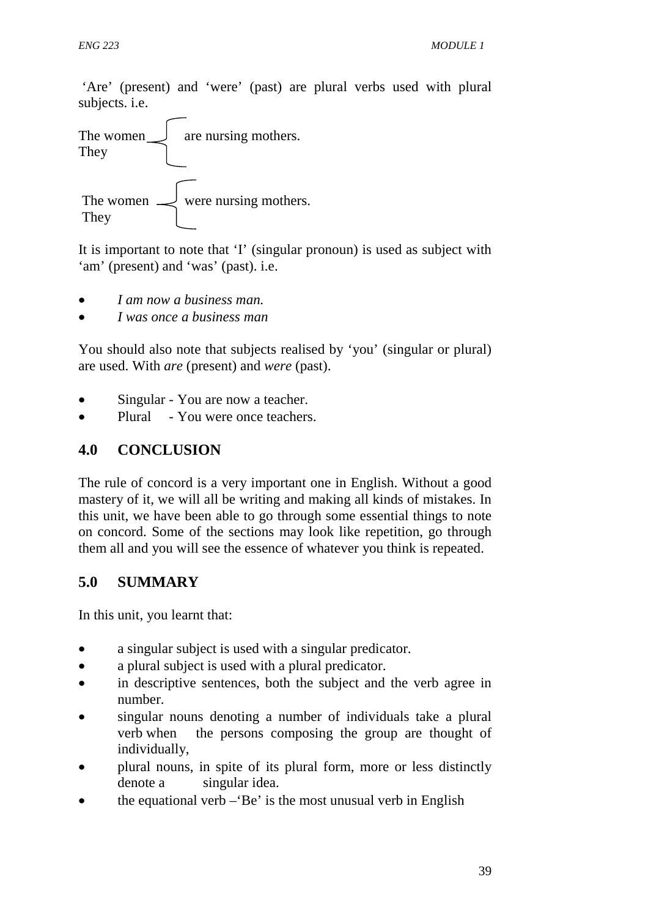'Are' (present) and 'were' (past) are plural verbs used with plural subjects. i.e.

The women
They } are nursing mothers.

The women
They } were nursing mothers.

It is important to note that 'I' (singular pronoun) is used as subject with 'am' (present) and 'was' (past). i.e.

- *I am now a business man.*
- *I was once a business man*

You should also note that subjects realised by 'you' (singular or plural) are used. With *are* (present) and *were* (past).

- Singular - You are now a teacher.
- Plural - You were once teachers.

## 4.0 CONCLUSION

The rule of concord is a very important one in English. Without a good mastery of it, we will all be writing and making all kinds of mistakes. In this unit, we have been able to go through some essential things to note on concord. Some of the sections may look like repetition, go through them all and you will see the essence of whatever you think is repeated.

## 5.0 SUMMARY

In this unit, you learnt that:

- a singular subject is used with a singular predicator.
- a plural subject is used with a plural predicator.
- in descriptive sentences, both the subject and the verb agree in number.
- singular nouns denoting a number of individuals take a plural verb when the persons composing the group are thought of individually,
- plural nouns, in spite of its plural form, more or less distinctly denote a singular idea.
- the equational verb –'Be' is the most unusual verb in English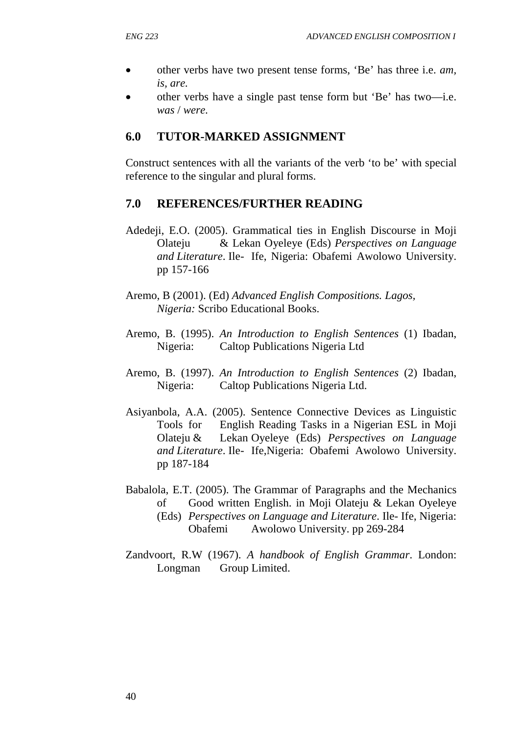- other verbs have two present tense forms, 'Be' has three i.e. *am*, *is*, *are.*
- other verbs have a single past tense form but 'Be' has two—i.e. *was* / *were*.

## 6.0 TUTOR-MARKED ASSIGNMENT

Construct sentences with all the variants of the verb 'to be' with special reference to the singular and plural forms.

## 7.0 REFERENCES/FURTHER READING

Adedeji, E.O. (2005). Grammatical ties in English Discourse in Moji Olateju & Lekan Oyeleye (Eds) *Perspectives on Language and Literature*. Ile- Ife, Nigeria: Obafemi Awolowo University. pp 157-166

Aremo, B (2001). (Ed) *Advanced English Compositions. Lagos, Nigeria:* Scribo Educational Books.

Aremo, B. (1995). *An Introduction to English Sentences* (1) Ibadan, Nigeria: Caltop Publications Nigeria Ltd

Aremo, B. (1997). *An Introduction to English Sentences* (2) Ibadan, Nigeria: Caltop Publications Nigeria Ltd.

Asiyanbola, A.A. (2005). Sentence Connective Devices as Linguistic Tools for English Reading Tasks in a Nigerian ESL in Moji Olateju & Lekan Oyeleye (Eds) *Perspectives on Language and Literature*. Ile- Ife,Nigeria: Obafemi Awolowo University. pp 187-184

Babalola, E.T. (2005). The Grammar of Paragraphs and the Mechanics of Good written English. in Moji Olateju & Lekan Oyeleye (Eds) *Perspectives on Language and Literature*. Ile- Ife, Nigeria: Obafemi Awolowo University. pp 269-284

Zandvoort, R.W (1967). *A handbook of English Grammar*. London: Longman Group Limited.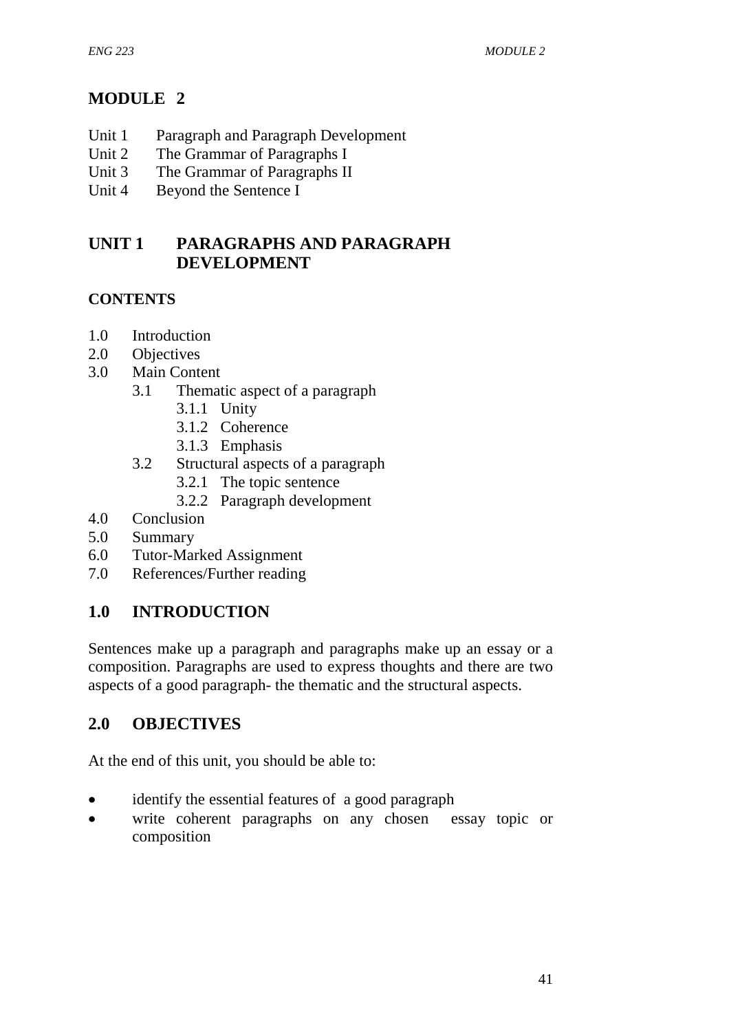# MODULE 2

Unit 1 Paragraph and Paragraph Development
Unit 2 The Grammar of Paragraphs I
Unit 3 The Grammar of Paragraphs II
Unit 4 Beyond the Sentence I

## UNIT 1 PARAGRAPHS AND PARAGRAPH DEVELOPMENT

**CONTENTS**

- 1.0 Introduction
- 2.0 Objectives
- 3.0 Main Content
  - 3.1 Thematic aspect of a paragraph
    - 3.1.1 Unity
    - 3.1.2 Coherence
    - 3.1.3 Emphasis
  - 3.2 Structural aspects of a paragraph
    - 3.2.1 The topic sentence
    - 3.2.2 Paragraph development
- 4.0 Conclusion
- 5.0 Summary
- 6.0 Tutor-Marked Assignment
- 7.0 References/Further reading

## 1.0 INTRODUCTION

Sentences make up a paragraph and paragraphs make up an essay or a composition. Paragraphs are used to express thoughts and there are two aspects of a good paragraph- the thematic and the structural aspects.

## 2.0 OBJECTIVES

At the end of this unit, you should be able to:

- identify the essential features of a good paragraph
- write coherent paragraphs on any chosen essay topic or composition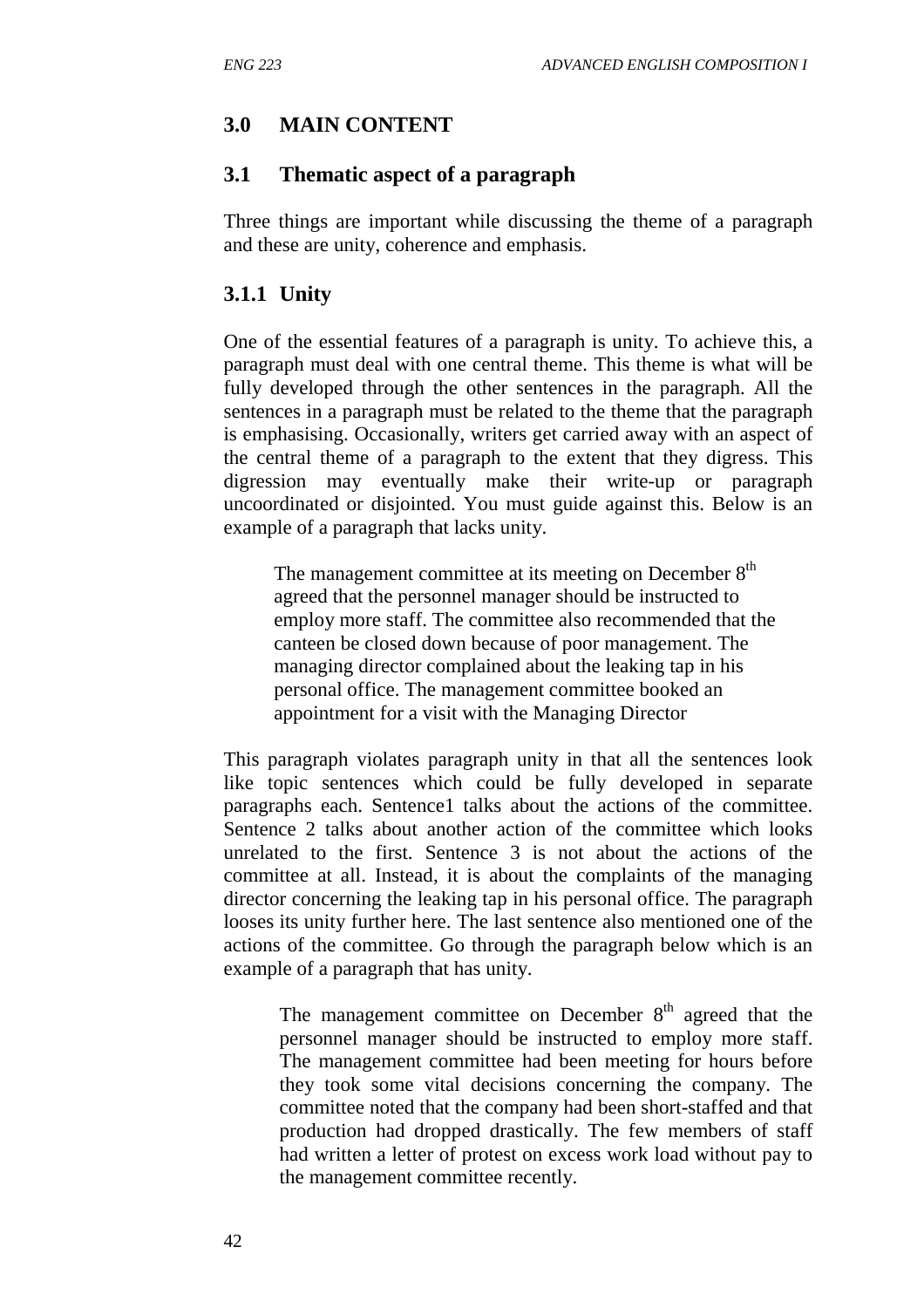## 3.0 MAIN CONTENT

### 3.1 Thematic aspect of a paragraph

Three things are important while discussing the theme of a paragraph and these are unity, coherence and emphasis.

#### 3.1.1 Unity

One of the essential features of a paragraph is unity. To achieve this, a paragraph must deal with one central theme. This theme is what will be fully developed through the other sentences in the paragraph. All the sentences in a paragraph must be related to the theme that the paragraph is emphasising. Occasionally, writers get carried away with an aspect of the central theme of a paragraph to the extent that they digress. This digression may eventually make their write-up or paragraph uncoordinated or disjointed. You must guide against this. Below is an example of a paragraph that lacks unity.

> The management committee at its meeting on December 8th agreed that the personnel manager should be instructed to employ more staff. The committee also recommended that the canteen be closed down because of poor management. The managing director complained about the leaking tap in his personal office. The management committee booked an appointment for a visit with the Managing Director

This paragraph violates paragraph unity in that all the sentences look like topic sentences which could be fully developed in separate paragraphs each. Sentence1 talks about the actions of the committee. Sentence 2 talks about another action of the committee which looks unrelated to the first. Sentence 3 is not about the actions of the committee at all. Instead, it is about the complaints of the managing director concerning the leaking tap in his personal office. The paragraph looses its unity further here. The last sentence also mentioned one of the actions of the committee. Go through the paragraph below which is an example of a paragraph that has unity.

> The management committee on December 8th agreed that the personnel manager should be instructed to employ more staff. The management committee had been meeting for hours before they took some vital decisions concerning the company. The committee noted that the company had been short-staffed and that production had dropped drastically. The few members of staff had written a letter of protest on excess work load without pay to the management committee recently.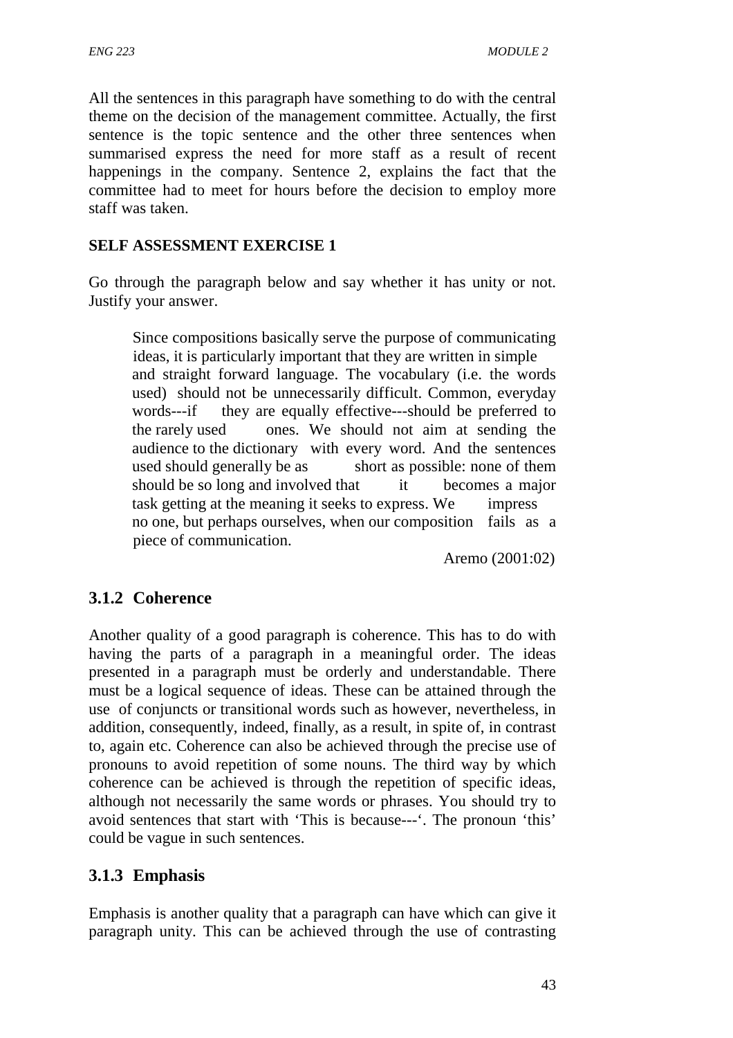All the sentences in this paragraph have something to do with the central theme on the decision of the management committee. Actually, the first sentence is the topic sentence and the other three sentences when summarised express the need for more staff as a result of recent happenings in the company. Sentence 2, explains the fact that the committee had to meet for hours before the decision to employ more staff was taken.

**SELF ASSESSMENT EXERCISE 1**

Go through the paragraph below and say whether it has unity or not. Justify your answer.

> Since compositions basically serve the purpose of communicating ideas, it is particularly important that they are written in simple and straight forward language. The vocabulary (i.e. the words used) should not be unnecessarily difficult. Common, everyday words---if they are equally effective---should be preferred to the rarely used ones. We should not aim at sending the audience to the dictionary with every word. And the sentences used should generally be as short as possible: none of them should be so long and involved that it becomes a major task getting at the meaning it seeks to express. We impress no one, but perhaps ourselves, when our composition fails as a piece of communication.
>
> Aremo (2001:02)

### 3.1.2 Coherence

Another quality of a good paragraph is coherence. This has to do with having the parts of a paragraph in a meaningful order. The ideas presented in a paragraph must be orderly and understandable. There must be a logical sequence of ideas. These can be attained through the use of conjuncts or transitional words such as however, nevertheless, in addition, consequently, indeed, finally, as a result, in spite of, in contrast to, again etc. Coherence can also be achieved through the precise use of pronouns to avoid repetition of some nouns. The third way by which coherence can be achieved is through the repetition of specific ideas, although not necessarily the same words or phrases. You should try to avoid sentences that start with 'This is because---'. The pronoun 'this' could be vague in such sentences.

### 3.1.3 Emphasis

Emphasis is another quality that a paragraph can have which can give it paragraph unity. This can be achieved through the use of contrasting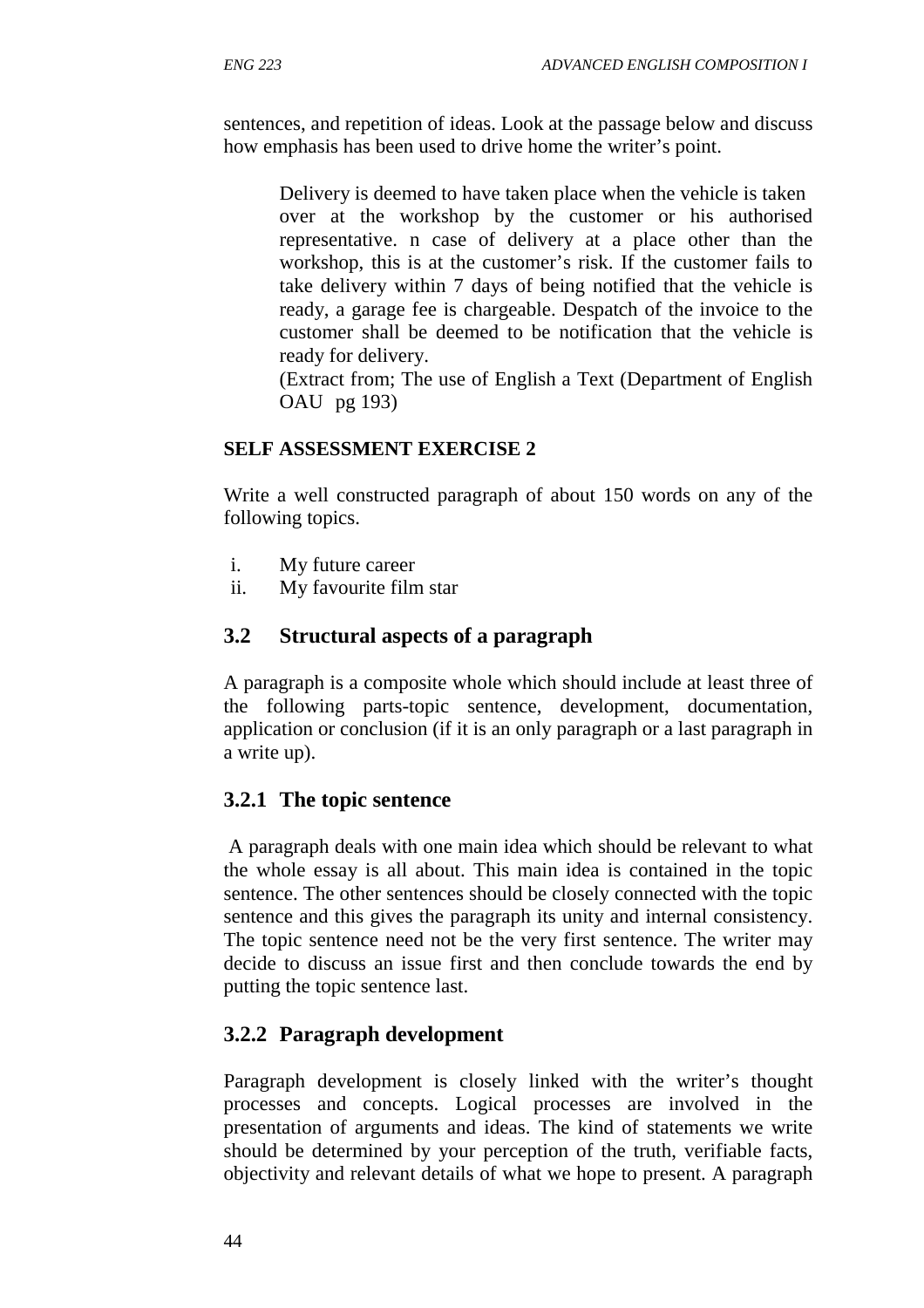sentences, and repetition of ideas. Look at the passage below and discuss how emphasis has been used to drive home the writer's point.

> Delivery is deemed to have taken place when the vehicle is taken over at the workshop by the customer or his authorised representative. n case of delivery at a place other than the workshop, this is at the customer's risk. If the customer fails to take delivery within 7 days of being notified that the vehicle is ready, a garage fee is chargeable. Despatch of the invoice to the customer shall be deemed to be notification that the vehicle is ready for delivery.
> (Extract from; The use of English a Text (Department of English OAU pg 193)

**SELF ASSESSMENT EXERCISE 2**

Write a well constructed paragraph of about 150 words on any of the following topics.

i. My future career
ii. My favourite film star

## 3.2 Structural aspects of a paragraph

A paragraph is a composite whole which should include at least three of the following parts-topic sentence, development, documentation, application or conclusion (if it is an only paragraph or a last paragraph in a write up).

### 3.2.1 The topic sentence

A paragraph deals with one main idea which should be relevant to what the whole essay is all about. This main idea is contained in the topic sentence. The other sentences should be closely connected with the topic sentence and this gives the paragraph its unity and internal consistency. The topic sentence need not be the very first sentence. The writer may decide to discuss an issue first and then conclude towards the end by putting the topic sentence last.

### 3.2.2 Paragraph development

Paragraph development is closely linked with the writer's thought processes and concepts. Logical processes are involved in the presentation of arguments and ideas. The kind of statements we write should be determined by your perception of the truth, verifiable facts, objectivity and relevant details of what we hope to present. A paragraph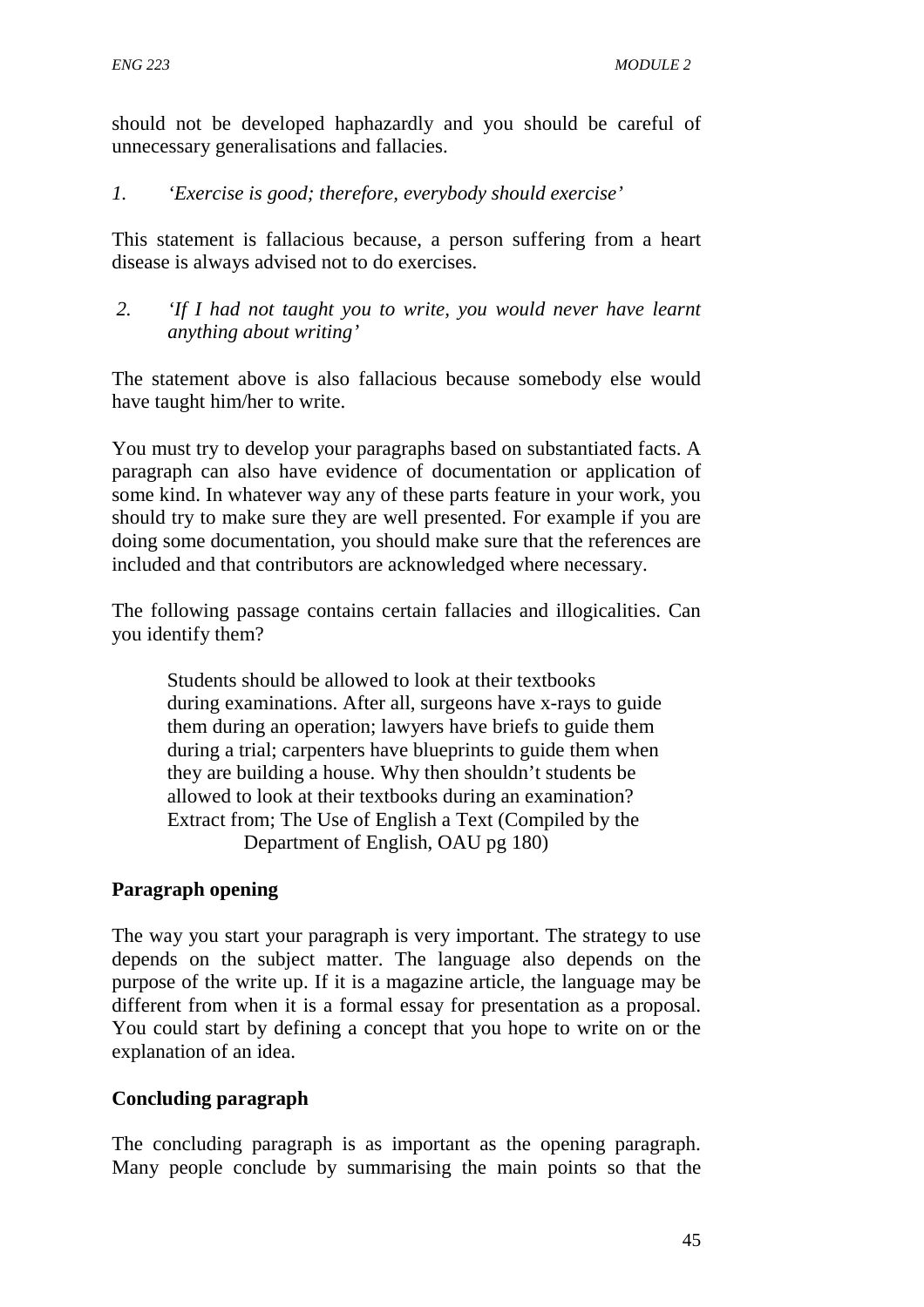should not be developed haphazardly and you should be careful of unnecessary generalisations and fallacies.

1. *'Exercise is good; therefore, everybody should exercise'*

This statement is fallacious because, a person suffering from a heart disease is always advised not to do exercises.

2. *'If I had not taught you to write, you would never have learnt anything about writing'*

The statement above is also fallacious because somebody else would have taught him/her to write.

You must try to develop your paragraphs based on substantiated facts. A paragraph can also have evidence of documentation or application of some kind. In whatever way any of these parts feature in your work, you should try to make sure they are well presented. For example if you are doing some documentation, you should make sure that the references are included and that contributors are acknowledged where necessary.

The following passage contains certain fallacies and illogicalities. Can you identify them?

> Students should be allowed to look at their textbooks during examinations. After all, surgeons have x-rays to guide them during an operation; lawyers have briefs to guide them during a trial; carpenters have blueprints to guide them when they are building a house. Why then shouldn't students be allowed to look at their textbooks during an examination?
> Extract from; The Use of English a Text (Compiled by the Department of English, OAU pg 180)

**Paragraph opening**

The way you start your paragraph is very important. The strategy to use depends on the subject matter. The language also depends on the purpose of the write up. If it is a magazine article, the language may be different from when it is a formal essay for presentation as a proposal. You could start by defining a concept that you hope to write on or the explanation of an idea.

**Concluding paragraph**

The concluding paragraph is as important as the opening paragraph. Many people conclude by summarising the main points so that the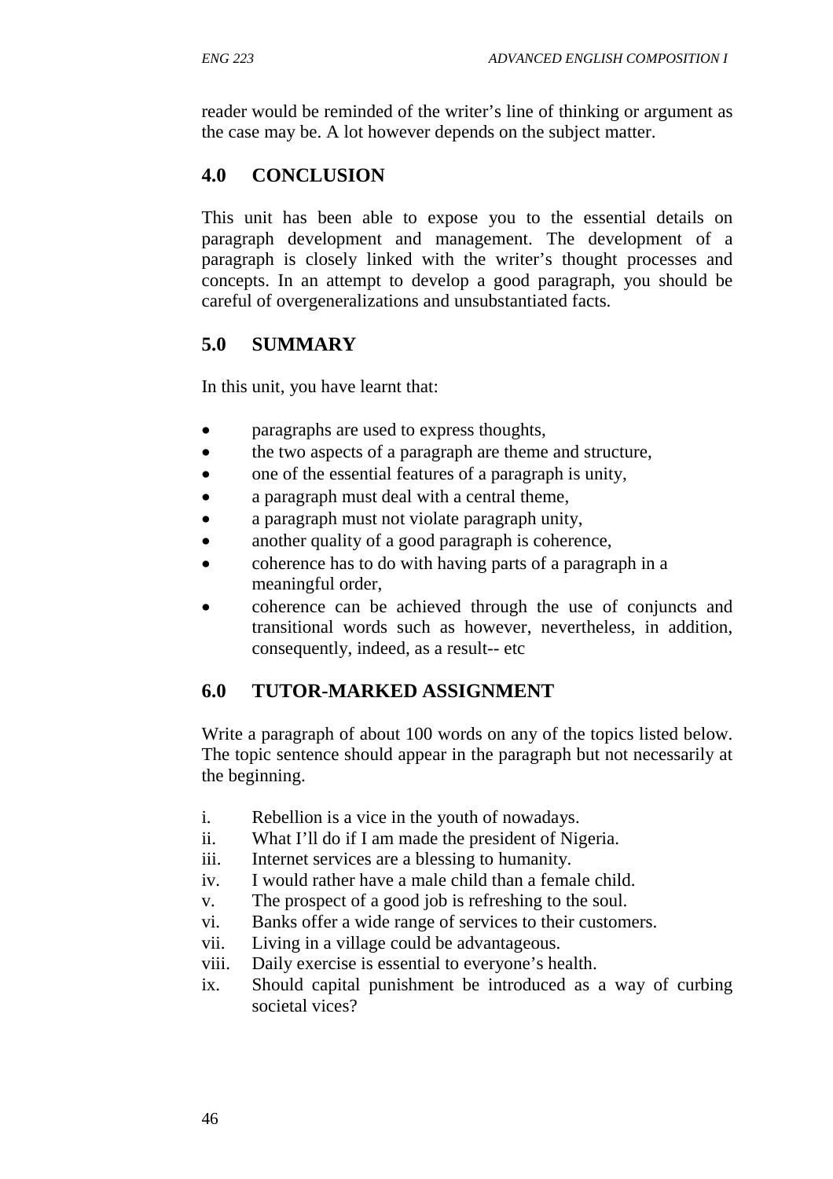reader would be reminded of the writer's line of thinking or argument as the case may be. A lot however depends on the subject matter.

## 4.0 CONCLUSION

This unit has been able to expose you to the essential details on paragraph development and management. The development of a paragraph is closely linked with the writer's thought processes and concepts. In an attempt to develop a good paragraph, you should be careful of overgeneralizations and unsubstantiated facts.

## 5.0 SUMMARY

In this unit, you have learnt that:

- paragraphs are used to express thoughts,
- the two aspects of a paragraph are theme and structure,
- one of the essential features of a paragraph is unity,
- a paragraph must deal with a central theme,
- a paragraph must not violate paragraph unity,
- another quality of a good paragraph is coherence,
- coherence has to do with having parts of a paragraph in a meaningful order,
- coherence can be achieved through the use of conjuncts and transitional words such as however, nevertheless, in addition, consequently, indeed, as a result-- etc

## 6.0 TUTOR-MARKED ASSIGNMENT

Write a paragraph of about 100 words on any of the topics listed below. The topic sentence should appear in the paragraph but not necessarily at the beginning.

i. Rebellion is a vice in the youth of nowadays.
ii. What I'll do if I am made the president of Nigeria.
iii. Internet services are a blessing to humanity.
iv. I would rather have a male child than a female child.
v. The prospect of a good job is refreshing to the soul.
vi. Banks offer a wide range of services to their customers.
vii. Living in a village could be advantageous.
viii. Daily exercise is essential to everyone's health.
ix. Should capital punishment be introduced as a way of curbing societal vices?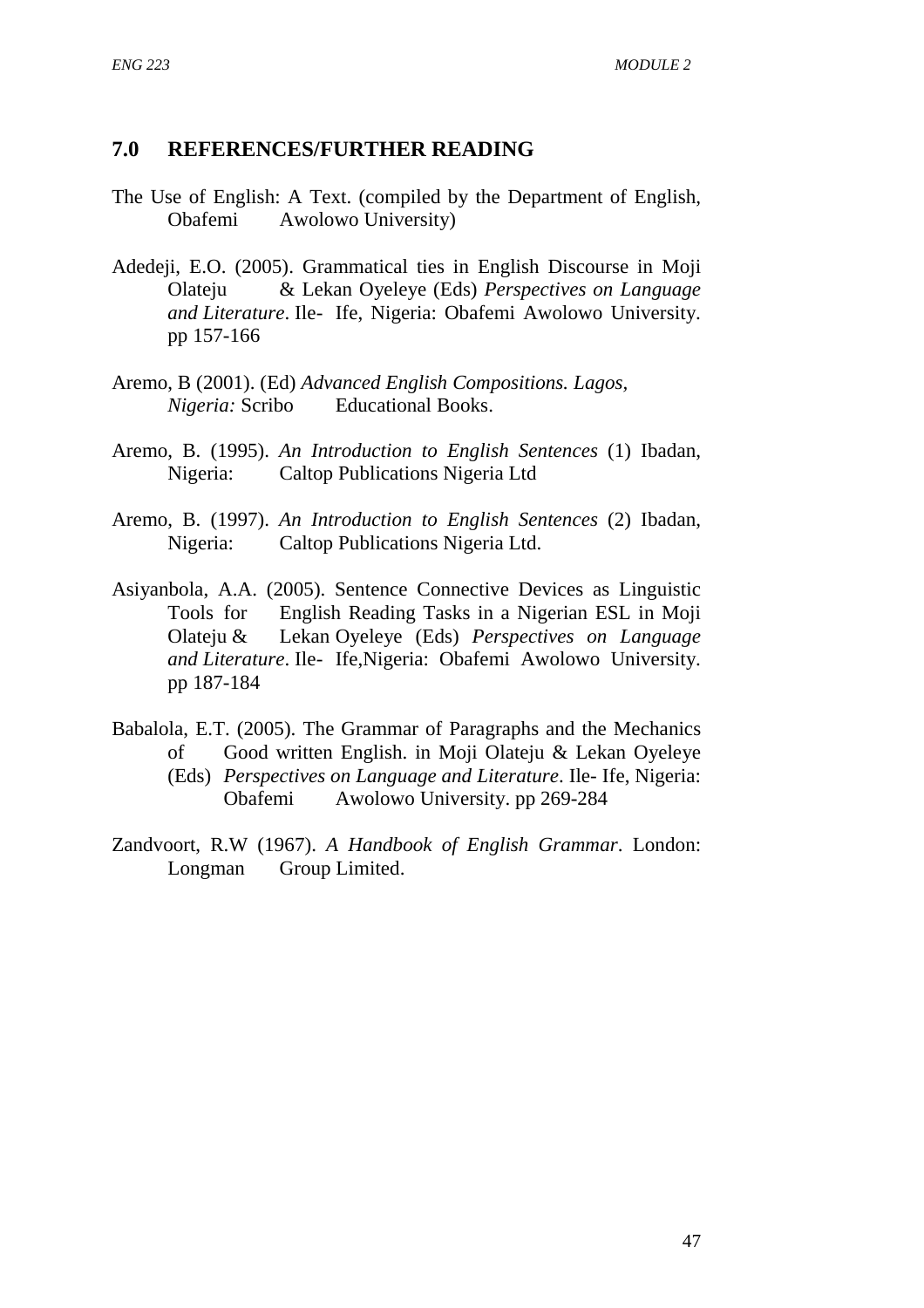## 7.0 REFERENCES/FURTHER READING

The Use of English: A Text. (compiled by the Department of English, Obafemi Awolowo University)

Adedeji, E.O. (2005). Grammatical ties in English Discourse in Moji Olateju & Lekan Oyeleye (Eds) *Perspectives on Language and Literature*. Ile- Ife, Nigeria: Obafemi Awolowo University. pp 157-166

Aremo, B (2001). (Ed) *Advanced English Compositions. Lagos, Nigeria:* Scribo Educational Books.

Aremo, B. (1995). *An Introduction to English Sentences* (1) Ibadan, Nigeria: Caltop Publications Nigeria Ltd

Aremo, B. (1997). *An Introduction to English Sentences* (2) Ibadan, Nigeria: Caltop Publications Nigeria Ltd.

Asiyanbola, A.A. (2005). Sentence Connective Devices as Linguistic Tools for English Reading Tasks in a Nigerian ESL in Moji Olateju & Lekan Oyeleye (Eds) *Perspectives on Language and Literature*. Ile- Ife,Nigeria: Obafemi Awolowo University. pp 187-184

Babalola, E.T. (2005). The Grammar of Paragraphs and the Mechanics of Good written English. in Moji Olateju & Lekan Oyeleye (Eds) *Perspectives on Language and Literature*. Ile- Ife, Nigeria: Obafemi Awolowo University. pp 269-284

Zandvoort, R.W (1967). *A Handbook of English Grammar*. London: Longman Group Limited.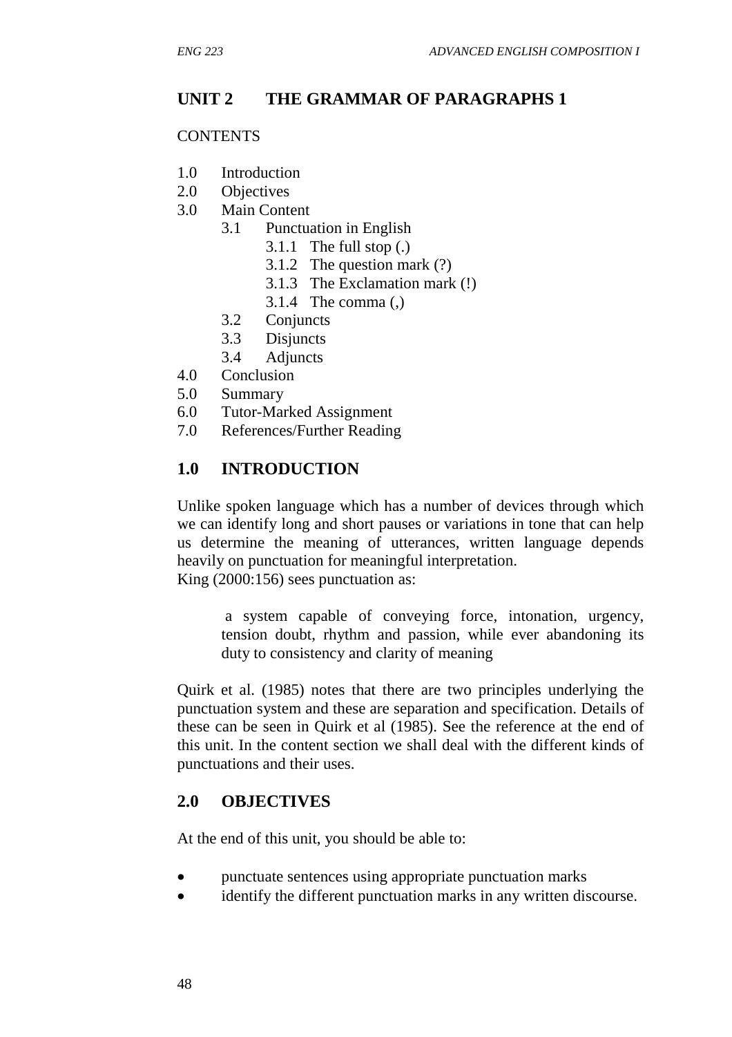## UNIT 2 THE GRAMMAR OF PARAGRAPHS 1

CONTENTS

1.0 Introduction
2.0 Objectives
3.0 Main Content
  3.1 Punctuation in English
    3.1.1 The full stop (.)
    3.1.2 The question mark (?)
    3.1.3 The Exclamation mark (!)
    3.1.4 The comma (,)
  3.2 Conjuncts
  3.3 Disjuncts
  3.4 Adjuncts
4.0 Conclusion
5.0 Summary
6.0 Tutor-Marked Assignment
7.0 References/Further Reading

## 1.0 INTRODUCTION

Unlike spoken language which has a number of devices through which we can identify long and short pauses or variations in tone that can help us determine the meaning of utterances, written language depends heavily on punctuation for meaningful interpretation.
King (2000:156) sees punctuation as:

> a system capable of conveying force, intonation, urgency, tension doubt, rhythm and passion, while ever abandoning its duty to consistency and clarity of meaning

Quirk et al. (1985) notes that there are two principles underlying the punctuation system and these are separation and specification. Details of these can be seen in Quirk et al (1985). See the reference at the end of this unit. In the content section we shall deal with the different kinds of punctuations and their uses.

## 2.0 OBJECTIVES

At the end of this unit, you should be able to:

- punctuate sentences using appropriate punctuation marks
- identify the different punctuation marks in any written discourse.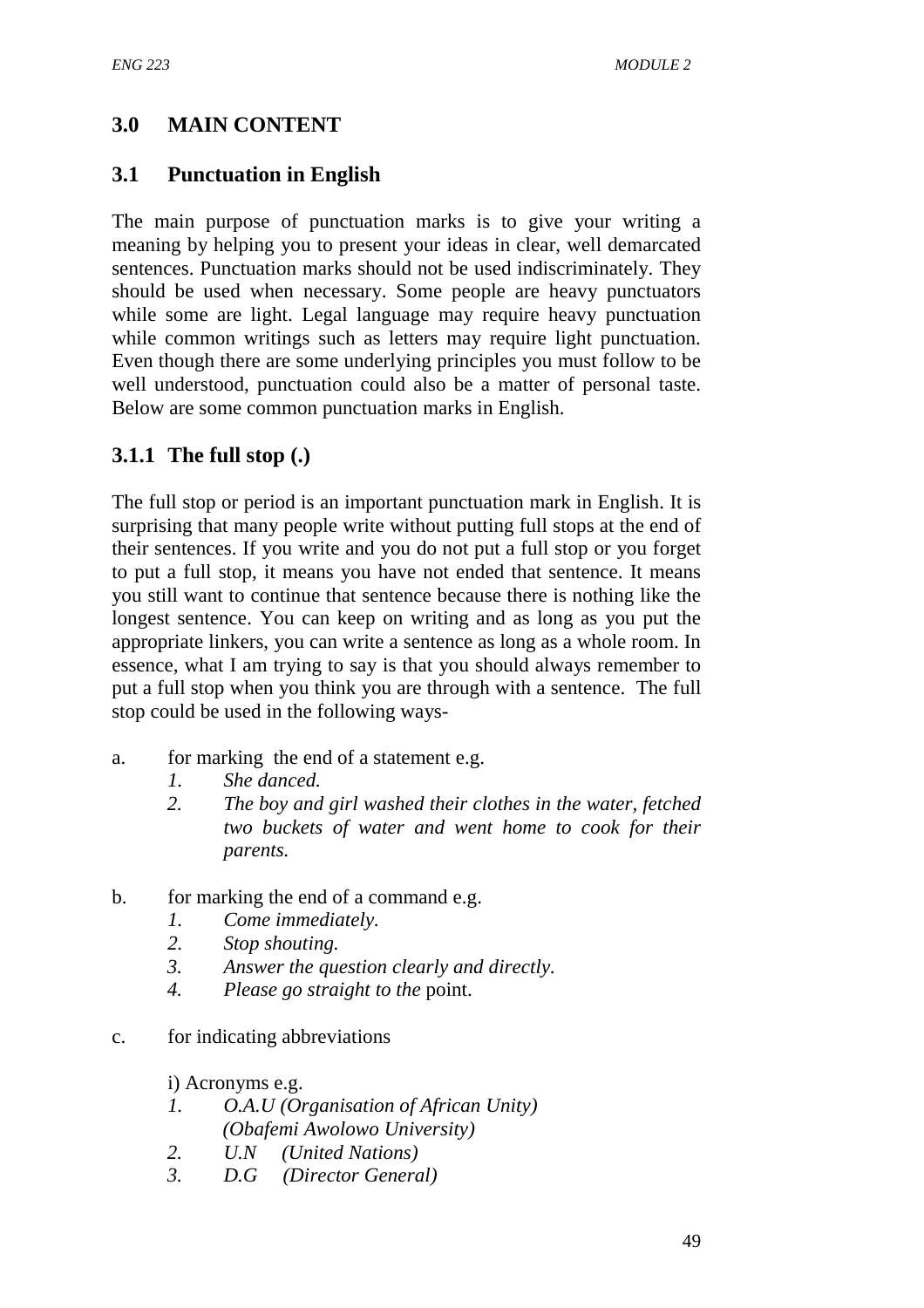## 3.0 MAIN CONTENT

### 3.1 Punctuation in English

The main purpose of punctuation marks is to give your writing a meaning by helping you to present your ideas in clear, well demarcated sentences. Punctuation marks should not be used indiscriminately. They should be used when necessary. Some people are heavy punctuators while some are light. Legal language may require heavy punctuation while common writings such as letters may require light punctuation. Even though there are some underlying principles you must follow to be well understood, punctuation could also be a matter of personal taste. Below are some common punctuation marks in English.

#### 3.1.1 The full stop (.)

The full stop or period is an important punctuation mark in English. It is surprising that many people write without putting full stops at the end of their sentences. If you write and you do not put a full stop or you forget to put a full stop, it means you have not ended that sentence. It means you still want to continue that sentence because there is nothing like the longest sentence. You can keep on writing and as long as you put the appropriate linkers, you can write a sentence as long as a whole room. In essence, what I am trying to say is that you should always remember to put a full stop when you think you are through with a sentence. The full stop could be used in the following ways-

a. for marking the end of a statement e.g.
   1. *She danced.*
   2. *The boy and girl washed their clothes in the water, fetched two buckets of water and went home to cook for their parents.*

b. for marking the end of a command e.g.
   1. *Come immediately.*
   2. *Stop shouting.*
   3. *Answer the question clearly and directly.*
   4. *Please go straight to the* point.

c. for indicating abbreviations

   i) Acronyms e.g.
   1. *O.A.U (Organisation of African Unity)*
      *(Obafemi Awolowo University)*
   2. *U.N (United Nations)*
   3. *D.G (Director General)*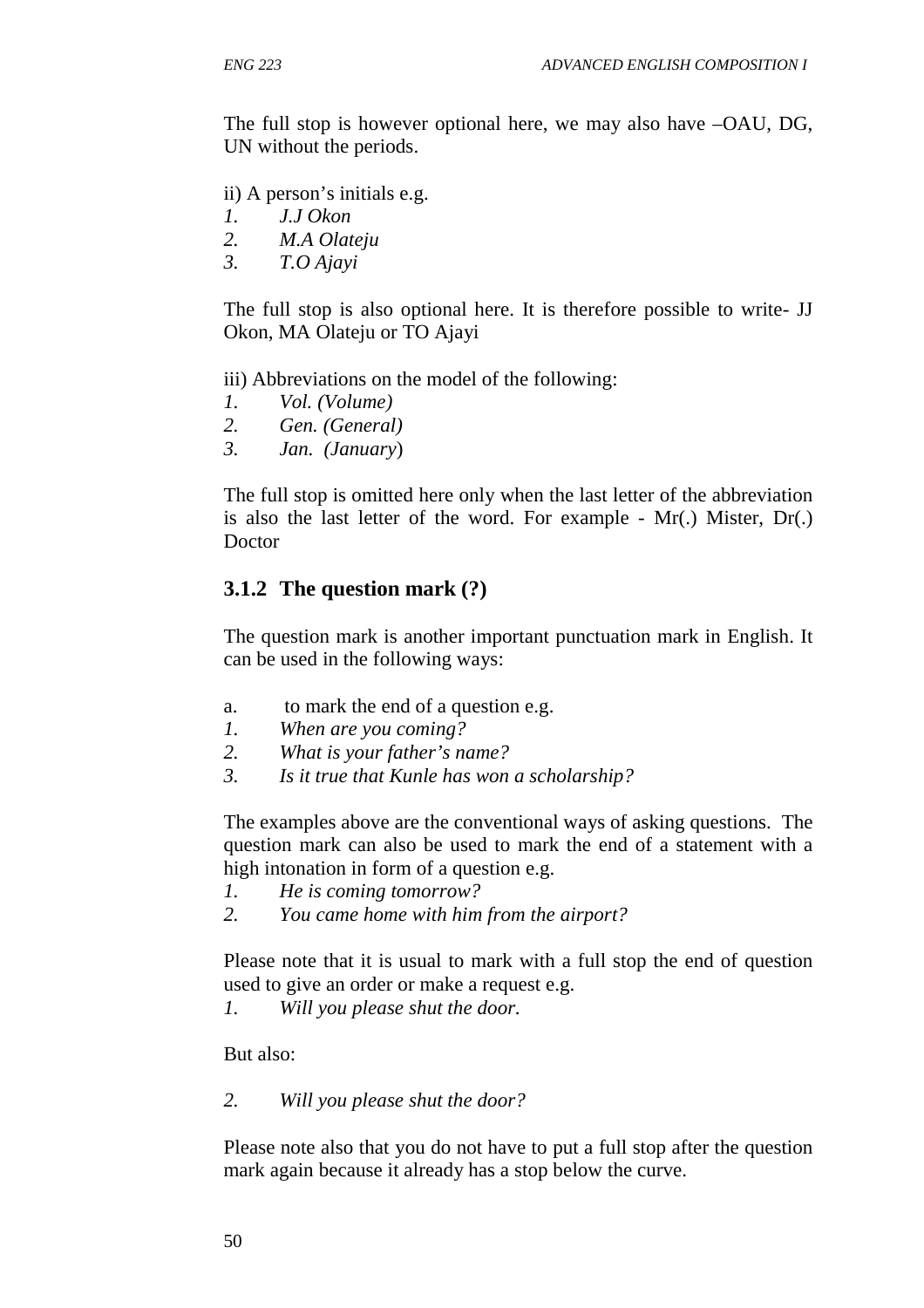The full stop is however optional here, we may also have –OAU, DG, UN without the periods.

ii) A person's initials e.g.

1. *J.J Okon*
2. *M.A Olateju*
3. *T.O Ajayi*

The full stop is also optional here. It is therefore possible to write- JJ Okon, MA Olateju or TO Ajayi

iii) Abbreviations on the model of the following:

1. *Vol. (Volume)*
2. *Gen. (General)*
3. *Jan. (January)*

The full stop is omitted here only when the last letter of the abbreviation is also the last letter of the word. For example - Mr(.) Mister, Dr(.) Doctor

### 3.1.2 The question mark (?)

The question mark is another important punctuation mark in English. It can be used in the following ways:

a. to mark the end of a question e.g.

1. *When are you coming?*
2. *What is your father's name?*
3. *Is it true that Kunle has won a scholarship?*

The examples above are the conventional ways of asking questions. The question mark can also be used to mark the end of a statement with a high intonation in form of a question e.g.

1. *He is coming tomorrow?*
2. *You came home with him from the airport?*

Please note that it is usual to mark with a full stop the end of question used to give an order or make a request e.g.

1. *Will you please shut the door.*

But also:

2. *Will you please shut the door?*

Please note also that you do not have to put a full stop after the question mark again because it already has a stop below the curve.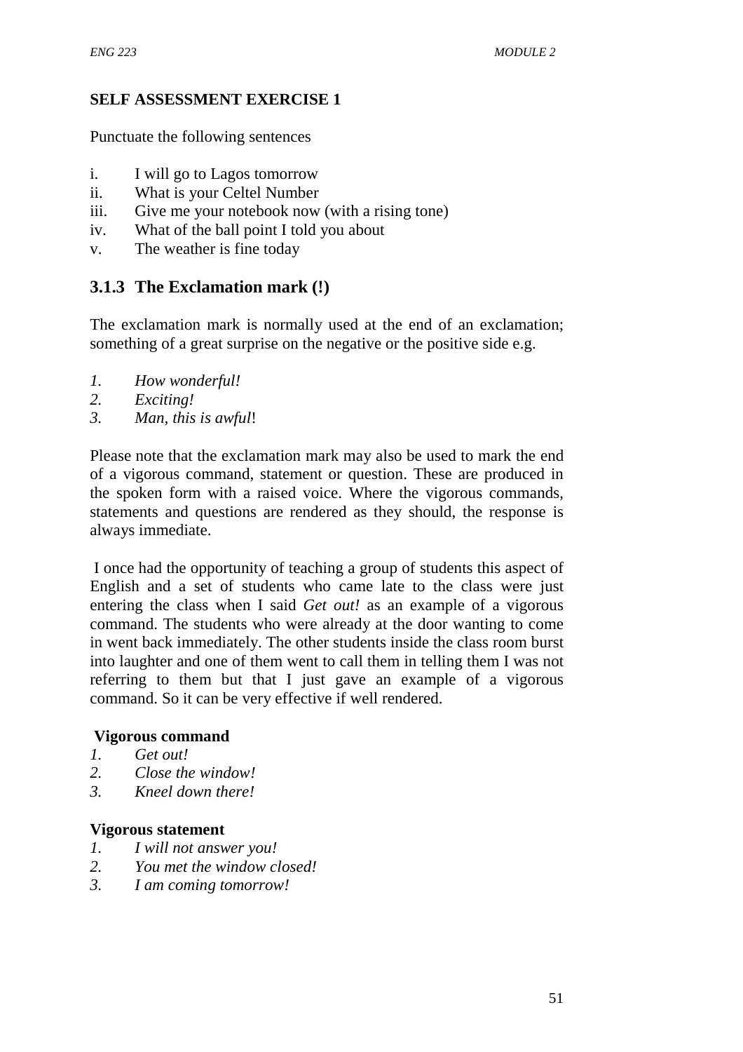**SELF ASSESSMENT EXERCISE 1**

Punctuate the following sentences

i. I will go to Lagos tomorrow
ii. What is your Celtel Number
iii. Give me your notebook now (with a rising tone)
iv. What of the ball point I told you about
v. The weather is fine today

### 3.1.3 The Exclamation mark (!)

The exclamation mark is normally used at the end of an exclamation; something of a great surprise on the negative or the positive side e.g.

1. *How wonderful!*
2. *Exciting!*
3. *Man, this is awful*!

Please note that the exclamation mark may also be used to mark the end of a vigorous command, statement or question. These are produced in the spoken form with a raised voice. Where the vigorous commands, statements and questions are rendered as they should, the response is always immediate.

I once had the opportunity of teaching a group of students this aspect of English and a set of students who came late to the class were just entering the class when I said *Get out!* as an example of a vigorous command. The students who were already at the door wanting to come in went back immediately. The other students inside the class room burst into laughter and one of them went to call them in telling them I was not referring to them but that I just gave an example of a vigorous command. So it can be very effective if well rendered.

**Vigorous command**

1. *Get out!*
2. *Close the window!*
3. *Kneel down there!*

**Vigorous statement**

1. *I will not answer you!*
2. *You met the window closed!*
3. *I am coming tomorrow!*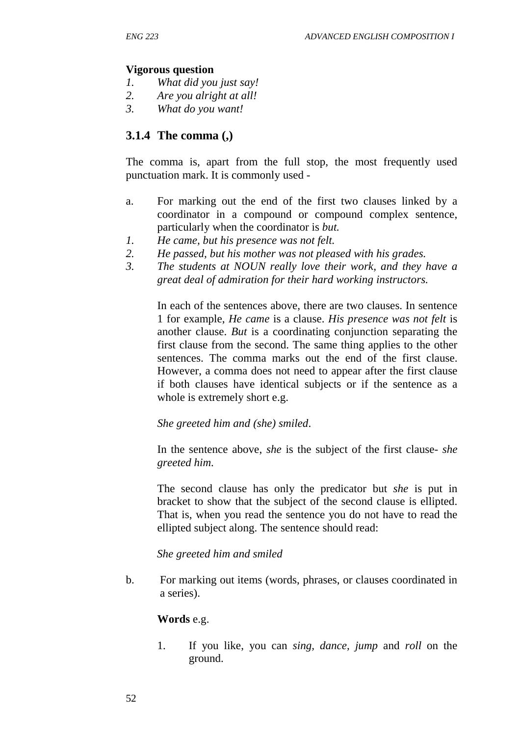**Vigorous question**

1. *What did you just say!*
2. *Are you alright at all!*
3. *What do you want!*

### 3.1.4 The comma (,)

The comma is, apart from the full stop, the most frequently used punctuation mark. It is commonly used -

a. For marking out the end of the first two clauses linked by a coordinator in a compound or compound complex sentence, particularly when the coordinator is *but.*

1. *He came, but his presence was not felt.*
2. *He passed, but his mother was not pleased with his grades.*
3. *The students at NOUN really love their work, and they have a great deal of admiration for their hard working instructors.*

In each of the sentences above, there are two clauses. In sentence 1 for example, *He came* is a clause. *His presence was not felt* is another clause. *But* is a coordinating conjunction separating the first clause from the second. The same thing applies to the other sentences. The comma marks out the end of the first clause. However, a comma does not need to appear after the first clause if both clauses have identical subjects or if the sentence as a whole is extremely short e.g.

*She greeted him and (she) smiled*.

In the sentence above, *she* is the subject of the first clause- *she greeted him*.

The second clause has only the predicator but *she* is put in bracket to show that the subject of the second clause is ellipted. That is, when you read the sentence you do not have to read the ellipted subject along. The sentence should read:

*She greeted him and smiled*

b. For marking out items (words, phrases, or clauses coordinated in a series).

**Words** e.g.

1. If you like, you can *sing, dance, jump* and *roll* on the ground.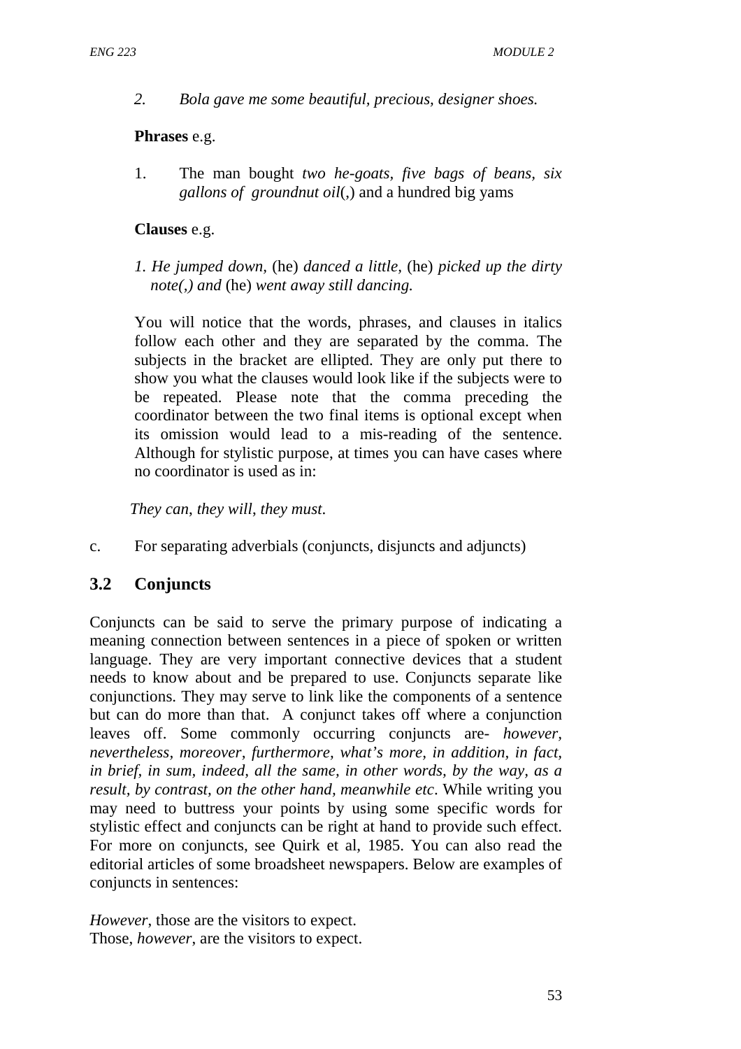2. *Bola gave me some beautiful, precious, designer shoes.*

**Phrases** e.g.

1. The man bought *two he-goats, five bags of beans, six gallons of groundnut oil*(,) and a hundred big yams

**Clauses** e.g.

*1. He jumped down,* (he) *danced a little,* (he) *picked up the dirty note(,) and* (he) *went away still dancing.*

You will notice that the words, phrases, and clauses in italics follow each other and they are separated by the comma. The subjects in the bracket are ellipted. They are only put there to show you what the clauses would look like if the subjects were to be repeated. Please note that the comma preceding the coordinator between the two final items is optional except when its omission would lead to a mis-reading of the sentence. Although for stylistic purpose, at times you can have cases where no coordinator is used as in:

*They can, they will, they must.*

c. For separating adverbials (conjuncts, disjuncts and adjuncts)

## 3.2 Conjuncts

Conjuncts can be said to serve the primary purpose of indicating a meaning connection between sentences in a piece of spoken or written language. They are very important connective devices that a student needs to know about and be prepared to use. Conjuncts separate like conjunctions. They may serve to link like the components of a sentence but can do more than that. A conjunct takes off where a conjunction leaves off. Some commonly occurring conjuncts are- *however, nevertheless, moreover, furthermore, what's more, in addition, in fact, in brief, in sum, indeed, all the same, in other words, by the way, as a result, by contrast, on the other hand, meanwhile etc*. While writing you may need to buttress your points by using some specific words for stylistic effect and conjuncts can be right at hand to provide such effect. For more on conjuncts, see Quirk et al, 1985. You can also read the editorial articles of some broadsheet newspapers. Below are examples of conjuncts in sentences:

*However*, those are the visitors to expect.
Those, *however*, are the visitors to expect.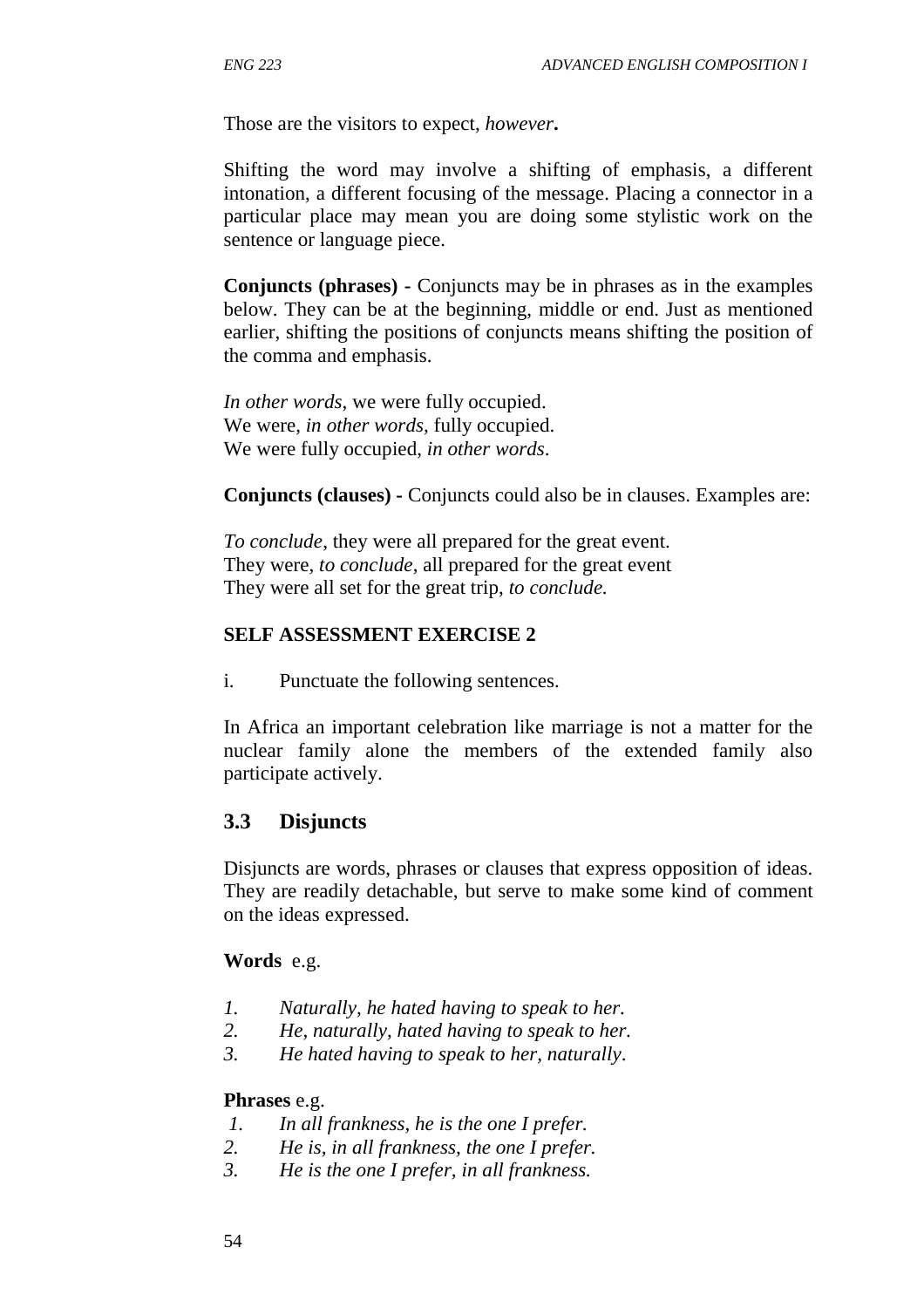Those are the visitors to expect, *however***.**

Shifting the word may involve a shifting of emphasis, a different intonation, a different focusing of the message. Placing a connector in a particular place may mean you are doing some stylistic work on the sentence or language piece.

**Conjuncts (phrases) -** Conjuncts may be in phrases as in the examples below. They can be at the beginning, middle or end. Just as mentioned earlier, shifting the positions of conjuncts means shifting the position of the comma and emphasis.

*In other words*, we were fully occupied.
We were, *in other words*, fully occupied.
We were fully occupied, *in other words*.

**Conjuncts (clauses) -** Conjuncts could also be in clauses. Examples are:

*To conclude*, they were all prepared for the great event.
They were, *to conclude*, all prepared for the great event
They were all set for the great trip, *to conclude.*

**SELF ASSESSMENT EXERCISE 2**

i. Punctuate the following sentences.

In Africa an important celebration like marriage is not a matter for the nuclear family alone the members of the extended family also participate actively.

## 3.3 Disjuncts

Disjuncts are words, phrases or clauses that express opposition of ideas. They are readily detachable, but serve to make some kind of comment on the ideas expressed.

**Words** e.g.

1. *Naturally, he hated having to speak to her.*
2. *He, naturally, hated having to speak to her.*
3. *He hated having to speak to her, naturally.*

**Phrases** e.g.

1. *In all frankness, he is the one I prefer.*
2. *He is, in all frankness, the one I prefer.*
3. *He is the one I prefer, in all frankness.*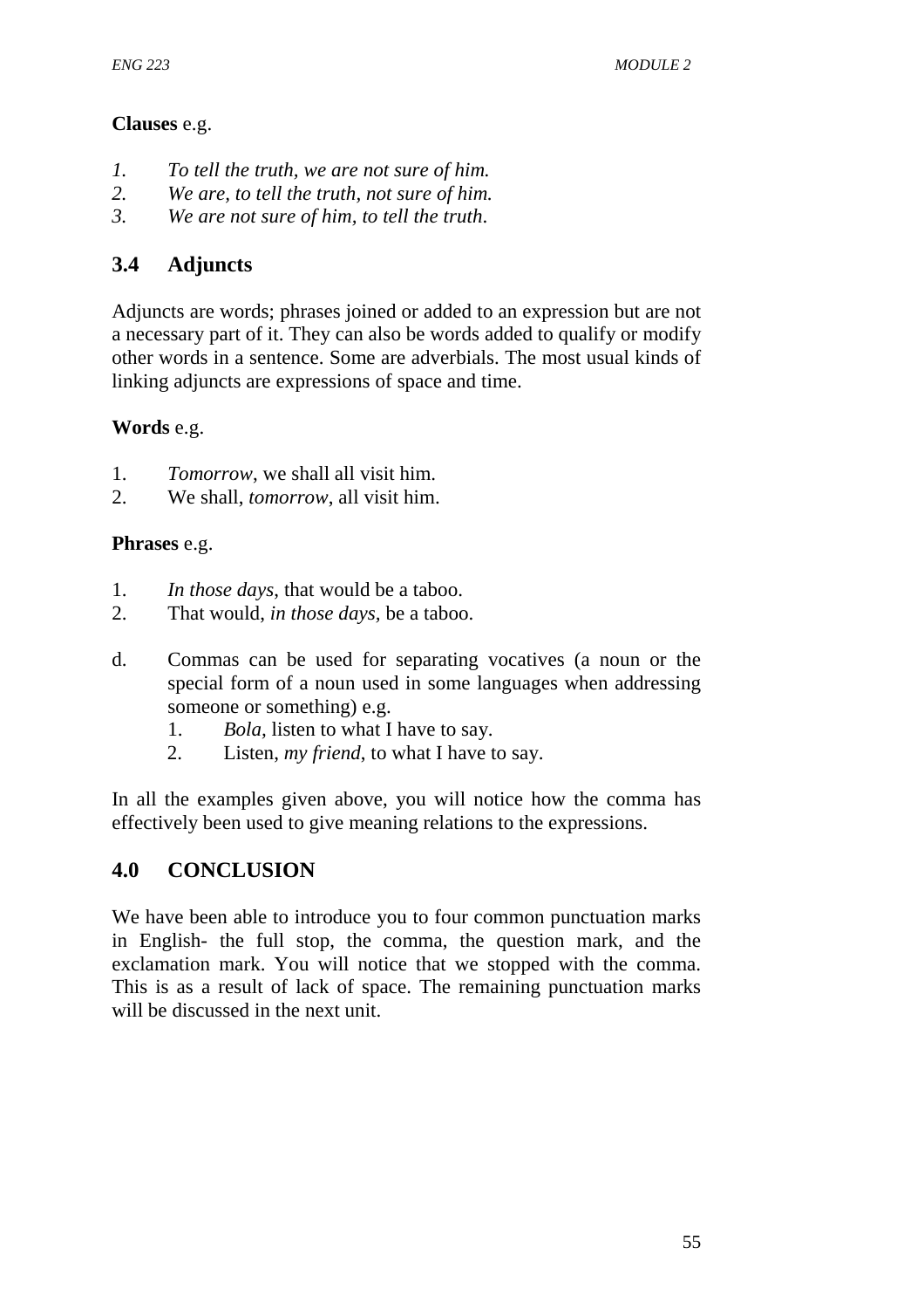**Clauses** e.g.

1. *To tell the truth, we are not sure of him.*
2. *We are, to tell the truth, not sure of him.*
3. *We are not sure of him, to tell the truth.*

## 3.4 Adjuncts

Adjuncts are words; phrases joined or added to an expression but are not a necessary part of it. They can also be words added to qualify or modify other words in a sentence. Some are adverbials. The most usual kinds of linking adjuncts are expressions of space and time.

**Words** e.g.

1. *Tomorrow*, we shall all visit him.
2. We shall, *tomorrow*, all visit him.

**Phrases** e.g.

1. *In those days*, that would be a taboo.
2. That would, *in those days,* be a taboo.

d. Commas can be used for separating vocatives (a noun or the special form of a noun used in some languages when addressing someone or something) e.g.
   1. *Bola,* listen to what I have to say.
   2. Listen, *my friend*, to what I have to say.

In all the examples given above, you will notice how the comma has effectively been used to give meaning relations to the expressions.

## 4.0 CONCLUSION

We have been able to introduce you to four common punctuation marks in English- the full stop, the comma, the question mark, and the exclamation mark. You will notice that we stopped with the comma. This is as a result of lack of space. The remaining punctuation marks will be discussed in the next unit.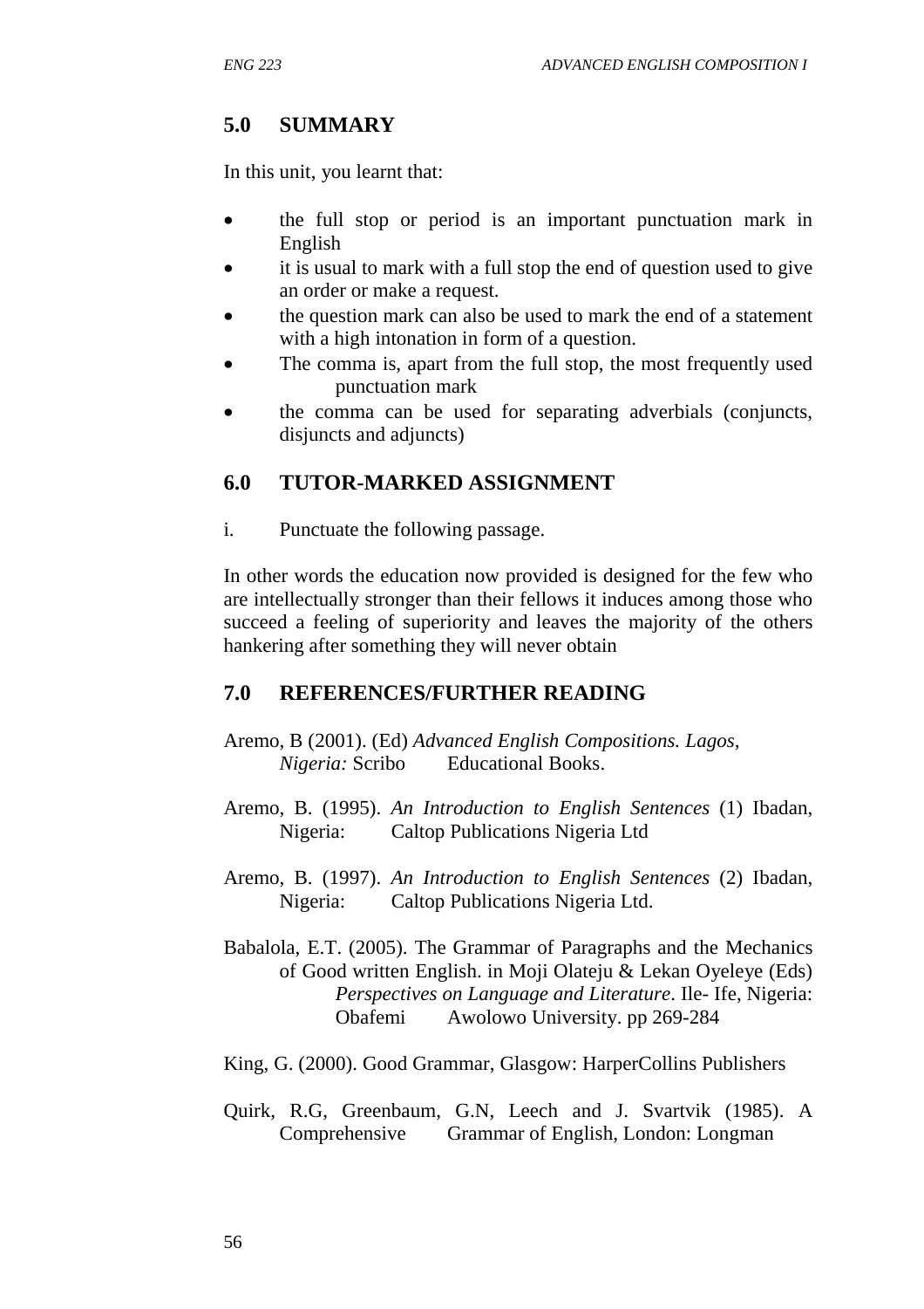## 5.0 SUMMARY

In this unit, you learnt that:

- the full stop or period is an important punctuation mark in English
- it is usual to mark with a full stop the end of question used to give an order or make a request.
- the question mark can also be used to mark the end of a statement with a high intonation in form of a question.
- The comma is, apart from the full stop, the most frequently used punctuation mark
- the comma can be used for separating adverbials (conjuncts, disjuncts and adjuncts)

## 6.0 TUTOR-MARKED ASSIGNMENT

i. Punctuate the following passage.

In other words the education now provided is designed for the few who are intellectually stronger than their fellows it induces among those who succeed a feeling of superiority and leaves the majority of the others hankering after something they will never obtain

## 7.0 REFERENCES/FURTHER READING

Aremo, B (2001). (Ed) *Advanced English Compositions. Lagos, Nigeria:* Scribo Educational Books.

Aremo, B. (1995). *An Introduction to English Sentences* (1) Ibadan, Nigeria: Caltop Publications Nigeria Ltd

Aremo, B. (1997). *An Introduction to English Sentences* (2) Ibadan, Nigeria: Caltop Publications Nigeria Ltd.

Babalola, E.T. (2005). The Grammar of Paragraphs and the Mechanics of Good written English. in Moji Olateju & Lekan Oyeleye (Eds) *Perspectives on Language and Literature*. Ile- Ife, Nigeria: Obafemi Awolowo University. pp 269-284

King, G. (2000). Good Grammar, Glasgow: HarperCollins Publishers

Quirk, R.G, Greenbaum, G.N, Leech and J. Svartvik (1985). A Comprehensive Grammar of English, London: Longman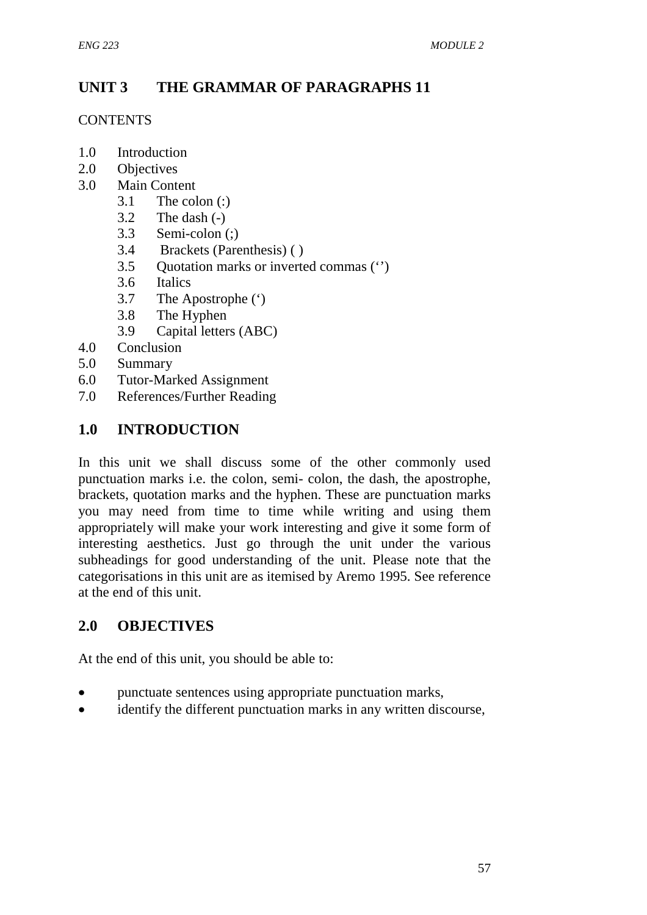# UNIT 3 THE GRAMMAR OF PARAGRAPHS 11

CONTENTS

- 1.0 Introduction
- 2.0 Objectives
- 3.0 Main Content
  - 3.1 The colon (:)
  - 3.2 The dash (-)
  - 3.3 Semi-colon (;)
  - 3.4 Brackets (Parenthesis) ( )
  - 3.5 Quotation marks or inverted commas (‘’)
  - 3.6 Italics
  - 3.7 The Apostrophe (‘)
  - 3.8 The Hyphen
  - 3.9 Capital letters (ABC)
- 4.0 Conclusion
- 5.0 Summary
- 6.0 Tutor-Marked Assignment
- 7.0 References/Further Reading

## 1.0 INTRODUCTION

In this unit we shall discuss some of the other commonly used punctuation marks i.e. the colon, semi- colon, the dash, the apostrophe, brackets, quotation marks and the hyphen. These are punctuation marks you may need from time to time while writing and using them appropriately will make your work interesting and give it some form of interesting aesthetics. Just go through the unit under the various subheadings for good understanding of the unit. Please note that the categorisations in this unit are as itemised by Aremo 1995. See reference at the end of this unit.

## 2.0 OBJECTIVES

At the end of this unit, you should be able to:

- punctuate sentences using appropriate punctuation marks,
- identify the different punctuation marks in any written discourse,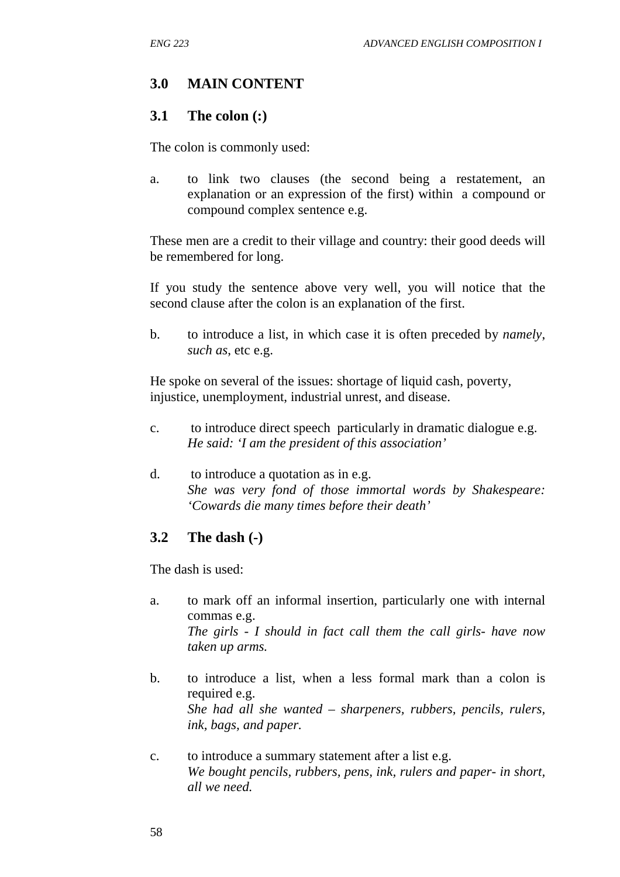## 3.0 MAIN CONTENT

### 3.1 The colon (:)

The colon is commonly used:

a. to link two clauses (the second being a restatement, an explanation or an expression of the first) within a compound or compound complex sentence e.g.

These men are a credit to their village and country: their good deeds will be remembered for long.

If you study the sentence above very well, you will notice that the second clause after the colon is an explanation of the first.

b. to introduce a list, in which case it is often preceded by *namely*, *such as*, etc e.g.

He spoke on several of the issues: shortage of liquid cash, poverty, injustice, unemployment, industrial unrest, and disease.

c. to introduce direct speech particularly in dramatic dialogue e.g.
*He said: 'I am the president of this association'*

d. to introduce a quotation as in e.g.
*She was very fond of those immortal words by Shakespeare: 'Cowards die many times before their death'*

### 3.2 The dash (-)

The dash is used:

a. to mark off an informal insertion, particularly one with internal commas e.g.
*The girls - I should in fact call them the call girls- have now taken up arms.*

b. to introduce a list, when a less formal mark than a colon is required e.g.
*She had all she wanted – sharpeners, rubbers, pencils, rulers, ink, bags, and paper.*

c. to introduce a summary statement after a list e.g.
*We bought pencils, rubbers, pens, ink, rulers and paper- in short, all we need.*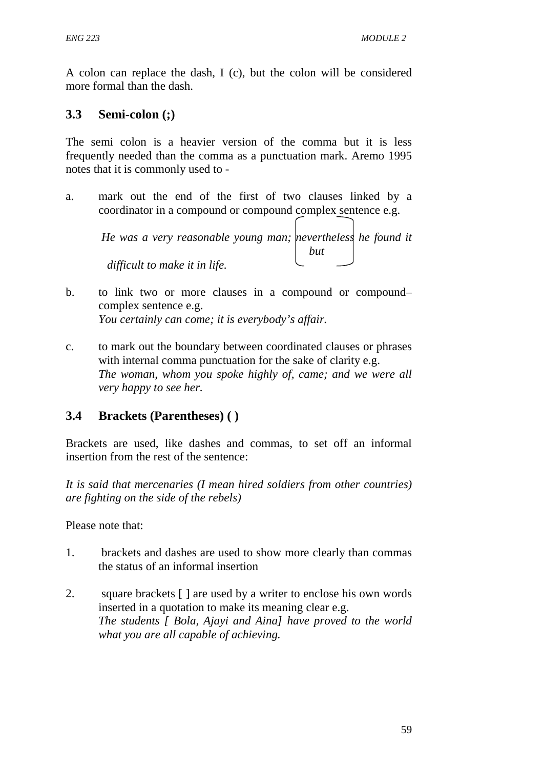A colon can replace the dash, I (c), but the colon will be considered more formal than the dash.

## 3.3 Semi-colon (;)

The semi colon is a heavier version of the comma but it is less frequently needed than the comma as a punctuation mark. Aremo 1995 notes that it is commonly used to -

a. mark out the end of the first of two clauses linked by a coordinator in a compound or compound complex sentence e.g.

   *He was a very reasonable young man; {nevertheless / but} he found it difficult to make it in life.*

b. to link two or more clauses in a compound or compound–complex sentence e.g.
   *You certainly can come; it is everybody's affair.*

c. to mark out the boundary between coordinated clauses or phrases with internal comma punctuation for the sake of clarity e.g.
   *The woman, whom you spoke highly of, came; and we were all very happy to see her.*

## 3.4 Brackets (Parentheses) ( )

Brackets are used, like dashes and commas, to set off an informal insertion from the rest of the sentence:

*It is said that mercenaries (I mean hired soldiers from other countries) are fighting on the side of the rebels)*

Please note that:

1. brackets and dashes are used to show more clearly than commas the status of an informal insertion

2. square brackets [ ] are used by a writer to enclose his own words inserted in a quotation to make its meaning clear e.g.
   *The students [ Bola, Ajayi and Aina] have proved to the world what you are all capable of achieving.*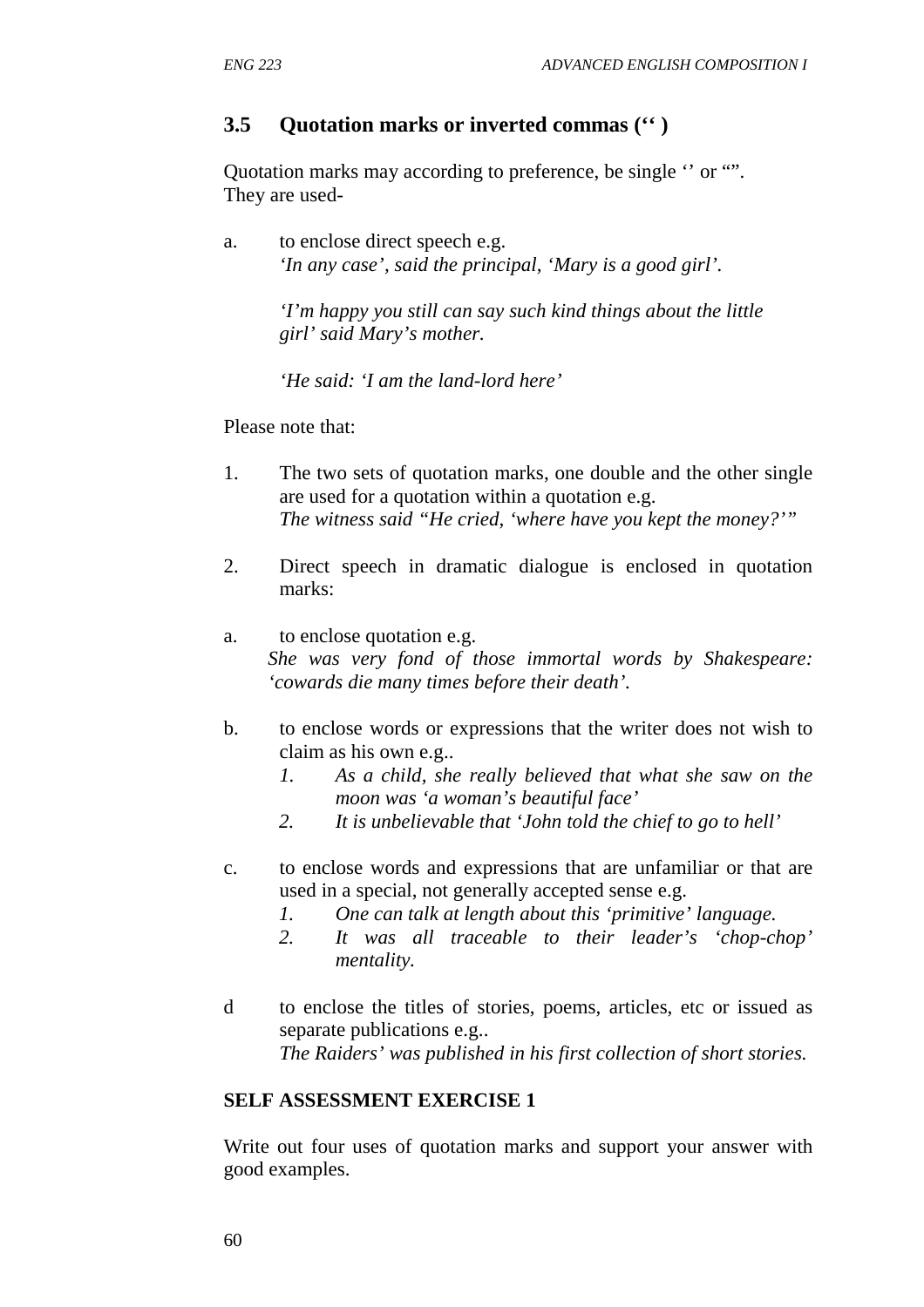### 3.5 Quotation marks or inverted commas (‘‘ )

Quotation marks may according to preference, be single ‘’ or “”.
They are used-

a. to enclose direct speech e.g.
*‘In any case’, said the principal, ‘Mary is a good girl’.*

*‘I’m happy you still can say such kind things about the little girl’ said Mary’s mother.*

*‘He said: ‘I am the land-lord here’*

Please note that:

1. The two sets of quotation marks, one double and the other single are used for a quotation within a quotation e.g.
*The witness said “He cried, ‘where have you kept the money?’”*

2. Direct speech in dramatic dialogue is enclosed in quotation marks:

a. to enclose quotation e.g.
*She was very fond of those immortal words by Shakespeare: ‘cowards die many times before their death’.*

b. to enclose words or expressions that the writer does not wish to claim as his own e.g..
   1. *As a child, she really believed that what she saw on the moon was ‘a woman’s beautiful face’*
   2. *It is unbelievable that ‘John told the chief to go to hell’*

c. to enclose words and expressions that are unfamiliar or that are used in a special, not generally accepted sense e.g.
   1. *One can talk at length about this ‘primitive’ language.*
   2. *It was all traceable to their leader’s ‘chop-chop’ mentality.*

d to enclose the titles of stories, poems, articles, etc or issued as separate publications e.g..
*The Raiders’ was published in his first collection of short stories.*

**SELF ASSESSMENT EXERCISE 1**

Write out four uses of quotation marks and support your answer with good examples.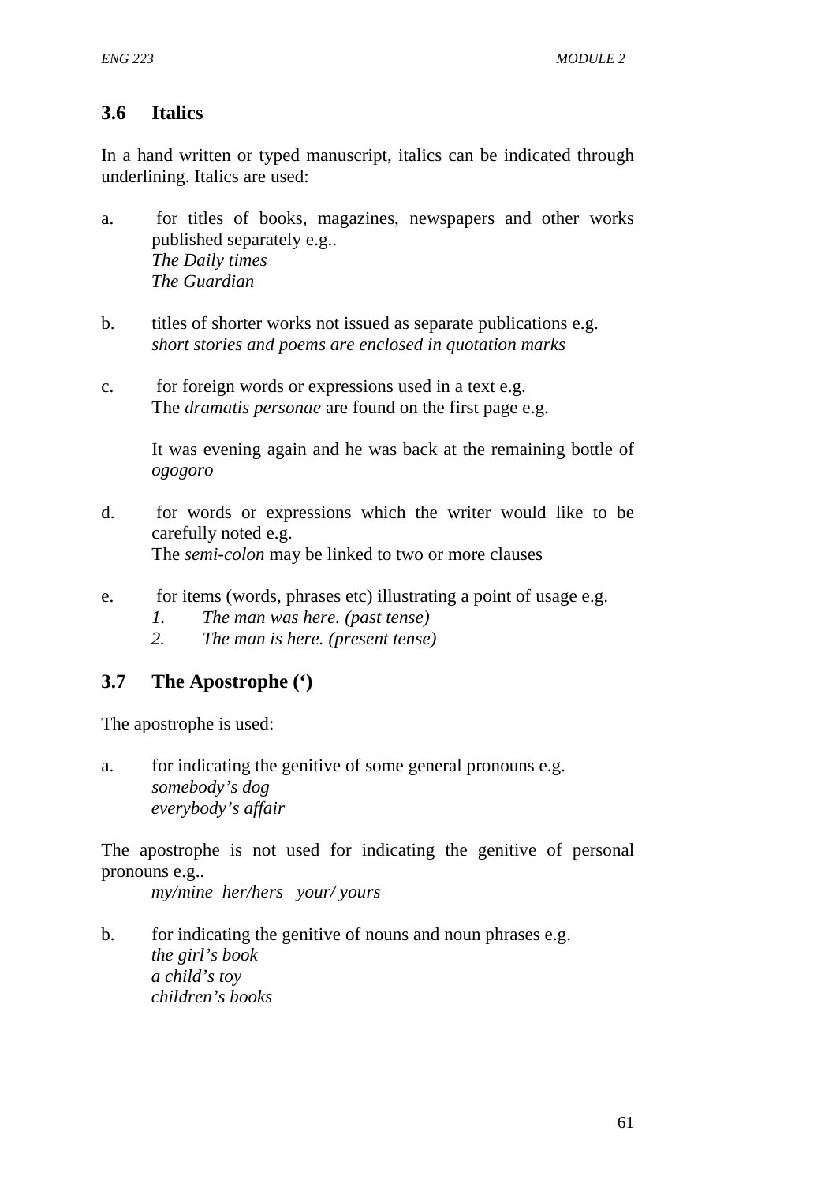### 3.6 Italics

In a hand written or typed manuscript, italics can be indicated through underlining. Italics are used:

a. for titles of books, magazines, newspapers and other works published separately e.g..
   *The Daily times*
   *The Guardian*

b. titles of shorter works not issued as separate publications e.g.
   *short stories and poems are enclosed in quotation marks*

c. for foreign words or expressions used in a text e.g.
   The *dramatis personae* are found on the first page e.g.

   It was evening again and he was back at the remaining bottle of *ogogoro*

d. for words or expressions which the writer would like to be carefully noted e.g.
   The *semi-colon* may be linked to two or more clauses

e. for items (words, phrases etc) illustrating a point of usage e.g.
   1. *The man was here. (past tense)*
   2. *The man is here. (present tense)*

### 3.7 The Apostrophe (')

The apostrophe is used:

a. for indicating the genitive of some general pronouns e.g.
   *somebody's dog*
   *everybody's affair*

The apostrophe is not used for indicating the genitive of personal pronouns e.g..
   *my/mine her/hers your/ yours*

b. for indicating the genitive of nouns and noun phrases e.g.
   *the girl's book*
   *a child's toy*
   *children's books*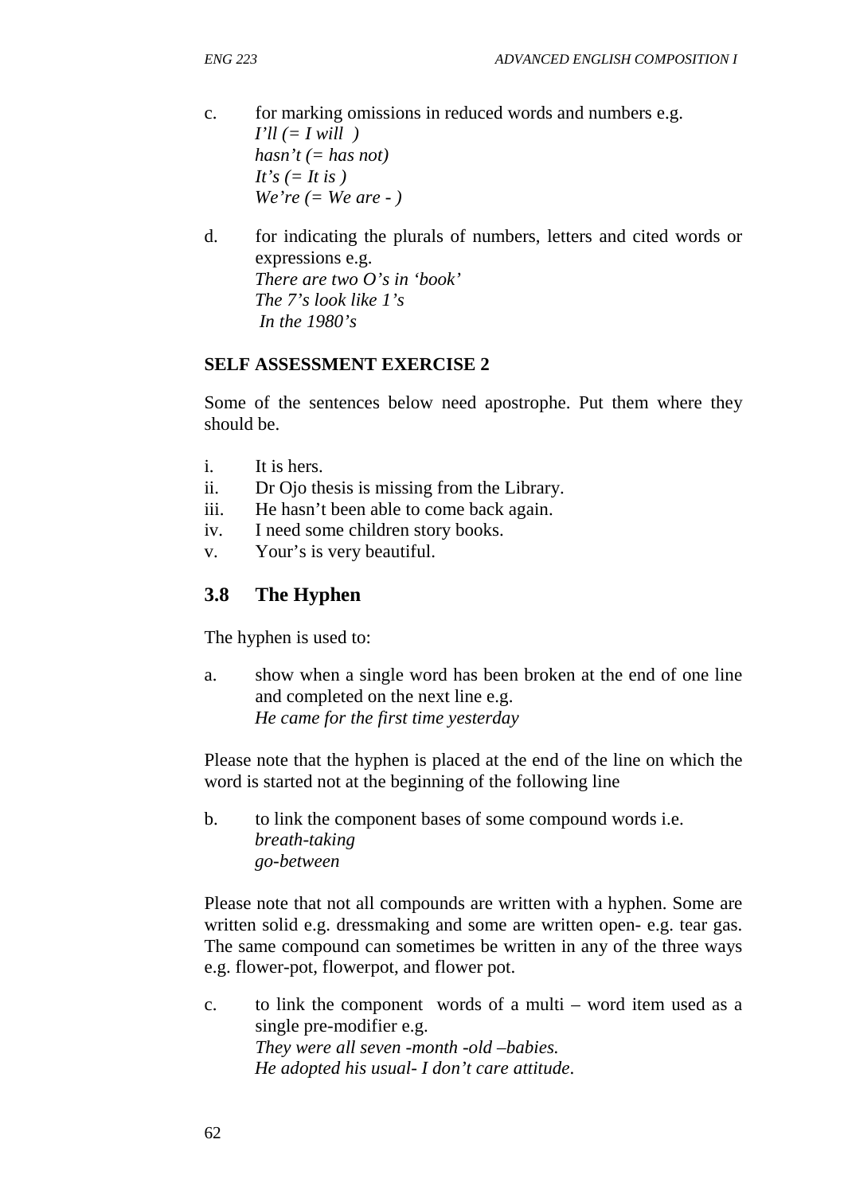c. for marking omissions in reduced words and numbers e.g.
   *I'll (= I will )*
   *hasn't (= has not)*
   *It's (= It is )*
   *We're (= We are - )*

d. for indicating the plurals of numbers, letters and cited words or expressions e.g.
   *There are two O's in 'book'*
   *The 7's look like 1's*
   *In the 1980's*

**SELF ASSESSMENT EXERCISE 2**

Some of the sentences below need apostrophe. Put them where they should be.

i. It is hers.
ii. Dr Ojo thesis is missing from the Library.
iii. He hasn't been able to come back again.
iv. I need some children story books.
v. Your's is very beautiful.

## 3.8 The Hyphen

The hyphen is used to:

a. show when a single word has been broken at the end of one line and completed on the next line e.g.
   *He came for the first time yesterday*

Please note that the hyphen is placed at the end of the line on which the word is started not at the beginning of the following line

b. to link the component bases of some compound words i.e.
   *breath-taking*
   *go-between*

Please note that not all compounds are written with a hyphen. Some are written solid e.g. dressmaking and some are written open- e.g. tear gas. The same compound can sometimes be written in any of the three ways e.g. flower-pot, flowerpot, and flower pot.

c. to link the component words of a multi – word item used as a single pre-modifier e.g.
   *They were all seven -month -old –babies.*
   *He adopted his usual- I don't care attitude*.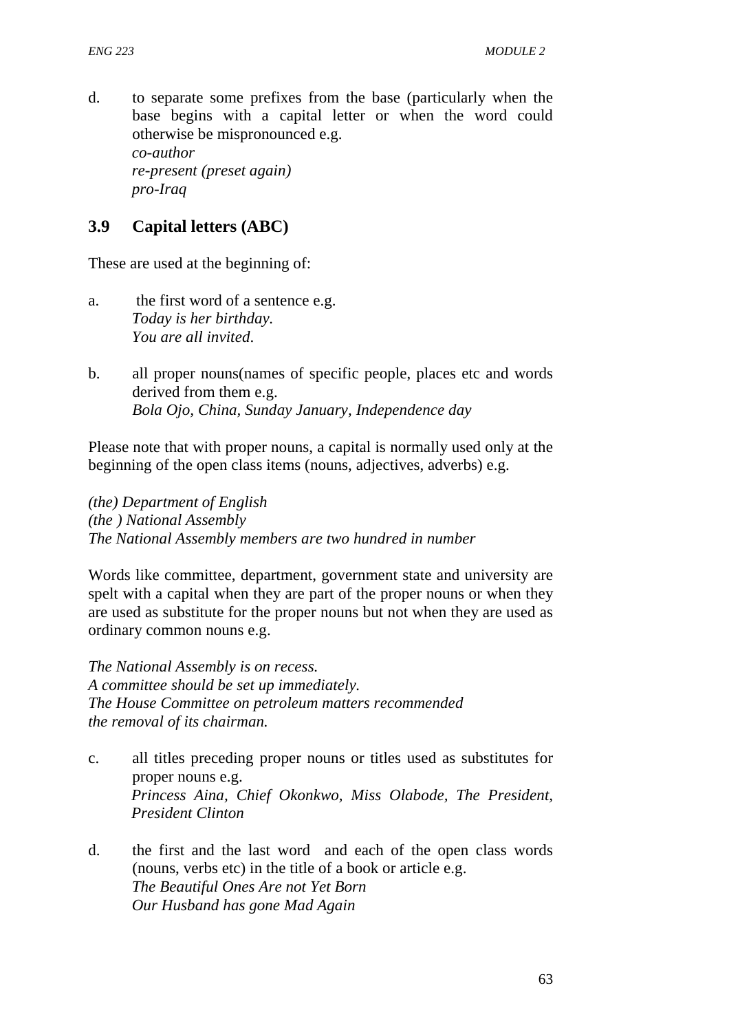d. to separate some prefixes from the base (particularly when the base begins with a capital letter or when the word could otherwise be mispronounced e.g.
   *co-author*
   *re-present (preset again)*
   *pro-Iraq*

## 3.9 Capital letters (ABC)

These are used at the beginning of:

a. the first word of a sentence e.g.
   *Today is her birthday.*
   *You are all invited.*

b. all proper nouns(names of specific people, places etc and words derived from them e.g.
   *Bola Ojo, China, Sunday January, Independence day*

Please note that with proper nouns, a capital is normally used only at the beginning of the open class items (nouns, adjectives, adverbs) e.g.

*(the) Department of English*
*(the ) National Assembly*
*The National Assembly members are two hundred in number*

Words like committee, department, government state and university are spelt with a capital when they are part of the proper nouns or when they are used as substitute for the proper nouns but not when they are used as ordinary common nouns e.g.

*The National Assembly is on recess.*
*A committee should be set up immediately.*
*The House Committee on petroleum matters recommended the removal of its chairman.*

c. all titles preceding proper nouns or titles used as substitutes for proper nouns e.g.
   *Princess Aina, Chief Okonkwo, Miss Olabode, The President, President Clinton*

d. the first and the last word and each of the open class words (nouns, verbs etc) in the title of a book or article e.g.
   *The Beautiful Ones Are not Yet Born*
   *Our Husband has gone Mad Again*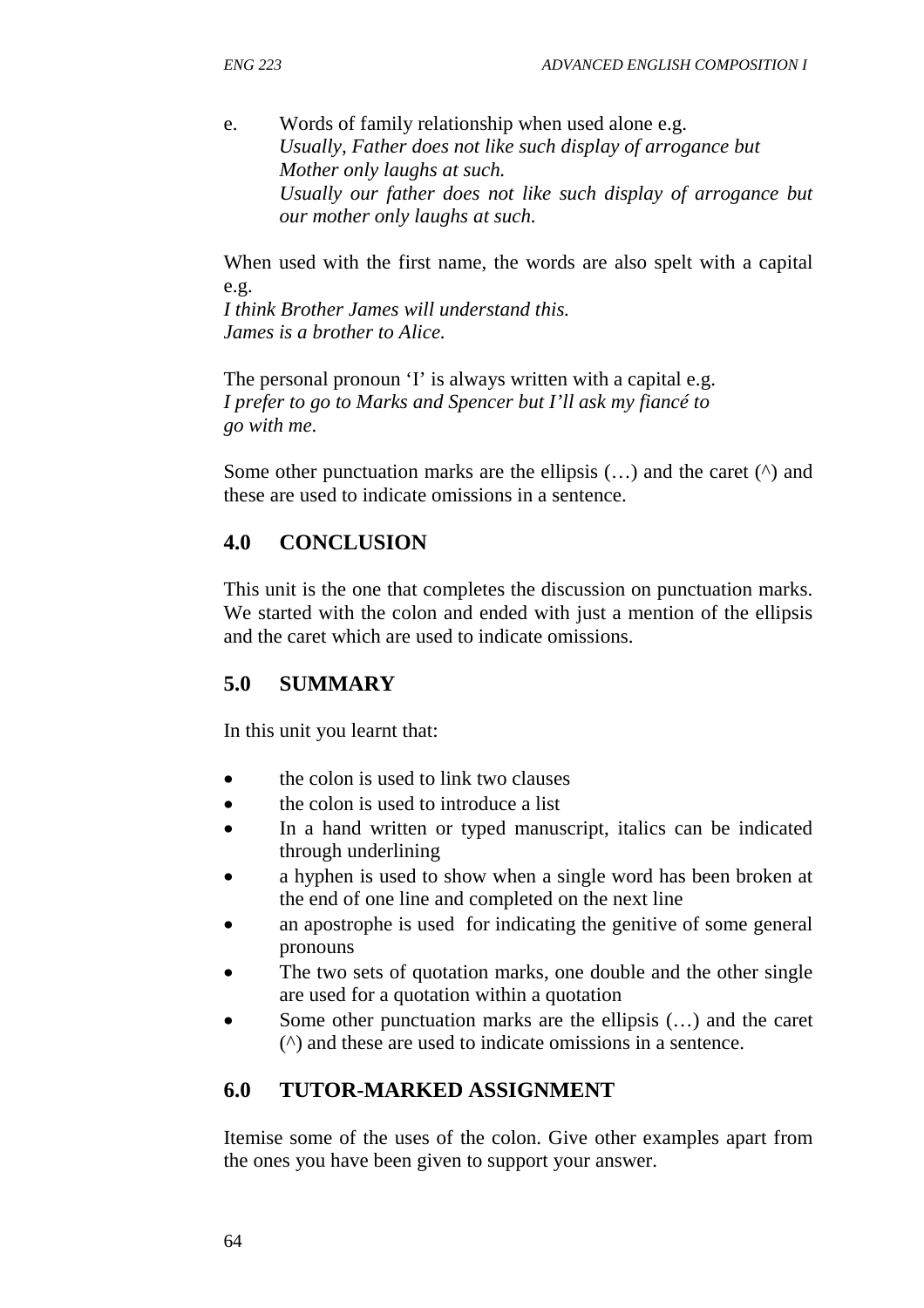e. Words of family relationship when used alone e.g.
   *Usually, Father does not like such display of arrogance but Mother only laughs at such.*
   *Usually our father does not like such display of arrogance but our mother only laughs at such.*

When used with the first name, the words are also spelt with a capital e.g.
*I think Brother James will understand this.*
*James is a brother to Alice.*

The personal pronoun 'I' is always written with a capital e.g.
*I prefer to go to Marks and Spencer but I'll ask my fiancé to go with me.*

Some other punctuation marks are the ellipsis (…) and the caret (^) and these are used to indicate omissions in a sentence.

## 4.0 CONCLUSION

This unit is the one that completes the discussion on punctuation marks. We started with the colon and ended with just a mention of the ellipsis and the caret which are used to indicate omissions.

## 5.0 SUMMARY

In this unit you learnt that:

- the colon is used to link two clauses
- the colon is used to introduce a list
- In a hand written or typed manuscript, italics can be indicated through underlining
- a hyphen is used to show when a single word has been broken at the end of one line and completed on the next line
- an apostrophe is used for indicating the genitive of some general pronouns
- The two sets of quotation marks, one double and the other single are used for a quotation within a quotation
- Some other punctuation marks are the ellipsis (…) and the caret (^) and these are used to indicate omissions in a sentence.

## 6.0 TUTOR-MARKED ASSIGNMENT

Itemise some of the uses of the colon. Give other examples apart from the ones you have been given to support your answer.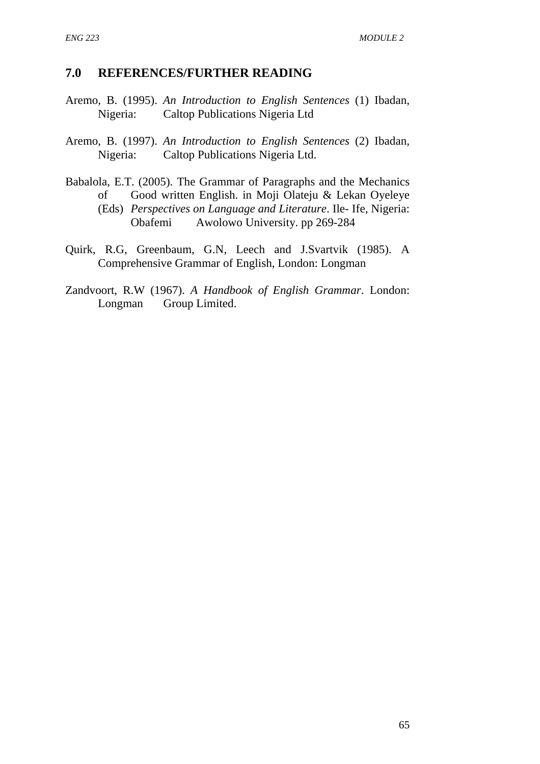## 7.0 REFERENCES/FURTHER READING

Aremo, B. (1995). *An Introduction to English Sentences* (1) Ibadan, Nigeria: Caltop Publications Nigeria Ltd

Aremo, B. (1997). *An Introduction to English Sentences* (2) Ibadan, Nigeria: Caltop Publications Nigeria Ltd.

Babalola, E.T. (2005). The Grammar of Paragraphs and the Mechanics of Good written English. in Moji Olateju & Lekan Oyeleye (Eds) *Perspectives on Language and Literature*. Ile- Ife, Nigeria: Obafemi Awolowo University. pp 269-284

Quirk, R.G, Greenbaum, G.N, Leech and J.Svartvik (1985). A Comprehensive Grammar of English, London: Longman

Zandvoort, R.W (1967). *A Handbook of English Grammar*. London: Longman Group Limited.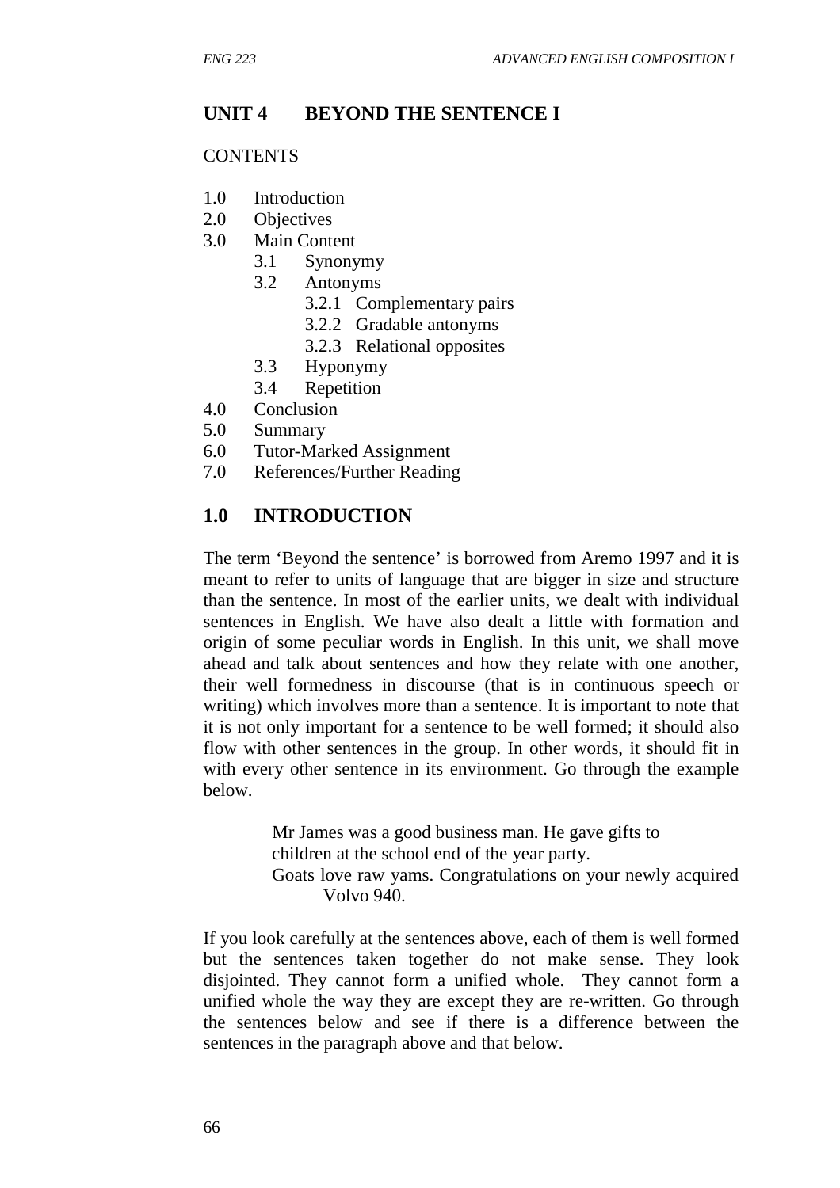## UNIT 4 BEYOND THE SENTENCE I

CONTENTS

- 1.0 Introduction
- 2.0 Objectives
- 3.0 Main Content
  - 3.1 Synonymy
  - 3.2 Antonyms
    - 3.2.1 Complementary pairs
    - 3.2.2 Gradable antonyms
    - 3.2.3 Relational opposites
  - 3.3 Hyponymy
  - 3.4 Repetition
- 4.0 Conclusion
- 5.0 Summary
- 6.0 Tutor-Marked Assignment
- 7.0 References/Further Reading

## 1.0 INTRODUCTION

The term 'Beyond the sentence' is borrowed from Aremo 1997 and it is meant to refer to units of language that are bigger in size and structure than the sentence. In most of the earlier units, we dealt with individual sentences in English. We have also dealt a little with formation and origin of some peculiar words in English. In this unit, we shall move ahead and talk about sentences and how they relate with one another, their well formedness in discourse (that is in continuous speech or writing) which involves more than a sentence. It is important to note that it is not only important for a sentence to be well formed; it should also flow with other sentences in the group. In other words, it should fit in with every other sentence in its environment. Go through the example below.

> Mr James was a good business man. He gave gifts to children at the school end of the year party.
> Goats love raw yams. Congratulations on your newly acquired Volvo 940.

If you look carefully at the sentences above, each of them is well formed but the sentences taken together do not make sense. They look disjointed. They cannot form a unified whole. They cannot form a unified whole the way they are except they are re-written. Go through the sentences below and see if there is a difference between the sentences in the paragraph above and that below.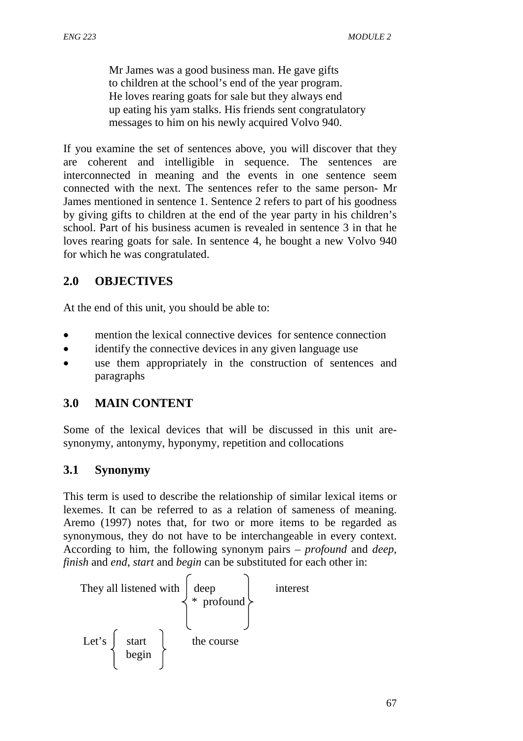> Mr James was a good business man. He gave gifts to children at the school's end of the year program. He loves rearing goats for sale but they always end up eating his yam stalks. His friends sent congratulatory messages to him on his newly acquired Volvo 940.

If you examine the set of sentences above, you will discover that they are coherent and intelligible in sequence. The sentences are interconnected in meaning and the events in one sentence seem connected with the next. The sentences refer to the same person- Mr James mentioned in sentence 1. Sentence 2 refers to part of his goodness by giving gifts to children at the end of the year party in his children's school. Part of his business acumen is revealed in sentence 3 in that he loves rearing goats for sale. In sentence 4, he bought a new Volvo 940 for which he was congratulated.

## 2.0 OBJECTIVES

At the end of this unit, you should be able to:

- mention the lexical connective devices for sentence connection
- identify the connective devices in any given language use
- use them appropriately in the construction of sentences and paragraphs

## 3.0 MAIN CONTENT

Some of the lexical devices that will be discussed in this unit are- synonymy, antonymy, hyponymy, repetition and collocations

### 3.1 Synonymy

This term is used to describe the relationship of similar lexical items or lexemes. It can be referred to as a relation of sameness of meaning. Aremo (1997) notes that, for two or more items to be regarded as synonymous, they do not have to be interchangeable in every context. According to him, the following synonym pairs – *profound* and *deep*, *finish* and *end*, *start* and *begin* can be substituted for each other in:

They all listened with { deep / * profound } interest

Let's { start / begin } the course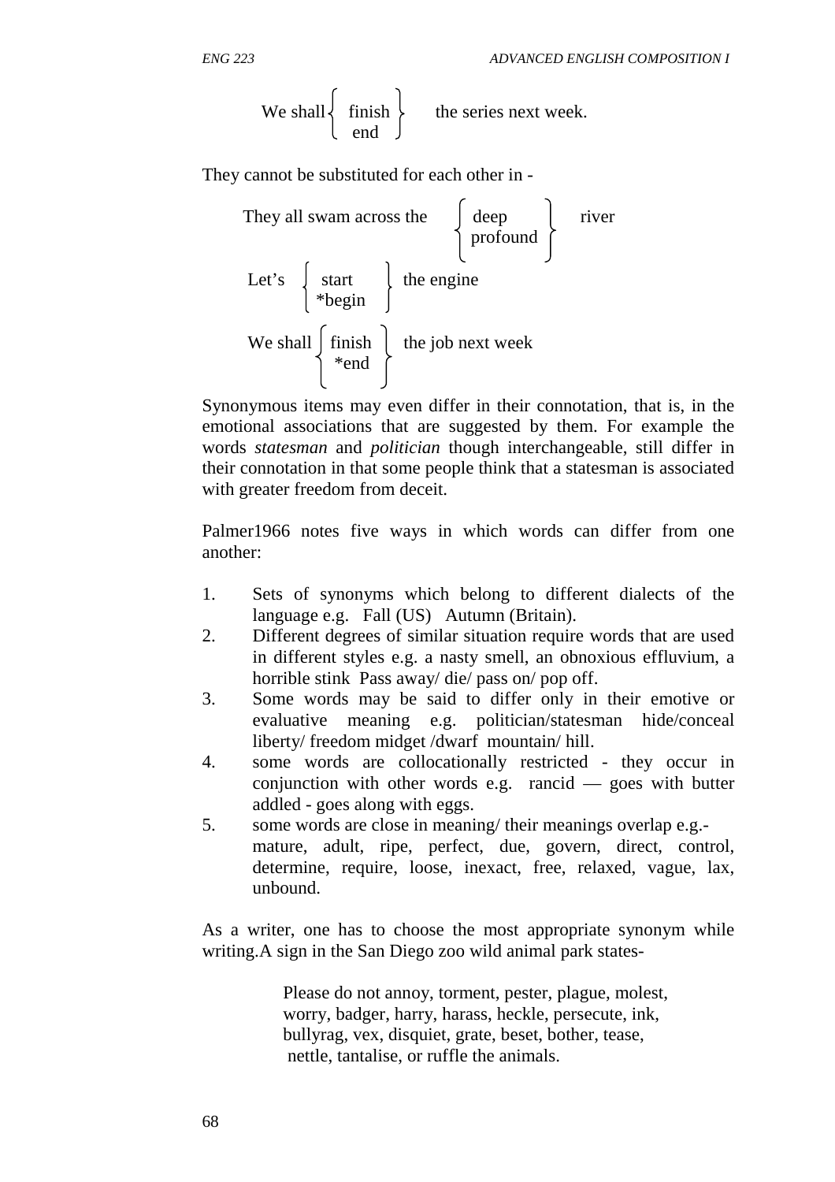We shall { finish / end } the series next week.

They cannot be substituted for each other in -

They all swam across the { deep / profound } river

Let's { start / *begin } the engine

We shall { finish / *end } the job next week

Synonymous items may even differ in their connotation, that is, in the emotional associations that are suggested by them. For example the words *statesman* and *politician* though interchangeable, still differ in their connotation in that some people think that a statesman is associated with greater freedom from deceit.

Palmer1966 notes five ways in which words can differ from one another:

1. Sets of synonyms which belong to different dialects of the language e.g. Fall (US) Autumn (Britain).
2. Different degrees of similar situation require words that are used in different styles e.g. a nasty smell, an obnoxious effluvium, a horrible stink Pass away/ die/ pass on/ pop off.
3. Some words may be said to differ only in their emotive or evaluative meaning e.g. politician/statesman hide/conceal liberty/ freedom midget /dwarf mountain/ hill.
4. some words are collocationally restricted - they occur in conjunction with other words e.g. rancid — goes with butter addled - goes along with eggs.
5. some words are close in meaning/ their meanings overlap e.g.- mature, adult, ripe, perfect, due, govern, direct, control, determine, require, loose, inexact, free, relaxed, vague, lax, unbound.

As a writer, one has to choose the most appropriate synonym while writing.A sign in the San Diego zoo wild animal park states-

> Please do not annoy, torment, pester, plague, molest, worry, badger, harry, harass, heckle, persecute, ink, bullyrag, vex, disquiet, grate, beset, bother, tease, nettle, tantalise, or ruffle the animals.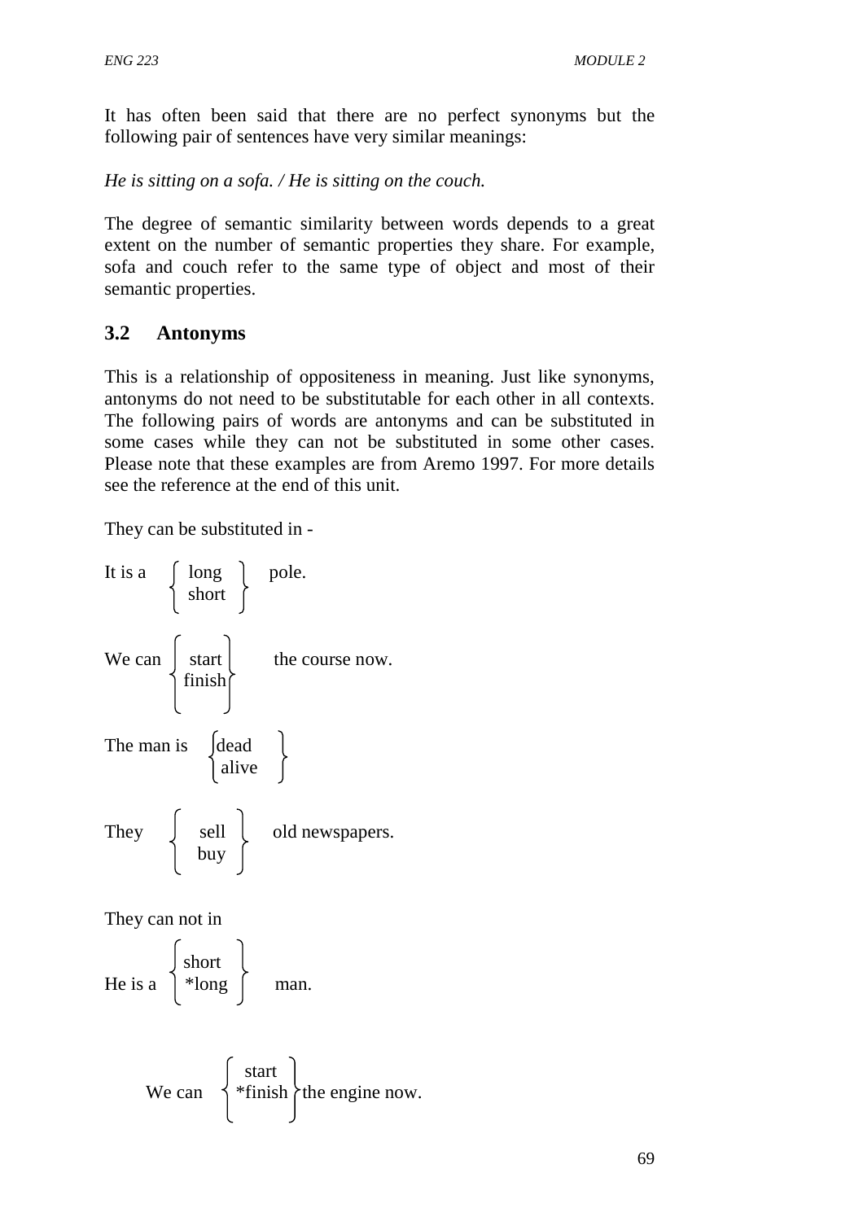It has often been said that there are no perfect synonyms but the following pair of sentences have very similar meanings:

*He is sitting on a sofa. / He is sitting on the couch.*

The degree of semantic similarity between words depends to a great extent on the number of semantic properties they share. For example, sofa and couch refer to the same type of object and most of their semantic properties.

## 3.2 Antonyms

This is a relationship of oppositeness in meaning. Just like synonyms, antonyms do not need to be substitutable for each other in all contexts. The following pairs of words are antonyms and can be substituted in some cases while they can not be substituted in some other cases. Please note that these examples are from Aremo 1997. For more details see the reference at the end of this unit.

They can be substituted in -

$$\text{It is a } \left\{ \begin{array}{c} \text{long} \\ \text{short} \end{array} \right\} \text{ pole.}$$

$$\text{We can } \left\{ \begin{array}{c} \text{start} \\ \text{finish} \end{array} \right\} \text{ the course now.}$$

$$\text{The man is } \left\{ \begin{array}{c} \text{dead} \\ \text{alive} \end{array} \right\}$$

$$\text{They } \left\{ \begin{array}{c} \text{sell} \\ \text{buy} \end{array} \right\} \text{ old newspapers.}$$

They can not in

$$\text{He is a } \left\{ \begin{array}{c} \text{short} \\ \text{*long} \end{array} \right\} \text{ man.}$$

$$\text{We can } \left\{ \begin{array}{c} \text{start} \\ \text{*finish} \end{array} \right\} \text{the engine now.}$$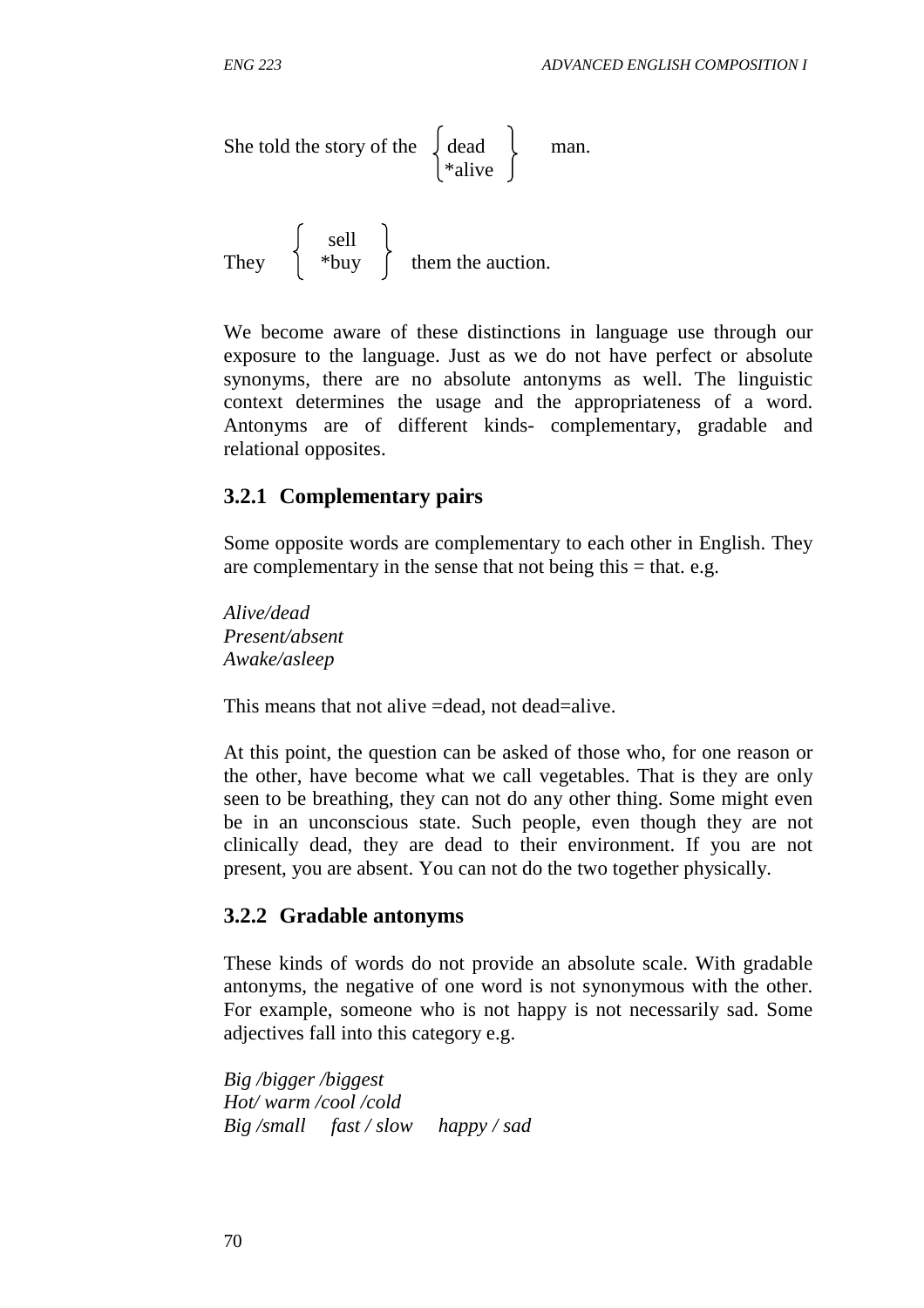She told the story of the { dead / *alive } man.

They { sell / *buy } them the auction.

We become aware of these distinctions in language use through our exposure to the language. Just as we do not have perfect or absolute synonyms, there are no absolute antonyms as well. The linguistic context determines the usage and the appropriateness of a word. Antonyms are of different kinds- complementary, gradable and relational opposites.

### 3.2.1 Complementary pairs

Some opposite words are complementary to each other in English. They are complementary in the sense that not being this = that. e.g.

*Alive/dead*
*Present/absent*
*Awake/asleep*

This means that not alive =dead, not dead=alive.

At this point, the question can be asked of those who, for one reason or the other, have become what we call vegetables. That is they are only seen to be breathing, they can not do any other thing. Some might even be in an unconscious state. Such people, even though they are not clinically dead, they are dead to their environment. If you are not present, you are absent. You can not do the two together physically.

### 3.2.2 Gradable antonyms

These kinds of words do not provide an absolute scale. With gradable antonyms, the negative of one word is not synonymous with the other. For example, someone who is not happy is not necessarily sad. Some adjectives fall into this category e.g.

*Big /bigger /biggest*
*Hot/ warm /cool /cold*
*Big /small     fast / slow     happy / sad*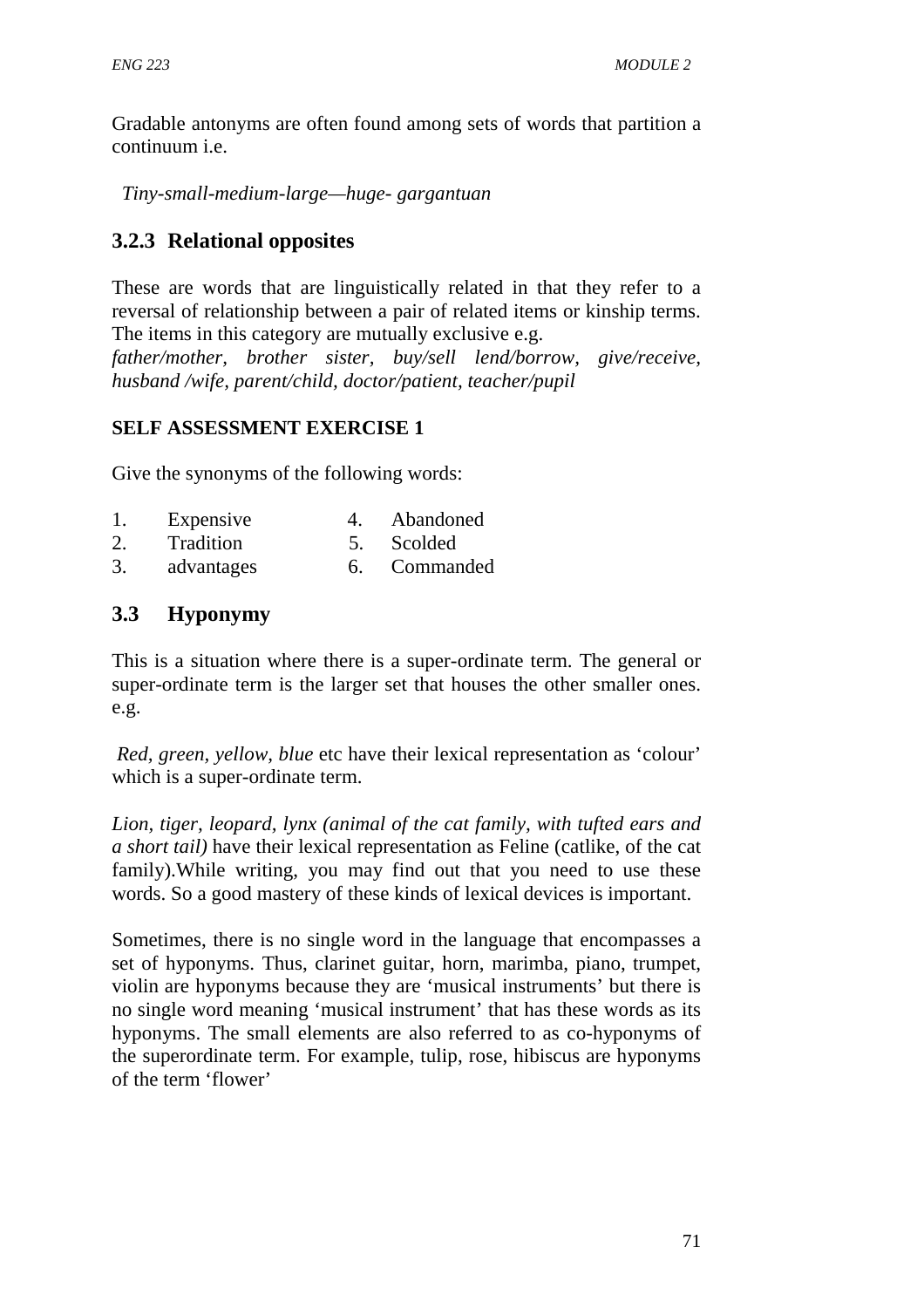Gradable antonyms are often found among sets of words that partition a continuum i.e.

*Tiny-small-medium-large—huge- gargantuan*

### 3.2.3 Relational opposites

These are words that are linguistically related in that they refer to a reversal of relationship between a pair of related items or kinship terms. The items in this category are mutually exclusive e.g.
*father/mother, brother sister, buy/sell lend/borrow, give/receive, husband /wife, parent/child, doctor/patient, teacher/pupil*

**SELF ASSESSMENT EXERCISE 1**

Give the synonyms of the following words:

1. Expensive
2. Tradition
3. advantages
4. Abandoned
5. Scolded
6. Commanded

## 3.3 Hyponymy

This is a situation where there is a super-ordinate term. The general or super-ordinate term is the larger set that houses the other smaller ones. e.g.

*Red, green, yellow, blue* etc have their lexical representation as 'colour' which is a super-ordinate term.

*Lion, tiger, leopard, lynx (animal of the cat family, with tufted ears and a short tail)* have their lexical representation as Feline (catlike, of the cat family).While writing, you may find out that you need to use these words. So a good mastery of these kinds of lexical devices is important.

Sometimes, there is no single word in the language that encompasses a set of hyponyms. Thus, clarinet guitar, horn, marimba, piano, trumpet, violin are hyponyms because they are 'musical instruments' but there is no single word meaning 'musical instrument' that has these words as its hyponyms. The small elements are also referred to as co-hyponyms of the superordinate term. For example, tulip, rose, hibiscus are hyponyms of the term 'flower'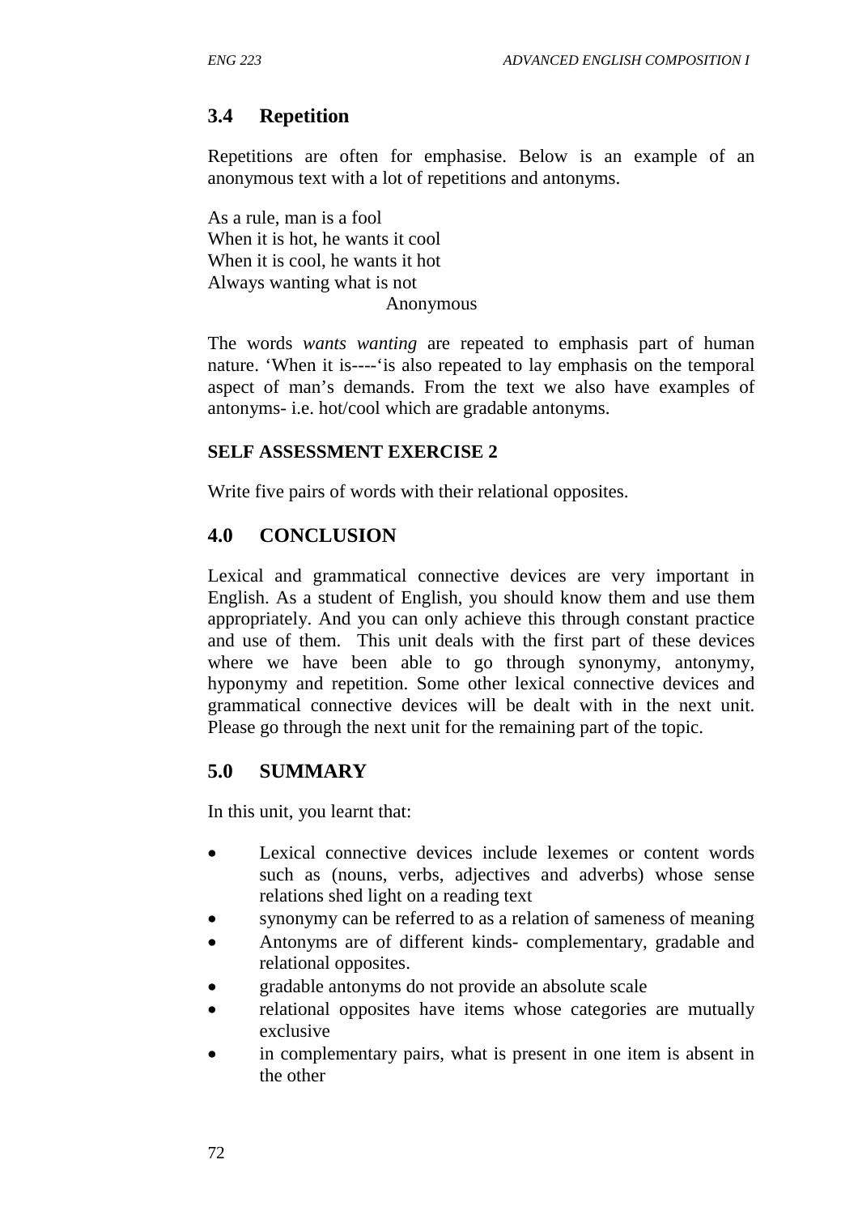## 3.4 Repetition

Repetitions are often for emphasise. Below is an example of an anonymous text with a lot of repetitions and antonyms.

As a rule, man is a fool  
When it is hot, he wants it cool  
When it is cool, he wants it hot  
Always wanting what is not  
Anonymous

The words *wants wanting* are repeated to emphasis part of human nature. 'When it is----'is also repeated to lay emphasis on the temporal aspect of man's demands. From the text we also have examples of antonyms- i.e. hot/cool which are gradable antonyms.

#### SELF ASSESSMENT EXERCISE 2

Write five pairs of words with their relational opposites.

## 4.0 CONCLUSION

Lexical and grammatical connective devices are very important in English. As a student of English, you should know them and use them appropriately. And you can only achieve this through constant practice and use of them. This unit deals with the first part of these devices where we have been able to go through synonymy, antonymy, hyponymy and repetition. Some other lexical connective devices and grammatical connective devices will be dealt with in the next unit. Please go through the next unit for the remaining part of the topic.

## 5.0 SUMMARY

In this unit, you learnt that:

- Lexical connective devices include lexemes or content words such as (nouns, verbs, adjectives and adverbs) whose sense relations shed light on a reading text
- synonymy can be referred to as a relation of sameness of meaning
- Antonyms are of different kinds- complementary, gradable and relational opposites.
- gradable antonyms do not provide an absolute scale
- relational opposites have items whose categories are mutually exclusive
- in complementary pairs, what is present in one item is absent in the other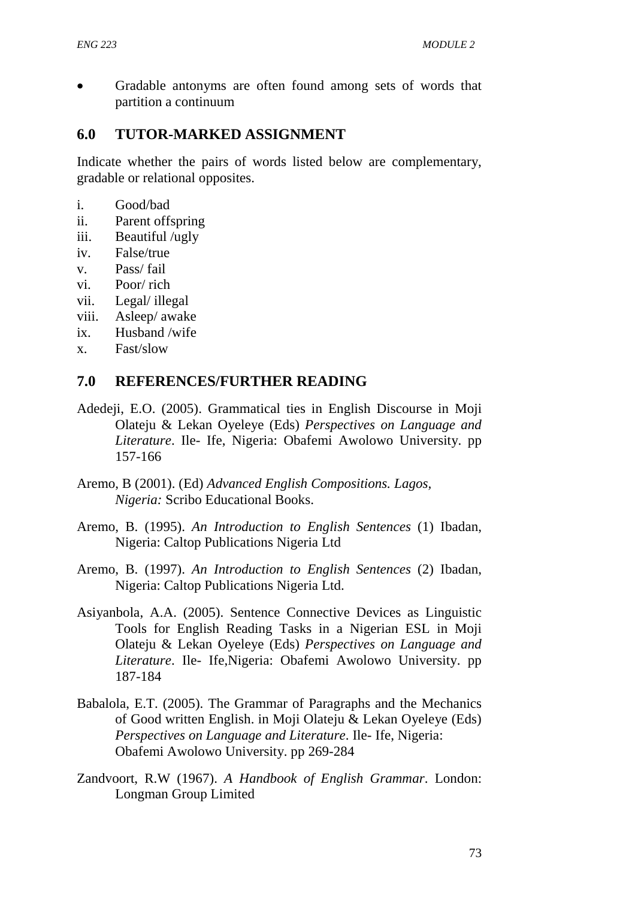- Gradable antonyms are often found among sets of words that partition a continuum

## 6.0 TUTOR-MARKED ASSIGNMENT

Indicate whether the pairs of words listed below are complementary, gradable or relational opposites.

i. Good/bad
ii. Parent offspring
iii. Beautiful /ugly
iv. False/true
v. Pass/ fail
vi. Poor/ rich
vii. Legal/ illegal
viii. Asleep/ awake
ix. Husband /wife
x. Fast/slow

## 7.0 REFERENCES/FURTHER READING

Adedeji, E.O. (2005). Grammatical ties in English Discourse in Moji Olateju & Lekan Oyeleye (Eds) *Perspectives on Language and Literature*. Ile- Ife, Nigeria: Obafemi Awolowo University. pp 157-166

Aremo, B (2001). (Ed) *Advanced English Compositions. Lagos, Nigeria:* Scribo Educational Books.

Aremo, B. (1995). *An Introduction to English Sentences* (1) Ibadan, Nigeria: Caltop Publications Nigeria Ltd

Aremo, B. (1997). *An Introduction to English Sentences* (2) Ibadan, Nigeria: Caltop Publications Nigeria Ltd.

Asiyanbola, A.A. (2005). Sentence Connective Devices as Linguistic Tools for English Reading Tasks in a Nigerian ESL in Moji Olateju & Lekan Oyeleye (Eds) *Perspectives on Language and Literature*. Ile- Ife,Nigeria: Obafemi Awolowo University. pp 187-184

Babalola, E.T. (2005). The Grammar of Paragraphs and the Mechanics of Good written English. in Moji Olateju & Lekan Oyeleye (Eds) *Perspectives on Language and Literature*. Ile- Ife, Nigeria: Obafemi Awolowo University. pp 269-284

Zandvoort, R.W (1967). *A Handbook of English Grammar*. London: Longman Group Limited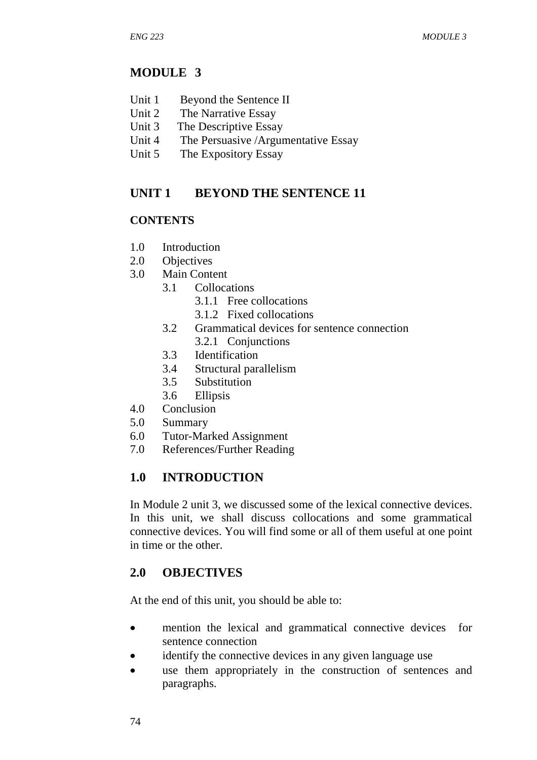# MODULE 3

Unit 1 Beyond the Sentence II
Unit 2 The Narrative Essay
Unit 3 The Descriptive Essay
Unit 4 The Persuasive /Argumentative Essay
Unit 5 The Expository Essay

## UNIT 1 BEYOND THE SENTENCE 11

### CONTENTS

1.0 Introduction
2.0 Objectives
3.0 Main Content
  3.1 Collocations
    3.1.1 Free collocations
    3.1.2 Fixed collocations
  3.2 Grammatical devices for sentence connection
    3.2.1 Conjunctions
  3.3 Identification
  3.4 Structural parallelism
  3.5 Substitution
  3.6 Ellipsis
4.0 Conclusion
5.0 Summary
6.0 Tutor-Marked Assignment
7.0 References/Further Reading

## 1.0 INTRODUCTION

In Module 2 unit 3, we discussed some of the lexical connective devices. In this unit, we shall discuss collocations and some grammatical connective devices. You will find some or all of them useful at one point in time or the other.

## 2.0 OBJECTIVES

At the end of this unit, you should be able to:

- mention the lexical and grammatical connective devices for sentence connection
- identify the connective devices in any given language use
- use them appropriately in the construction of sentences and paragraphs.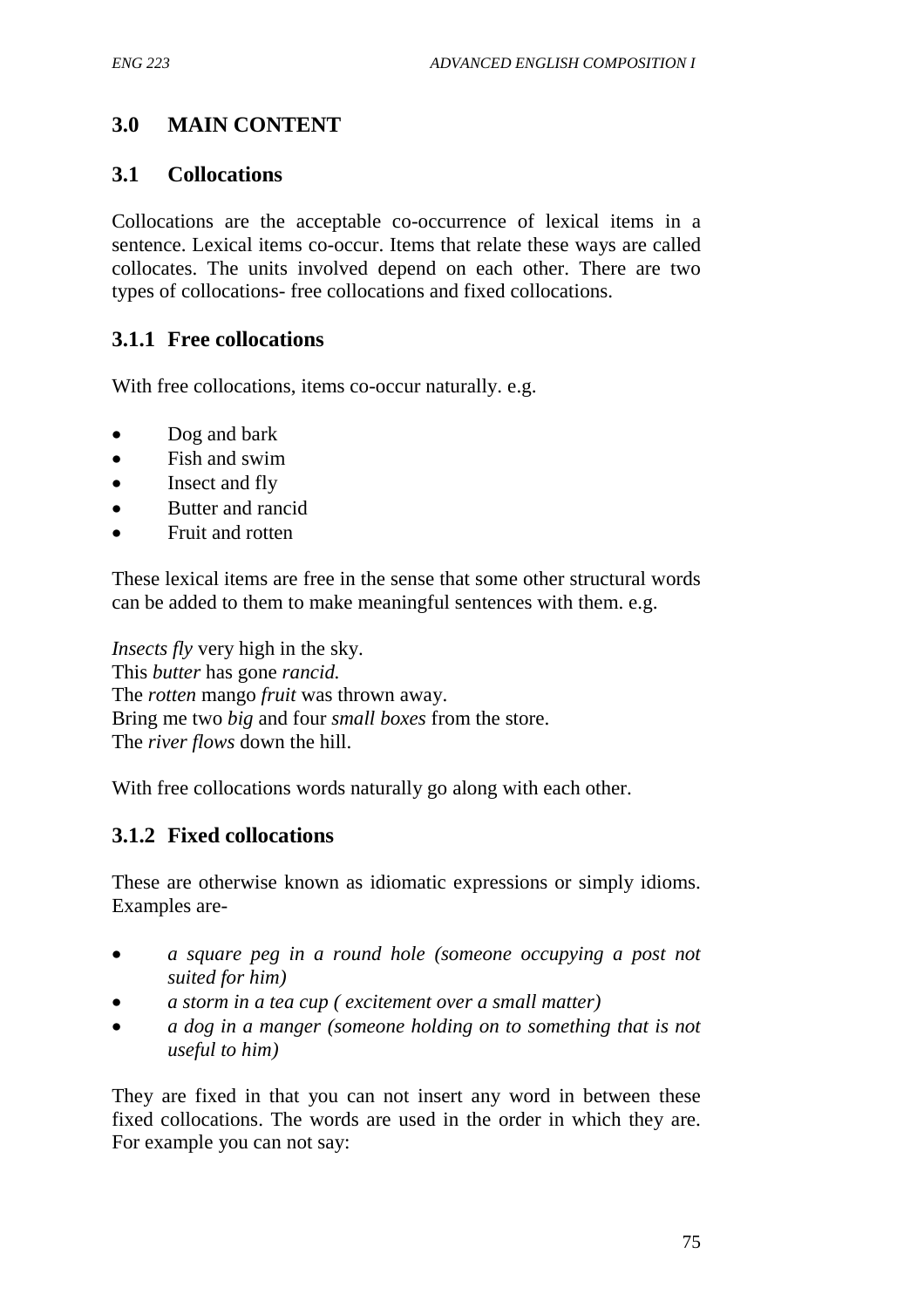## 3.0 MAIN CONTENT

### 3.1 Collocations

Collocations are the acceptable co-occurrence of lexical items in a sentence. Lexical items co-occur. Items that relate these ways are called collocates. The units involved depend on each other. There are two types of collocations- free collocations and fixed collocations.

#### 3.1.1 Free collocations

With free collocations, items co-occur naturally. e.g.

- Dog and bark
- Fish and swim
- Insect and fly
- Butter and rancid
- Fruit and rotten

These lexical items are free in the sense that some other structural words can be added to them to make meaningful sentences with them. e.g.

*Insects fly* very high in the sky.
This *butter* has gone *rancid.*
The *rotten* mango *fruit* was thrown away.
Bring me two *big* and four *small boxes* from the store.
The *river flows* down the hill.

With free collocations words naturally go along with each other.

#### 3.1.2 Fixed collocations

These are otherwise known as idiomatic expressions or simply idioms. Examples are-

- *a square peg in a round hole (someone occupying a post not suited for him)*
- *a storm in a tea cup ( excitement over a small matter)*
- *a dog in a manger (someone holding on to something that is not useful to him)*

They are fixed in that you can not insert any word in between these fixed collocations. The words are used in the order in which they are. For example you can not say: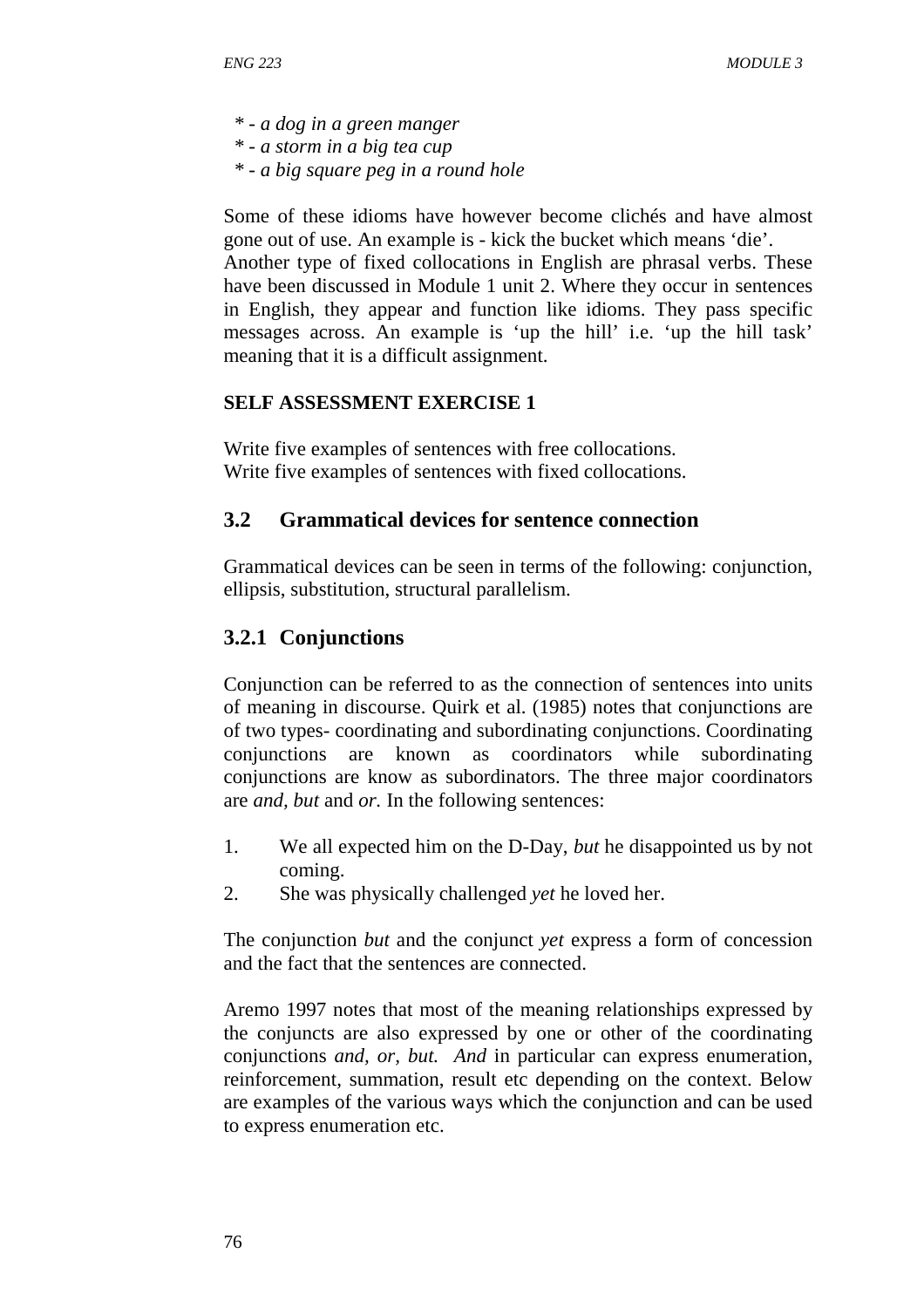\* - *a dog in a green manger*
\* - *a storm in a big tea cup*
\* - *a big square peg in a round hole*

Some of these idioms have however become clichés and have almost gone out of use. An example is - kick the bucket which means 'die'. Another type of fixed collocations in English are phrasal verbs. These have been discussed in Module 1 unit 2. Where they occur in sentences in English, they appear and function like idioms. They pass specific messages across. An example is 'up the hill' i.e. 'up the hill task' meaning that it is a difficult assignment.

**SELF ASSESSMENT EXERCISE 1**

Write five examples of sentences with free collocations.
Write five examples of sentences with fixed collocations.

## 3.2 Grammatical devices for sentence connection

Grammatical devices can be seen in terms of the following: conjunction, ellipsis, substitution, structural parallelism.

### 3.2.1 Conjunctions

Conjunction can be referred to as the connection of sentences into units of meaning in discourse. Quirk et al. (1985) notes that conjunctions are of two types- coordinating and subordinating conjunctions. Coordinating conjunctions are known as coordinators while subordinating conjunctions are know as subordinators. The three major coordinators are *and, but* and *or.* In the following sentences:

1. We all expected him on the D-Day, *but* he disappointed us by not coming.
2. She was physically challenged *yet* he loved her.

The conjunction *but* and the conjunct *yet* express a form of concession and the fact that the sentences are connected.

Aremo 1997 notes that most of the meaning relationships expressed by the conjuncts are also expressed by one or other of the coordinating conjunctions *and, or, but. And* in particular can express enumeration, reinforcement, summation, result etc depending on the context. Below are examples of the various ways which the conjunction and can be used to express enumeration etc.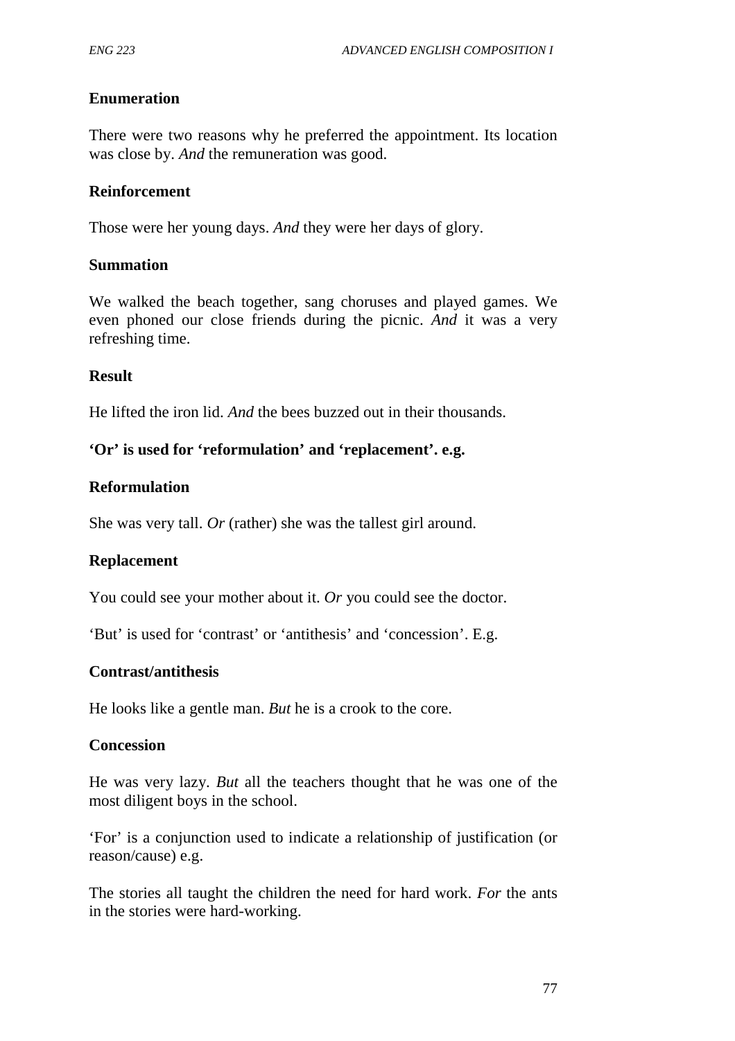**Enumeration**

There were two reasons why he preferred the appointment. Its location was close by. *And* the remuneration was good.

**Reinforcement**

Those were her young days. *And* they were her days of glory.

**Summation**

We walked the beach together, sang choruses and played games. We even phoned our close friends during the picnic. *And* it was a very refreshing time.

**Result**

He lifted the iron lid. *And* the bees buzzed out in their thousands.

**'Or' is used for 'reformulation' and 'replacement'. e.g.**

**Reformulation**

She was very tall. *Or* (rather) she was the tallest girl around.

**Replacement**

You could see your mother about it. *Or* you could see the doctor.

'But' is used for 'contrast' or 'antithesis' and 'concession'. E.g.

**Contrast/antithesis**

He looks like a gentle man. *But* he is a crook to the core.

**Concession**

He was very lazy. *But* all the teachers thought that he was one of the most diligent boys in the school.

'For' is a conjunction used to indicate a relationship of justification (or reason/cause) e.g.

The stories all taught the children the need for hard work. *For* the ants in the stories were hard-working.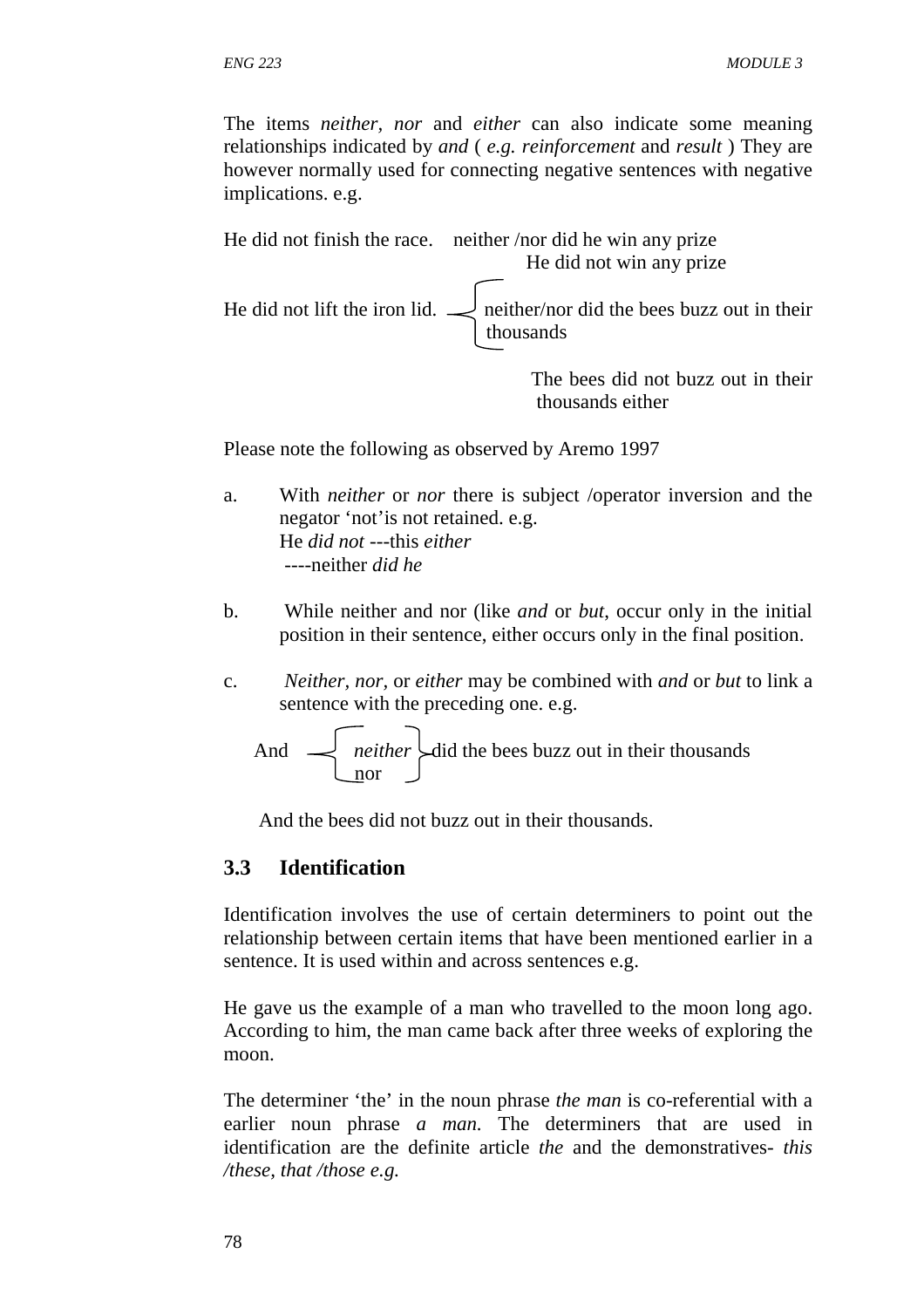The items *neither*, *nor* and *either* can also indicate some meaning relationships indicated by *and* ( *e.g. reinforcement* and *result* ) They are however normally used for connecting negative sentences with negative implications. e.g.

He did not finish the race.    neither /nor did he win any prize
He did not win any prize

He did not lift the iron lid.    { neither/nor did the bees buzz out in their thousands
The bees did not buzz out in their thousands either }

Please note the following as observed by Aremo 1997

a. With *neither* or *nor* there is subject /operator inversion and the negator 'not'is not retained. e.g.
   He *did not* ---this *either*
   ----neither *did he*

b. While neither and nor (like *and* or *but*, occur only in the initial position in their sentence, either occurs only in the final position.

c. *Neither, nor,* or *either* may be combined with *and* or *but* to link a sentence with the preceding one. e.g.

   And { *neither* / nor } did the bees buzz out in their thousands

   And the bees did not buzz out in their thousands.

## 3.3 Identification

Identification involves the use of certain determiners to point out the relationship between certain items that have been mentioned earlier in a sentence. It is used within and across sentences e.g.

He gave us the example of a man who travelled to the moon long ago. According to him, the man came back after three weeks of exploring the moon.

The determiner 'the' in the noun phrase *the man* is co-referential with a earlier noun phrase *a man.* The determiners that are used in identification are the definite article *the* and the demonstratives- *this /these, that /those e.g.*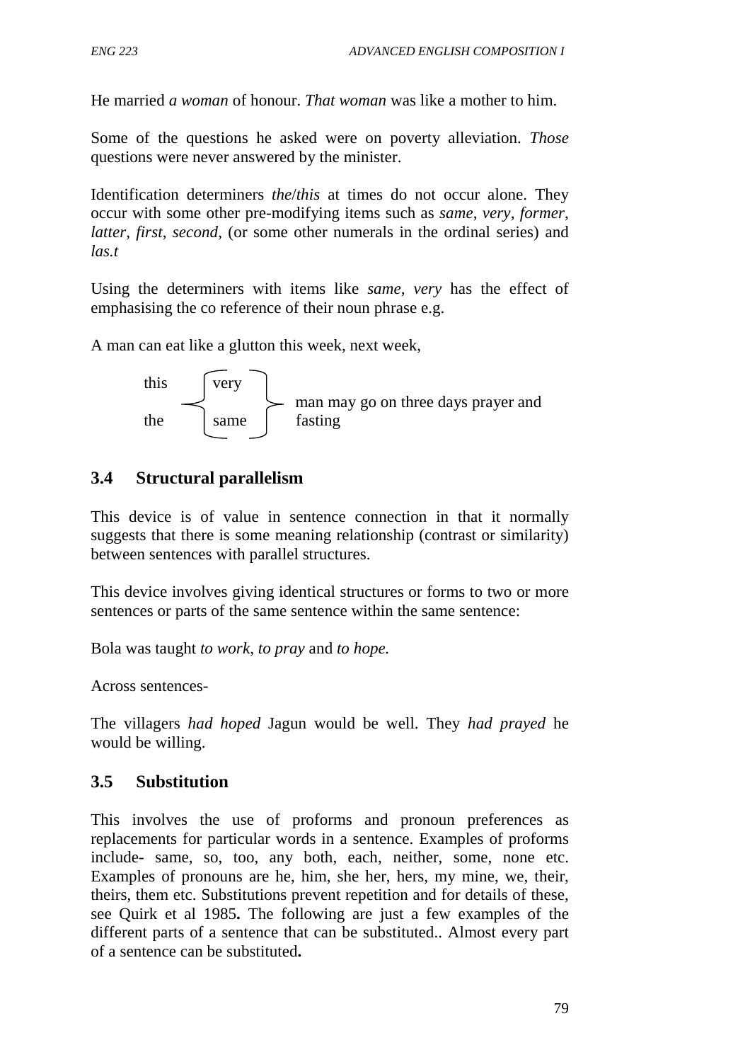He married *a woman* of honour. *That woman* was like a mother to him.

Some of the questions he asked were on poverty alleviation. *Those* questions were never answered by the minister.

Identification determiners *the*/*this* at times do not occur alone. They occur with some other pre-modifying items such as *same*, *very*, *former*, *latter*, *first*, *second*, (or some other numerals in the ordinal series) and *las.t*

Using the determiners with items like *same*, *very* has the effect of emphasising the co reference of their noun phrase e.g.

A man can eat like a glutton this week, next week,

$$\left.\begin{array}{l}\text{this} \\ \text{the}\end{array}\right\} \left\{\begin{array}{l}\text{very} \\ \text{same}\end{array}\right\} \text{ man may go on three days prayer and fasting}$$

## 3.4 Structural parallelism

This device is of value in sentence connection in that it normally suggests that there is some meaning relationship (contrast or similarity) between sentences with parallel structures.

This device involves giving identical structures or forms to two or more sentences or parts of the same sentence within the same sentence:

Bola was taught *to work*, *to pray* and *to hope.*

Across sentences-

The villagers *had hoped* Jagun would be well. They *had prayed* he would be willing.

## 3.5 Substitution

This involves the use of proforms and pronoun preferences as replacements for particular words in a sentence. Examples of proforms include- same, so, too, any both, each, neither, some, none etc. Examples of pronouns are he, him, she her, hers, my mine, we, their, theirs, them etc. Substitutions prevent repetition and for details of these, see Quirk et al 1985**.** The following are just a few examples of the different parts of a sentence that can be substituted.. Almost every part of a sentence can be substituted**.**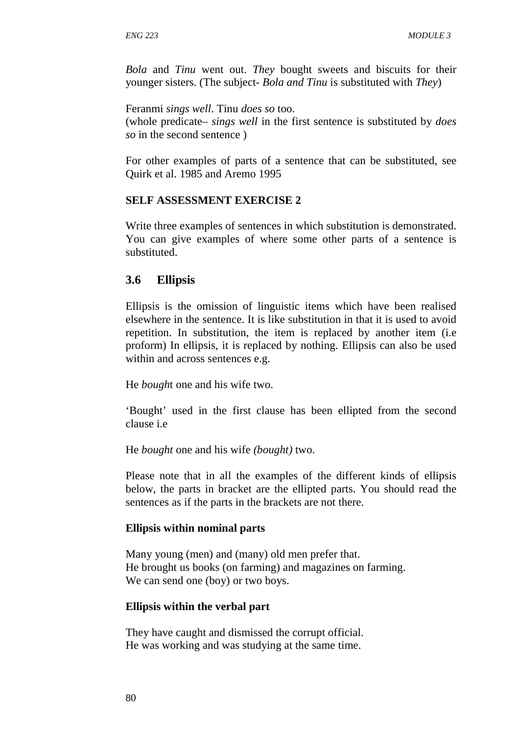*Bola* and *Tinu* went out. *They* bought sweets and biscuits for their younger sisters. (The subject- *Bola and Tinu* is substituted with *They*)

Feranmi *sings well*. Tinu *does so* too.
(whole predicate– *sings well* in the first sentence is substituted by *does so* in the second sentence )

For other examples of parts of a sentence that can be substituted, see Quirk et al. 1985 and Aremo 1995

**SELF ASSESSMENT EXERCISE 2**

Write three examples of sentences in which substitution is demonstrated. You can give examples of where some other parts of a sentence is substituted.

## 3.6 Ellipsis

Ellipsis is the omission of linguistic items which have been realised elsewhere in the sentence. It is like substitution in that it is used to avoid repetition. In substitution, the item is replaced by another item (i.e proform) In ellipsis, it is replaced by nothing. Ellipsis can also be used within and across sentences e.g.

He *bough*t one and his wife two.

'Bought' used in the first clause has been ellipted from the second clause i.e

He *bought* one and his wife *(bought)* two.

Please note that in all the examples of the different kinds of ellipsis below, the parts in bracket are the ellipted parts. You should read the sentences as if the parts in the brackets are not there.

**Ellipsis within nominal parts**

Many young (men) and (many) old men prefer that.
He brought us books (on farming) and magazines on farming.
We can send one (boy) or two boys.

**Ellipsis within the verbal part**

They have caught and dismissed the corrupt official.
He was working and was studying at the same time.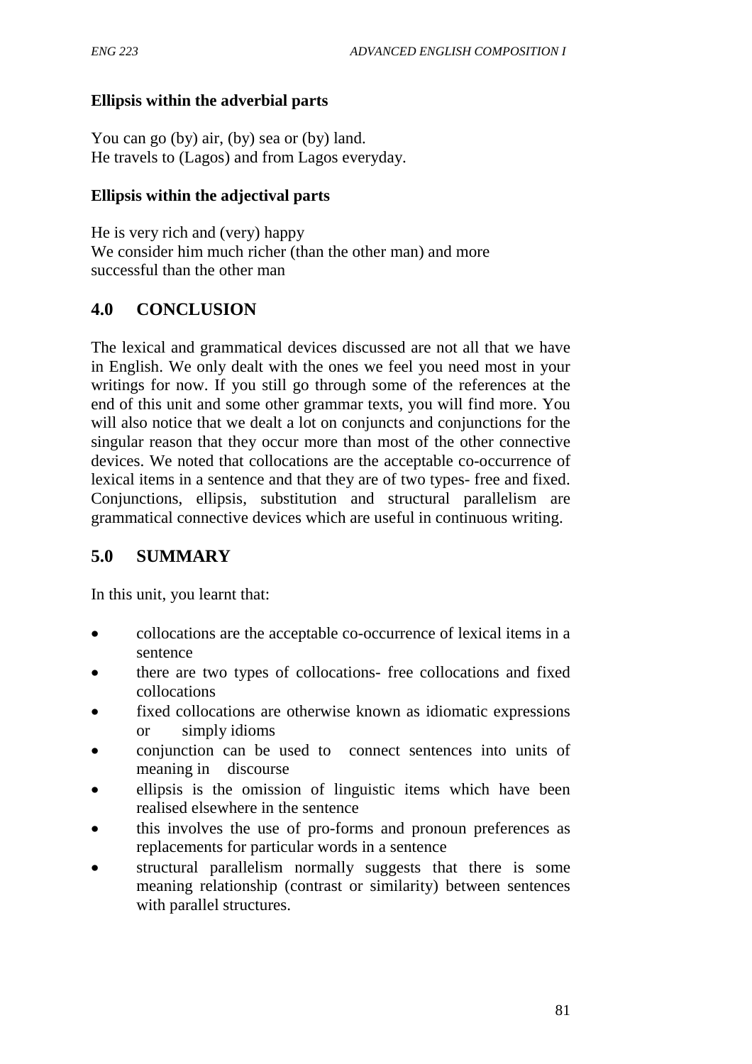### Ellipsis within the adverbial parts

You can go (by) air, (by) sea or (by) land.
He travels to (Lagos) and from Lagos everyday.

### Ellipsis within the adjectival parts

He is very rich and (very) happy
We consider him much richer (than the other man) and more successful than the other man

## 4.0 CONCLUSION

The lexical and grammatical devices discussed are not all that we have in English. We only dealt with the ones we feel you need most in your writings for now. If you still go through some of the references at the end of this unit and some other grammar texts, you will find more. You will also notice that we dealt a lot on conjuncts and conjunctions for the singular reason that they occur more than most of the other connective devices. We noted that collocations are the acceptable co-occurrence of lexical items in a sentence and that they are of two types- free and fixed. Conjunctions, ellipsis, substitution and structural parallelism are grammatical connective devices which are useful in continuous writing.

## 5.0 SUMMARY

In this unit, you learnt that:

- collocations are the acceptable co-occurrence of lexical items in a sentence
- there are two types of collocations- free collocations and fixed collocations
- fixed collocations are otherwise known as idiomatic expressions or simply idioms
- conjunction can be used to connect sentences into units of meaning in discourse
- ellipsis is the omission of linguistic items which have been realised elsewhere in the sentence
- this involves the use of pro-forms and pronoun preferences as replacements for particular words in a sentence
- structural parallelism normally suggests that there is some meaning relationship (contrast or similarity) between sentences with parallel structures.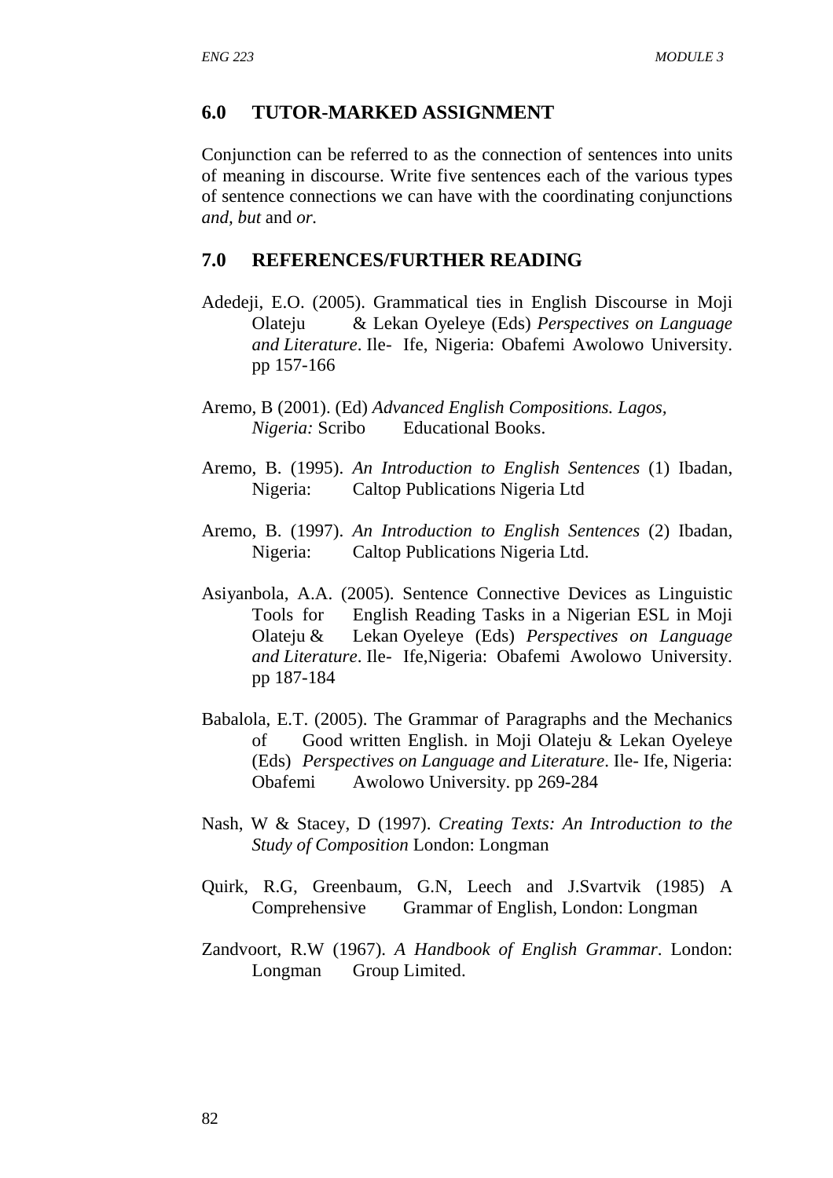## 6.0 TUTOR-MARKED ASSIGNMENT

Conjunction can be referred to as the connection of sentences into units of meaning in discourse. Write five sentences each of the various types of sentence connections we can have with the coordinating conjunctions *and*, *but* and *or.*

## 7.0 REFERENCES/FURTHER READING

Adedeji, E.O. (2005). Grammatical ties in English Discourse in Moji Olateju & Lekan Oyeleye (Eds) *Perspectives on Language and Literature*. Ile- Ife, Nigeria: Obafemi Awolowo University. pp 157-166

Aremo, B (2001). (Ed) *Advanced English Compositions. Lagos, Nigeria:* Scribo Educational Books.

Aremo, B. (1995). *An Introduction to English Sentences* (1) Ibadan, Nigeria: Caltop Publications Nigeria Ltd

Aremo, B. (1997). *An Introduction to English Sentences* (2) Ibadan, Nigeria: Caltop Publications Nigeria Ltd.

Asiyanbola, A.A. (2005). Sentence Connective Devices as Linguistic Tools for English Reading Tasks in a Nigerian ESL in Moji Olateju & Lekan Oyeleye (Eds) *Perspectives on Language and Literature*. Ile- Ife,Nigeria: Obafemi Awolowo University. pp 187-184

Babalola, E.T. (2005). The Grammar of Paragraphs and the Mechanics of Good written English. in Moji Olateju & Lekan Oyeleye (Eds) *Perspectives on Language and Literature*. Ile- Ife, Nigeria: Obafemi Awolowo University. pp 269-284

Nash, W & Stacey, D (1997). *Creating Texts: An Introduction to the Study of Composition* London: Longman

Quirk, R.G, Greenbaum, G.N, Leech and J.Svartvik (1985) A Comprehensive Grammar of English, London: Longman

Zandvoort, R.W (1967). *A Handbook of English Grammar*. London: Longman Group Limited.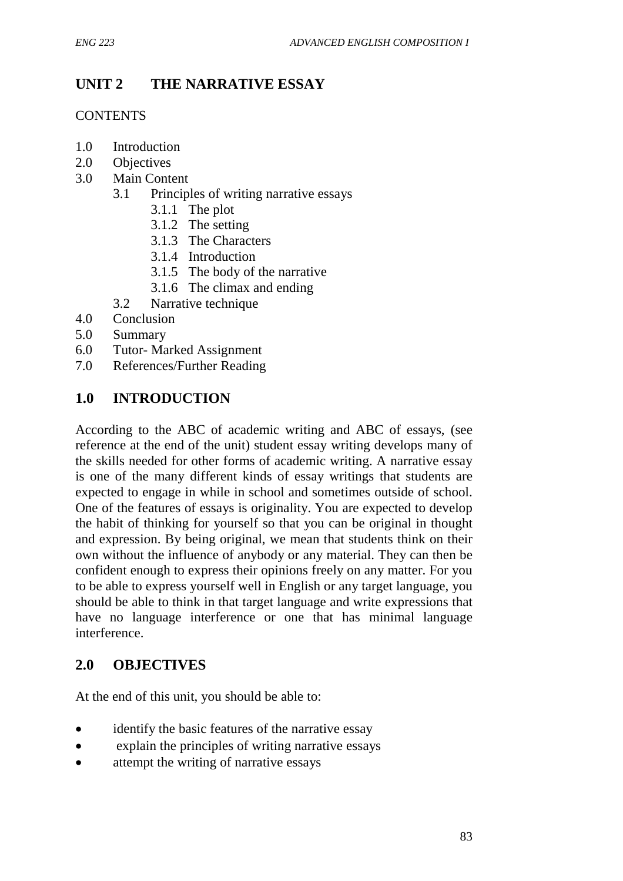## UNIT 2 THE NARRATIVE ESSAY

CONTENTS

- 1.0 Introduction
- 2.0 Objectives
- 3.0 Main Content
  - 3.1 Principles of writing narrative essays
    - 3.1.1 The plot
    - 3.1.2 The setting
    - 3.1.3 The Characters
    - 3.1.4 Introduction
    - 3.1.5 The body of the narrative
    - 3.1.6 The climax and ending
  - 3.2 Narrative technique
- 4.0 Conclusion
- 5.0 Summary
- 6.0 Tutor- Marked Assignment
- 7.0 References/Further Reading

## 1.0 INTRODUCTION

According to the ABC of academic writing and ABC of essays, (see reference at the end of the unit) student essay writing develops many of the skills needed for other forms of academic writing. A narrative essay is one of the many different kinds of essay writings that students are expected to engage in while in school and sometimes outside of school. One of the features of essays is originality. You are expected to develop the habit of thinking for yourself so that you can be original in thought and expression. By being original, we mean that students think on their own without the influence of anybody or any material. They can then be confident enough to express their opinions freely on any matter. For you to be able to express yourself well in English or any target language, you should be able to think in that target language and write expressions that have no language interference or one that has minimal language interference.

## 2.0 OBJECTIVES

At the end of this unit, you should be able to:

- identify the basic features of the narrative essay
- explain the principles of writing narrative essays
- attempt the writing of narrative essays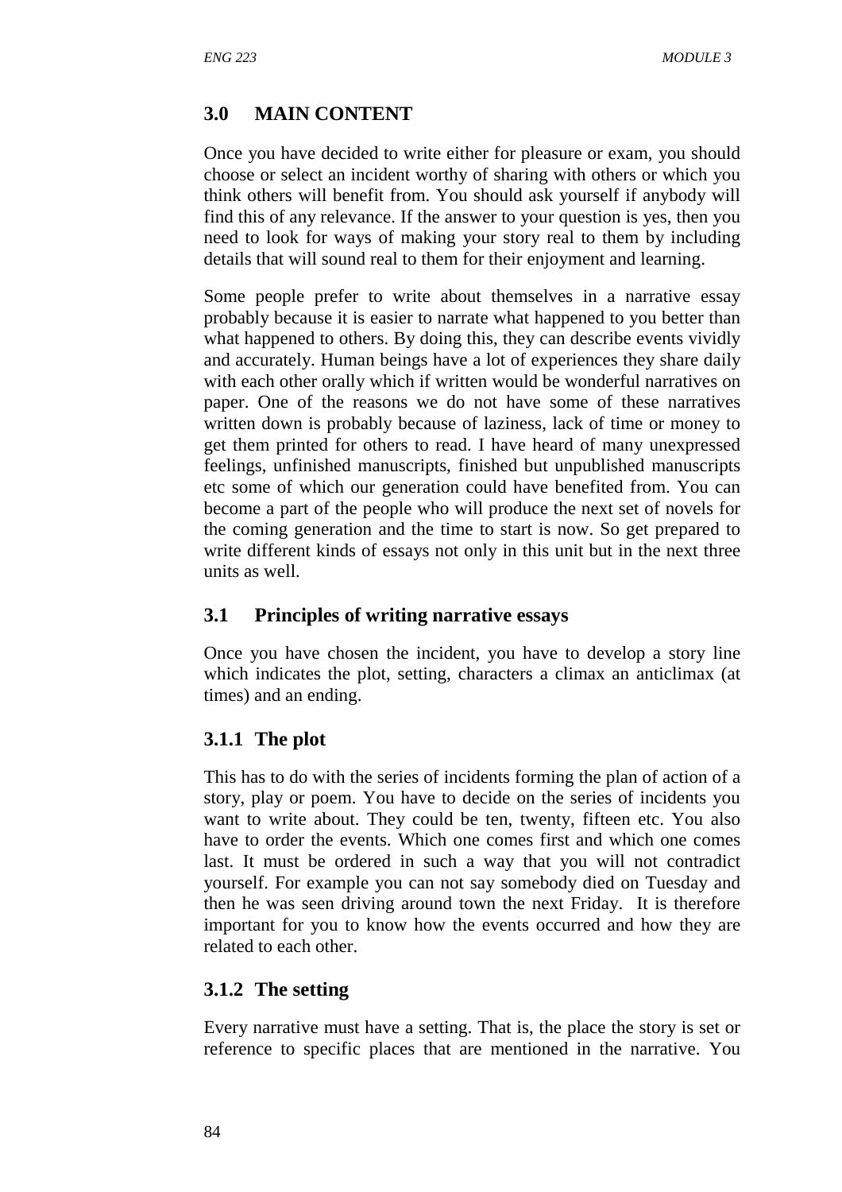## 3.0 MAIN CONTENT

Once you have decided to write either for pleasure or exam, you should choose or select an incident worthy of sharing with others or which you think others will benefit from. You should ask yourself if anybody will find this of any relevance. If the answer to your question is yes, then you need to look for ways of making your story real to them by including details that will sound real to them for their enjoyment and learning.

Some people prefer to write about themselves in a narrative essay probably because it is easier to narrate what happened to you better than what happened to others. By doing this, they can describe events vividly and accurately. Human beings have a lot of experiences they share daily with each other orally which if written would be wonderful narratives on paper. One of the reasons we do not have some of these narratives written down is probably because of laziness, lack of time or money to get them printed for others to read. I have heard of many unexpressed feelings, unfinished manuscripts, finished but unpublished manuscripts etc some of which our generation could have benefited from. You can become a part of the people who will produce the next set of novels for the coming generation and the time to start is now. So get prepared to write different kinds of essays not only in this unit but in the next three units as well.

### 3.1 Principles of writing narrative essays

Once you have chosen the incident, you have to develop a story line which indicates the plot, setting, characters a climax an anticlimax (at times) and an ending.

#### 3.1.1 The plot

This has to do with the series of incidents forming the plan of action of a story, play or poem. You have to decide on the series of incidents you want to write about. They could be ten, twenty, fifteen etc. You also have to order the events. Which one comes first and which one comes last. It must be ordered in such a way that you will not contradict yourself. For example you can not say somebody died on Tuesday and then he was seen driving around town the next Friday. It is therefore important for you to know how the events occurred and how they are related to each other.

#### 3.1.2 The setting

Every narrative must have a setting. That is, the place the story is set or reference to specific places that are mentioned in the narrative. You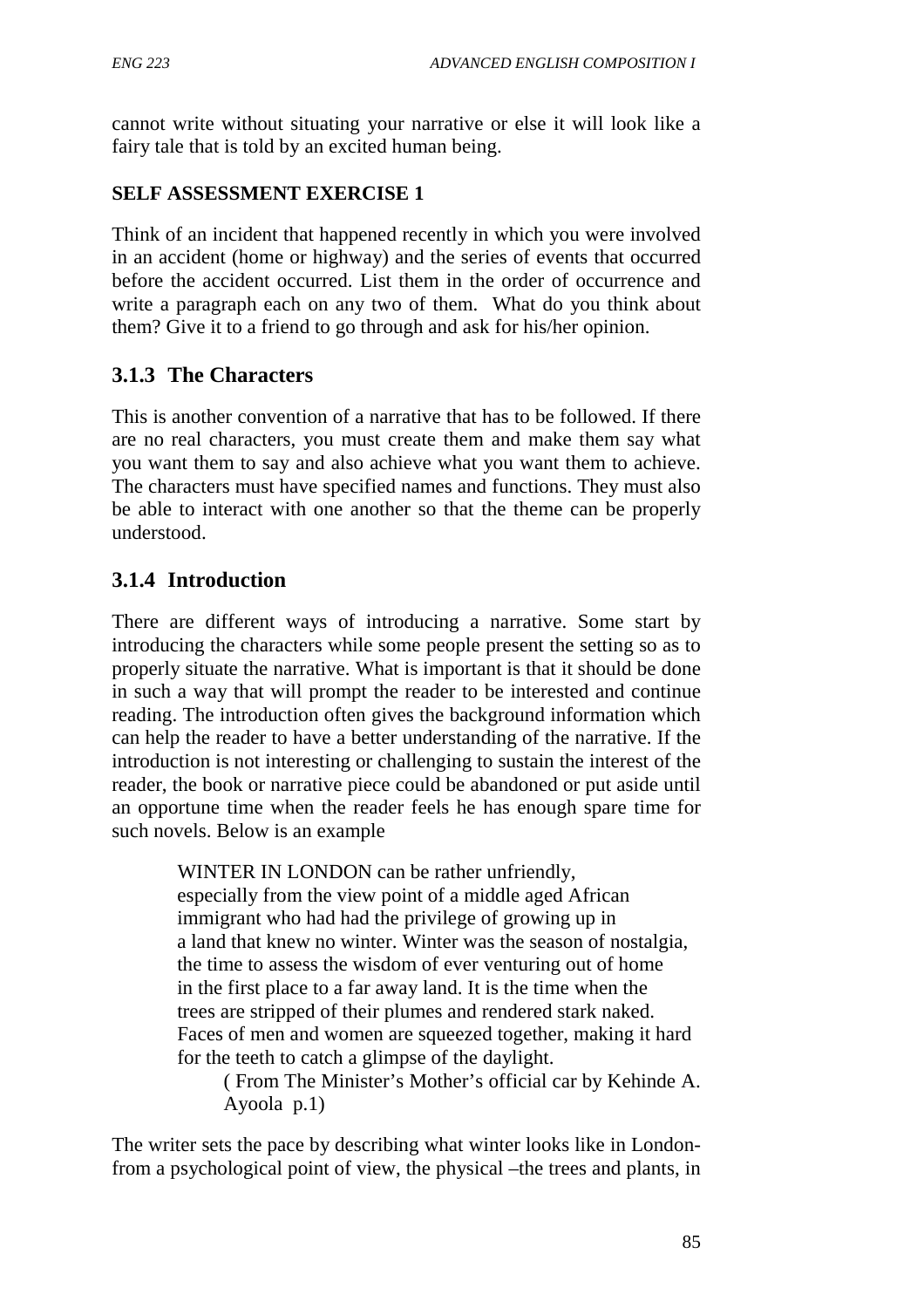cannot write without situating your narrative or else it will look like a fairy tale that is told by an excited human being.

**SELF ASSESSMENT EXERCISE 1**

Think of an incident that happened recently in which you were involved in an accident (home or highway) and the series of events that occurred before the accident occurred. List them in the order of occurrence and write a paragraph each on any two of them. What do you think about them? Give it to a friend to go through and ask for his/her opinion.

### 3.1.3 The Characters

This is another convention of a narrative that has to be followed. If there are no real characters, you must create them and make them say what you want them to say and also achieve what you want them to achieve. The characters must have specified names and functions. They must also be able to interact with one another so that the theme can be properly understood.

### 3.1.4 Introduction

There are different ways of introducing a narrative. Some start by introducing the characters while some people present the setting so as to properly situate the narrative. What is important is that it should be done in such a way that will prompt the reader to be interested and continue reading. The introduction often gives the background information which can help the reader to have a better understanding of the narrative. If the introduction is not interesting or challenging to sustain the interest of the reader, the book or narrative piece could be abandoned or put aside until an opportune time when the reader feels he has enough spare time for such novels. Below is an example

> WINTER IN LONDON can be rather unfriendly, especially from the view point of a middle aged African immigrant who had had the privilege of growing up in a land that knew no winter. Winter was the season of nostalgia, the time to assess the wisdom of ever venturing out of home in the first place to a far away land. It is the time when the trees are stripped of their plumes and rendered stark naked. Faces of men and women are squeezed together, making it hard for the teeth to catch a glimpse of the daylight.
>
> ( From The Minister's Mother's official car by Kehinde A. Ayoola p.1)

The writer sets the pace by describing what winter looks like in London- from a psychological point of view, the physical –the trees and plants, in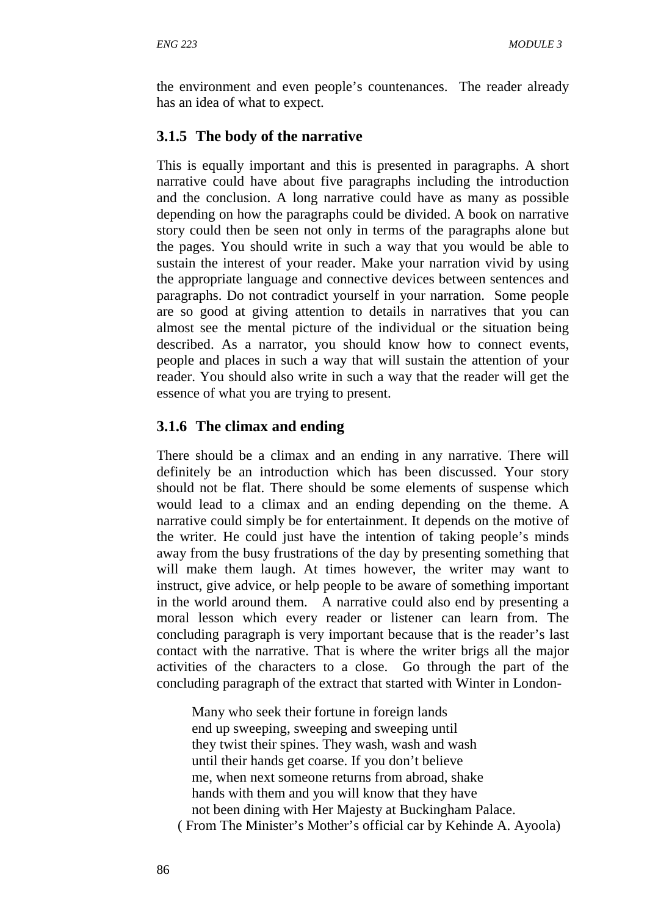the environment and even people's countenances. The reader already has an idea of what to expect.

### 3.1.5 The body of the narrative

This is equally important and this is presented in paragraphs. A short narrative could have about five paragraphs including the introduction and the conclusion. A long narrative could have as many as possible depending on how the paragraphs could be divided. A book on narrative story could then be seen not only in terms of the paragraphs alone but the pages. You should write in such a way that you would be able to sustain the interest of your reader. Make your narration vivid by using the appropriate language and connective devices between sentences and paragraphs. Do not contradict yourself in your narration. Some people are so good at giving attention to details in narratives that you can almost see the mental picture of the individual or the situation being described. As a narrator, you should know how to connect events, people and places in such a way that will sustain the attention of your reader. You should also write in such a way that the reader will get the essence of what you are trying to present.

### 3.1.6 The climax and ending

There should be a climax and an ending in any narrative. There will definitely be an introduction which has been discussed. Your story should not be flat. There should be some elements of suspense which would lead to a climax and an ending depending on the theme. A narrative could simply be for entertainment. It depends on the motive of the writer. He could just have the intention of taking people's minds away from the busy frustrations of the day by presenting something that will make them laugh. At times however, the writer may want to instruct, give advice, or help people to be aware of something important in the world around them. A narrative could also end by presenting a moral lesson which every reader or listener can learn from. The concluding paragraph is very important because that is the reader's last contact with the narrative. That is where the writer brigs all the major activities of the characters to a close. Go through the part of the concluding paragraph of the extract that started with Winter in London-

> Many who seek their fortune in foreign lands
> end up sweeping, sweeping and sweeping until
> they twist their spines. They wash, wash and wash
> until their hands get coarse. If you don't believe
> me, when next someone returns from abroad, shake
> hands with them and you will know that they have
> not been dining with Her Majesty at Buckingham Palace.

( From The Minister's Mother's official car by Kehinde A. Ayoola)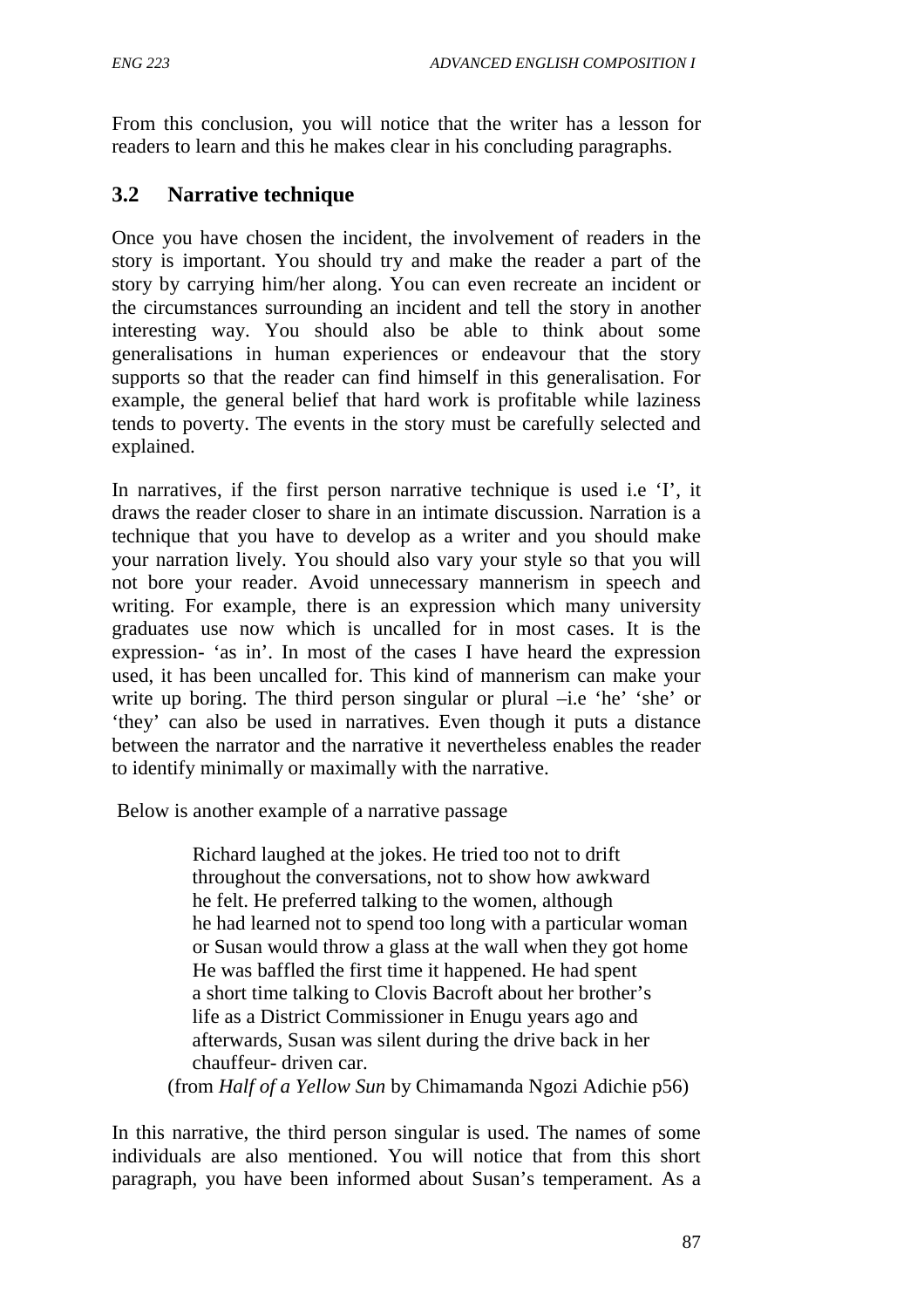From this conclusion, you will notice that the writer has a lesson for readers to learn and this he makes clear in his concluding paragraphs.

## 3.2 Narrative technique

Once you have chosen the incident, the involvement of readers in the story is important. You should try and make the reader a part of the story by carrying him/her along. You can even recreate an incident or the circumstances surrounding an incident and tell the story in another interesting way. You should also be able to think about some generalisations in human experiences or endeavour that the story supports so that the reader can find himself in this generalisation. For example, the general belief that hard work is profitable while laziness tends to poverty. The events in the story must be carefully selected and explained.

In narratives, if the first person narrative technique is used i.e 'I', it draws the reader closer to share in an intimate discussion. Narration is a technique that you have to develop as a writer and you should make your narration lively. You should also vary your style so that you will not bore your reader. Avoid unnecessary mannerism in speech and writing. For example, there is an expression which many university graduates use now which is uncalled for in most cases. It is the expression- 'as in'. In most of the cases I have heard the expression used, it has been uncalled for. This kind of mannerism can make your write up boring. The third person singular or plural –i.e 'he' 'she' or 'they' can also be used in narratives. Even though it puts a distance between the narrator and the narrative it nevertheless enables the reader to identify minimally or maximally with the narrative.

Below is another example of a narrative passage

> Richard laughed at the jokes. He tried too not to drift throughout the conversations, not to show how awkward he felt. He preferred talking to the women, although he had learned not to spend too long with a particular woman or Susan would throw a glass at the wall when they got home He was baffled the first time it happened. He had spent a short time talking to Clovis Bacroft about her brother's life as a District Commissioner in Enugu years ago and afterwards, Susan was silent during the drive back in her chauffeur- driven car.
>
> (from *Half of a Yellow Sun* by Chimamanda Ngozi Adichie p56)

In this narrative, the third person singular is used. The names of some individuals are also mentioned. You will notice that from this short paragraph, you have been informed about Susan's temperament. As a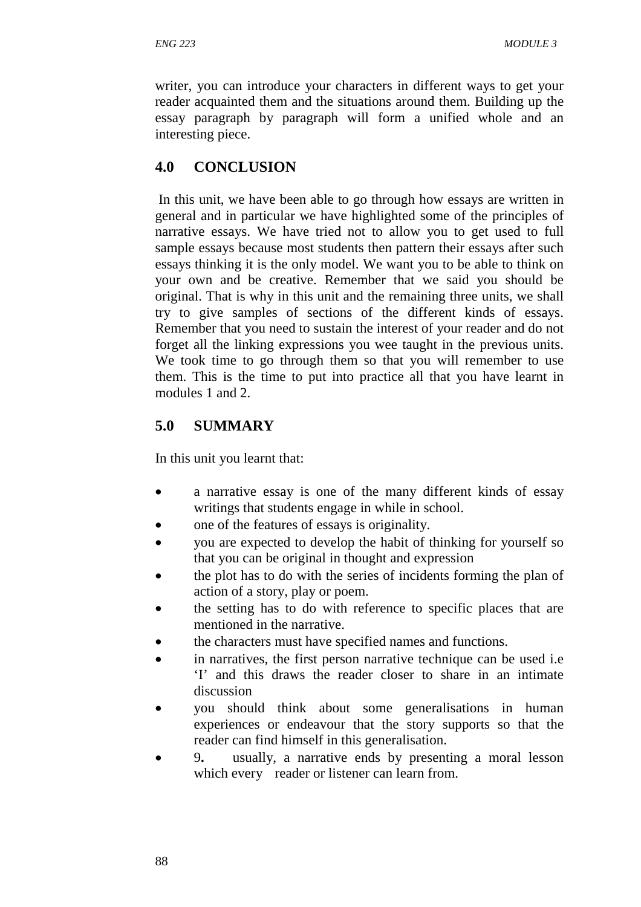writer, you can introduce your characters in different ways to get your reader acquainted them and the situations around them. Building up the essay paragraph by paragraph will form a unified whole and an interesting piece.

## 4.0 CONCLUSION

In this unit, we have been able to go through how essays are written in general and in particular we have highlighted some of the principles of narrative essays. We have tried not to allow you to get used to full sample essays because most students then pattern their essays after such essays thinking it is the only model. We want you to be able to think on your own and be creative. Remember that we said you should be original. That is why in this unit and the remaining three units, we shall try to give samples of sections of the different kinds of essays. Remember that you need to sustain the interest of your reader and do not forget all the linking expressions you wee taught in the previous units. We took time to go through them so that you will remember to use them. This is the time to put into practice all that you have learnt in modules 1 and 2.

## 5.0 SUMMARY

In this unit you learnt that:

- a narrative essay is one of the many different kinds of essay writings that students engage in while in school.
- one of the features of essays is originality.
- you are expected to develop the habit of thinking for yourself so that you can be original in thought and expression
- the plot has to do with the series of incidents forming the plan of action of a story, play or poem.
- the setting has to do with reference to specific places that are mentioned in the narrative.
- the characters must have specified names and functions.
- in narratives, the first person narrative technique can be used i.e 'I' and this draws the reader closer to share in an intimate discussion
- you should think about some generalisations in human experiences or endeavour that the story supports so that the reader can find himself in this generalisation.
- 9**.** usually, a narrative ends by presenting a moral lesson which every reader or listener can learn from.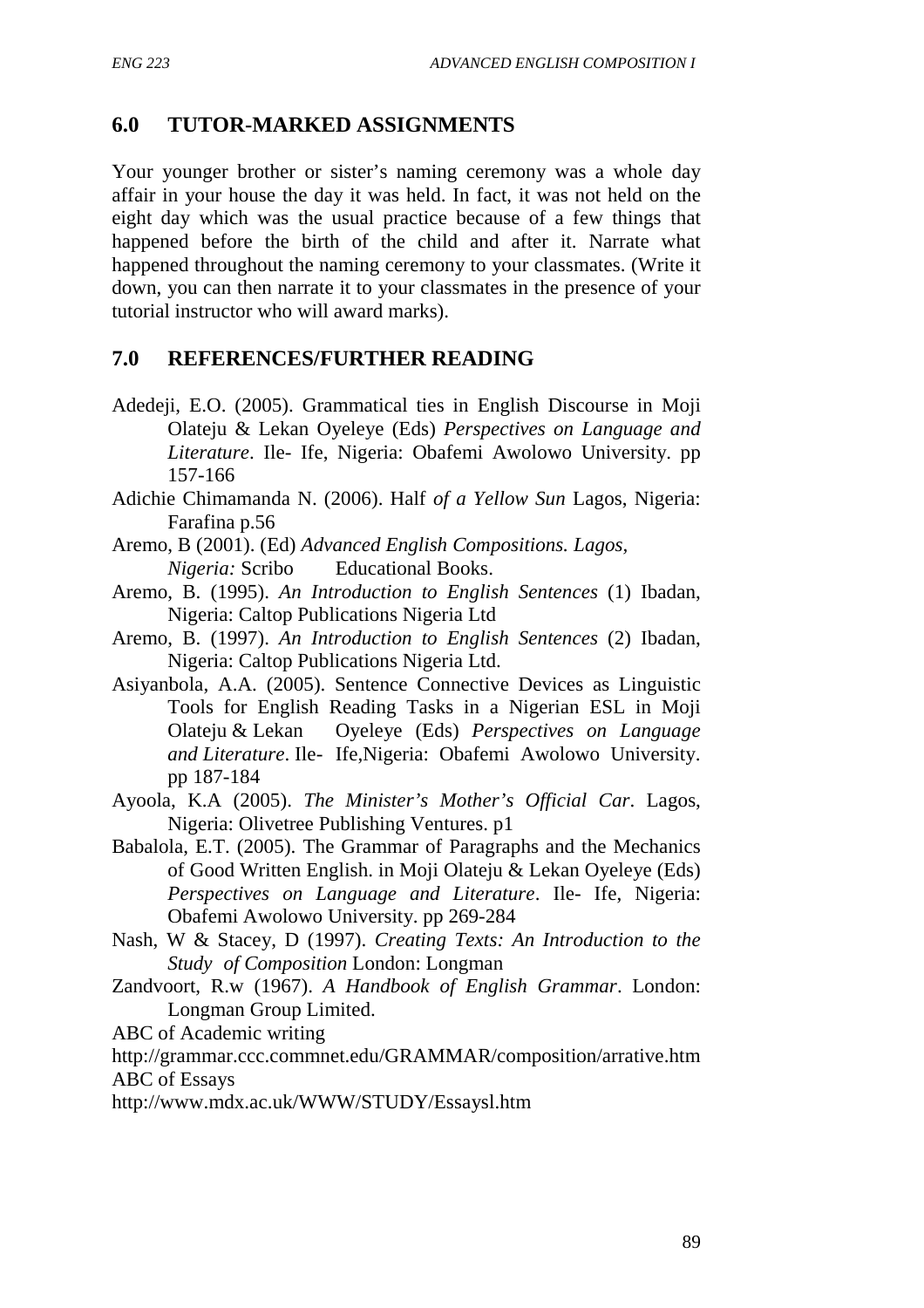## 6.0 TUTOR-MARKED ASSIGNMENTS

Your younger brother or sister's naming ceremony was a whole day affair in your house the day it was held. In fact, it was not held on the eight day which was the usual practice because of a few things that happened before the birth of the child and after it. Narrate what happened throughout the naming ceremony to your classmates. (Write it down, you can then narrate it to your classmates in the presence of your tutorial instructor who will award marks).

## 7.0 REFERENCES/FURTHER READING

Adedeji, E.O. (2005). Grammatical ties in English Discourse in Moji Olateju & Lekan Oyeleye (Eds) *Perspectives on Language and Literature*. Ile- Ife, Nigeria: Obafemi Awolowo University. pp 157-166

Adichie Chimamanda N. (2006). Half *of a Yellow Sun* Lagos, Nigeria: Farafina p.56

Aremo, B (2001). (Ed) *Advanced English Compositions. Lagos, Nigeria:* Scribo Educational Books.

Aremo, B. (1995). *An Introduction to English Sentences* (1) Ibadan, Nigeria: Caltop Publications Nigeria Ltd

Aremo, B. (1997). *An Introduction to English Sentences* (2) Ibadan, Nigeria: Caltop Publications Nigeria Ltd.

Asiyanbola, A.A. (2005). Sentence Connective Devices as Linguistic Tools for English Reading Tasks in a Nigerian ESL in Moji Olateju & Lekan Oyeleye (Eds) *Perspectives on Language and Literature*. Ile- Ife,Nigeria: Obafemi Awolowo University. pp 187-184

Ayoola, K.A (2005). *The Minister's Mother's Official Car*. Lagos, Nigeria: Olivetree Publishing Ventures. p1

Babalola, E.T. (2005). The Grammar of Paragraphs and the Mechanics of Good Written English. in Moji Olateju & Lekan Oyeleye (Eds) *Perspectives on Language and Literature*. Ile- Ife, Nigeria: Obafemi Awolowo University. pp 269-284

Nash, W & Stacey, D (1997). *Creating Texts: An Introduction to the Study of Composition* London: Longman

Zandvoort, R.w (1967). *A Handbook of English Grammar*. London: Longman Group Limited.

ABC of Academic writing

http://grammar.ccc.commnet.edu/GRAMMAR/composition/arrative.htm

ABC of Essays

http://www.mdx.ac.uk/WWW/STUDY/Essaysl.htm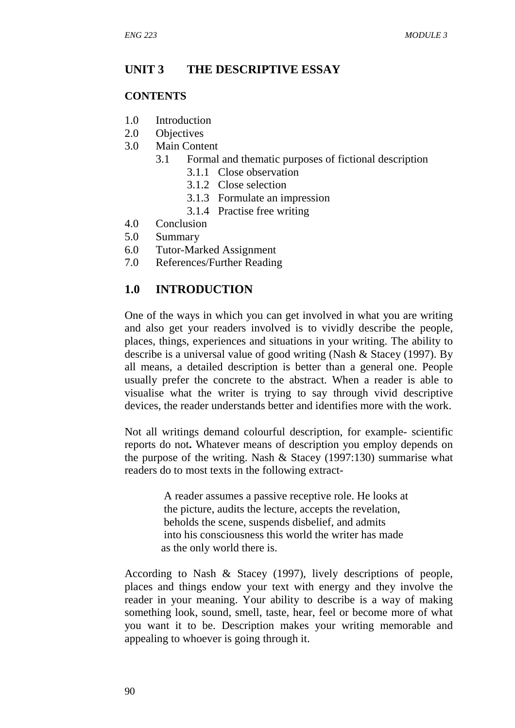## UNIT 3 THE DESCRIPTIVE ESSAY

**CONTENTS**

1.0 Introduction
2.0 Objectives
3.0 Main Content
    3.1 Formal and thematic purposes of fictional description
        3.1.1 Close observation
        3.1.2 Close selection
        3.1.3 Formulate an impression
        3.1.4 Practise free writing
4.0 Conclusion
5.0 Summary
6.0 Tutor-Marked Assignment
7.0 References/Further Reading

## 1.0 INTRODUCTION

One of the ways in which you can get involved in what you are writing and also get your readers involved is to vividly describe the people, places, things, experiences and situations in your writing. The ability to describe is a universal value of good writing (Nash & Stacey (1997). By all means, a detailed description is better than a general one. People usually prefer the concrete to the abstract. When a reader is able to visualise what the writer is trying to say through vivid descriptive devices, the reader understands better and identifies more with the work.

Not all writings demand colourful description, for example- scientific reports do not**.** Whatever means of description you employ depends on the purpose of the writing. Nash & Stacey (1997:130) summarise what readers do to most texts in the following extract-

> A reader assumes a passive receptive role. He looks at the picture, audits the lecture, accepts the revelation, beholds the scene, suspends disbelief, and admits into his consciousness this world the writer has made as the only world there is.

According to Nash & Stacey (1997), lively descriptions of people, places and things endow your text with energy and they involve the reader in your meaning. Your ability to describe is a way of making something look, sound, smell, taste, hear, feel or become more of what you want it to be. Description makes your writing memorable and appealing to whoever is going through it.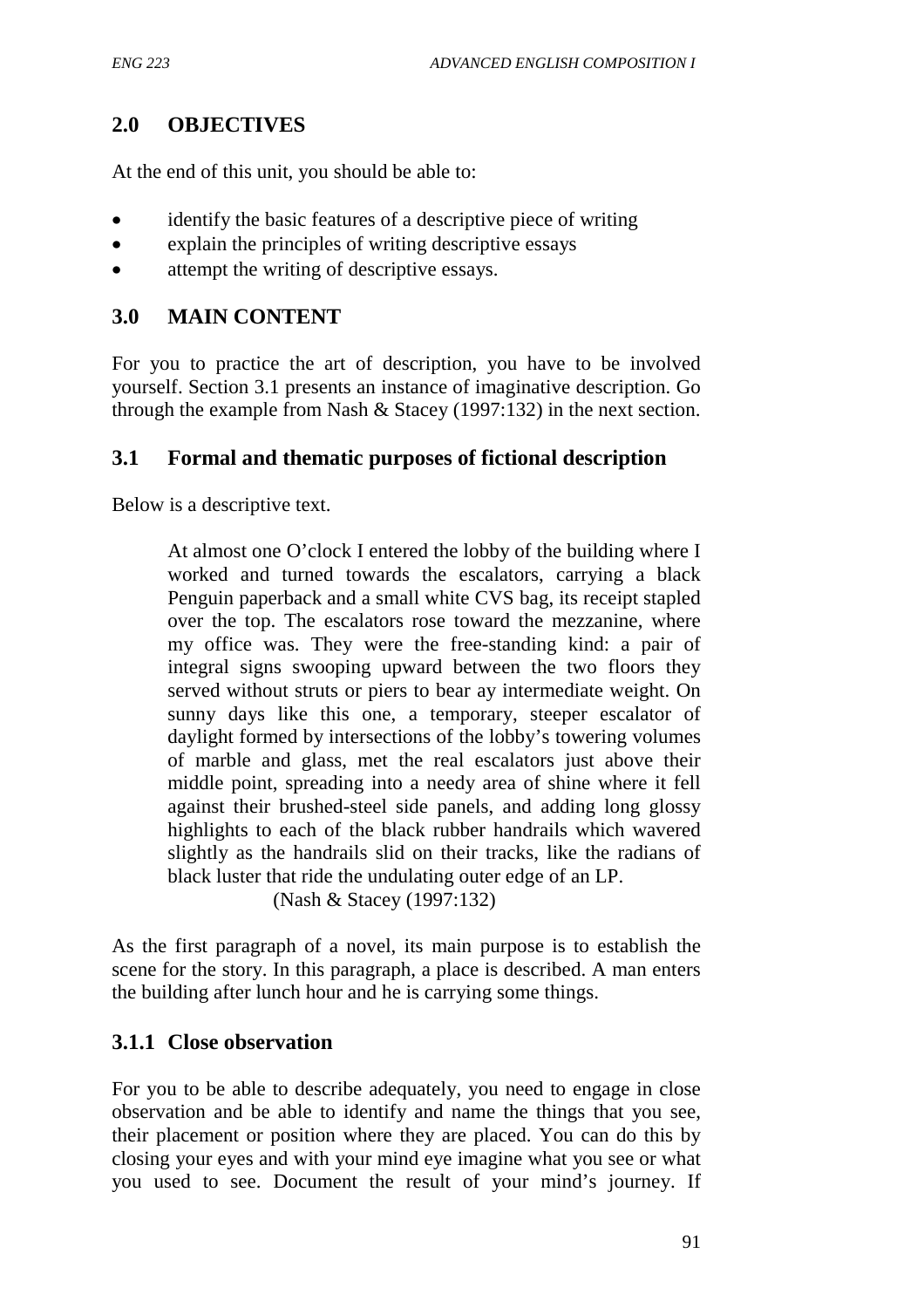## 2.0 OBJECTIVES

At the end of this unit, you should be able to:

- identify the basic features of a descriptive piece of writing
- explain the principles of writing descriptive essays
- attempt the writing of descriptive essays.

## 3.0 MAIN CONTENT

For you to practice the art of description, you have to be involved yourself. Section 3.1 presents an instance of imaginative description. Go through the example from Nash & Stacey (1997:132) in the next section.

### 3.1 Formal and thematic purposes of fictional description

Below is a descriptive text.

> At almost one O'clock I entered the lobby of the building where I worked and turned towards the escalators, carrying a black Penguin paperback and a small white CVS bag, its receipt stapled over the top. The escalators rose toward the mezzanine, where my office was. They were the free-standing kind: a pair of integral signs swooping upward between the two floors they served without struts or piers to bear ay intermediate weight. On sunny days like this one, a temporary, steeper escalator of daylight formed by intersections of the lobby's towering volumes of marble and glass, met the real escalators just above their middle point, spreading into a needy area of shine where it fell against their brushed-steel side panels, and adding long glossy highlights to each of the black rubber handrails which wavered slightly as the handrails slid on their tracks, like the radians of black luster that ride the undulating outer edge of an LP.
>
> (Nash & Stacey (1997:132)

As the first paragraph of a novel, its main purpose is to establish the scene for the story. In this paragraph, a place is described. A man enters the building after lunch hour and he is carrying some things.

#### 3.1.1 Close observation

For you to be able to describe adequately, you need to engage in close observation and be able to identify and name the things that you see, their placement or position where they are placed. You can do this by closing your eyes and with your mind eye imagine what you see or what you used to see. Document the result of your mind's journey. If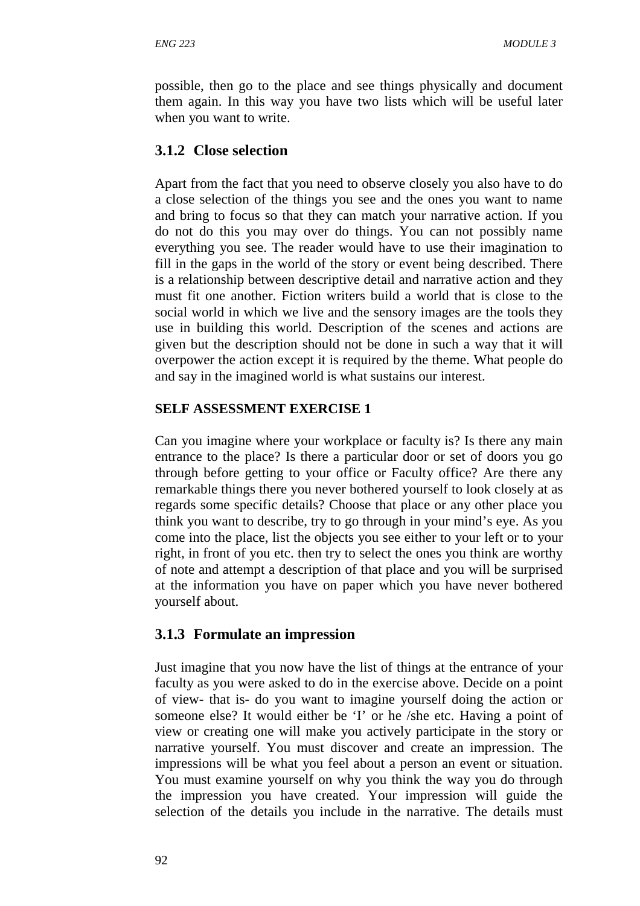possible, then go to the place and see things physically and document them again. In this way you have two lists which will be useful later when you want to write.

### 3.1.2 Close selection

Apart from the fact that you need to observe closely you also have to do a close selection of the things you see and the ones you want to name and bring to focus so that they can match your narrative action. If you do not do this you may over do things. You can not possibly name everything you see. The reader would have to use their imagination to fill in the gaps in the world of the story or event being described. There is a relationship between descriptive detail and narrative action and they must fit one another. Fiction writers build a world that is close to the social world in which we live and the sensory images are the tools they use in building this world. Description of the scenes and actions are given but the description should not be done in such a way that it will overpower the action except it is required by the theme. What people do and say in the imagined world is what sustains our interest.

**SELF ASSESSMENT EXERCISE 1**

Can you imagine where your workplace or faculty is? Is there any main entrance to the place? Is there a particular door or set of doors you go through before getting to your office or Faculty office? Are there any remarkable things there you never bothered yourself to look closely at as regards some specific details? Choose that place or any other place you think you want to describe, try to go through in your mind's eye. As you come into the place, list the objects you see either to your left or to your right, in front of you etc. then try to select the ones you think are worthy of note and attempt a description of that place and you will be surprised at the information you have on paper which you have never bothered yourself about.

### 3.1.3 Formulate an impression

Just imagine that you now have the list of things at the entrance of your faculty as you were asked to do in the exercise above. Decide on a point of view- that is- do you want to imagine yourself doing the action or someone else? It would either be 'I' or he /she etc. Having a point of view or creating one will make you actively participate in the story or narrative yourself. You must discover and create an impression. The impressions will be what you feel about a person an event or situation. You must examine yourself on why you think the way you do through the impression you have created. Your impression will guide the selection of the details you include in the narrative. The details must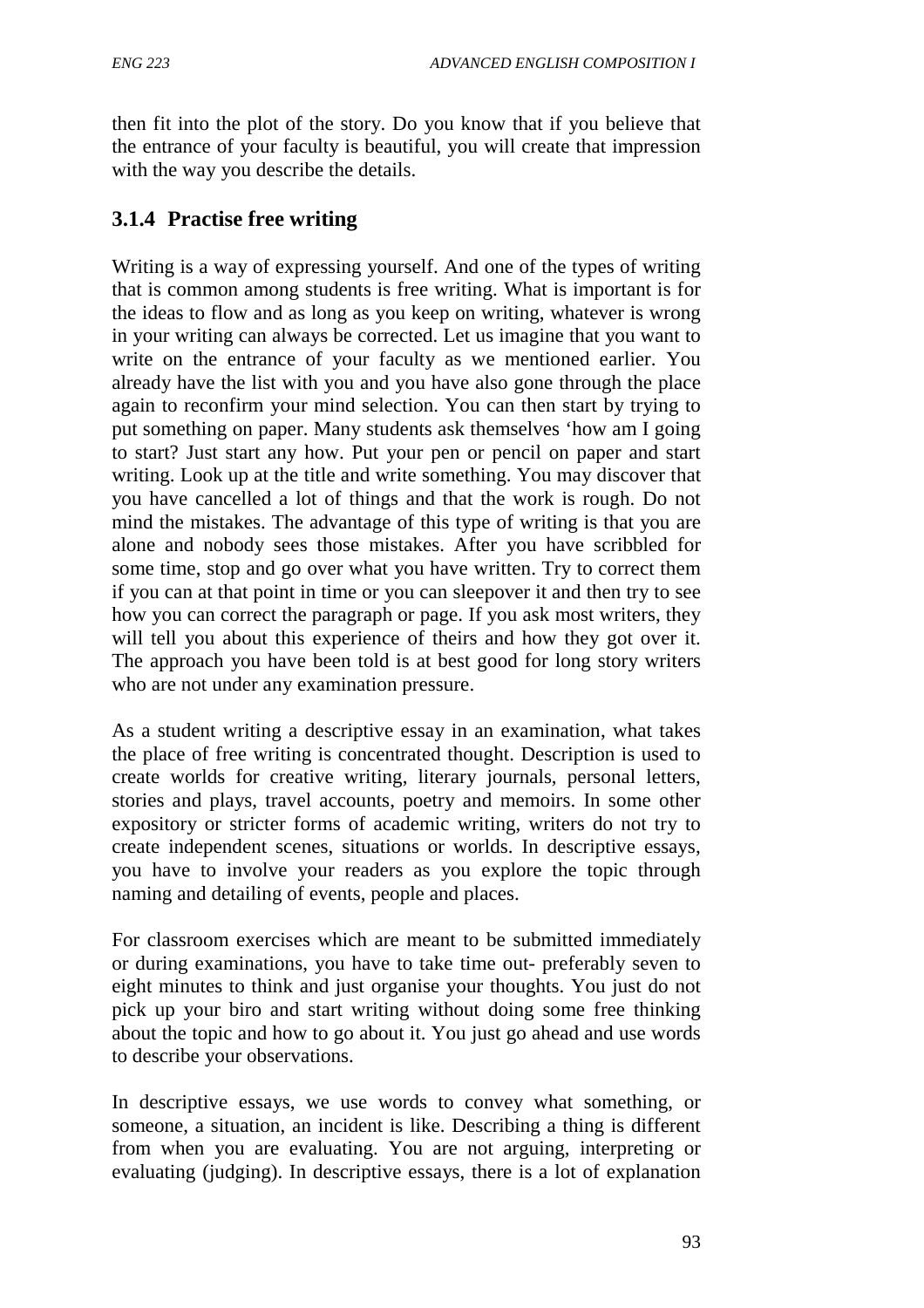then fit into the plot of the story. Do you know that if you believe that the entrance of your faculty is beautiful, you will create that impression with the way you describe the details.

### 3.1.4 Practise free writing

Writing is a way of expressing yourself. And one of the types of writing that is common among students is free writing. What is important is for the ideas to flow and as long as you keep on writing, whatever is wrong in your writing can always be corrected. Let us imagine that you want to write on the entrance of your faculty as we mentioned earlier. You already have the list with you and you have also gone through the place again to reconfirm your mind selection. You can then start by trying to put something on paper. Many students ask themselves 'how am I going to start? Just start any how. Put your pen or pencil on paper and start writing. Look up at the title and write something. You may discover that you have cancelled a lot of things and that the work is rough. Do not mind the mistakes. The advantage of this type of writing is that you are alone and nobody sees those mistakes. After you have scribbled for some time, stop and go over what you have written. Try to correct them if you can at that point in time or you can sleepover it and then try to see how you can correct the paragraph or page. If you ask most writers, they will tell you about this experience of theirs and how they got over it. The approach you have been told is at best good for long story writers who are not under any examination pressure.

As a student writing a descriptive essay in an examination, what takes the place of free writing is concentrated thought. Description is used to create worlds for creative writing, literary journals, personal letters, stories and plays, travel accounts, poetry and memoirs. In some other expository or stricter forms of academic writing, writers do not try to create independent scenes, situations or worlds. In descriptive essays, you have to involve your readers as you explore the topic through naming and detailing of events, people and places.

For classroom exercises which are meant to be submitted immediately or during examinations, you have to take time out- preferably seven to eight minutes to think and just organise your thoughts. You just do not pick up your biro and start writing without doing some free thinking about the topic and how to go about it. You just go ahead and use words to describe your observations.

In descriptive essays, we use words to convey what something, or someone, a situation, an incident is like. Describing a thing is different from when you are evaluating. You are not arguing, interpreting or evaluating (judging). In descriptive essays, there is a lot of explanation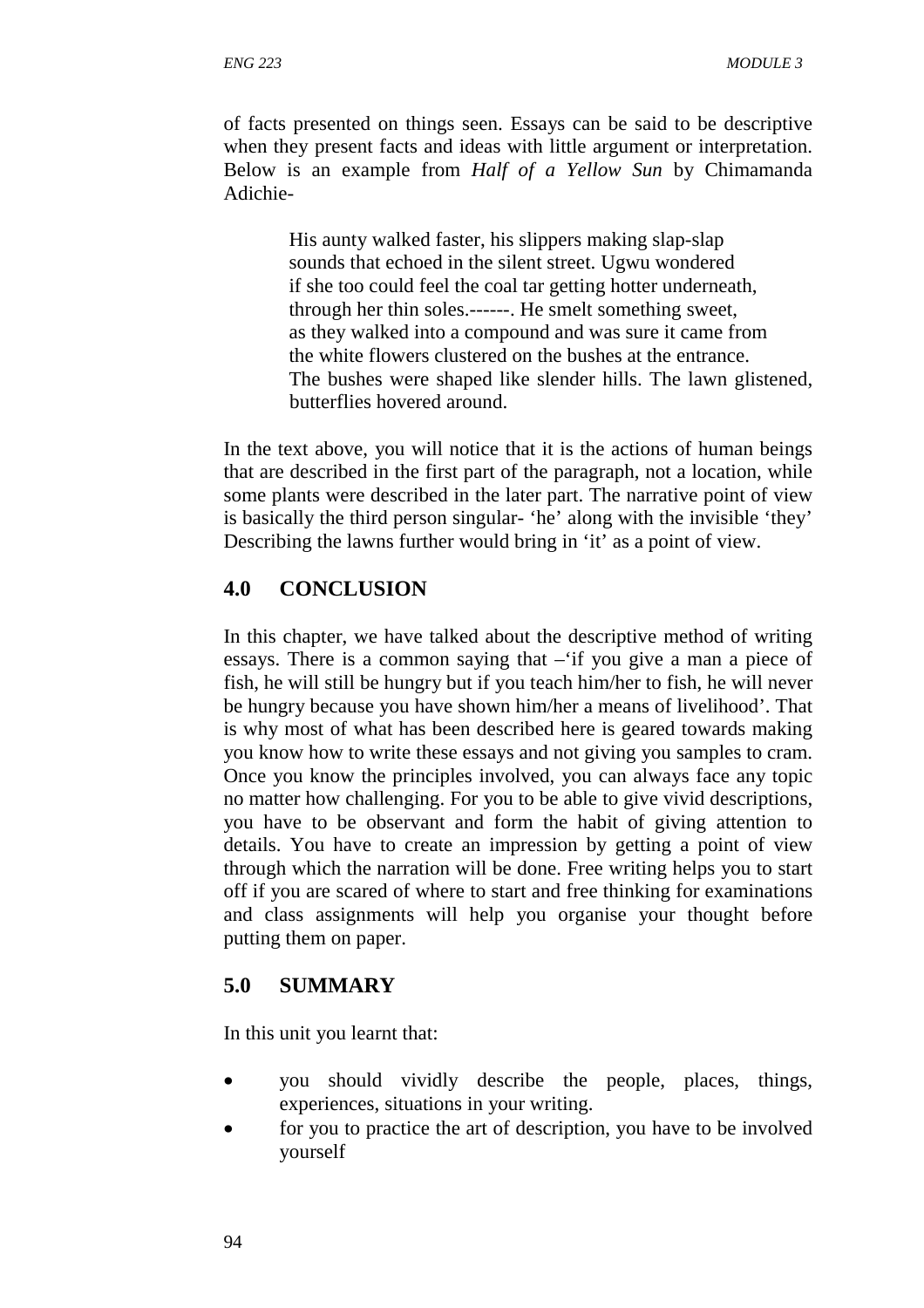of facts presented on things seen. Essays can be said to be descriptive when they present facts and ideas with little argument or interpretation. Below is an example from *Half of a Yellow Sun* by Chimamanda Adichie-

> His aunty walked faster, his slippers making slap-slap sounds that echoed in the silent street. Ugwu wondered if she too could feel the coal tar getting hotter underneath, through her thin soles.------. He smelt something sweet, as they walked into a compound and was sure it came from the white flowers clustered on the bushes at the entrance. The bushes were shaped like slender hills. The lawn glistened, butterflies hovered around.

In the text above, you will notice that it is the actions of human beings that are described in the first part of the paragraph, not a location, while some plants were described in the later part. The narrative point of view is basically the third person singular- 'he' along with the invisible 'they' Describing the lawns further would bring in 'it' as a point of view.

## 4.0 CONCLUSION

In this chapter, we have talked about the descriptive method of writing essays. There is a common saying that –'if you give a man a piece of fish, he will still be hungry but if you teach him/her to fish, he will never be hungry because you have shown him/her a means of livelihood'. That is why most of what has been described here is geared towards making you know how to write these essays and not giving you samples to cram. Once you know the principles involved, you can always face any topic no matter how challenging. For you to be able to give vivid descriptions, you have to be observant and form the habit of giving attention to details. You have to create an impression by getting a point of view through which the narration will be done. Free writing helps you to start off if you are scared of where to start and free thinking for examinations and class assignments will help you organise your thought before putting them on paper.

## 5.0 SUMMARY

In this unit you learnt that:

- you should vividly describe the people, places, things, experiences, situations in your writing.
- for you to practice the art of description, you have to be involved yourself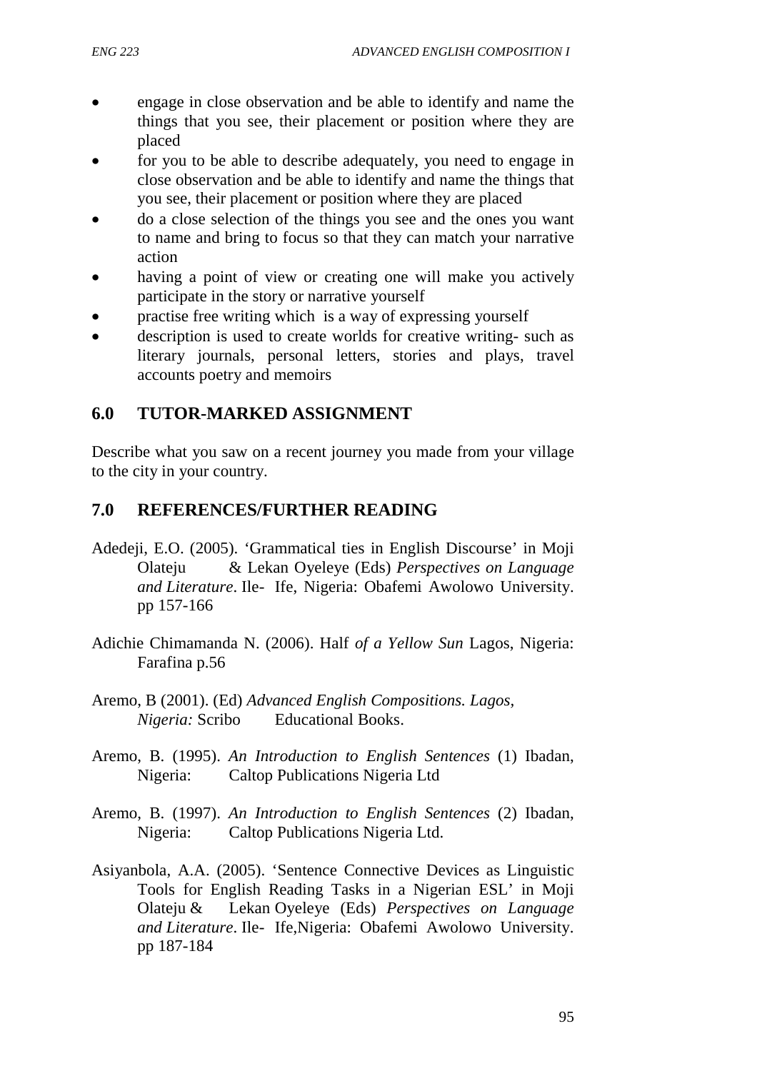- engage in close observation and be able to identify and name the things that you see, their placement or position where they are placed
- for you to be able to describe adequately, you need to engage in close observation and be able to identify and name the things that you see, their placement or position where they are placed
- do a close selection of the things you see and the ones you want to name and bring to focus so that they can match your narrative action
- having a point of view or creating one will make you actively participate in the story or narrative yourself
- practise free writing which is a way of expressing yourself
- description is used to create worlds for creative writing- such as literary journals, personal letters, stories and plays, travel accounts poetry and memoirs

## 6.0 TUTOR-MARKED ASSIGNMENT

Describe what you saw on a recent journey you made from your village to the city in your country.

## 7.0 REFERENCES/FURTHER READING

Adedeji, E.O. (2005). 'Grammatical ties in English Discourse' in Moji Olateju & Lekan Oyeleye (Eds) *Perspectives on Language and Literature*. Ile- Ife, Nigeria: Obafemi Awolowo University. pp 157-166

Adichie Chimamanda N. (2006). Half *of a Yellow Sun* Lagos, Nigeria: Farafina p.56

Aremo, B (2001). (Ed) *Advanced English Compositions. Lagos, Nigeria:* Scribo Educational Books.

Aremo, B. (1995). *An Introduction to English Sentences* (1) Ibadan, Nigeria: Caltop Publications Nigeria Ltd

Aremo, B. (1997). *An Introduction to English Sentences* (2) Ibadan, Nigeria: Caltop Publications Nigeria Ltd.

Asiyanbola, A.A. (2005). 'Sentence Connective Devices as Linguistic Tools for English Reading Tasks in a Nigerian ESL' in Moji Olateju & Lekan Oyeleye (Eds) *Perspectives on Language and Literature*. Ile- Ife,Nigeria: Obafemi Awolowo University. pp 187-184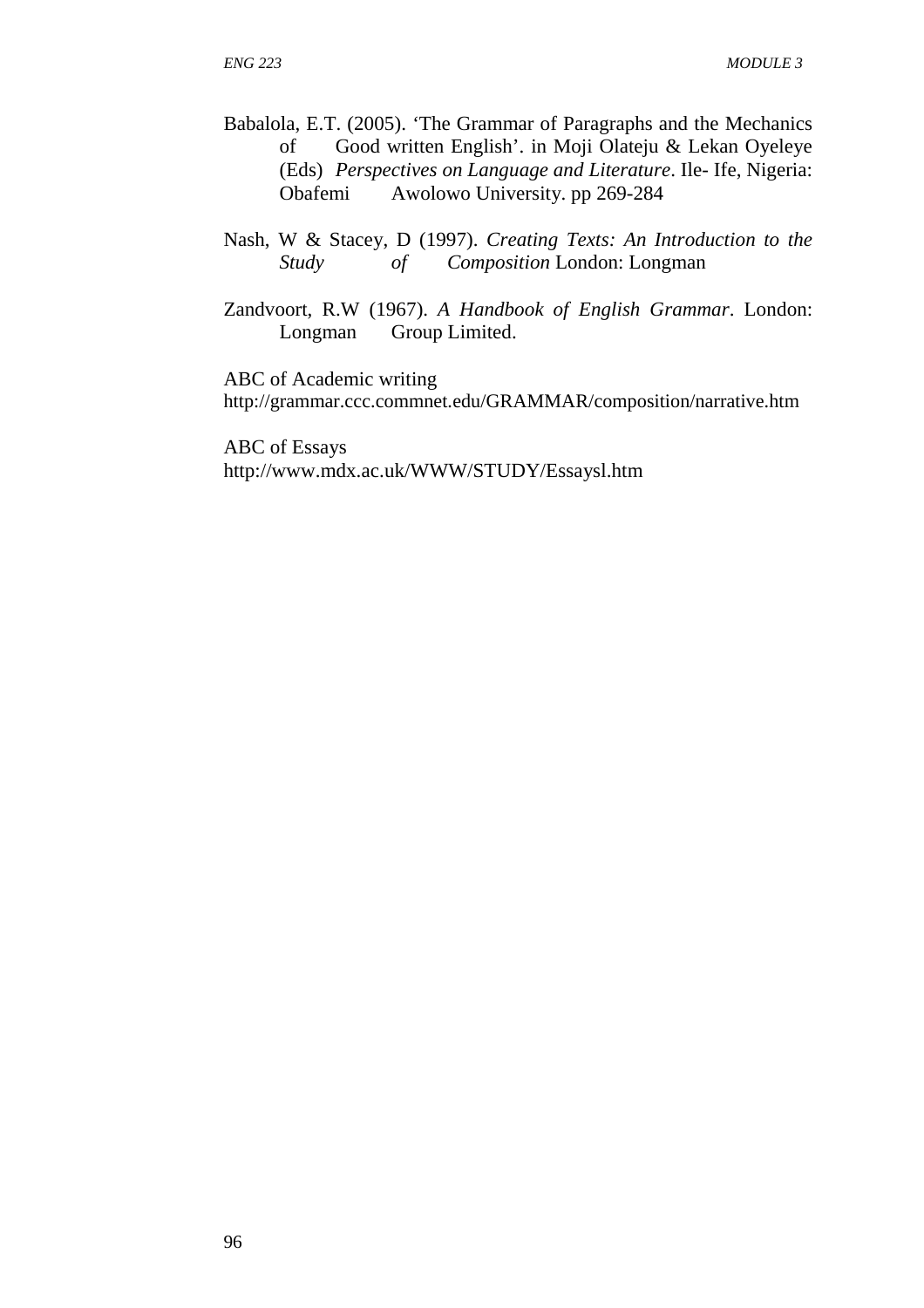Babalola, E.T. (2005). 'The Grammar of Paragraphs and the Mechanics of Good written English'. in Moji Olateju & Lekan Oyeleye (Eds) *Perspectives on Language and Literature*. Ile- Ife, Nigeria: Obafemi Awolowo University. pp 269-284

Nash, W & Stacey, D (1997). *Creating Texts: An Introduction to the Study of Composition* London: Longman

Zandvoort, R.W (1967). *A Handbook of English Grammar*. London: Longman Group Limited.

ABC of Academic writing
http://grammar.ccc.commnet.edu/GRAMMAR/composition/narrative.htm

ABC of Essays
http://www.mdx.ac.uk/WWW/STUDY/Essaysl.htm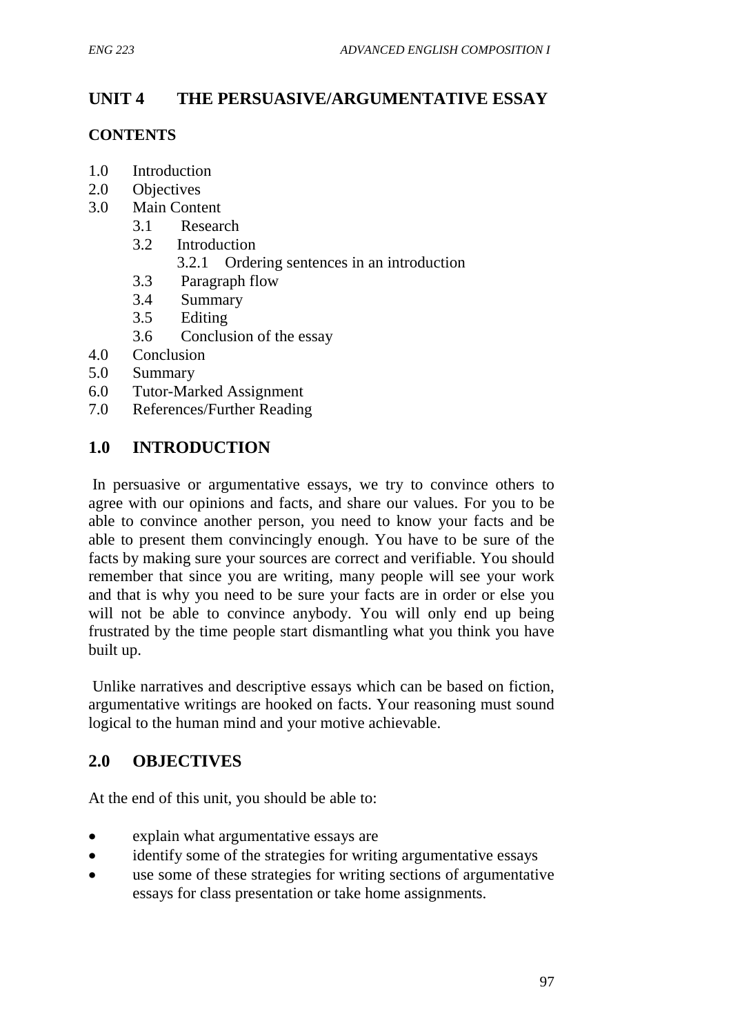## UNIT 4 THE PERSUASIVE/ARGUMENTATIVE ESSAY

### CONTENTS

1.0 Introduction
2.0 Objectives
3.0 Main Content
   - 3.1 Research
   - 3.2 Introduction
     - 3.2.1 Ordering sentences in an introduction
   - 3.3 Paragraph flow
   - 3.4 Summary
   - 3.5 Editing
   - 3.6 Conclusion of the essay
4.0 Conclusion
5.0 Summary
6.0 Tutor-Marked Assignment
7.0 References/Further Reading

### 1.0 INTRODUCTION

In persuasive or argumentative essays, we try to convince others to agree with our opinions and facts, and share our values. For you to be able to convince another person, you need to know your facts and be able to present them convincingly enough. You have to be sure of the facts by making sure your sources are correct and verifiable. You should remember that since you are writing, many people will see your work and that is why you need to be sure your facts are in order or else you will not be able to convince anybody. You will only end up being frustrated by the time people start dismantling what you think you have built up.

Unlike narratives and descriptive essays which can be based on fiction, argumentative writings are hooked on facts. Your reasoning must sound logical to the human mind and your motive achievable.

### 2.0 OBJECTIVES

At the end of this unit, you should be able to:

- explain what argumentative essays are
- identify some of the strategies for writing argumentative essays
- use some of these strategies for writing sections of argumentative essays for class presentation or take home assignments.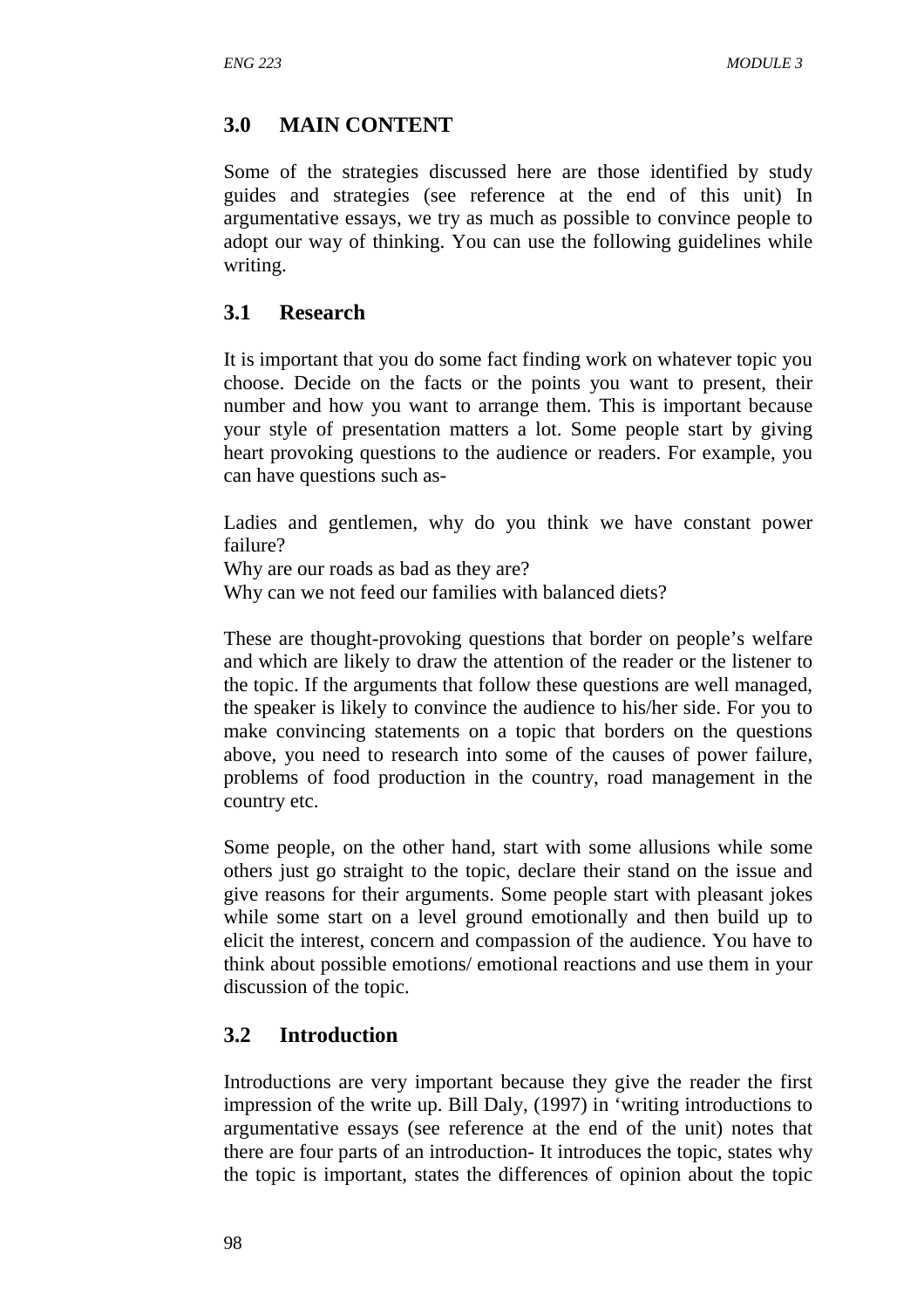## 3.0 MAIN CONTENT

Some of the strategies discussed here are those identified by study guides and strategies (see reference at the end of this unit) In argumentative essays, we try as much as possible to convince people to adopt our way of thinking. You can use the following guidelines while writing.

### 3.1 Research

It is important that you do some fact finding work on whatever topic you choose. Decide on the facts or the points you want to present, their number and how you want to arrange them. This is important because your style of presentation matters a lot. Some people start by giving heart provoking questions to the audience or readers. For example, you can have questions such as-

Ladies and gentlemen, why do you think we have constant power failure?
Why are our roads as bad as they are?
Why can we not feed our families with balanced diets?

These are thought-provoking questions that border on people's welfare and which are likely to draw the attention of the reader or the listener to the topic. If the arguments that follow these questions are well managed, the speaker is likely to convince the audience to his/her side. For you to make convincing statements on a topic that borders on the questions above, you need to research into some of the causes of power failure, problems of food production in the country, road management in the country etc.

Some people, on the other hand, start with some allusions while some others just go straight to the topic, declare their stand on the issue and give reasons for their arguments. Some people start with pleasant jokes while some start on a level ground emotionally and then build up to elicit the interest, concern and compassion of the audience. You have to think about possible emotions/ emotional reactions and use them in your discussion of the topic.

### 3.2 Introduction

Introductions are very important because they give the reader the first impression of the write up. Bill Daly, (1997) in 'writing introductions to argumentative essays (see reference at the end of the unit) notes that there are four parts of an introduction- It introduces the topic, states why the topic is important, states the differences of opinion about the topic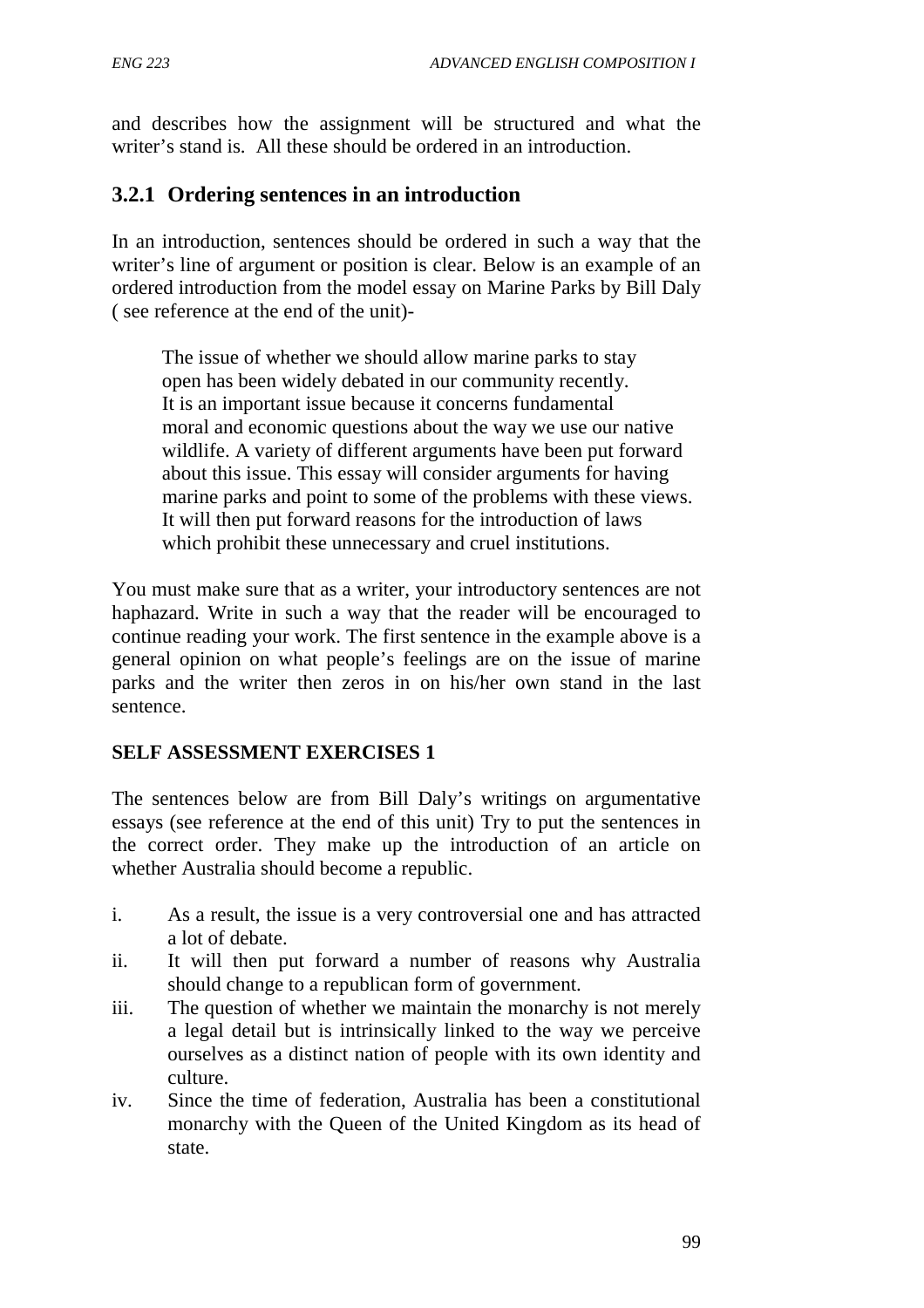and describes how the assignment will be structured and what the writer's stand is. All these should be ordered in an introduction.

### 3.2.1 Ordering sentences in an introduction

In an introduction, sentences should be ordered in such a way that the writer's line of argument or position is clear. Below is an example of an ordered introduction from the model essay on Marine Parks by Bill Daly ( see reference at the end of the unit)-

> The issue of whether we should allow marine parks to stay open has been widely debated in our community recently. It is an important issue because it concerns fundamental moral and economic questions about the way we use our native wildlife. A variety of different arguments have been put forward about this issue. This essay will consider arguments for having marine parks and point to some of the problems with these views. It will then put forward reasons for the introduction of laws which prohibit these unnecessary and cruel institutions.

You must make sure that as a writer, your introductory sentences are not haphazard. Write in such a way that the reader will be encouraged to continue reading your work. The first sentence in the example above is a general opinion on what people's feelings are on the issue of marine parks and the writer then zeros in on his/her own stand in the last sentence.

**SELF ASSESSMENT EXERCISES 1**

The sentences below are from Bill Daly's writings on argumentative essays (see reference at the end of this unit) Try to put the sentences in the correct order. They make up the introduction of an article on whether Australia should become a republic.

i. As a result, the issue is a very controversial one and has attracted a lot of debate.
ii. It will then put forward a number of reasons why Australia should change to a republican form of government.
iii. The question of whether we maintain the monarchy is not merely a legal detail but is intrinsically linked to the way we perceive ourselves as a distinct nation of people with its own identity and culture.
iv. Since the time of federation, Australia has been a constitutional monarchy with the Queen of the United Kingdom as its head of state.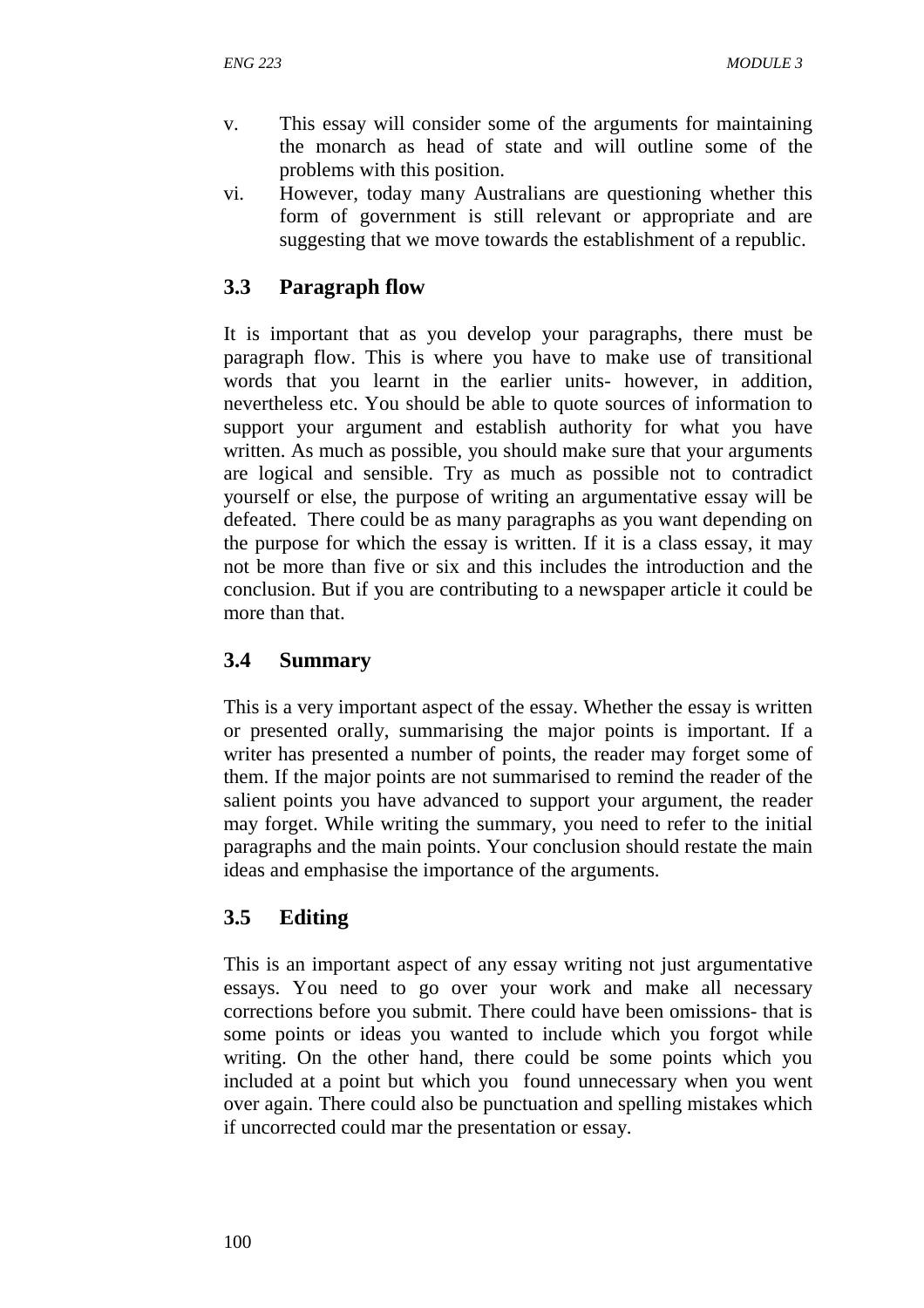v. This essay will consider some of the arguments for maintaining the monarch as head of state and will outline some of the problems with this position.

vi. However, today many Australians are questioning whether this form of government is still relevant or appropriate and are suggesting that we move towards the establishment of a republic.

### 3.3 Paragraph flow

It is important that as you develop your paragraphs, there must be paragraph flow. This is where you have to make use of transitional words that you learnt in the earlier units- however, in addition, nevertheless etc. You should be able to quote sources of information to support your argument and establish authority for what you have written. As much as possible, you should make sure that your arguments are logical and sensible. Try as much as possible not to contradict yourself or else, the purpose of writing an argumentative essay will be defeated. There could be as many paragraphs as you want depending on the purpose for which the essay is written. If it is a class essay, it may not be more than five or six and this includes the introduction and the conclusion. But if you are contributing to a newspaper article it could be more than that.

### 3.4 Summary

This is a very important aspect of the essay. Whether the essay is written or presented orally, summarising the major points is important. If a writer has presented a number of points, the reader may forget some of them. If the major points are not summarised to remind the reader of the salient points you have advanced to support your argument, the reader may forget. While writing the summary, you need to refer to the initial paragraphs and the main points. Your conclusion should restate the main ideas and emphasise the importance of the arguments.

### 3.5 Editing

This is an important aspect of any essay writing not just argumentative essays. You need to go over your work and make all necessary corrections before you submit. There could have been omissions- that is some points or ideas you wanted to include which you forgot while writing. On the other hand, there could be some points which you included at a point but which you found unnecessary when you went over again. There could also be punctuation and spelling mistakes which if uncorrected could mar the presentation or essay.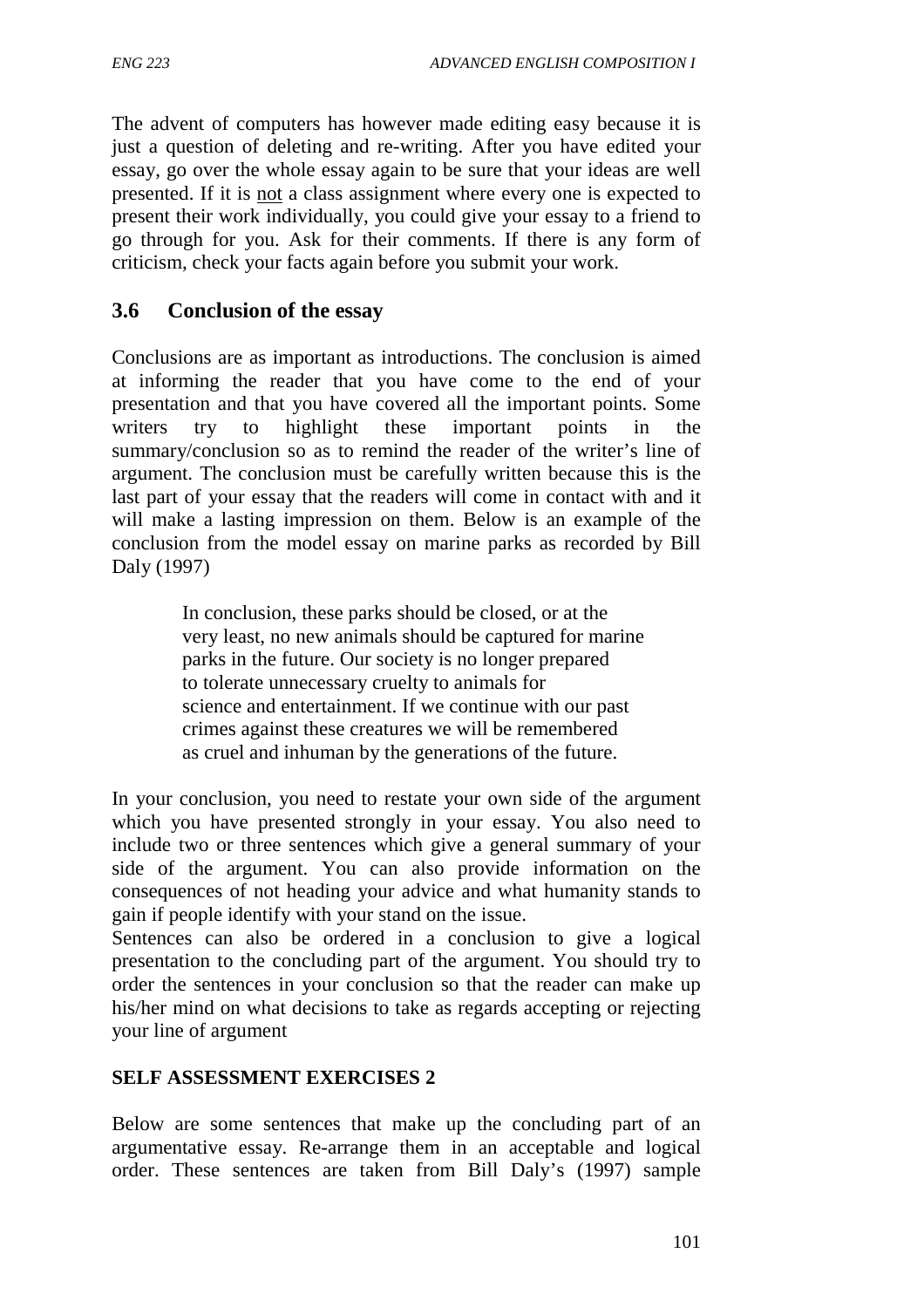The advent of computers has however made editing easy because it is just a question of deleting and re-writing. After you have edited your essay, go over the whole essay again to be sure that your ideas are well presented. If it is not a class assignment where every one is expected to present their work individually, you could give your essay to a friend to go through for you. Ask for their comments. If there is any form of criticism, check your facts again before you submit your work.

## 3.6 Conclusion of the essay

Conclusions are as important as introductions. The conclusion is aimed at informing the reader that you have come to the end of your presentation and that you have covered all the important points. Some writers try to highlight these important points in the summary/conclusion so as to remind the reader of the writer's line of argument. The conclusion must be carefully written because this is the last part of your essay that the readers will come in contact with and it will make a lasting impression on them. Below is an example of the conclusion from the model essay on marine parks as recorded by Bill Daly (1997)

> In conclusion, these parks should be closed, or at the very least, no new animals should be captured for marine parks in the future. Our society is no longer prepared to tolerate unnecessary cruelty to animals for science and entertainment. If we continue with our past crimes against these creatures we will be remembered as cruel and inhuman by the generations of the future.

In your conclusion, you need to restate your own side of the argument which you have presented strongly in your essay. You also need to include two or three sentences which give a general summary of your side of the argument. You can also provide information on the consequences of not heading your advice and what humanity stands to gain if people identify with your stand on the issue.

Sentences can also be ordered in a conclusion to give a logical presentation to the concluding part of the argument. You should try to order the sentences in your conclusion so that the reader can make up his/her mind on what decisions to take as regards accepting or rejecting your line of argument

**SELF ASSESSMENT EXERCISES 2**

Below are some sentences that make up the concluding part of an argumentative essay. Re-arrange them in an acceptable and logical order. These sentences are taken from Bill Daly's (1997) sample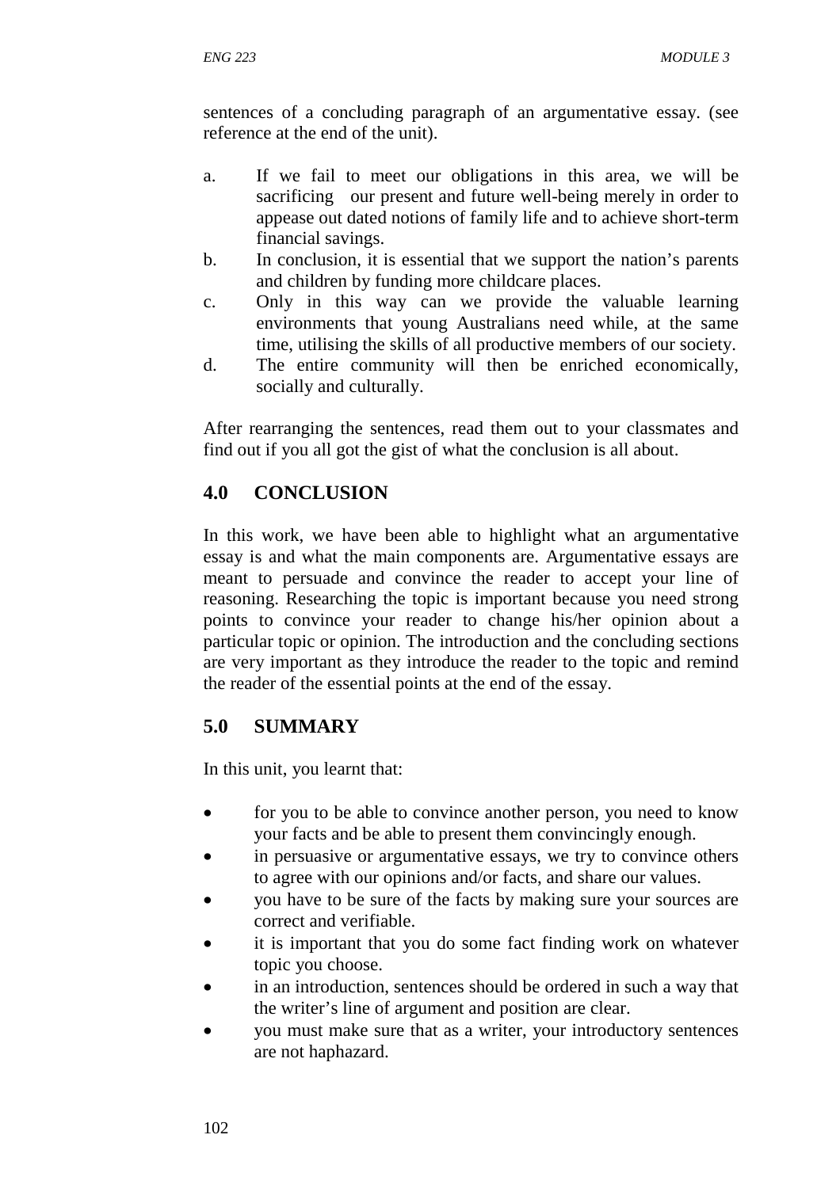sentences of a concluding paragraph of an argumentative essay. (see reference at the end of the unit).

a. If we fail to meet our obligations in this area, we will be sacrificing our present and future well-being merely in order to appease out dated notions of family life and to achieve short-term financial savings.
b. In conclusion, it is essential that we support the nation's parents and children by funding more childcare places.
c. Only in this way can we provide the valuable learning environments that young Australians need while, at the same time, utilising the skills of all productive members of our society.
d. The entire community will then be enriched economically, socially and culturally.

After rearranging the sentences, read them out to your classmates and find out if you all got the gist of what the conclusion is all about.

## 4.0 CONCLUSION

In this work, we have been able to highlight what an argumentative essay is and what the main components are. Argumentative essays are meant to persuade and convince the reader to accept your line of reasoning. Researching the topic is important because you need strong points to convince your reader to change his/her opinion about a particular topic or opinion. The introduction and the concluding sections are very important as they introduce the reader to the topic and remind the reader of the essential points at the end of the essay.

## 5.0 SUMMARY

In this unit, you learnt that:

- for you to be able to convince another person, you need to know your facts and be able to present them convincingly enough.
- in persuasive or argumentative essays, we try to convince others to agree with our opinions and/or facts, and share our values.
- you have to be sure of the facts by making sure your sources are correct and verifiable.
- it is important that you do some fact finding work on whatever topic you choose.
- in an introduction, sentences should be ordered in such a way that the writer's line of argument and position are clear.
- you must make sure that as a writer, your introductory sentences are not haphazard.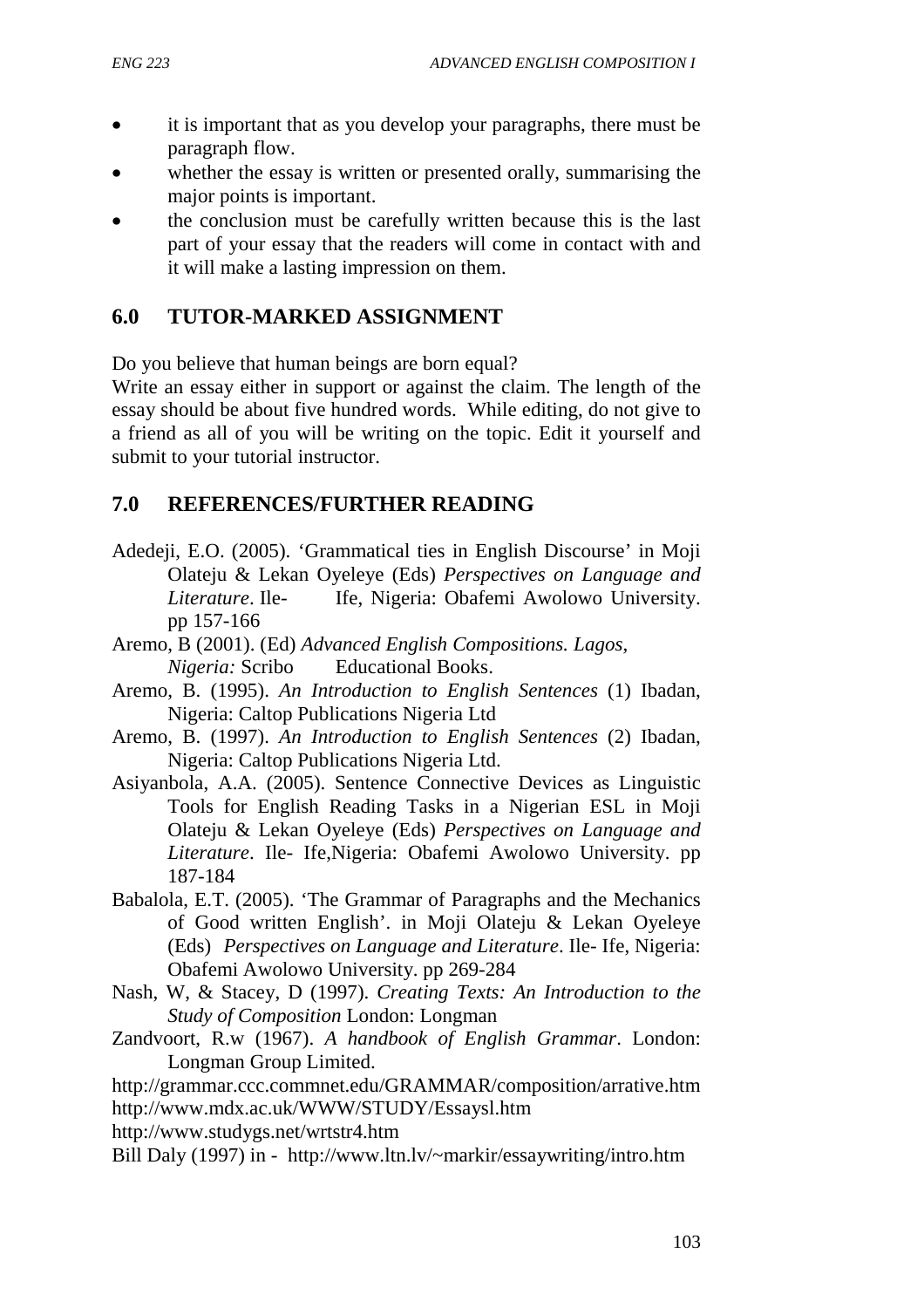- it is important that as you develop your paragraphs, there must be paragraph flow.
- whether the essay is written or presented orally, summarising the major points is important.
- the conclusion must be carefully written because this is the last part of your essay that the readers will come in contact with and it will make a lasting impression on them.

## 6.0 TUTOR-MARKED ASSIGNMENT

Do you believe that human beings are born equal?
Write an essay either in support or against the claim. The length of the essay should be about five hundred words. While editing, do not give to a friend as all of you will be writing on the topic. Edit it yourself and submit to your tutorial instructor.

## 7.0 REFERENCES/FURTHER READING

Adedeji, E.O. (2005). 'Grammatical ties in English Discourse' in Moji Olateju & Lekan Oyeleye (Eds) *Perspectives on Language and Literature*. Ile- Ife, Nigeria: Obafemi Awolowo University. pp 157-166

Aremo, B (2001). (Ed) *Advanced English Compositions. Lagos, Nigeria:* Scribo Educational Books.

Aremo, B. (1995). *An Introduction to English Sentences* (1) Ibadan, Nigeria: Caltop Publications Nigeria Ltd

Aremo, B. (1997). *An Introduction to English Sentences* (2) Ibadan, Nigeria: Caltop Publications Nigeria Ltd.

Asiyanbola, A.A. (2005). Sentence Connective Devices as Linguistic Tools for English Reading Tasks in a Nigerian ESL in Moji Olateju & Lekan Oyeleye (Eds) *Perspectives on Language and Literature*. Ile- Ife,Nigeria: Obafemi Awolowo University. pp 187-184

Babalola, E.T. (2005). 'The Grammar of Paragraphs and the Mechanics of Good written English'. in Moji Olateju & Lekan Oyeleye (Eds) *Perspectives on Language and Literature*. Ile- Ife, Nigeria: Obafemi Awolowo University. pp 269-284

Nash, W, & Stacey, D (1997). *Creating Texts: An Introduction to the Study of Composition* London: Longman

Zandvoort, R.w (1967). *A handbook of English Grammar*. London: Longman Group Limited.

http://grammar.ccc.commnet.edu/GRAMMAR/composition/arrative.htm
http://www.mdx.ac.uk/WWW/STUDY/Essaysl.htm
http://www.studygs.net/wrtstr4.htm
Bill Daly (1997) in - http://www.ltn.lv/~markir/essaywriting/intro.htm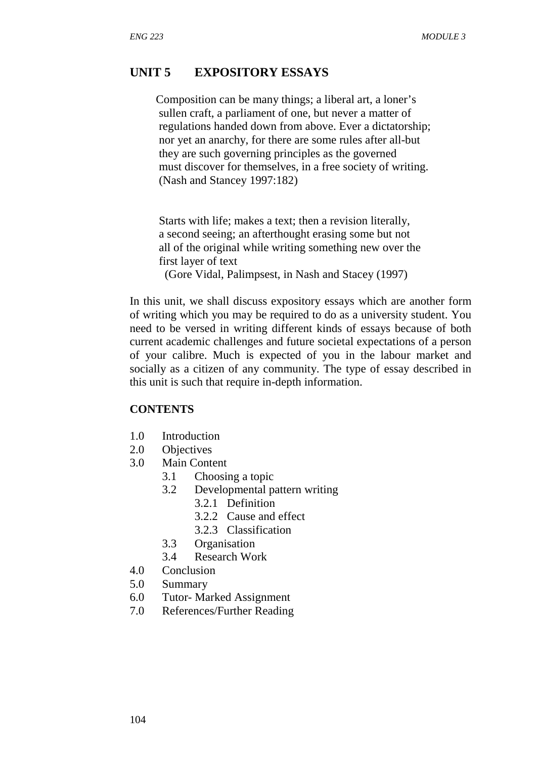# UNIT 5 EXPOSITORY ESSAYS

> Composition can be many things; a liberal art, a loner's sullen craft, a parliament of one, but never a matter of regulations handed down from above. Ever a dictatorship; nor yet an anarchy, for there are some rules after all-but they are such governing principles as the governed must discover for themselves, in a free society of writing.
> (Nash and Stancey 1997:182)

> Starts with life; makes a text; then a revision literally, a second seeing; an afterthought erasing some but not all of the original while writing something new over the first layer of text
> (Gore Vidal, Palimpsest, in Nash and Stacey (1997)

In this unit, we shall discuss expository essays which are another form of writing which you may be required to do as a university student. You need to be versed in writing different kinds of essays because of both current academic challenges and future societal expectations of a person of your calibre. Much is expected of you in the labour market and socially as a citizen of any community. The type of essay described in this unit is such that require in-depth information.

**CONTENTS**

- 1.0 Introduction
- 2.0 Objectives
- 3.0 Main Content
  - 3.1 Choosing a topic
  - 3.2 Developmental pattern writing
    - 3.2.1 Definition
    - 3.2.2 Cause and effect
    - 3.2.3 Classification
  - 3.3 Organisation
  - 3.4 Research Work
- 4.0 Conclusion
- 5.0 Summary
- 6.0 Tutor- Marked Assignment
- 7.0 References/Further Reading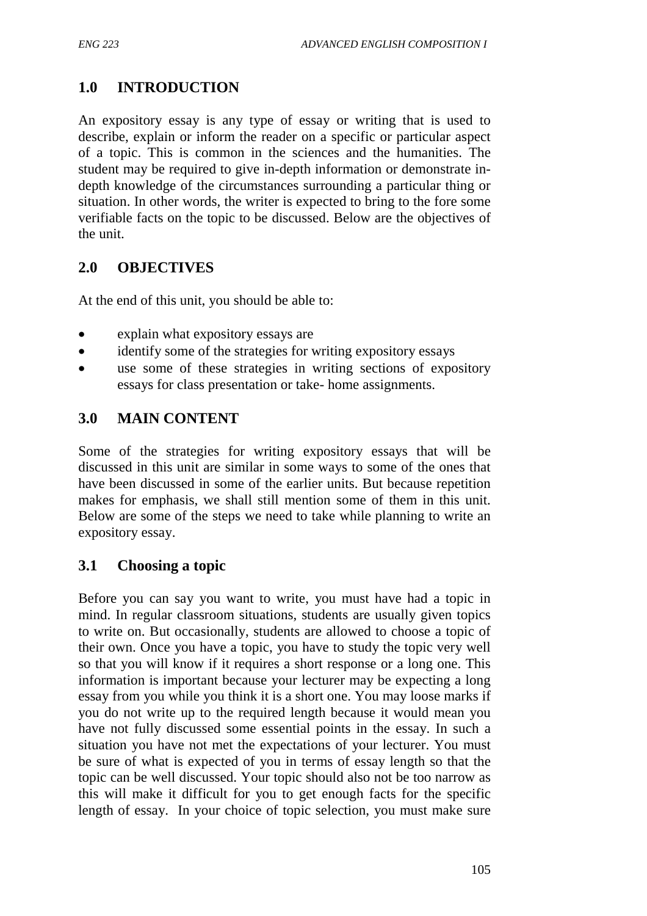## 1.0 INTRODUCTION

An expository essay is any type of essay or writing that is used to describe, explain or inform the reader on a specific or particular aspect of a topic. This is common in the sciences and the humanities. The student may be required to give in-depth information or demonstrate in-depth knowledge of the circumstances surrounding a particular thing or situation. In other words, the writer is expected to bring to the fore some verifiable facts on the topic to be discussed. Below are the objectives of the unit.

## 2.0 OBJECTIVES

At the end of this unit, you should be able to:

- explain what expository essays are
- identify some of the strategies for writing expository essays
- use some of these strategies in writing sections of expository essays for class presentation or take- home assignments.

## 3.0 MAIN CONTENT

Some of the strategies for writing expository essays that will be discussed in this unit are similar in some ways to some of the ones that have been discussed in some of the earlier units. But because repetition makes for emphasis, we shall still mention some of them in this unit. Below are some of the steps we need to take while planning to write an expository essay.

### 3.1 Choosing a topic

Before you can say you want to write, you must have had a topic in mind. In regular classroom situations, students are usually given topics to write on. But occasionally, students are allowed to choose a topic of their own. Once you have a topic, you have to study the topic very well so that you will know if it requires a short response or a long one. This information is important because your lecturer may be expecting a long essay from you while you think it is a short one. You may loose marks if you do not write up to the required length because it would mean you have not fully discussed some essential points in the essay. In such a situation you have not met the expectations of your lecturer. You must be sure of what is expected of you in terms of essay length so that the topic can be well discussed. Your topic should also not be too narrow as this will make it difficult for you to get enough facts for the specific length of essay. In your choice of topic selection, you must make sure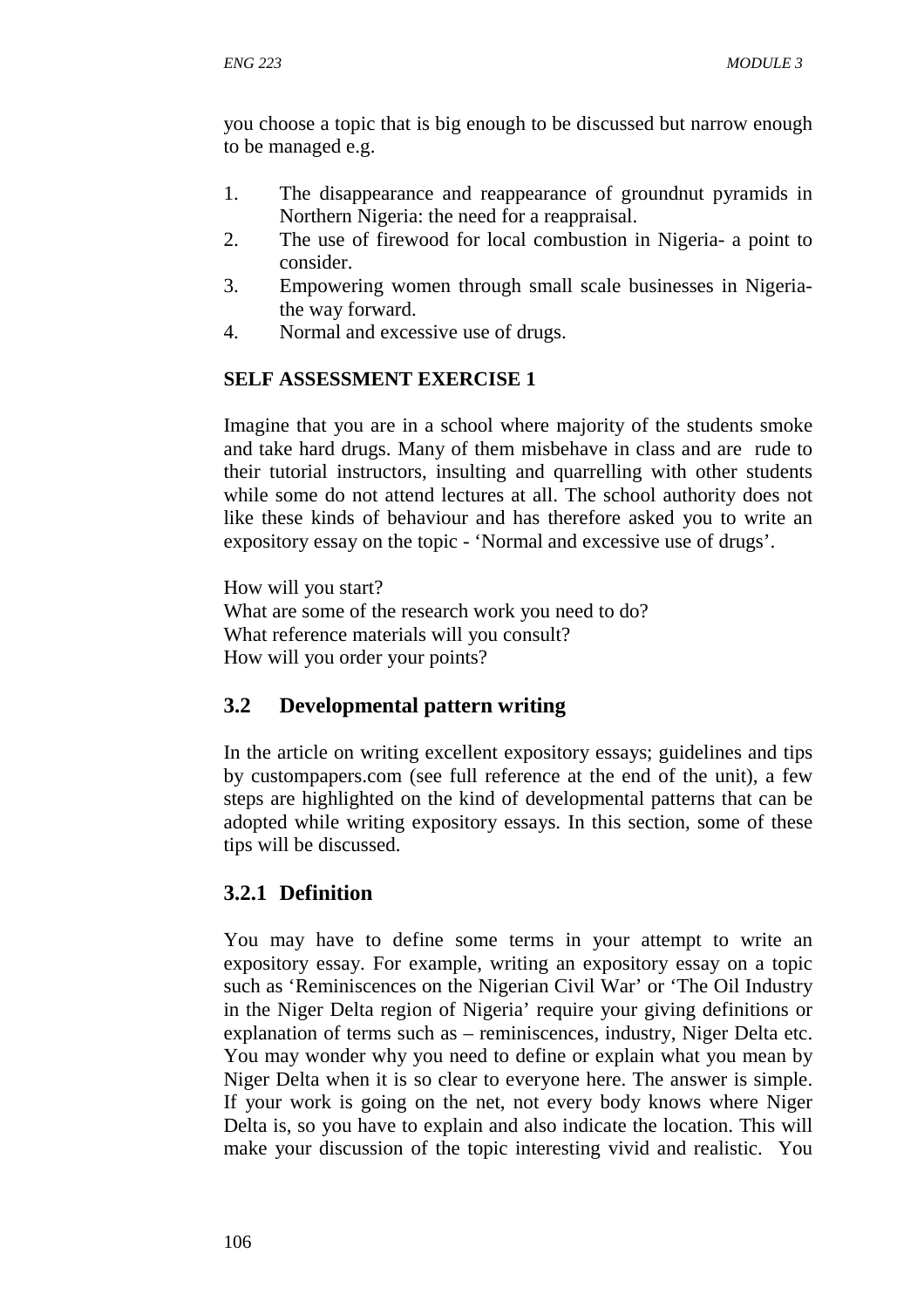you choose a topic that is big enough to be discussed but narrow enough to be managed e.g.

1. The disappearance and reappearance of groundnut pyramids in Northern Nigeria: the need for a reappraisal.
2. The use of firewood for local combustion in Nigeria- a point to consider.
3. Empowering women through small scale businesses in Nigeria- the way forward.
4. Normal and excessive use of drugs.

**SELF ASSESSMENT EXERCISE 1**

Imagine that you are in a school where majority of the students smoke and take hard drugs. Many of them misbehave in class and are rude to their tutorial instructors, insulting and quarrelling with other students while some do not attend lectures at all. The school authority does not like these kinds of behaviour and has therefore asked you to write an expository essay on the topic - 'Normal and excessive use of drugs'.

How will you start?
What are some of the research work you need to do?
What reference materials will you consult?
How will you order your points?

## 3.2 Developmental pattern writing

In the article on writing excellent expository essays; guidelines and tips by custompapers.com (see full reference at the end of the unit), a few steps are highlighted on the kind of developmental patterns that can be adopted while writing expository essays. In this section, some of these tips will be discussed.

### 3.2.1 Definition

You may have to define some terms in your attempt to write an expository essay. For example, writing an expository essay on a topic such as 'Reminiscences on the Nigerian Civil War' or 'The Oil Industry in the Niger Delta region of Nigeria' require your giving definitions or explanation of terms such as – reminiscences, industry, Niger Delta etc. You may wonder why you need to define or explain what you mean by Niger Delta when it is so clear to everyone here. The answer is simple. If your work is going on the net, not every body knows where Niger Delta is, so you have to explain and also indicate the location. This will make your discussion of the topic interesting vivid and realistic. You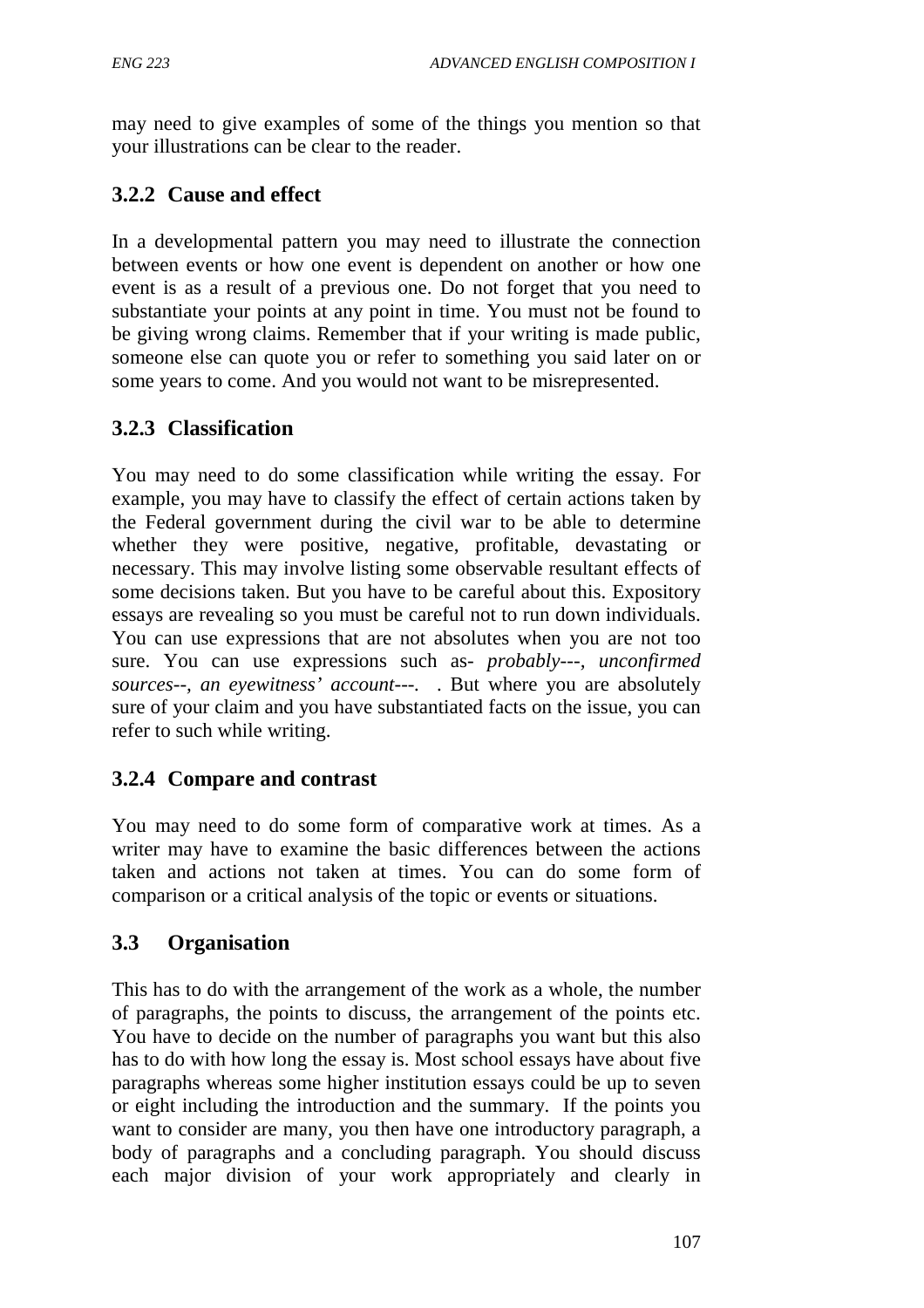may need to give examples of some of the things you mention so that your illustrations can be clear to the reader.

### 3.2.2 Cause and effect

In a developmental pattern you may need to illustrate the connection between events or how one event is dependent on another or how one event is as a result of a previous one. Do not forget that you need to substantiate your points at any point in time. You must not be found to be giving wrong claims. Remember that if your writing is made public, someone else can quote you or refer to something you said later on or some years to come. And you would not want to be misrepresented.

### 3.2.3 Classification

You may need to do some classification while writing the essay. For example, you may have to classify the effect of certain actions taken by the Federal government during the civil war to be able to determine whether they were positive, negative, profitable, devastating or necessary. This may involve listing some observable resultant effects of some decisions taken. But you have to be careful about this. Expository essays are revealing so you must be careful not to run down individuals. You can use expressions that are not absolutes when you are not too sure. You can use expressions such as- *probably---, unconfirmed sources--, an eyewitness' account---.* . But where you are absolutely sure of your claim and you have substantiated facts on the issue, you can refer to such while writing.

### 3.2.4 Compare and contrast

You may need to do some form of comparative work at times. As a writer may have to examine the basic differences between the actions taken and actions not taken at times. You can do some form of comparison or a critical analysis of the topic or events or situations.

## 3.3 Organisation

This has to do with the arrangement of the work as a whole, the number of paragraphs, the points to discuss, the arrangement of the points etc. You have to decide on the number of paragraphs you want but this also has to do with how long the essay is. Most school essays have about five paragraphs whereas some higher institution essays could be up to seven or eight including the introduction and the summary. If the points you want to consider are many, you then have one introductory paragraph, a body of paragraphs and a concluding paragraph. You should discuss each major division of your work appropriately and clearly in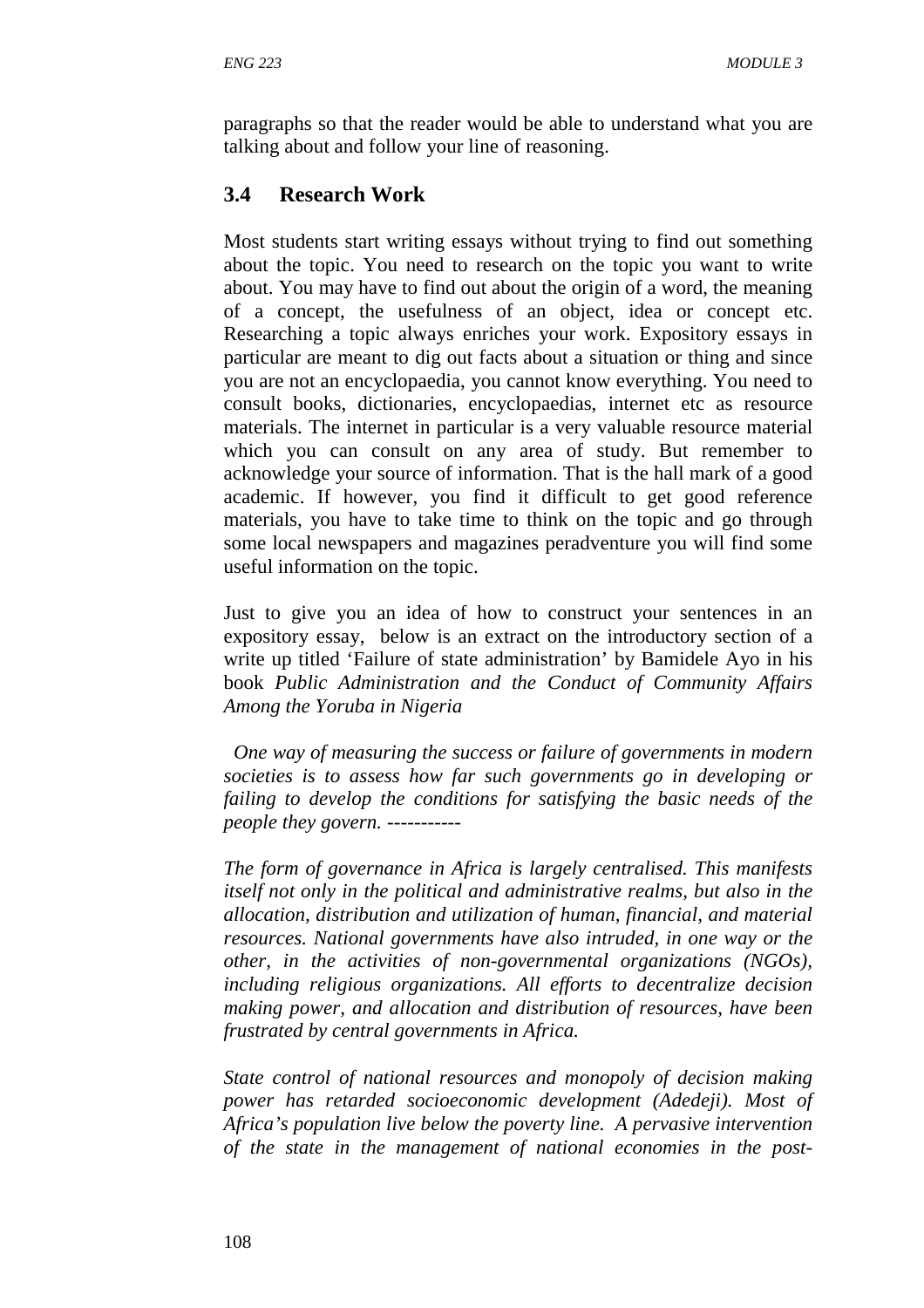paragraphs so that the reader would be able to understand what you are talking about and follow your line of reasoning.

## 3.4 Research Work

Most students start writing essays without trying to find out something about the topic. You need to research on the topic you want to write about. You may have to find out about the origin of a word, the meaning of a concept, the usefulness of an object, idea or concept etc. Researching a topic always enriches your work. Expository essays in particular are meant to dig out facts about a situation or thing and since you are not an encyclopaedia, you cannot know everything. You need to consult books, dictionaries, encyclopaedias, internet etc as resource materials. The internet in particular is a very valuable resource material which you can consult on any area of study. But remember to acknowledge your source of information. That is the hall mark of a good academic. If however, you find it difficult to get good reference materials, you have to take time to think on the topic and go through some local newspapers and magazines peradventure you will find some useful information on the topic.

Just to give you an idea of how to construct your sentences in an expository essay, below is an extract on the introductory section of a write up titled 'Failure of state administration' by Bamidele Ayo in his book *Public Administration and the Conduct of Community Affairs Among the Yoruba in Nigeria*

*One way of measuring the success or failure of governments in modern societies is to assess how far such governments go in developing or failing to develop the conditions for satisfying the basic needs of the people they govern.* -----------

*The form of governance in Africa is largely centralised. This manifests itself not only in the political and administrative realms, but also in the allocation, distribution and utilization of human, financial, and material resources. National governments have also intruded, in one way or the other, in the activities of non-governmental organizations (NGOs), including religious organizations. All efforts to decentralize decision making power, and allocation and distribution of resources, have been frustrated by central governments in Africa.*

*State control of national resources and monopoly of decision making power has retarded socioeconomic development (Adedeji). Most of Africa's population live below the poverty line. A pervasive intervention of the state in the management of national economies in the post-*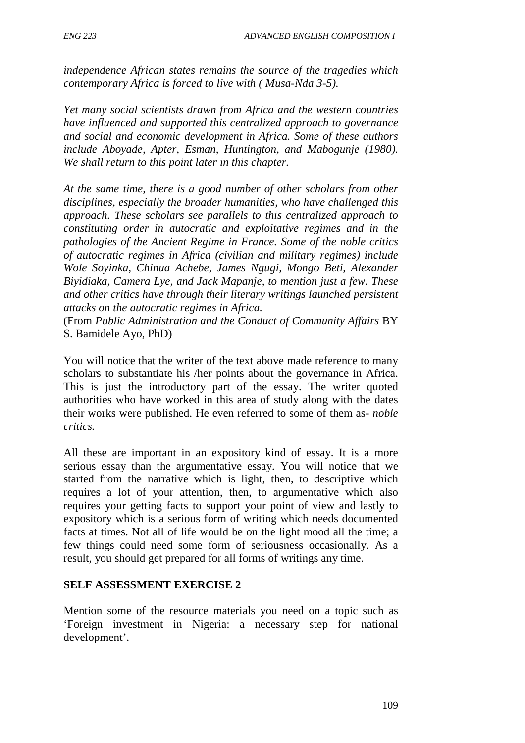*independence African states remains the source of the tragedies which contemporary Africa is forced to live with ( Musa-Nda 3-5).*

*Yet many social scientists drawn from Africa and the western countries have influenced and supported this centralized approach to governance and social and economic development in Africa. Some of these authors include Aboyade, Apter, Esman, Huntington, and Mabogunje (1980). We shall return to this point later in this chapter.*

*At the same time, there is a good number of other scholars from other disciplines, especially the broader humanities, who have challenged this approach. These scholars see parallels to this centralized approach to constituting order in autocratic and exploitative regimes and in the pathologies of the Ancient Regime in France. Some of the noble critics of autocratic regimes in Africa (civilian and military regimes) include Wole Soyinka, Chinua Achebe, James Ngugi, Mongo Beti, Alexander Biyidiaka, Camera Lye, and Jack Mapanje, to mention just a few. These and other critics have through their literary writings launched persistent attacks on the autocratic regimes in Africa.*
(From *Public Administration and the Conduct of Community Affairs* BY S. Bamidele Ayo, PhD)

You will notice that the writer of the text above made reference to many scholars to substantiate his /her points about the governance in Africa. This is just the introductory part of the essay. The writer quoted authorities who have worked in this area of study along with the dates their works were published. He even referred to some of them as- *noble critics.*

All these are important in an expository kind of essay. It is a more serious essay than the argumentative essay. You will notice that we started from the narrative which is light, then, to descriptive which requires a lot of your attention, then, to argumentative which also requires your getting facts to support your point of view and lastly to expository which is a serious form of writing which needs documented facts at times. Not all of life would be on the light mood all the time; a few things could need some form of seriousness occasionally. As a result, you should get prepared for all forms of writings any time.

**SELF ASSESSMENT EXERCISE 2**

Mention some of the resource materials you need on a topic such as 'Foreign investment in Nigeria: a necessary step for national development'.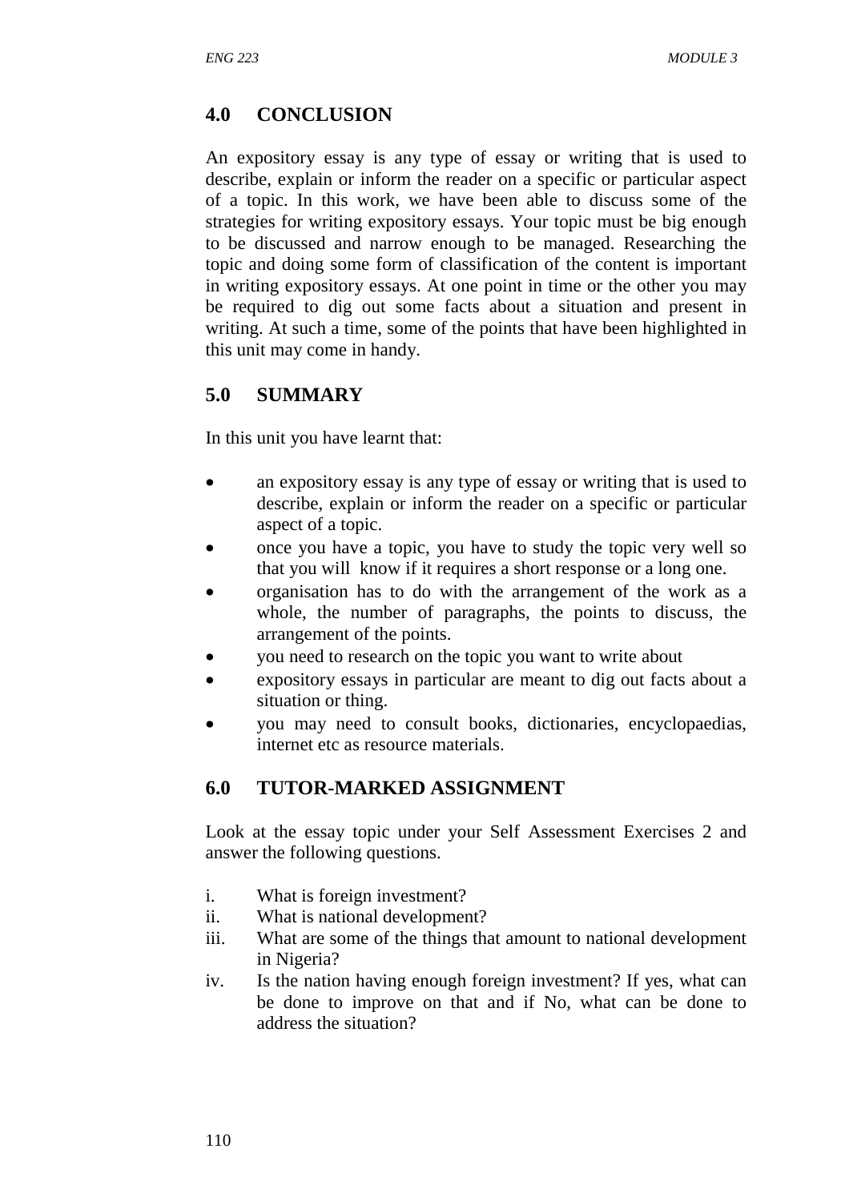## 4.0 CONCLUSION

An expository essay is any type of essay or writing that is used to describe, explain or inform the reader on a specific or particular aspect of a topic. In this work, we have been able to discuss some of the strategies for writing expository essays. Your topic must be big enough to be discussed and narrow enough to be managed. Researching the topic and doing some form of classification of the content is important in writing expository essays. At one point in time or the other you may be required to dig out some facts about a situation and present in writing. At such a time, some of the points that have been highlighted in this unit may come in handy.

## 5.0 SUMMARY

In this unit you have learnt that:

- an expository essay is any type of essay or writing that is used to describe, explain or inform the reader on a specific or particular aspect of a topic.
- once you have a topic, you have to study the topic very well so that you will know if it requires a short response or a long one.
- organisation has to do with the arrangement of the work as a whole, the number of paragraphs, the points to discuss, the arrangement of the points.
- you need to research on the topic you want to write about
- expository essays in particular are meant to dig out facts about a situation or thing.
- you may need to consult books, dictionaries, encyclopaedias, internet etc as resource materials.

## 6.0 TUTOR-MARKED ASSIGNMENT

Look at the essay topic under your Self Assessment Exercises 2 and answer the following questions.

i. What is foreign investment?
ii. What is national development?
iii. What are some of the things that amount to national development in Nigeria?
iv. Is the nation having enough foreign investment? If yes, what can be done to improve on that and if No, what can be done to address the situation?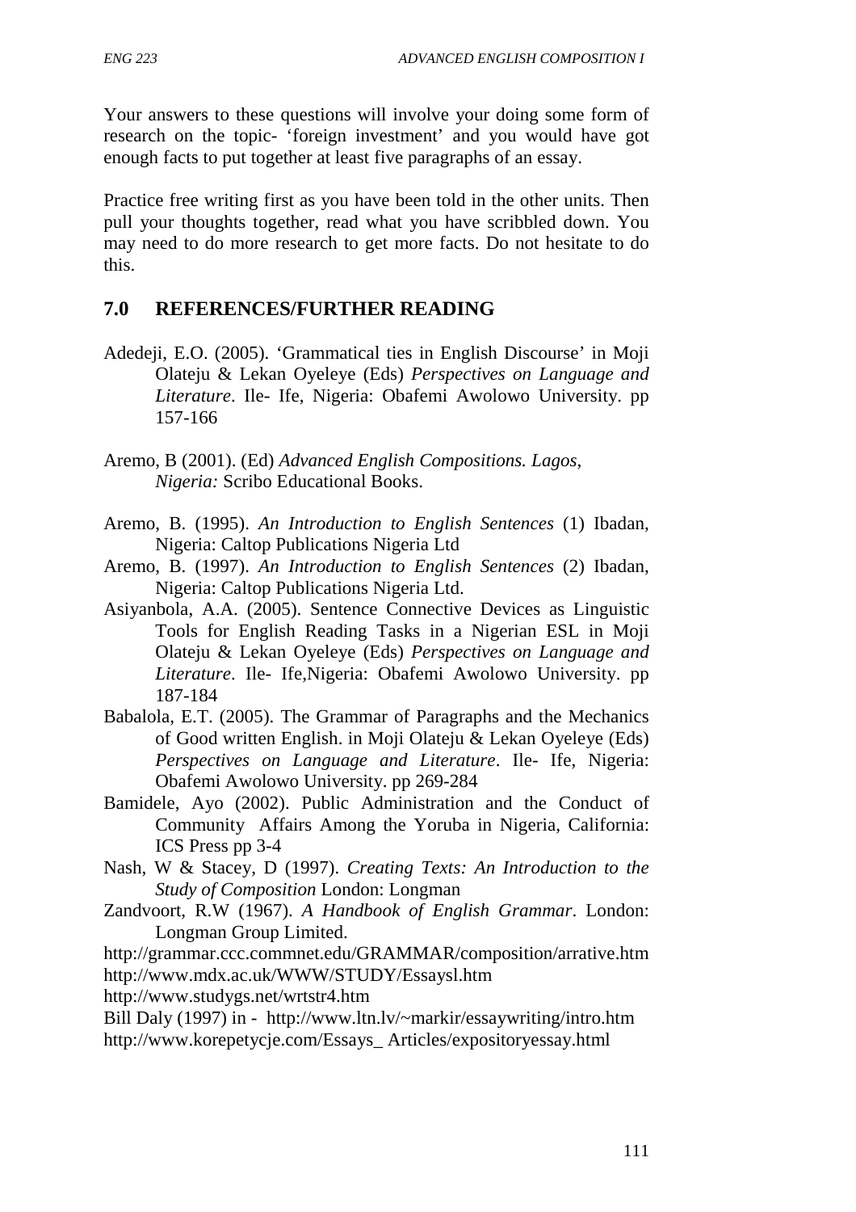Your answers to these questions will involve your doing some form of research on the topic- 'foreign investment' and you would have got enough facts to put together at least five paragraphs of an essay.

Practice free writing first as you have been told in the other units. Then pull your thoughts together, read what you have scribbled down. You may need to do more research to get more facts. Do not hesitate to do this.

## 7.0 REFERENCES/FURTHER READING

Adedeji, E.O. (2005). 'Grammatical ties in English Discourse' in Moji Olateju & Lekan Oyeleye (Eds) *Perspectives on Language and Literature*. Ile- Ife, Nigeria: Obafemi Awolowo University. pp 157-166

Aremo, B (2001). (Ed) *Advanced English Compositions. Lagos, Nigeria:* Scribo Educational Books.

Aremo, B. (1995). *An Introduction to English Sentences* (1) Ibadan, Nigeria: Caltop Publications Nigeria Ltd

Aremo, B. (1997). *An Introduction to English Sentences* (2) Ibadan, Nigeria: Caltop Publications Nigeria Ltd.

Asiyanbola, A.A. (2005). Sentence Connective Devices as Linguistic Tools for English Reading Tasks in a Nigerian ESL in Moji Olateju & Lekan Oyeleye (Eds) *Perspectives on Language and Literature*. Ile- Ife,Nigeria: Obafemi Awolowo University. pp 187-184

Babalola, E.T. (2005). The Grammar of Paragraphs and the Mechanics of Good written English. in Moji Olateju & Lekan Oyeleye (Eds) *Perspectives on Language and Literature*. Ile- Ife, Nigeria: Obafemi Awolowo University. pp 269-284

Bamidele, Ayo (2002). Public Administration and the Conduct of Community Affairs Among the Yoruba in Nigeria, California: ICS Press pp 3-4

Nash, W & Stacey, D (1997). *Creating Texts: An Introduction to the Study of Composition* London: Longman

Zandvoort, R.W (1967). *A Handbook of English Grammar*. London: Longman Group Limited.

http://grammar.ccc.commnet.edu/GRAMMAR/composition/arrative.htm
http://www.mdx.ac.uk/WWW/STUDY/Essaysl.htm
http://www.studygs.net/wrtstr4.htm
Bill Daly (1997) in - http://www.ltn.lv/~markir/essaywriting/intro.htm
http://www.korepetycje.com/Essays_ Articles/expositoryessay.html